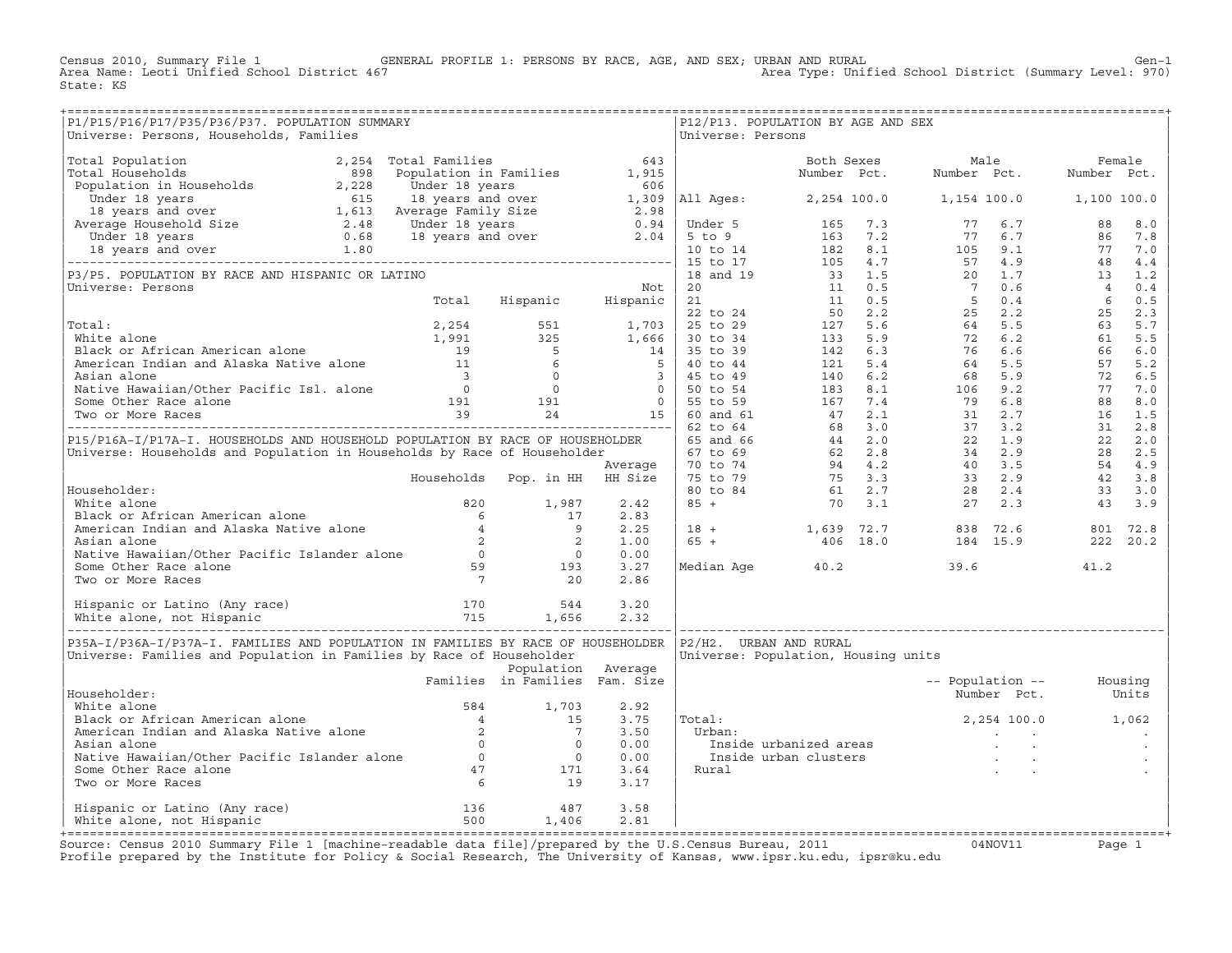Census 2010, Summary File 1 — GENERAL PROFILE 1: PERSONS BY RACE, AGE, AND SEX; URBAN AND RURAL — Gen-1

Area Name: Leoti Unified School District 467 — Area Type: Unified School District (Summary Level: 970)

State: KS

## P1/P15/P16/P17/P35/P36/P37. POPULATION SUMMARY

Universe: Persons, Households, Families

| | | | |
|---|---|---|---|
| Total Population | 2,254 | Total Families | 643 |
| Total Households | 898 | Population in Families | 1,915 |
| Population in Households | 2,228 | Under 18 years | 606 |
| Under 18 years | 615 | 18 years and over | 1,309 |
| 18 years and over | 1,613 | Average Family Size | 2.98 |
| Average Household Size | 2.48 | Under 18 years | 0.94 |
| Under 18 years | 0.68 | 18 years and over | 2.04 |
| 18 years and over | 1.80 | | |

## P3/P5. POPULATION BY RACE AND HISPANIC OR LATINO

Universe: Persons

| | Total | Hispanic | Not Hispanic |
|---|---|---|---|
| Total: | 2,254 | 551 | 1,703 |
| White alone | 1,991 | 325 | 1,666 |
| Black or African American alone | 19 | 5 | 14 |
| American Indian and Alaska Native alone | 11 | 6 | 5 |
| Asian alone | 3 | 0 | 3 |
| Native Hawaiian/Other Pacific Isl. alone | 0 | 0 | 0 |
| Some Other Race alone | 191 | 191 | 0 |
| Two or More Races | 39 | 24 | 15 |

## P15/P16A-I/P17A-I. HOUSEHOLDS AND HOUSEHOLD POPULATION BY RACE OF HOUSEHOLDER

Universe: Households and Population in Households by Race of Householder

| Householder: | Households | Pop. in HH | Average HH Size |
|---|---|---|---|
| White alone | 820 | 1,987 | 2.42 |
| Black or African American alone | 6 | 17 | 2.83 |
| American Indian and Alaska Native alone | 4 | 9 | 2.25 |
| Asian alone | 2 | 2 | 1.00 |
| Native Hawaiian/Other Pacific Islander alone | 0 | 0 | 0.00 |
| Some Other Race alone | 59 | 193 | 3.27 |
| Two or More Races | 7 | 20 | 2.86 |
| | | | |
| Hispanic or Latino (Any race) | 170 | 544 | 3.20 |
| White alone, not Hispanic | 715 | 1,656 | 2.32 |

## P35A-I/P36A-I/P37A-I. FAMILIES AND POPULATION IN FAMILIES BY RACE OF HOUSEHOLDER

Universe: Families and Population in Families by Race of Householder

| Householder: | Families | Population in Families | Average Fam. Size |
|---|---|---|---|
| White alone | 584 | 1,703 | 2.92 |
| Black or African American alone | 4 | 15 | 3.75 |
| American Indian and Alaska Native alone | 2 | 7 | 3.50 |
| Asian alone | 0 | 0 | 0.00 |
| Native Hawaiian/Other Pacific Islander alone | 0 | 0 | 0.00 |
| Some Other Race alone | 47 | 171 | 3.64 |
| Two or More Races | 6 | 19 | 3.17 |
| | | | |
| Hispanic or Latino (Any race) | 136 | 487 | 3.58 |
| White alone, not Hispanic | 500 | 1,406 | 2.81 |

## P12/P13. POPULATION BY AGE AND SEX

Universe: Persons

| | Both Sexes Number | Both Sexes Pct. | Male Number | Male Pct. | Female Number | Female Pct. |
|---|---|---|---|---|---|---|
| All Ages: | 2,254 | 100.0 | 1,154 | 100.0 | 1,100 | 100.0 |
| Under 5 | 165 | 7.3 | 77 | 6.7 | 88 | 8.0 |
| 5 to 9 | 163 | 7.2 | 77 | 6.7 | 86 | 7.8 |
| 10 to 14 | 182 | 8.1 | 105 | 9.1 | 77 | 7.0 |
| 15 to 17 | 105 | 4.7 | 57 | 4.9 | 48 | 4.4 |
| 18 and 19 | 33 | 1.5 | 20 | 1.7 | 13 | 1.2 |
| 20 | 11 | 0.5 | 7 | 0.6 | 4 | 0.4 |
| 21 | 11 | 0.5 | 5 | 0.4 | 6 | 0.5 |
| 22 to 24 | 50 | 2.2 | 25 | 2.2 | 25 | 2.3 |
| 25 to 29 | 127 | 5.6 | 64 | 5.5 | 63 | 5.7 |
| 30 to 34 | 133 | 5.9 | 72 | 6.2 | 61 | 5.5 |
| 35 to 39 | 142 | 6.3 | 76 | 6.6 | 66 | 6.0 |
| 40 to 44 | 121 | 5.4 | 64 | 5.5 | 57 | 5.2 |
| 45 to 49 | 140 | 6.2 | 68 | 5.9 | 72 | 6.5 |
| 50 to 54 | 183 | 8.1 | 106 | 9.2 | 77 | 7.0 |
| 55 to 59 | 167 | 7.4 | 79 | 6.8 | 88 | 8.0 |
| 60 and 61 | 47 | 2.1 | 31 | 2.7 | 16 | 1.5 |
| 62 to 64 | 68 | 3.0 | 37 | 3.2 | 31 | 2.8 |
| 65 and 66 | 44 | 2.0 | 22 | 1.9 | 22 | 2.0 |
| 67 to 69 | 62 | 2.8 | 34 | 2.9 | 28 | 2.5 |
| 70 to 74 | 94 | 4.2 | 40 | 3.5 | 54 | 4.9 |
| 75 to 79 | 75 | 3.3 | 33 | 2.9 | 42 | 3.8 |
| 80 to 84 | 61 | 2.7 | 28 | 2.4 | 33 | 3.0 |
| 85 + | 70 | 3.1 | 27 | 2.3 | 43 | 3.9 |
| | | | | | | |
| 18 + | 1,639 | 72.7 | 838 | 72.6 | 801 | 72.8 |
| 65 + | 406 | 18.0 | 184 | 15.9 | 222 | 20.2 |
| | | | | | | |
| Median Age | 40.2 | | 39.6 | | 41.2 | |

## P2/H2. URBAN AND RURAL

Universe: Population, Housing units

| | Population Number | Population Pct. | Housing Units |
|---|---|---|---|
| Total: | 2,254 | 100.0 | 1,062 |
| Urban: | . | . | . |
| Inside urbanized areas | . | . | . |
| Inside urban clusters | . | . | . |
| Rural | . | . | . |

Source: Census 2010 Summary File 1 [machine-readable data file]/prepared by the U.S.Census Bureau, 2011 — 04NOV11

Profile prepared by the Institute for Policy & Social Research, The University of Kansas, www.ipsr.ku.edu, ipsr@ku.edu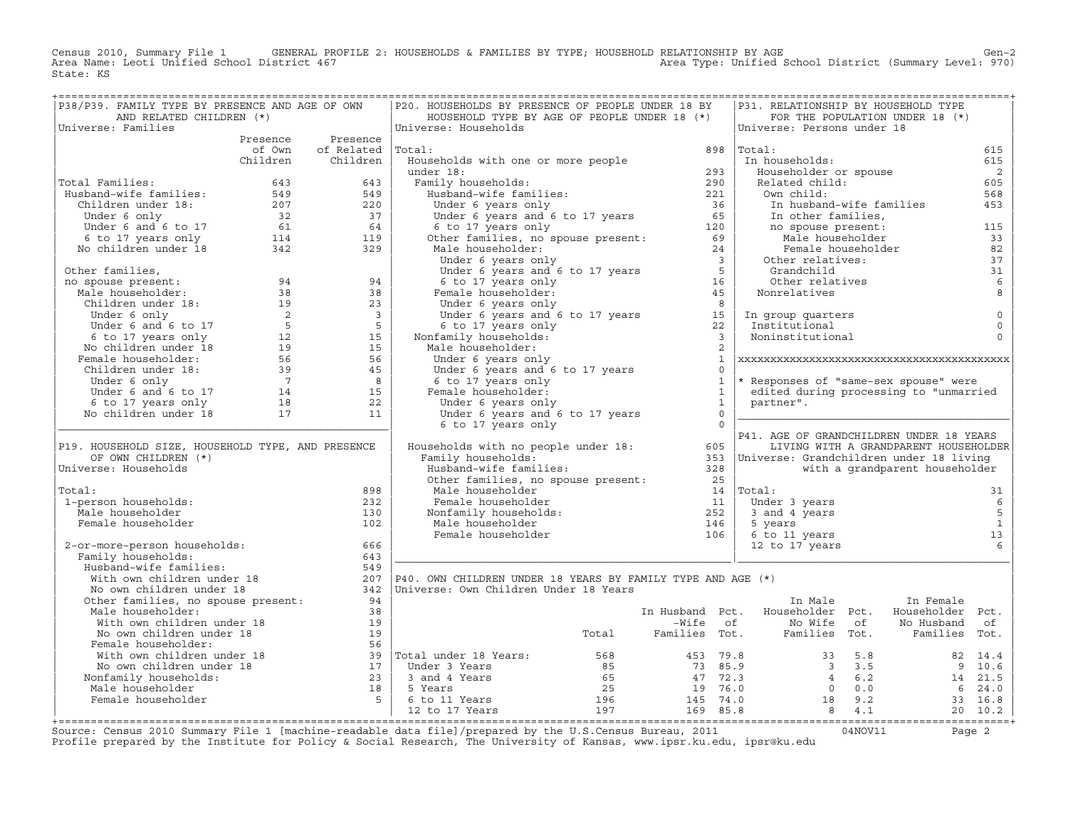Census 2010, Summary File 1 GENERAL PROFILE 2: HOUSEHOLDS & FAMILIES BY TYPE; HOUSEHOLD RELATIONSHIP BY AGE Gen-2
Area Name: Leoti Unified School District 467 Area Type: Unified School District (Summary Level: 970)
State: KS

## P38/P39. FAMILY TYPE BY PRESENCE AND AGE OF OWN AND RELATED CHILDREN (*)

Universe: Families

| | Presence of Own Children | Presence of Related Children |
|---|---|---|
| Total Families: | 643 | 643 |
| Husband-wife families: | 549 | 549 |
| Children under 18: | 207 | 220 |
| Under 6 only | 32 | 37 |
| Under 6 and 6 to 17 | 61 | 64 |
| 6 to 17 years only | 114 | 119 |
| No children under 18 | 342 | 329 |
| Other families, no spouse present: | 94 | 94 |
| Male householder: | 38 | 38 |
| Children under 18: | 19 | 23 |
| Under 6 only | 2 | 3 |
| Under 6 and 6 to 17 | 5 | 5 |
| 6 to 17 years only | 12 | 15 |
| No children under 18 | 19 | 15 |
| Female householder: | 56 | 56 |
| Children under 18: | 39 | 45 |
| Under 6 only | 7 | 8 |
| Under 6 and 6 to 17 | 14 | 15 |
| 6 to 17 years only | 18 | 22 |
| No children under 18 | 17 | 11 |

## P19. HOUSEHOLD SIZE, HOUSEHOLD TYPE, AND PRESENCE OF OWN CHILDREN (*)

Universe: Households

| | |
|---|---|
| Total: | 898 |
| 1-person households: | 232 |
| Male householder | 130 |
| Female householder | 102 |
| 2-or-more-person households: | 666 |
| Family households: | 643 |
| Husband-wife families: | 549 |
| With own children under 18 | 207 |
| No own children under 18 | 342 |
| Other families, no spouse present: | 94 |
| Male householder: | 38 |
| With own children under 18 | 19 |
| No own children under 18 | 19 |
| Female householder: | 56 |
| With own children under 18 | 39 |
| No own children under 18 | 17 |
| Nonfamily households: | 23 |
| Male householder | 18 |
| Female householder | 5 |

## P20. HOUSEHOLDS BY PRESENCE OF PEOPLE UNDER 18 BY HOUSEHOLD TYPE BY AGE OF PEOPLE UNDER 18 (*)

Universe: Households

| | |
|---|---|
| Total: | 898 |
| Households with one or more people under 18: | 293 |
| Family households: | 290 |
| Husband-wife families: | 221 |
| Under 6 years only | 36 |
| Under 6 years and 6 to 17 years | 65 |
| 6 to 17 years only | 120 |
| Other families, no spouse present: | 69 |
| Male householder: | 24 |
| Under 6 years only | 3 |
| Under 6 years and 6 to 17 years | 5 |
| 6 to 17 years only | 16 |
| Female householder: | 45 |
| Under 6 years only | 8 |
| Under 6 years and 6 to 17 years | 15 |
| 6 to 17 years only | 22 |
| Nonfamily households: | 3 |
| Male householder: | 2 |
| Under 6 years only | 1 |
| Under 6 years and 6 to 17 years | 0 |
| 6 to 17 years only | 1 |
| Female householder: | 1 |
| Under 6 years only | 1 |
| Under 6 years and 6 to 17 years | 0 |
| 6 to 17 years only | 0 |
| Households with no people under 18: | 605 |
| Family households: | 353 |
| Husband-wife families: | 328 |
| Other families, no spouse present: | 25 |
| Male householder | 14 |
| Female householder | 11 |
| Nonfamily households: | 252 |
| Male householder | 146 |
| Female householder | 106 |

## P31. RELATIONSHIP BY HOUSEHOLD TYPE FOR THE POPULATION UNDER 18 (*)

Universe: Persons under 18

| | |
|---|---|
| Total: | 615 |
| In households: | 615 |
| Householder or spouse | 2 |
| Related child: | 605 |
| Own child: | 568 |
| In husband-wife families | 453 |
| In other families, no spouse present: | 115 |
| Male householder | 33 |
| Female householder | 82 |
| Other relatives: | 37 |
| Grandchild | 31 |
| Other relatives | 6 |
| Nonrelatives | 8 |
| In group quarters | 0 |
| Institutional | 0 |
| Noninstitutional | 0 |

* Responses of "same-sex spouse" were edited during processing to "unmarried partner".

## P41. AGE OF GRANDCHILDREN UNDER 18 YEARS LIVING WITH A GRANDPARENT HOUSEHOLDER

Universe: Grandchildren under 18 living with a grandparent householder

| | |
|---|---|
| Total: | 31 |
| Under 3 years | 6 |
| 3 and 4 years | 5 |
| 5 years | 1 |
| 6 to 11 years | 13 |
| 12 to 17 years | 6 |

## P40. OWN CHILDREN UNDER 18 YEARS BY FAMILY TYPE AND AGE (*)

Universe: Own Children Under 18 Years

| | Total | In Husband-Wife Families | Pct. of Tot. | In Male Householder No Wife Families | Pct. of Tot. | In Female Householder No Husband Families | Pct. of Tot. |
|---|---|---|---|---|---|---|---|
| Total under 18 Years: | 568 | 453 | 79.8 | 33 | 5.8 | 82 | 14.4 |
| Under 3 Years | 85 | 73 | 85.9 | 3 | 3.5 | 9 | 10.6 |
| 3 and 4 Years | 65 | 47 | 72.3 | 4 | 6.2 | 14 | 21.5 |
| 5 Years | 25 | 19 | 76.0 | 0 | 0.0 | 6 | 24.0 |
| 6 to 11 Years | 196 | 145 | 74.0 | 18 | 9.2 | 33 | 16.8 |
| 12 to 17 Years | 197 | 169 | 85.8 | 8 | 4.1 | 20 | 10.2 |

Source: Census 2010 Summary File 1 [machine-readable data file]/prepared by the U.S.Census Bureau, 2011 04NOV11
Profile prepared by the Institute for Policy & Social Research, The University of Kansas, www.ipsr.ku.edu, ipsr@ku.edu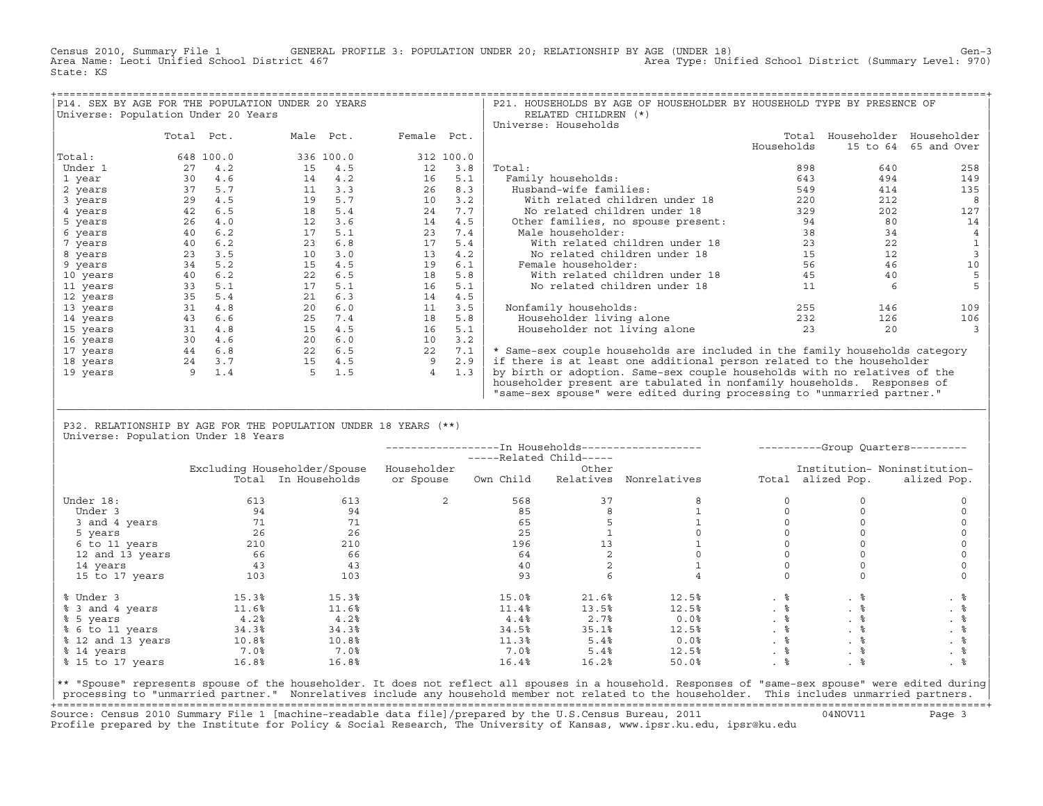Census 2010, Summary File 1 GENERAL PROFILE 3: POPULATION UNDER 20; RELATIONSHIP BY AGE (UNDER 18) Gen-3
Area Name: Leoti Unified School District 467 Area Type: Unified School District (Summary Level: 970)
State: KS

## P14. SEX BY AGE FOR THE POPULATION UNDER 20 YEARS

Universe: Population Under 20 Years

| | Total | Pct. | Male | Pct. | Female | Pct. |
|---|---|---|---|---|---|---|
| Total: | 648 | 100.0 | 336 | 100.0 | 312 | 100.0 |
| Under 1 | 27 | 4.2 | 15 | 4.5 | 12 | 3.8 |
| 1 year | 30 | 4.6 | 14 | 4.2 | 16 | 5.1 |
| 2 years | 37 | 5.7 | 11 | 3.3 | 26 | 8.3 |
| 3 years | 29 | 4.5 | 19 | 5.7 | 10 | 3.2 |
| 4 years | 42 | 6.5 | 18 | 5.4 | 24 | 7.7 |
| 5 years | 26 | 4.0 | 12 | 3.6 | 14 | 4.5 |
| 6 years | 40 | 6.2 | 17 | 5.1 | 23 | 7.4 |
| 7 years | 40 | 6.2 | 23 | 6.8 | 17 | 5.4 |
| 8 years | 23 | 3.5 | 10 | 3.0 | 13 | 4.2 |
| 9 years | 34 | 5.2 | 15 | 4.5 | 19 | 6.1 |
| 10 years | 40 | 6.2 | 22 | 6.5 | 18 | 5.8 |
| 11 years | 33 | 5.1 | 17 | 5.1 | 16 | 5.1 |
| 12 years | 35 | 5.4 | 21 | 6.3 | 14 | 4.5 |
| 13 years | 31 | 4.8 | 20 | 6.0 | 11 | 3.5 |
| 14 years | 43 | 6.6 | 25 | 7.4 | 18 | 5.8 |
| 15 years | 31 | 4.8 | 15 | 4.5 | 16 | 5.1 |
| 16 years | 30 | 4.6 | 20 | 6.0 | 10 | 3.2 |
| 17 years | 44 | 6.8 | 22 | 6.5 | 22 | 7.1 |
| 18 years | 24 | 3.7 | 15 | 4.5 | 9 | 2.9 |
| 19 years | 9 | 1.4 | 5 | 1.5 | 4 | 1.3 |

## P21. HOUSEHOLDS BY AGE OF HOUSEHOLDER BY HOUSEHOLD TYPE BY PRESENCE OF RELATED CHILDREN (*)

Universe: Households

| | Total Households | Householder 15 to 64 | Householder 65 and Over |
|---|---|---|---|
| Total: | 898 | 640 | 258 |
| Family households: | 643 | 494 | 149 |
| Husband-wife families: | 549 | 414 | 135 |
| With related children under 18 | 220 | 212 | 8 |
| No related children under 18 | 329 | 202 | 127 |
| Other families, no spouse present: | 94 | 80 | 14 |
| Male householder: | 38 | 34 | 4 |
| With related children under 18 | 23 | 22 | 1 |
| No related children under 18 | 15 | 12 | 3 |
| Female householder: | 56 | 46 | 10 |
| With related children under 18 | 45 | 40 | 5 |
| No related children under 18 | 11 | 6 | 5 |
| Nonfamily households: | 255 | 146 | 109 |
| Householder living alone | 232 | 126 | 106 |
| Householder not living alone | 23 | 20 | 3 |

* Same-sex couple households are included in the family households category if there is at least one additional person related to the householder by birth or adoption. Same-sex couple households with no relatives of the householder present are tabulated in nonfamily households. Responses of "same-sex spouse" were edited during processing to "unmarried partner."

## P32. RELATIONSHIP BY AGE FOR THE POPULATION UNDER 18 YEARS (**)

Universe: Population Under 18 Years

| | Excluding Householder/Spouse Total | In Households | In Households: Householder or Spouse | Related Child: Own Child | Related Child: Other Relatives | Nonrelatives | Group Quarters: Total | Institutionalized Pop. | Noninstitutionalized Pop. |
|---|---|---|---|---|---|---|---|---|---|
| Under 18: | 613 | 613 | 2 | 568 | 37 | 8 | 0 | 0 | 0 |
| Under 3 | 94 | 94 | | 85 | 8 | 1 | 0 | 0 | 0 |
| 3 and 4 years | 71 | 71 | | 65 | 5 | 1 | 0 | 0 | 0 |
| 5 years | 26 | 26 | | 25 | 1 | 0 | 0 | 0 | 0 |
| 6 to 11 years | 210 | 210 | | 196 | 13 | 1 | 0 | 0 | 0 |
| 12 and 13 years | 66 | 66 | | 64 | 2 | 0 | 0 | 0 | 0 |
| 14 years | 43 | 43 | | 40 | 2 | 1 | 0 | 0 | 0 |
| 15 to 17 years | 103 | 103 | | 93 | 6 | 4 | 0 | 0 | 0 |
| % Under 3 | 15.3% | 15.3% | | 15.0% | 21.6% | 12.5% | . % | . % | . % |
| % 3 and 4 years | 11.6% | 11.6% | | 11.4% | 13.5% | 12.5% | . % | . % | . % |
| % 5 years | 4.2% | 4.2% | | 4.4% | 2.7% | 0.0% | . % | . % | . % |
| % 6 to 11 years | 34.3% | 34.3% | | 34.5% | 35.1% | 12.5% | . % | . % | . % |
| % 12 and 13 years | 10.8% | 10.8% | | 11.3% | 5.4% | 0.0% | . % | . % | . % |
| % 14 years | 7.0% | 7.0% | | 7.0% | 5.4% | 12.5% | . % | . % | . % |
| % 15 to 17 years | 16.8% | 16.8% | | 16.4% | 16.2% | 50.0% | . % | . % | . % |

** "Spouse" represents spouse of the householder. It does not reflect all spouses in a household. Responses of "same-sex spouse" were edited during processing to "unmarried partner." Nonrelatives include any household member not related to the householder. This includes unmarried partners.

Source: Census 2010 Summary File 1 [machine-readable data file]/prepared by the U.S.Census Bureau, 2011 04NOV11
Profile prepared by the Institute for Policy & Social Research, The University of Kansas, www.ipsr.ku.edu, ipsr@ku.edu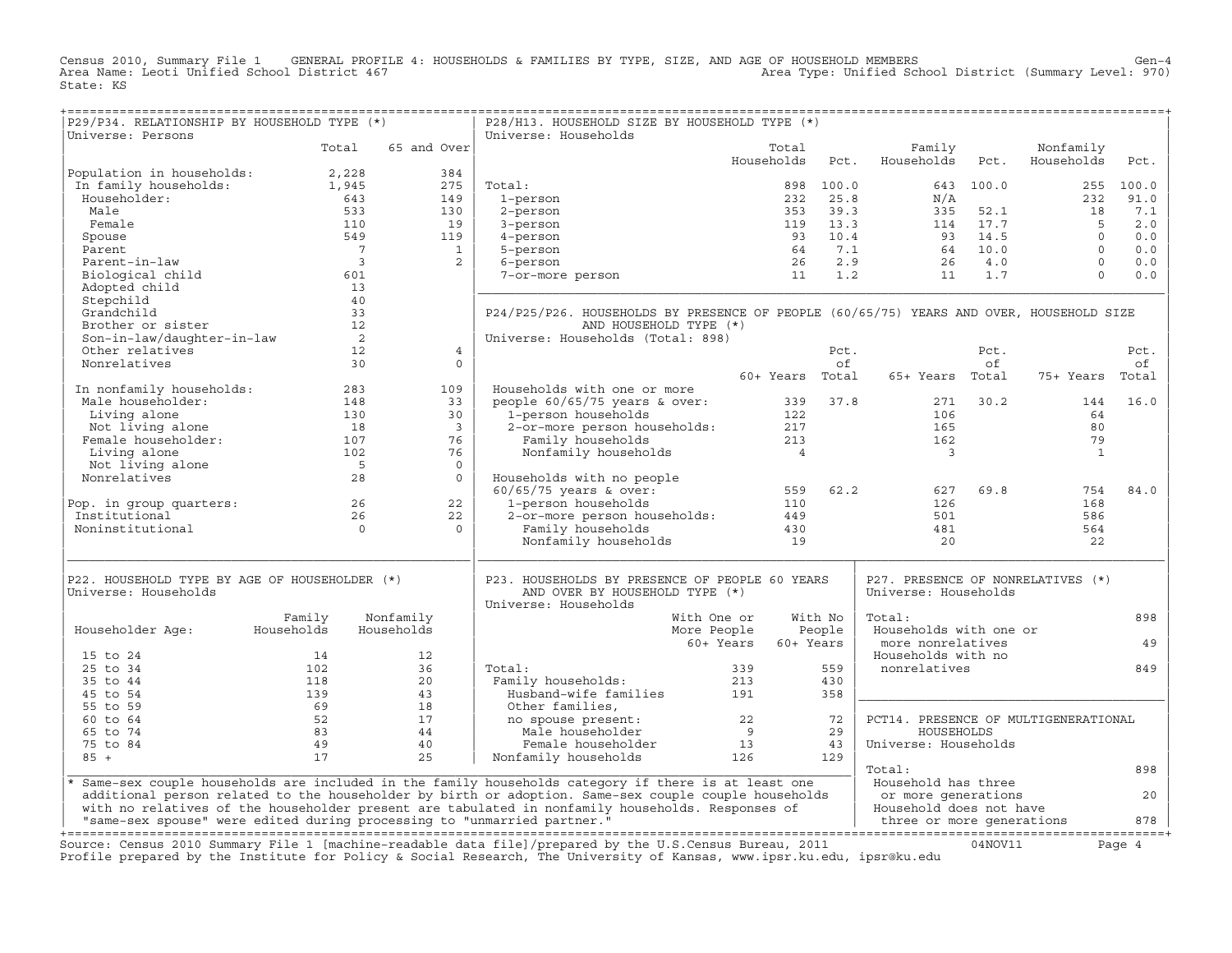Census 2010, Summary File 1 GENERAL PROFILE 4: HOUSEHOLDS & FAMILIES BY TYPE, SIZE, AND AGE OF HOUSEHOLD MEMBERS Gen-4
Area Name: Leoti Unified School District 467 Area Type: Unified School District (Summary Level: 970)
State: KS

## P29/P34. RELATIONSHIP BY HOUSEHOLD TYPE (*)

Universe: Persons

| | Total | 65 and Over |
|---|---|---|
| Population in households: | 2,228 | 384 |
| In family households: | 1,945 | 275 |
| Householder: | 643 | 149 |
| Male | 533 | 130 |
| Female | 110 | 19 |
| Spouse | 549 | 119 |
| Parent | 7 | 1 |
| Parent-in-law | 3 | 2 |
| Biological child | 601 | |
| Adopted child | 13 | |
| Stepchild | 40 | |
| Grandchild | 33 | |
| Brother or sister | 12 | |
| Son-in-law/daughter-in-law | 2 | |
| Other relatives | 12 | 4 |
| Nonrelatives | 30 | 0 |
| In nonfamily households: | 283 | 109 |
| Male householder: | 148 | 33 |
| Living alone | 130 | 30 |
| Not living alone | 18 | 3 |
| Female householder: | 107 | 76 |
| Living alone | 102 | 76 |
| Not living alone | 5 | 0 |
| Nonrelatives | 28 | 0 |
| Pop. in group quarters: | 26 | 22 |
| Institutional | 26 | 22 |
| Noninstitutional | 0 | 0 |

## P28/H13. HOUSEHOLD SIZE BY HOUSEHOLD TYPE (*)

Universe: Households

| | Total Households | Pct. | Family Households | Pct. | Nonfamily Households | Pct. |
|---|---|---|---|---|---|---|
| Total: | 898 | 100.0 | 643 | 100.0 | 255 | 100.0 |
| 1-person | 232 | 25.8 | N/A | | 232 | 91.0 |
| 2-person | 353 | 39.3 | 335 | 52.1 | 18 | 7.1 |
| 3-person | 119 | 13.3 | 114 | 17.7 | 5 | 2.0 |
| 4-person | 93 | 10.4 | 93 | 14.5 | 0 | 0.0 |
| 5-person | 64 | 7.1 | 64 | 10.0 | 0 | 0.0 |
| 6-person | 26 | 2.9 | 26 | 4.0 | 0 | 0.0 |
| 7-or-more person | 11 | 1.2 | 11 | 1.7 | 0 | 0.0 |

## P24/P25/P26. HOUSEHOLDS BY PRESENCE OF PEOPLE (60/65/75) YEARS AND OVER, HOUSEHOLD SIZE AND HOUSEHOLD TYPE (*)

Universe: Households (Total: 898)

| | 60+ Years | Pct. of Total | 65+ Years | Pct. of Total | 75+ Years | Pct. of Total |
|---|---|---|---|---|---|---|
| Households with one or more people 60/65/75 years & over: | 339 | 37.8 | 271 | 30.2 | 144 | 16.0 |
| 1-person households | 122 | | 106 | | 64 | |
| 2-or-more person households: | 217 | | 165 | | 80 | |
| Family households | 213 | | 162 | | 79 | |
| Nonfamily households | 4 | | 3 | | 1 | |
| Households with no people 60/65/75 years & over: | 559 | 62.2 | 627 | 69.8 | 754 | 84.0 |
| 1-person households | 110 | | 126 | | 168 | |
| 2-or-more person households: | 449 | | 501 | | 586 | |
| Family households | 430 | | 481 | | 564 | |
| Nonfamily households | 19 | | 20 | | 22 | |

## P22. HOUSEHOLD TYPE BY AGE OF HOUSEHOLDER (*)

Universe: Households

| Householder Age: | Family Households | Nonfamily Households |
|---|---|---|
| 15 to 24 | 14 | 12 |
| 25 to 34 | 102 | 36 |
| 35 to 44 | 118 | 20 |
| 45 to 54 | 139 | 43 |
| 55 to 59 | 69 | 18 |
| 60 to 64 | 52 | 17 |
| 65 to 74 | 83 | 44 |
| 75 to 84 | 49 | 40 |
| 85 + | 17 | 25 |

## P23. HOUSEHOLDS BY PRESENCE OF PEOPLE 60 YEARS AND OVER BY HOUSEHOLD TYPE (*)

Universe: Households

| | With One or More People 60+ Years | With No People 60+ Years |
|---|---|---|
| Total: | 339 | 559 |
| Family households: | 213 | 430 |
| Husband-wife families | 191 | 358 |
| Other families, no spouse present: | 22 | 72 |
| Male householder | 9 | 29 |
| Female householder | 13 | 43 |
| Nonfamily households | 126 | 129 |

## P27. PRESENCE OF NONRELATIVES (*)

Universe: Households

| | |
|---|---|
| Total: | 898 |
| Households with one or more nonrelatives | 49 |
| Households with no nonrelatives | 849 |

## PCT14. PRESENCE OF MULTIGENERATIONAL HOUSEHOLDS

Universe: Households

| | |
|---|---|
| Total: | 898 |
| Household has three or more generations | 20 |
| Household does not have three or more generations | 878 |

* Same-sex couple households are included in the family households category if there is at least one additional person related to the householder by birth or adoption. Same-sex couple couple households with no relatives of the householder present are tabulated in nonfamily households. Responses of "same-sex spouse" were edited during processing to "unmarried partner."

Source: Census 2010 Summary File 1 [machine-readable data file]/prepared by the U.S.Census Bureau, 2011 04NOV11
Profile prepared by the Institute for Policy & Social Research, The University of Kansas, www.ipsr.ku.edu, ipsr@ku.edu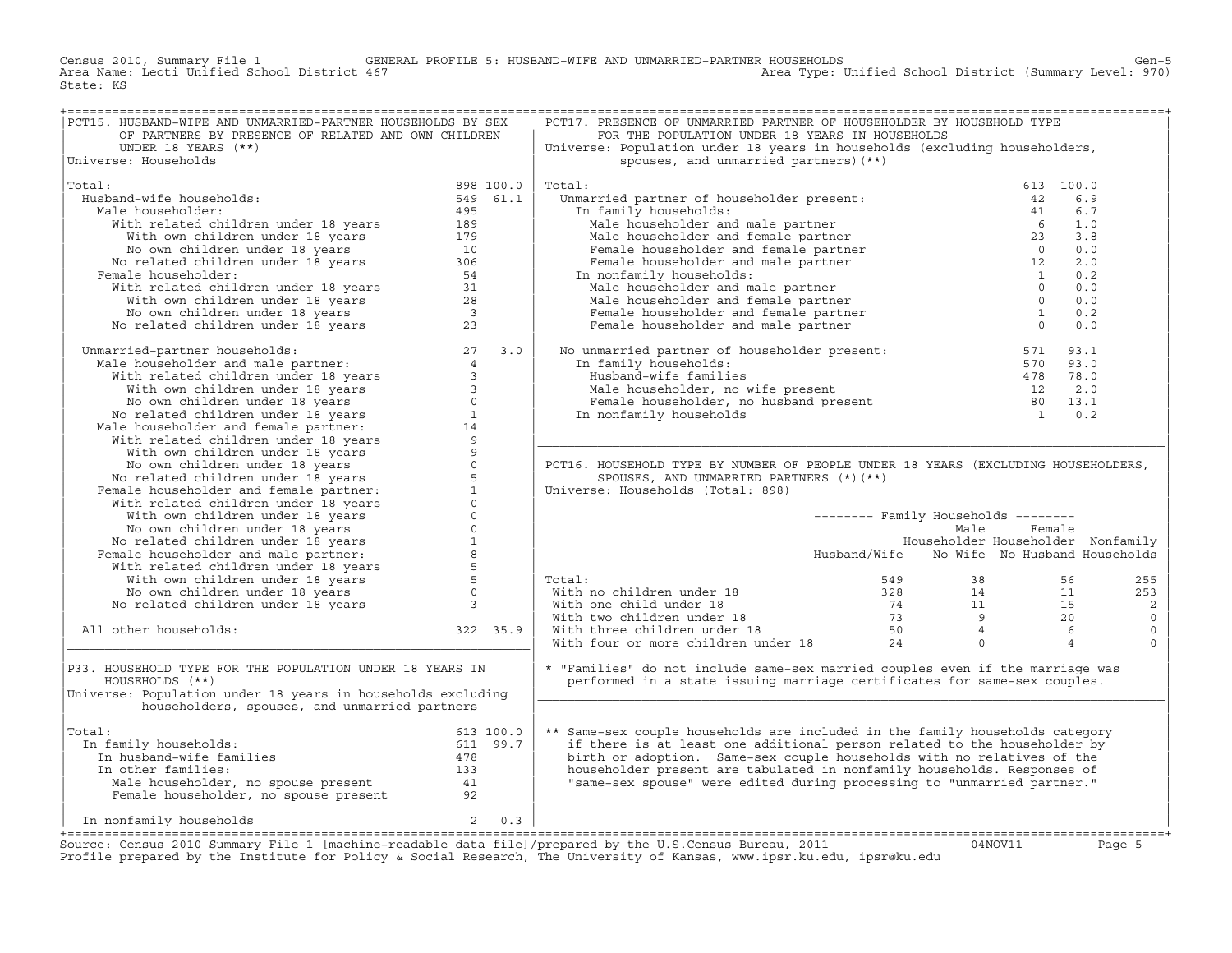Census 2010, Summary File 1 GENERAL PROFILE 5: HUSBAND-WIFE AND UNMARRIED-PARTNER HOUSEHOLDS

Area Name: Leoti Unified School District 467 — Area Type: Unified School District (Summary Level: 970)

State: KS

## PCT15. HUSBAND-WIFE AND UNMARRIED-PARTNER HOUSEHOLDS BY SEX OF PARTNERS BY PRESENCE OF RELATED AND OWN CHILDREN UNDER 18 YEARS (**)

Universe: Households

| | Number | Percent |
|---|---|---|
| Total: | 898 | 100.0 |
| Husband-wife households: | 549 | 61.1 |
| Male householder: | 495 | |
| With related children under 18 years | 189 | |
| With own children under 18 years | 179 | |
| No own children under 18 years | 10 | |
| No related children under 18 years | 306 | |
| Female householder: | 54 | |
| With related children under 18 years | 31 | |
| With own children under 18 years | 28 | |
| No own children under 18 years | 3 | |
| No related children under 18 years | 23 | |
| Unmarried-partner households: | 27 | 3.0 |
| Male householder and male partner: | 4 | |
| With related children under 18 years | 3 | |
| With own children under 18 years | 3 | |
| No own children under 18 years | 0 | |
| No related children under 18 years | 1 | |
| Male householder and female partner: | 14 | |
| With related children under 18 years | 9 | |
| With own children under 18 years | 9 | |
| No own children under 18 years | 0 | |
| No related children under 18 years | 5 | |
| Female householder and female partner: | 1 | |
| With related children under 18 years | 0 | |
| With own children under 18 years | 0 | |
| No own children under 18 years | 0 | |
| No related children under 18 years | 1 | |
| Female householder and male partner: | 8 | |
| With related children under 18 years | 5 | |
| With own children under 18 years | 5 | |
| No own children under 18 years | 0 | |
| No related children under 18 years | 3 | |
| All other households: | 322 | 35.9 |

## P33. HOUSEHOLD TYPE FOR THE POPULATION UNDER 18 YEARS IN HOUSEHOLDS (**)

Universe: Population under 18 years in households excluding householders, spouses, and unmarried partners

| | Number | Percent |
|---|---|---|
| Total: | 613 | 100.0 |
| In family households: | 611 | 99.7 |
| In husband-wife families | 478 | |
| In other families: | 133 | |
| Male householder, no spouse present | 41 | |
| Female householder, no spouse present | 92 | |
| In nonfamily households | 2 | 0.3 |

## PCT17. PRESENCE OF UNMARRIED PARTNER OF HOUSEHOLDER BY HOUSEHOLD TYPE FOR THE POPULATION UNDER 18 YEARS IN HOUSEHOLDS

Universe: Population under 18 years in households (excluding householders, spouses, and unmarried partners) (**)

| | Number | Percent |
|---|---|---|
| Total: | 613 | 100.0 |
| Unmarried partner of householder present: | 42 | 6.9 |
| In family households: | 41 | 6.7 |
| Male householder and male partner | 6 | 1.0 |
| Male householder and female partner | 23 | 3.8 |
| Female householder and female partner | 0 | 0.0 |
| Female householder and male partner | 12 | 2.0 |
| In nonfamily households: | 1 | 0.2 |
| Male householder and male partner | 0 | 0.0 |
| Male householder and female partner | 0 | 0.0 |
| Female householder and female partner | 1 | 0.2 |
| Female householder and male partner | 0 | 0.0 |
| No unmarried partner of householder present: | 571 | 93.1 |
| In family households: | 570 | 93.0 |
| Husband-wife families | 478 | 78.0 |
| Male householder, no wife present | 12 | 2.0 |
| Female householder, no husband present | 80 | 13.1 |
| In nonfamily households | 1 | 0.2 |

## PCT16. HOUSEHOLD TYPE BY NUMBER OF PEOPLE UNDER 18 YEARS (EXCLUDING HOUSEHOLDERS, SPOUSES, AND UNMARRIED PARTNERS (*) (**)

Universe: Households (Total: 898)

| | Family Households: Husband/Wife | Family Households: Male Householder No Wife | Family Households: Female Householder No Husband | Nonfamily Households |
|---|---|---|---|---|
| Total: | 549 | 38 | 56 | 255 |
| With no children under 18 | 328 | 14 | 11 | 253 |
| With one child under 18 | 74 | 11 | 15 | 2 |
| With two children under 18 | 73 | 9 | 20 | 0 |
| With three children under 18 | 50 | 4 | 6 | 0 |
| With four or more children under 18 | 24 | 0 | 4 | 0 |

\* "Families" do not include same-sex married couples even if the marriage was performed in a state issuing marriage certificates for same-sex couples.

** Same-sex couple households are included in the family households category if there is at least one additional person related to the householder by birth or adoption. Same-sex couple households with no relatives of the householder present are tabulated in nonfamily households. Responses of "same-sex spouse" were edited during processing to "unmarried partner."

Source: Census 2010 Summary File 1 [machine-readable data file]/prepared by the U.S.Census Bureau, 2011 04NOV11

Profile prepared by the Institute for Policy & Social Research, The University of Kansas, www.ipsr.ku.edu, ipsr@ku.edu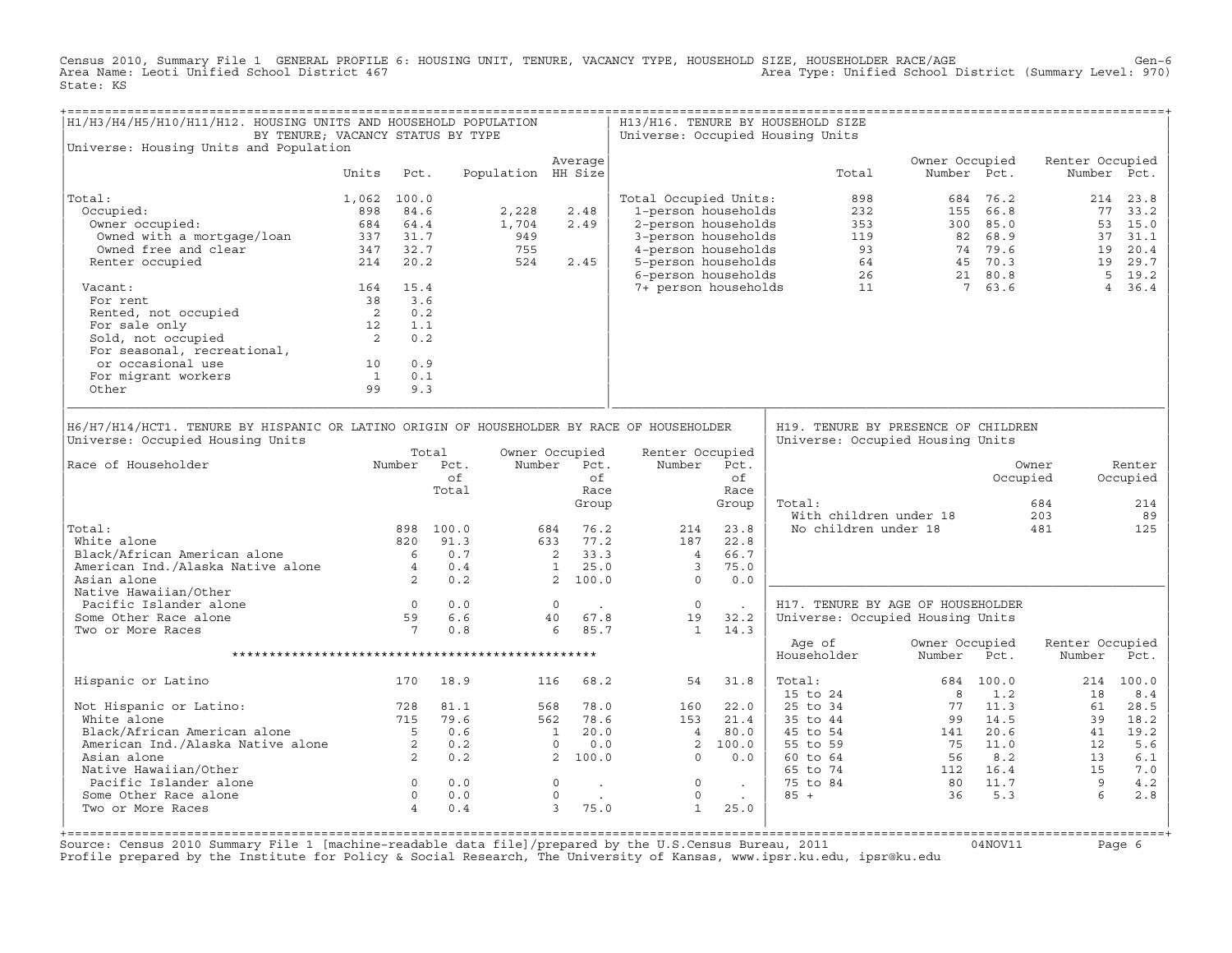Census 2010, Summary File 1 GENERAL PROFILE 6: HOUSING UNIT, TENURE, VACANCY TYPE, HOUSEHOLD SIZE, HOUSEHOLDER RACE/AGE

Area Name: Leoti Unified School District 467
Area Type: Unified School District (Summary Level: 970)
State: KS

## H1/H3/H4/H5/H10/H11/H12. HOUSING UNITS AND HOUSEHOLD POPULATION BY TENURE; VACANCY STATUS BY TYPE

Universe: Housing Units and Population

| | Units | Pct. | Population | Average HH Size |
|---|---|---|---|---|
| Total: | 1,062 | 100.0 | | |
| Occupied: | 898 | 84.6 | 2,228 | 2.48 |
| Owner occupied: | 684 | 64.4 | 1,704 | 2.49 |
| Owned with a mortgage/loan | 337 | 31.7 | 949 | |
| Owned free and clear | 347 | 32.7 | 755 | |
| Renter occupied | 214 | 20.2 | 524 | 2.45 |
| Vacant: | 164 | 15.4 | | |
| For rent | 38 | 3.6 | | |
| Rented, not occupied | 2 | 0.2 | | |
| For sale only | 12 | 1.1 | | |
| Sold, not occupied | 2 | 0.2 | | |
| For seasonal, recreational, or occasional use | 10 | 0.9 | | |
| For migrant workers | 1 | 0.1 | | |
| Other | 99 | 9.3 | | |

## H13/H16. TENURE BY HOUSEHOLD SIZE

Universe: Occupied Housing Units

| | Total | Owner Occupied Number | Owner Occupied Pct. | Renter Occupied Number | Renter Occupied Pct. |
|---|---|---|---|---|---|
| Total Occupied Units: | 898 | 684 | 76.2 | 214 | 23.8 |
| 1-person households | 232 | 155 | 66.8 | 77 | 33.2 |
| 2-person households | 353 | 300 | 85.0 | 53 | 15.0 |
| 3-person households | 119 | 82 | 68.9 | 37 | 31.1 |
| 4-person households | 93 | 74 | 79.6 | 19 | 20.4 |
| 5-person households | 64 | 45 | 70.3 | 19 | 29.7 |
| 6-person households | 26 | 21 | 80.8 | 5 | 19.2 |
| 7+ person households | 11 | 7 | 63.6 | 4 | 36.4 |

## H6/H7/H14/HCT1. TENURE BY HISPANIC OR LATINO ORIGIN OF HOUSEHOLDER BY RACE OF HOUSEHOLDER

Universe: Occupied Housing Units

| Race of Householder | Total Number | Total Pct. of Total | Owner Occupied Number | Owner Occupied Pct. of Race Group | Renter Occupied Number | Renter Occupied Pct. of Race Group |
|---|---|---|---|---|---|---|
| Total: | 898 | 100.0 | 684 | 76.2 | 214 | 23.8 |
| White alone | 820 | 91.3 | 633 | 77.2 | 187 | 22.8 |
| Black/African American alone | 6 | 0.7 | 2 | 33.3 | 4 | 66.7 |
| American Ind./Alaska Native alone | 4 | 0.4 | 1 | 25.0 | 3 | 75.0 |
| Asian alone | 2 | 0.2 | 2 | 100.0 | 0 | 0.0 |
| Native Hawaiian/Other Pacific Islander alone | 0 | 0.0 | 0 | . | 0 | . |
| Some Other Race alone | 59 | 6.6 | 40 | 67.8 | 19 | 32.2 |
| Two or More Races | 7 | 0.8 | 6 | 85.7 | 1 | 14.3 |
| Hispanic or Latino | 170 | 18.9 | 116 | 68.2 | 54 | 31.8 |
| Not Hispanic or Latino: | 728 | 81.1 | 568 | 78.0 | 160 | 22.0 |
| White alone | 715 | 79.6 | 562 | 78.6 | 153 | 21.4 |
| Black/African American alone | 5 | 0.6 | 1 | 20.0 | 4 | 80.0 |
| American Ind./Alaska Native alone | 2 | 0.2 | 0 | 0.0 | 2 | 100.0 |
| Asian alone | 2 | 0.2 | 2 | 100.0 | 0 | 0.0 |
| Native Hawaiian/Other Pacific Islander alone | 0 | 0.0 | 0 | . | 0 | . |
| Some Other Race alone | 0 | 0.0 | 0 | . | 0 | . |
| Two or More Races | 4 | 0.4 | 3 | 75.0 | 1 | 25.0 |

## H19. TENURE BY PRESENCE OF CHILDREN

Universe: Occupied Housing Units

| | Owner Occupied | Renter Occupied |
|---|---|---|
| Total: | 684 | 214 |
| With children under 18 | 203 | 89 |
| No children under 18 | 481 | 125 |

## H17. TENURE BY AGE OF HOUSEHOLDER

Universe: Occupied Housing Units

| Age of Householder | Owner Occupied Number | Owner Occupied Pct. | Renter Occupied Number | Renter Occupied Pct. |
|---|---|---|---|---|
| Total: | 684 | 100.0 | 214 | 100.0 |
| 15 to 24 | 8 | 1.2 | 18 | 8.4 |
| 25 to 34 | 77 | 11.3 | 61 | 28.5 |
| 35 to 44 | 99 | 14.5 | 39 | 18.2 |
| 45 to 54 | 141 | 20.6 | 41 | 19.2 |
| 55 to 59 | 75 | 11.0 | 12 | 5.6 |
| 60 to 64 | 56 | 8.2 | 13 | 6.1 |
| 65 to 74 | 112 | 16.4 | 15 | 7.0 |
| 75 to 84 | 80 | 11.7 | 9 | 4.2 |
| 85 + | 36 | 5.3 | 6 | 2.8 |

Source: Census 2010 Summary File 1 [machine-readable data file]/prepared by the U.S.Census Bureau, 2011 04NOV11

Profile prepared by the Institute for Policy & Social Research, The University of Kansas, www.ipsr.ku.edu, ipsr@ku.edu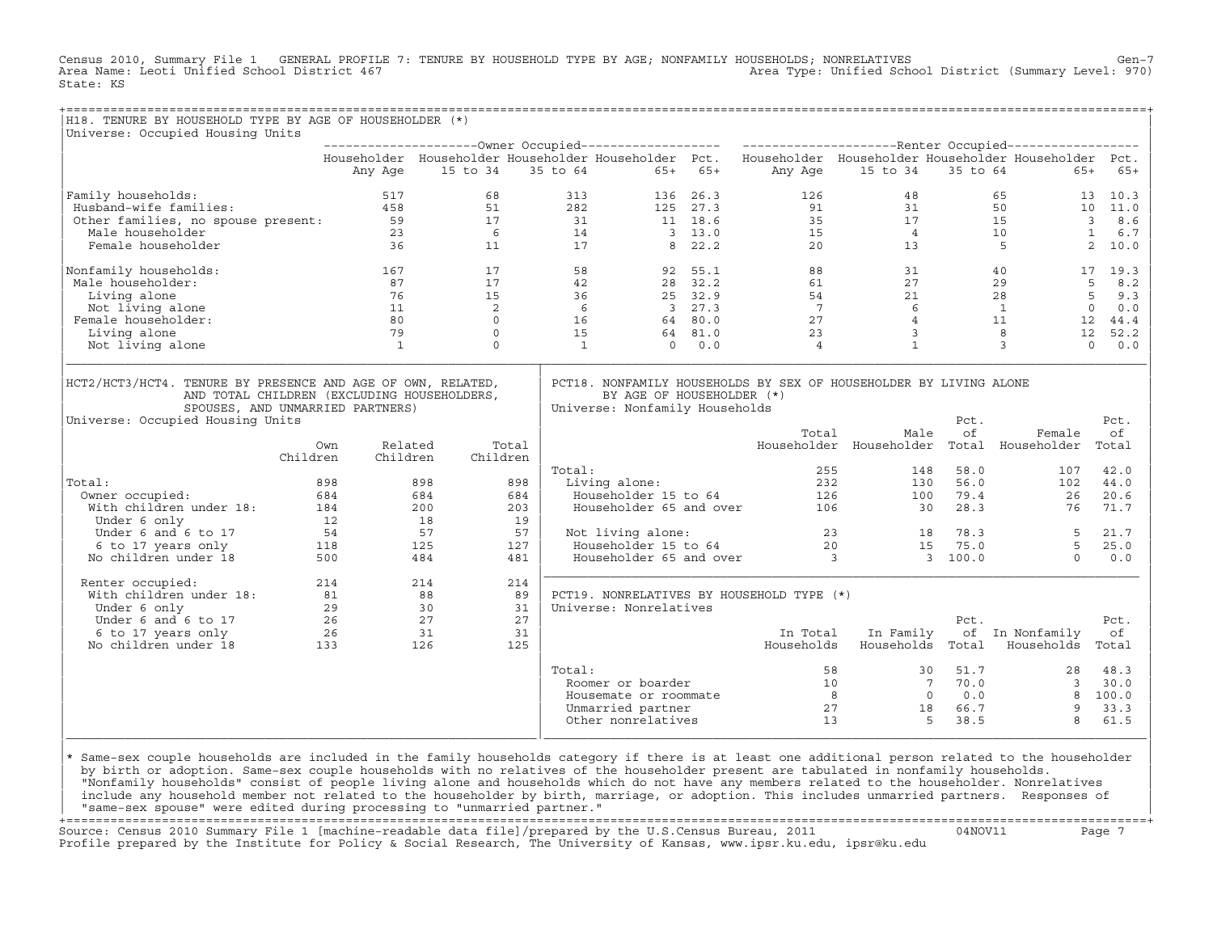Census 2010, Summary File 1 GENERAL PROFILE 7: TENURE BY HOUSEHOLD TYPE BY AGE; NONFAMILY HOUSEHOLDS; NONRELATIVES Gen-7
Area Name: Leoti Unified School District 467 Area Type: Unified School District (Summary Level: 970)
State: KS

## H18. TENURE BY HOUSEHOLD TYPE BY AGE OF HOUSEHOLDER (*)

Universe: Occupied Housing Units

| | Owner Occupied | | | | | Renter Occupied | | | | |
|---|---|---|---|---|---|---|---|---|---|---|
| | Householder Any Age | Householder 15 to 34 | Householder 35 to 64 | Householder 65+ | Pct. 65+ | Householder Any Age | Householder 15 to 34 | Householder 35 to 64 | Householder 65+ | Pct. 65+ |
| Family households: | 517 | 68 | 313 | 136 | 26.3 | 126 | 48 | 65 | 13 | 10.3 |
| Husband-wife families: | 458 | 51 | 282 | 125 | 27.3 | 91 | 31 | 50 | 10 | 11.0 |
| Other families, no spouse present: | 59 | 17 | 31 | 11 | 18.6 | 35 | 17 | 15 | 3 | 8.6 |
| Male householder | 23 | 6 | 14 | 3 | 13.0 | 15 | 4 | 10 | 1 | 6.7 |
| Female householder | 36 | 11 | 17 | 8 | 22.2 | 20 | 13 | 5 | 2 | 10.0 |
| Nonfamily households: | 167 | 17 | 58 | 92 | 55.1 | 88 | 31 | 40 | 17 | 19.3 |
| Male householder: | 87 | 17 | 42 | 28 | 32.2 | 61 | 27 | 29 | 5 | 8.2 |
| Living alone | 76 | 15 | 36 | 25 | 32.9 | 54 | 21 | 28 | 5 | 9.3 |
| Not living alone | 11 | 2 | 6 | 3 | 27.3 | 7 | 6 | 1 | 0 | 0.0 |
| Female householder: | 80 | 0 | 16 | 64 | 80.0 | 27 | 4 | 11 | 12 | 44.4 |
| Living alone | 79 | 0 | 15 | 64 | 81.0 | 23 | 3 | 8 | 12 | 52.2 |
| Not living alone | 1 | 0 | 1 | 0 | 0.0 | 4 | 1 | 3 | 0 | 0.0 |

## HCT2/HCT3/HCT4. TENURE BY PRESENCE AND AGE OF OWN, RELATED, AND TOTAL CHILDREN (EXCLUDING HOUSEHOLDERS, SPOUSES, AND UNMARRIED PARTNERS)

Universe: Occupied Housing Units

| | Own Children | Related Children | Total Children |
|---|---|---|---|
| Total: | 898 | 898 | 898 |
| Owner occupied: | 684 | 684 | 684 |
| With children under 18: | 184 | 200 | 203 |
| Under 6 only | 12 | 18 | 19 |
| Under 6 and 6 to 17 | 54 | 57 | 57 |
| 6 to 17 years only | 118 | 125 | 127 |
| No children under 18 | 500 | 484 | 481 |
| Renter occupied: | 214 | 214 | 214 |
| With children under 18: | 81 | 88 | 89 |
| Under 6 only | 29 | 30 | 31 |
| Under 6 and 6 to 17 | 26 | 27 | 27 |
| 6 to 17 years only | 26 | 31 | 31 |
| No children under 18 | 133 | 126 | 125 |

## PCT18. NONFAMILY HOUSEHOLDS BY SEX OF HOUSEHOLDER BY LIVING ALONE BY AGE OF HOUSEHOLDER (*)

Universe: Nonfamily Households

| | Total Householder | Male Householder | Pct. of Total | Female Householder | Pct. of Total |
|---|---|---|---|---|---|
| Total: | 255 | 148 | 58.0 | 107 | 42.0 |
| Living alone: | 232 | 130 | 56.0 | 102 | 44.0 |
| Householder 15 to 64 | 126 | 100 | 79.4 | 26 | 20.6 |
| Householder 65 and over | 106 | 30 | 28.3 | 76 | 71.7 |
| Not living alone: | 23 | 18 | 78.3 | 5 | 21.7 |
| Householder 15 to 64 | 20 | 15 | 75.0 | 5 | 25.0 |
| Householder 65 and over | 3 | 3 | 100.0 | 0 | 0.0 |

## PCT19. NONRELATIVES BY HOUSEHOLD TYPE (*)

Universe: Nonrelatives

| | In Total Households | In Family Households | Pct. of Total | In Nonfamily Households | Pct. of Total |
|---|---|---|---|---|---|
| Total: | 58 | 30 | 51.7 | 28 | 48.3 |
| Roomer or boarder | 10 | 7 | 70.0 | 3 | 30.0 |
| Housemate or roommate | 8 | 0 | 0.0 | 8 | 100.0 |
| Unmarried partner | 27 | 18 | 66.7 | 9 | 33.3 |
| Other nonrelatives | 13 | 5 | 38.5 | 8 | 61.5 |

\* Same-sex couple households are included in the family households category if there is at least one additional person related to the householder by birth or adoption. Same-sex couple households with no relatives of the householder present are tabulated in nonfamily households. "Nonfamily households" consist of people living alone and households which do not have any members related to the householder. Nonrelatives include any household member not related to the householder by birth, marriage, or adoption. This includes unmarried partners. Responses of "same-sex spouse" were edited during processing to "unmarried partner."

Source: Census 2010 Summary File 1 [machine-readable data file]/prepared by the U.S.Census Bureau, 2011 04NOV11
Profile prepared by the Institute for Policy & Social Research, The University of Kansas, www.ipsr.ku.edu, ipsr@ku.edu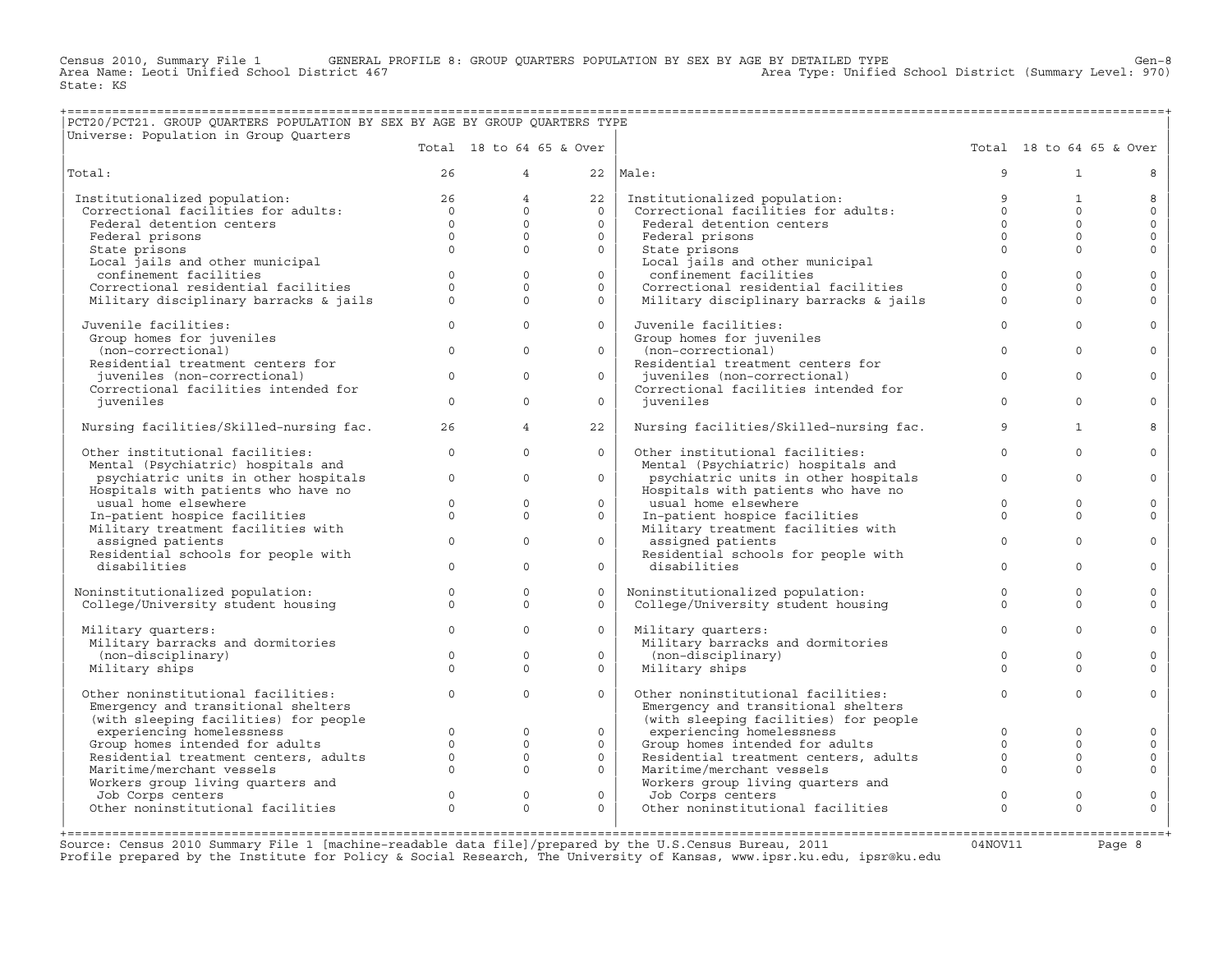Census 2010, Summary File 1 GENERAL PROFILE 8: GROUP QUARTERS POPULATION BY SEX BY AGE BY DETAILED TYPE Gen-8
Area Name: Leoti Unified School District 467 Area Type: Unified School District (Summary Level: 970)
State: KS

## PCT20/PCT21. GROUP QUARTERS POPULATION BY SEX BY AGE BY GROUP QUARTERS TYPE

Universe: Population in Group Quarters

| | Total | 18 to 64 | 65 & Over | | Total | 18 to 64 | 65 & Over |
|---|---|---|---|---|---|---|---|
| Total: | 26 | 4 | 22 | Male: | 9 | 1 | 8 |
| Institutionalized population: | 26 | 4 | 22 | Institutionalized population: | 9 | 1 | 8 |
| Correctional facilities for adults: | 0 | 0 | 0 | Correctional facilities for adults: | 0 | 0 | 0 |
| Federal detention centers | 0 | 0 | 0 | Federal detention centers | 0 | 0 | 0 |
| Federal prisons | 0 | 0 | 0 | Federal prisons | 0 | 0 | 0 |
| State prisons | 0 | 0 | 0 | State prisons | 0 | 0 | 0 |
| Local jails and other municipal confinement facilities | 0 | 0 | 0 | Local jails and other municipal confinement facilities | 0 | 0 | 0 |
| Correctional residential facilities | 0 | 0 | 0 | Correctional residential facilities | 0 | 0 | 0 |
| Military disciplinary barracks & jails | 0 | 0 | 0 | Military disciplinary barracks & jails | 0 | 0 | 0 |
| Juvenile facilities: | 0 | 0 | 0 | Juvenile facilities: | 0 | 0 | 0 |
| Group homes for juveniles (non-correctional) | 0 | 0 | 0 | Group homes for juveniles (non-correctional) | 0 | 0 | 0 |
| Residential treatment centers for juveniles (non-correctional) | 0 | 0 | 0 | Residential treatment centers for juveniles (non-correctional) | 0 | 0 | 0 |
| Correctional facilities intended for juveniles | 0 | 0 | 0 | Correctional facilities intended for juveniles | 0 | 0 | 0 |
| Nursing facilities/Skilled-nursing fac. | 26 | 4 | 22 | Nursing facilities/Skilled-nursing fac. | 9 | 1 | 8 |
| Other institutional facilities: | 0 | 0 | 0 | Other institutional facilities: | 0 | 0 | 0 |
| Mental (Psychiatric) hospitals and psychiatric units in other hospitals | 0 | 0 | 0 | Mental (Psychiatric) hospitals and psychiatric units in other hospitals | 0 | 0 | 0 |
| Hospitals with patients who have no usual home elsewhere | 0 | 0 | 0 | Hospitals with patients who have no usual home elsewhere | 0 | 0 | 0 |
| In-patient hospice facilities | 0 | 0 | 0 | In-patient hospice facilities | 0 | 0 | 0 |
| Military treatment facilities with assigned patients | 0 | 0 | 0 | Military treatment facilities with assigned patients | 0 | 0 | 0 |
| Residential schools for people with disabilities | 0 | 0 | 0 | Residential schools for people with disabilities | 0 | 0 | 0 |
| Noninstitutionalized population: | 0 | 0 | 0 | Noninstitutionalized population: | 0 | 0 | 0 |
| College/University student housing | 0 | 0 | 0 | College/University student housing | 0 | 0 | 0 |
| Military quarters: | 0 | 0 | 0 | Military quarters: | 0 | 0 | 0 |
| Military barracks and dormitories (non-disciplinary) | 0 | 0 | 0 | Military barracks and dormitories (non-disciplinary) | 0 | 0 | 0 |
| Military ships | 0 | 0 | 0 | Military ships | 0 | 0 | 0 |
| Other noninstitutional facilities: | 0 | 0 | 0 | Other noninstitutional facilities: | 0 | 0 | 0 |
| Emergency and transitional shelters (with sleeping facilities) for people experiencing homelessness | 0 | 0 | 0 | Emergency and transitional shelters (with sleeping facilities) for people experiencing homelessness | 0 | 0 | 0 |
| Group homes intended for adults | 0 | 0 | 0 | Group homes intended for adults | 0 | 0 | 0 |
| Residential treatment centers, adults | 0 | 0 | 0 | Residential treatment centers, adults | 0 | 0 | 0 |
| Maritime/merchant vessels | 0 | 0 | 0 | Maritime/merchant vessels | 0 | 0 | 0 |
| Workers group living quarters and Job Corps centers | 0 | 0 | 0 | Workers group living quarters and Job Corps centers | 0 | 0 | 0 |
| Other noninstitutional facilities | 0 | 0 | 0 | Other noninstitutional facilities | 0 | 0 | 0 |

Source: Census 2010 Summary File 1 [machine-readable data file]/prepared by the U.S.Census Bureau, 2011 04NOV11
Profile prepared by the Institute for Policy & Social Research, The University of Kansas, www.ipsr.ku.edu, ipsr@ku.edu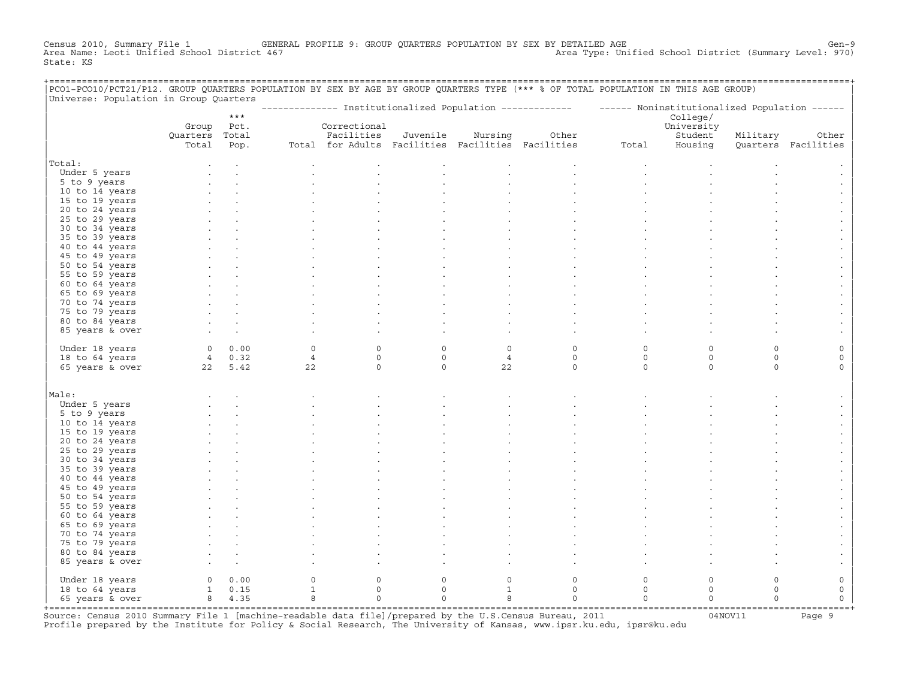Census 2010, Summary File 1 GENERAL PROFILE 9: GROUP QUARTERS POPULATION BY SEX BY DETAILED AGE Gen-9
Area Name: Leoti Unified School District 467 Area Type: Unified School District (Summary Level: 970)
State: KS

PCO1-PCO10/PCT21/P12. GROUP QUARTERS POPULATION BY SEX BY AGE BY GROUP QUARTERS TYPE (*** % OF TOTAL POPULATION IN THIS AGE GROUP)
Universe: Population in Group Quarters

| | Group Quarters Total | *** Pct. Total Pop. | Institutionalized Population: Total | Correctional Facilities for Adults | Juvenile Facilities | Nursing Facilities | Other Facilities | Noninstitutionalized Population: Total | College/ University Student Housing | Military Quarters | Other Facilities |
|---|---|---|---|---|---|---|---|---|---|---|---|
| Total: | . | . | . | . | . | . | . | . | . | . | . |
| Under 5 years | . | . | . | . | . | . | . | . | . | . | . |
| 5 to 9 years | . | . | . | . | . | . | . | . | . | . | . |
| 10 to 14 years | . | . | . | . | . | . | . | . | . | . | . |
| 15 to 19 years | . | . | . | . | . | . | . | . | . | . | . |
| 20 to 24 years | . | . | . | . | . | . | . | . | . | . | . |
| 25 to 29 years | . | . | . | . | . | . | . | . | . | . | . |
| 30 to 34 years | . | . | . | . | . | . | . | . | . | . | . |
| 35 to 39 years | . | . | . | . | . | . | . | . | . | . | . |
| 40 to 44 years | . | . | . | . | . | . | . | . | . | . | . |
| 45 to 49 years | . | . | . | . | . | . | . | . | . | . | . |
| 50 to 54 years | . | . | . | . | . | . | . | . | . | . | . |
| 55 to 59 years | . | . | . | . | . | . | . | . | . | . | . |
| 60 to 64 years | . | . | . | . | . | . | . | . | . | . | . |
| 65 to 69 years | . | . | . | . | . | . | . | . | . | . | . |
| 70 to 74 years | . | . | . | . | . | . | . | . | . | . | . |
| 75 to 79 years | . | . | . | . | . | . | . | . | . | . | . |
| 80 to 84 years | . | . | . | . | . | . | . | . | . | . | . |
| 85 years & over | . | . | . | . | . | . | . | . | . | . | . |
| Under 18 years | 0 | 0.00 | 0 | 0 | 0 | 0 | 0 | 0 | 0 | 0 | 0 |
| 18 to 64 years | 4 | 0.32 | 4 | 0 | 0 | 4 | 0 | 0 | 0 | 0 | 0 |
| 65 years & over | 22 | 5.42 | 22 | 0 | 0 | 22 | 0 | 0 | 0 | 0 | 0 |
| Male: | . | . | . | . | . | . | . | . | . | . | . |
| Under 5 years | . | . | . | . | . | . | . | . | . | . | . |
| 5 to 9 years | . | . | . | . | . | . | . | . | . | . | . |
| 10 to 14 years | . | . | . | . | . | . | . | . | . | . | . |
| 15 to 19 years | . | . | . | . | . | . | . | . | . | . | . |
| 20 to 24 years | . | . | . | . | . | . | . | . | . | . | . |
| 25 to 29 years | . | . | . | . | . | . | . | . | . | . | . |
| 30 to 34 years | . | . | . | . | . | . | . | . | . | . | . |
| 35 to 39 years | . | . | . | . | . | . | . | . | . | . | . |
| 40 to 44 years | . | . | . | . | . | . | . | . | . | . | . |
| 45 to 49 years | . | . | . | . | . | . | . | . | . | . | . |
| 50 to 54 years | . | . | . | . | . | . | . | . | . | . | . |
| 55 to 59 years | . | . | . | . | . | . | . | . | . | . | . |
| 60 to 64 years | . | . | . | . | . | . | . | . | . | . | . |
| 65 to 69 years | . | . | . | . | . | . | . | . | . | . | . |
| 70 to 74 years | . | . | . | . | . | . | . | . | . | . | . |
| 75 to 79 years | . | . | . | . | . | . | . | . | . | . | . |
| 80 to 84 years | . | . | . | . | . | . | . | . | . | . | . |
| 85 years & over | . | . | . | . | . | . | . | . | . | . | . |
| Under 18 years | 0 | 0.00 | 0 | 0 | 0 | 0 | 0 | 0 | 0 | 0 | 0 |
| 18 to 64 years | 1 | 0.15 | 1 | 0 | 0 | 1 | 0 | 0 | 0 | 0 | 0 |
| 65 years & over | 8 | 4.35 | 8 | 0 | 0 | 8 | 0 | 0 | 0 | 0 | 0 |

Source: Census 2010 Summary File 1 [machine-readable data file]/prepared by the U.S.Census Bureau, 2011 04NOV11
Profile prepared by the Institute for Policy & Social Research, The University of Kansas, www.ipsr.ku.edu, ipsr@ku.edu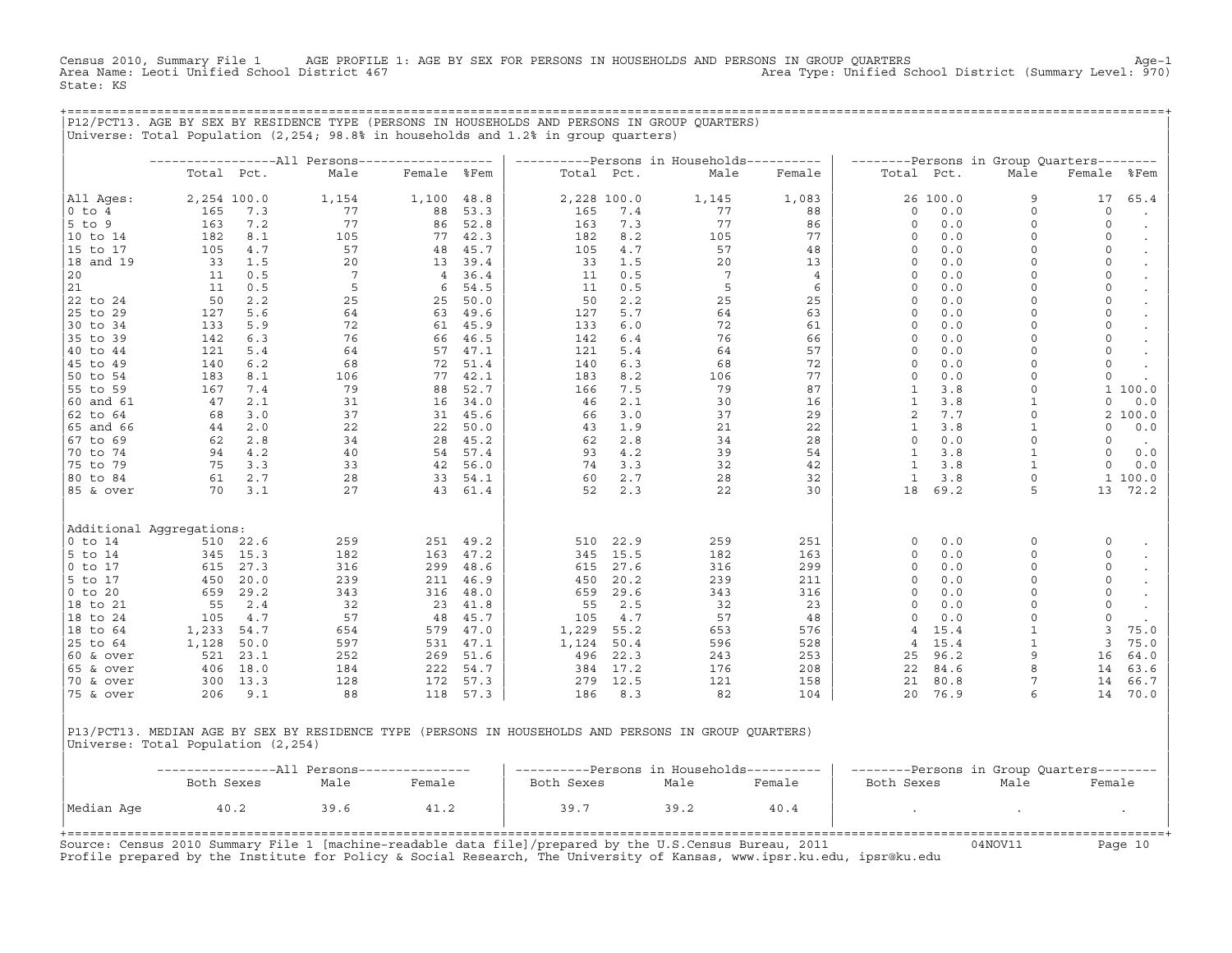Census 2010, Summary File 1 AGE PROFILE 1: AGE BY SEX FOR PERSONS IN HOUSEHOLDS AND PERSONS IN GROUP QUARTERS Age-1
Area Name: Leoti Unified School District 467 Area Type: Unified School District (Summary Level: 970)
State: KS

## P12/PCT13. AGE BY SEX BY RESIDENCE TYPE (PERSONS IN HOUSEHOLDS AND PERSONS IN GROUP QUARTERS)

Universe: Total Population (2,254; 98.8% in households and 1.2% in group quarters)

| | All Persons | | | | | Persons in Households | | | | Persons in Group Quarters | | | | |
|---|---|---|---|---|---|---|---|---|---|---|---|---|---|---|
| | Total | Pct. | Male | Female | %Fem | Total | Pct. | Male | Female | Total | Pct. | Male | Female | %Fem |
| All Ages: | 2,254 | 100.0 | 1,154 | 1,100 | 48.8 | 2,228 | 100.0 | 1,145 | 1,083 | 26 | 100.0 | 9 | 17 | 65.4 |
| 0 to 4 | 165 | 7.3 | 77 | 88 | 53.3 | 165 | 7.4 | 77 | 88 | 0 | 0.0 | 0 | 0 | . |
| 5 to 9 | 163 | 7.2 | 77 | 86 | 52.8 | 163 | 7.3 | 77 | 86 | 0 | 0.0 | 0 | 0 | . |
| 10 to 14 | 182 | 8.1 | 105 | 77 | 42.3 | 182 | 8.2 | 105 | 77 | 0 | 0.0 | 0 | 0 | . |
| 15 to 17 | 105 | 4.7 | 57 | 48 | 45.7 | 105 | 4.7 | 57 | 48 | 0 | 0.0 | 0 | 0 | . |
| 18 and 19 | 33 | 1.5 | 20 | 13 | 39.4 | 33 | 1.5 | 20 | 13 | 0 | 0.0 | 0 | 0 | . |
| 20 | 11 | 0.5 | 7 | 4 | 36.4 | 11 | 0.5 | 7 | 4 | 0 | 0.0 | 0 | 0 | . |
| 21 | 11 | 0.5 | 5 | 6 | 54.5 | 11 | 0.5 | 5 | 6 | 0 | 0.0 | 0 | 0 | . |
| 22 to 24 | 50 | 2.2 | 25 | 25 | 50.0 | 50 | 2.2 | 25 | 25 | 0 | 0.0 | 0 | 0 | . |
| 25 to 29 | 127 | 5.6 | 64 | 63 | 49.6 | 127 | 5.7 | 64 | 63 | 0 | 0.0 | 0 | 0 | . |
| 30 to 34 | 133 | 5.9 | 72 | 61 | 45.9 | 133 | 6.0 | 72 | 61 | 0 | 0.0 | 0 | 0 | . |
| 35 to 39 | 142 | 6.3 | 76 | 66 | 46.5 | 142 | 6.4 | 76 | 66 | 0 | 0.0 | 0 | 0 | . |
| 40 to 44 | 121 | 5.4 | 64 | 57 | 47.1 | 121 | 5.4 | 64 | 57 | 0 | 0.0 | 0 | 0 | . |
| 45 to 49 | 140 | 6.2 | 68 | 72 | 51.4 | 140 | 6.3 | 68 | 72 | 0 | 0.0 | 0 | 0 | . |
| 50 to 54 | 183 | 8.1 | 106 | 77 | 42.1 | 183 | 8.2 | 106 | 77 | 0 | 0.0 | 0 | 0 | . |
| 55 to 59 | 167 | 7.4 | 79 | 88 | 52.7 | 166 | 7.5 | 79 | 87 | 1 | 3.8 | 0 | 1 | 100.0 |
| 60 and 61 | 47 | 2.1 | 31 | 16 | 34.0 | 46 | 2.1 | 30 | 16 | 1 | 3.8 | 1 | 0 | 0.0 |
| 62 to 64 | 68 | 3.0 | 37 | 31 | 45.6 | 66 | 3.0 | 37 | 29 | 2 | 7.7 | 0 | 2 | 100.0 |
| 65 and 66 | 44 | 2.0 | 22 | 22 | 50.0 | 43 | 1.9 | 21 | 22 | 1 | 3.8 | 1 | 0 | 0.0 |
| 67 to 69 | 62 | 2.8 | 34 | 28 | 45.2 | 62 | 2.8 | 34 | 28 | 0 | 0.0 | 0 | 0 | . |
| 70 to 74 | 94 | 4.2 | 40 | 54 | 57.4 | 93 | 4.2 | 39 | 54 | 1 | 3.8 | 1 | 0 | 0.0 |
| 75 to 79 | 75 | 3.3 | 33 | 42 | 56.0 | 74 | 3.3 | 32 | 42 | 1 | 3.8 | 1 | 0 | 0.0 |
| 80 to 84 | 61 | 2.7 | 28 | 33 | 54.1 | 60 | 2.7 | 28 | 32 | 1 | 3.8 | 0 | 1 | 100.0 |
| 85 & over | 70 | 3.1 | 27 | 43 | 61.4 | 52 | 2.3 | 22 | 30 | 18 | 69.2 | 5 | 13 | 72.2 |
| Additional Aggregations: | | | | | | | | | | | | | | |
| 0 to 14 | 510 | 22.6 | 259 | 251 | 49.2 | 510 | 22.9 | 259 | 251 | 0 | 0.0 | 0 | 0 | . |
| 5 to 14 | 345 | 15.3 | 182 | 163 | 47.2 | 345 | 15.5 | 182 | 163 | 0 | 0.0 | 0 | 0 | . |
| 0 to 17 | 615 | 27.3 | 316 | 299 | 48.6 | 615 | 27.6 | 316 | 299 | 0 | 0.0 | 0 | 0 | . |
| 5 to 17 | 450 | 20.0 | 239 | 211 | 46.9 | 450 | 20.2 | 239 | 211 | 0 | 0.0 | 0 | 0 | . |
| 0 to 20 | 659 | 29.2 | 343 | 316 | 48.0 | 659 | 29.6 | 343 | 316 | 0 | 0.0 | 0 | 0 | . |
| 18 to 21 | 55 | 2.4 | 32 | 23 | 41.8 | 55 | 2.5 | 32 | 23 | 0 | 0.0 | 0 | 0 | . |
| 18 to 24 | 105 | 4.7 | 57 | 48 | 45.7 | 105 | 4.7 | 57 | 48 | 0 | 0.0 | 0 | 0 | . |
| 18 to 64 | 1,233 | 54.7 | 654 | 579 | 47.0 | 1,229 | 55.2 | 653 | 576 | 4 | 15.4 | 1 | 3 | 75.0 |
| 25 to 64 | 1,128 | 50.0 | 597 | 531 | 47.1 | 1,124 | 50.4 | 596 | 528 | 4 | 15.4 | 1 | 3 | 75.0 |
| 60 & over | 521 | 23.1 | 252 | 269 | 51.6 | 496 | 22.3 | 243 | 253 | 25 | 96.2 | 9 | 16 | 64.0 |
| 65 & over | 406 | 18.0 | 184 | 222 | 54.7 | 384 | 17.2 | 176 | 208 | 22 | 84.6 | 8 | 14 | 63.6 |
| 70 & over | 300 | 13.3 | 128 | 172 | 57.3 | 279 | 12.5 | 121 | 158 | 21 | 80.8 | 7 | 14 | 66.7 |
| 75 & over | 206 | 9.1 | 88 | 118 | 57.3 | 186 | 8.3 | 82 | 104 | 20 | 76.9 | 6 | 14 | 70.0 |

## P13/PCT13. MEDIAN AGE BY SEX BY RESIDENCE TYPE (PERSONS IN HOUSEHOLDS AND PERSONS IN GROUP QUARTERS)

Universe: Total Population (2,254)

| | All Persons | | | Persons in Households | | | Persons in Group Quarters | | |
|---|---|---|---|---|---|---|---|---|---|
| | Both Sexes | Male | Female | Both Sexes | Male | Female | Both Sexes | Male | Female |
| Median Age | 40.2 | 39.6 | 41.2 | 39.7 | 39.2 | 40.4 | . | . | . |

Source: Census 2010 Summary File 1 [machine-readable data file]/prepared by the U.S.Census Bureau, 2011 04NOV11
Profile prepared by the Institute for Policy & Social Research, The University of Kansas, www.ipsr.ku.edu, ipsr@ku.edu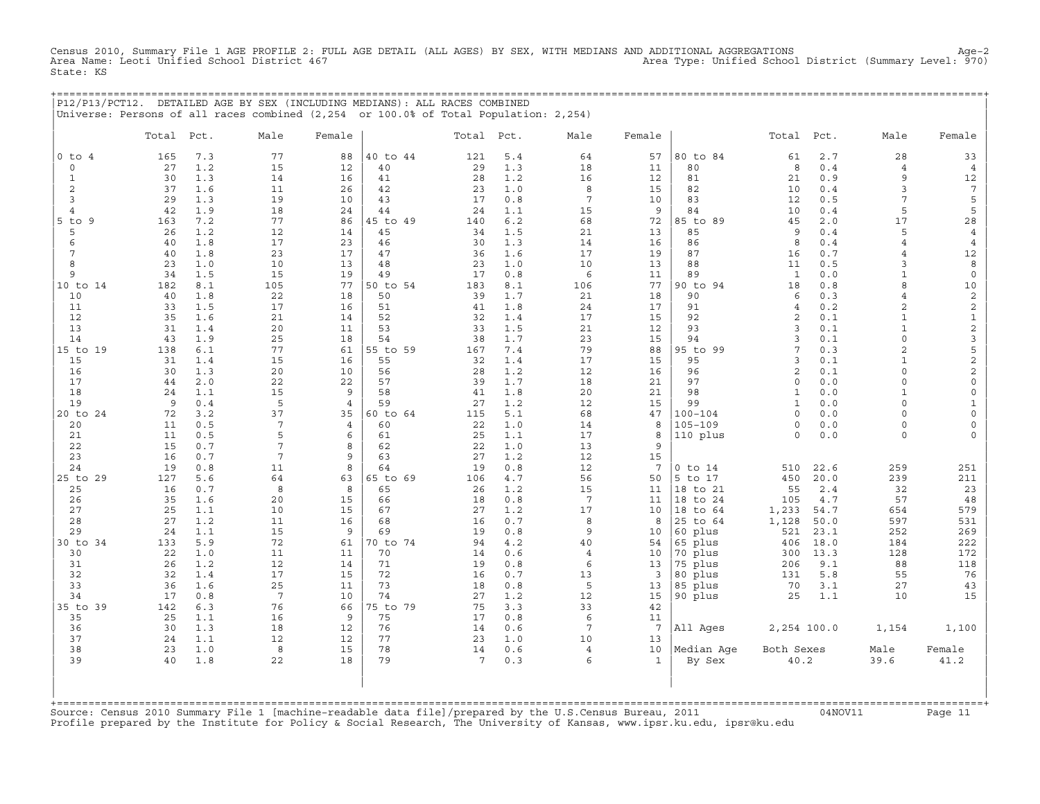Census 2010, Summary File 1 AGE PROFILE 2: FULL AGE DETAIL (ALL AGES) BY SEX, WITH MEDIANS AND ADDITIONAL AGGREGATIONS Age-2
Area Name: Leoti Unified School District 467 Area Type: Unified School District (Summary Level: 970)
State: KS

## P12/P13/PCT12. DETAILED AGE BY SEX (INCLUDING MEDIANS): ALL RACES COMBINED

Universe: Persons of all races combined (2,254 or 100.0% of Total Population: 2,254)

| | Total | Pct. | Male | Female | | Total | Pct. | Male | Female | | Total | Pct. | Male | Female |
|---|---|---|---|---|---|---|---|---|---|---|---|---|---|---|
| 0 to 4 | 165 | 7.3 | 77 | 88 | 40 to 44 | 121 | 5.4 | 64 | 57 | 80 to 84 | 61 | 2.7 | 28 | 33 |
| 0 | 27 | 1.2 | 15 | 12 | 40 | 29 | 1.3 | 18 | 11 | 80 | 8 | 0.4 | 4 | 4 |
| 1 | 30 | 1.3 | 14 | 16 | 41 | 28 | 1.2 | 16 | 12 | 81 | 21 | 0.9 | 9 | 12 |
| 2 | 37 | 1.6 | 11 | 26 | 42 | 23 | 1.0 | 8 | 15 | 82 | 10 | 0.4 | 3 | 7 |
| 3 | 29 | 1.3 | 19 | 10 | 43 | 17 | 0.8 | 7 | 10 | 83 | 12 | 0.5 | 7 | 5 |
| 4 | 42 | 1.9 | 18 | 24 | 44 | 24 | 1.1 | 15 | 9 | 84 | 10 | 0.4 | 5 | 5 |
| 5 to 9 | 163 | 7.2 | 77 | 86 | 45 to 49 | 140 | 6.2 | 68 | 72 | 85 to 89 | 45 | 2.0 | 17 | 28 |
| 5 | 26 | 1.2 | 12 | 14 | 45 | 34 | 1.5 | 21 | 13 | 85 | 9 | 0.4 | 5 | 4 |
| 6 | 40 | 1.8 | 17 | 23 | 46 | 30 | 1.3 | 14 | 16 | 86 | 8 | 0.4 | 4 | 4 |
| 7 | 40 | 1.8 | 23 | 17 | 47 | 36 | 1.6 | 17 | 19 | 87 | 16 | 0.7 | 4 | 12 |
| 8 | 23 | 1.0 | 10 | 13 | 48 | 23 | 1.0 | 10 | 13 | 88 | 11 | 0.5 | 3 | 8 |
| 9 | 34 | 1.5 | 15 | 19 | 49 | 17 | 0.8 | 6 | 11 | 89 | 1 | 0.0 | 1 | 0 |
| 10 to 14 | 182 | 8.1 | 105 | 77 | 50 to 54 | 183 | 8.1 | 106 | 77 | 90 to 94 | 18 | 0.8 | 8 | 10 |
| 10 | 40 | 1.8 | 22 | 18 | 50 | 39 | 1.7 | 21 | 18 | 90 | 6 | 0.3 | 4 | 2 |
| 11 | 33 | 1.5 | 17 | 16 | 51 | 41 | 1.8 | 24 | 17 | 91 | 4 | 0.2 | 2 | 2 |
| 12 | 35 | 1.6 | 21 | 14 | 52 | 32 | 1.4 | 17 | 15 | 92 | 2 | 0.1 | 1 | 1 |
| 13 | 31 | 1.4 | 20 | 11 | 53 | 33 | 1.5 | 21 | 12 | 93 | 3 | 0.1 | 1 | 2 |
| 14 | 43 | 1.9 | 25 | 18 | 54 | 38 | 1.7 | 23 | 15 | 94 | 3 | 0.1 | 0 | 3 |
| 15 to 19 | 138 | 6.1 | 77 | 61 | 55 to 59 | 167 | 7.4 | 79 | 88 | 95 to 99 | 7 | 0.3 | 2 | 5 |
| 15 | 31 | 1.4 | 15 | 16 | 55 | 32 | 1.4 | 17 | 15 | 95 | 3 | 0.1 | 1 | 2 |
| 16 | 30 | 1.3 | 20 | 10 | 56 | 28 | 1.2 | 12 | 16 | 96 | 2 | 0.1 | 0 | 2 |
| 17 | 44 | 2.0 | 22 | 22 | 57 | 39 | 1.7 | 18 | 21 | 97 | 0 | 0.0 | 0 | 0 |
| 18 | 24 | 1.1 | 15 | 9 | 58 | 41 | 1.8 | 20 | 21 | 98 | 1 | 0.0 | 1 | 0 |
| 19 | 9 | 0.4 | 5 | 4 | 59 | 27 | 1.2 | 12 | 15 | 99 | 1 | 0.0 | 0 | 1 |
| 20 to 24 | 72 | 3.2 | 37 | 35 | 60 to 64 | 115 | 5.1 | 68 | 47 | 100-104 | 0 | 0.0 | 0 | 0 |
| 20 | 11 | 0.5 | 7 | 4 | 60 | 22 | 1.0 | 14 | 8 | 105-109 | 0 | 0.0 | 0 | 0 |
| 21 | 11 | 0.5 | 5 | 6 | 61 | 25 | 1.1 | 17 | 8 | 110 plus | 0 | 0.0 | 0 | 0 |
| 22 | 15 | 0.7 | 7 | 8 | 62 | 22 | 1.0 | 13 | 9 | | | | | |
| 23 | 16 | 0.7 | 7 | 9 | 63 | 27 | 1.2 | 12 | 15 | | | | | |
| 24 | 19 | 0.8 | 11 | 8 | 64 | 19 | 0.8 | 12 | 7 | 0 to 14 | 510 | 22.6 | 259 | 251 |
| 25 to 29 | 127 | 5.6 | 64 | 63 | 65 to 69 | 106 | 4.7 | 56 | 50 | 5 to 17 | 450 | 20.0 | 239 | 211 |
| 25 | 16 | 0.7 | 8 | 8 | 65 | 26 | 1.2 | 15 | 11 | 18 to 21 | 55 | 2.4 | 32 | 23 |
| 26 | 35 | 1.6 | 20 | 15 | 66 | 18 | 0.8 | 7 | 11 | 18 to 24 | 105 | 4.7 | 57 | 48 |
| 27 | 25 | 1.1 | 10 | 15 | 67 | 27 | 1.2 | 17 | 10 | 18 to 64 | 1,233 | 54.7 | 654 | 579 |
| 28 | 27 | 1.2 | 11 | 16 | 68 | 16 | 0.7 | 8 | 8 | 25 to 64 | 1,128 | 50.0 | 597 | 531 |
| 29 | 24 | 1.1 | 15 | 9 | 69 | 19 | 0.8 | 9 | 10 | 60 plus | 521 | 23.1 | 252 | 269 |
| 30 to 34 | 133 | 5.9 | 72 | 61 | 70 to 74 | 94 | 4.2 | 40 | 54 | 65 plus | 406 | 18.0 | 184 | 222 |
| 30 | 22 | 1.0 | 11 | 11 | 70 | 14 | 0.6 | 4 | 10 | 70 plus | 300 | 13.3 | 128 | 172 |
| 31 | 26 | 1.2 | 12 | 14 | 71 | 19 | 0.8 | 6 | 13 | 75 plus | 206 | 9.1 | 88 | 118 |
| 32 | 32 | 1.4 | 17 | 15 | 72 | 16 | 0.7 | 13 | 3 | 80 plus | 131 | 5.8 | 55 | 76 |
| 33 | 36 | 1.6 | 25 | 11 | 73 | 18 | 0.8 | 5 | 13 | 85 plus | 70 | 3.1 | 27 | 43 |
| 34 | 17 | 0.8 | 7 | 10 | 74 | 27 | 1.2 | 12 | 15 | 90 plus | 25 | 1.1 | 10 | 15 |
| 35 to 39 | 142 | 6.3 | 76 | 66 | 75 to 79 | 75 | 3.3 | 33 | 42 | | | | | |
| 35 | 25 | 1.1 | 16 | 9 | 75 | 17 | 0.8 | 6 | 11 | | | | | |
| 36 | 30 | 1.3 | 18 | 12 | 76 | 14 | 0.6 | 7 | 7 | All Ages | 2,254 | 100.0 | 1,154 | 1,100 |
| 37 | 24 | 1.1 | 12 | 12 | 77 | 23 | 1.0 | 10 | 13 | | | | | |
| 38 | 23 | 1.0 | 8 | 15 | 78 | 14 | 0.6 | 4 | 10 | Median Age | Both Sexes | | Male | Female |
| 39 | 40 | 1.8 | 22 | 18 | 79 | 7 | 0.3 | 6 | 1 | By Sex | 40.2 | | 39.6 | 41.2 |

Source: Census 2010 Summary File 1 [machine-readable data file]/prepared by the U.S.Census Bureau, 2011 04NOV11
Profile prepared by the Institute for Policy & Social Research, The University of Kansas, www.ipsr.ku.edu, ipsr@ku.edu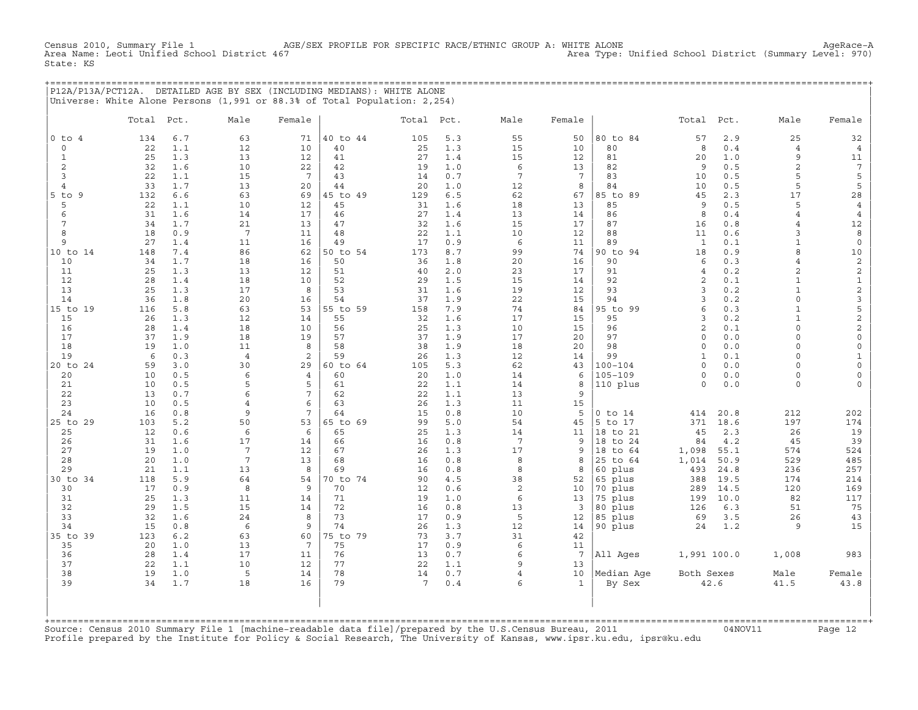Census 2010, Summary File 1 AGE/SEX PROFILE FOR SPECIFIC RACE/ETHNIC GROUP A: WHITE ALONE AgeRace-A
Area Name: Leoti Unified School District 467 Area Type: Unified School District (Summary Level: 970)
State: KS

## P12A/P13A/PCT12A. DETAILED AGE BY SEX (INCLUDING MEDIANS): WHITE ALONE

Universe: White Alone Persons (1,991 or 88.3% of Total Population: 2,254)

| | Total | Pct. | Male | Female | | Total | Pct. | Male | Female | | Total | Pct. | Male | Female |
|---|---|---|---|---|---|---|---|---|---|---|---|---|---|---|
| 0 to 4 | 134 | 6.7 | 63 | 71 | 40 to 44 | 105 | 5.3 | 55 | 50 | 80 to 84 | 57 | 2.9 | 25 | 32 |
| 0 | 22 | 1.1 | 12 | 10 | 40 | 25 | 1.3 | 15 | 10 | 80 | 8 | 0.4 | 4 | 4 |
| 1 | 25 | 1.3 | 13 | 12 | 41 | 27 | 1.4 | 15 | 12 | 81 | 20 | 1.0 | 9 | 11 |
| 2 | 32 | 1.6 | 10 | 22 | 42 | 19 | 1.0 | 6 | 13 | 82 | 9 | 0.5 | 2 | 7 |
| 3 | 22 | 1.1 | 15 | 7 | 43 | 14 | 0.7 | 7 | 7 | 83 | 10 | 0.5 | 5 | 5 |
| 4 | 33 | 1.7 | 13 | 20 | 44 | 20 | 1.0 | 12 | 8 | 84 | 10 | 0.5 | 5 | 5 |
| 5 to 9 | 132 | 6.6 | 63 | 69 | 45 to 49 | 129 | 6.5 | 62 | 67 | 85 to 89 | 45 | 2.3 | 17 | 28 |
| 5 | 22 | 1.1 | 10 | 12 | 45 | 31 | 1.6 | 18 | 13 | 85 | 9 | 0.5 | 5 | 4 |
| 6 | 31 | 1.6 | 14 | 17 | 46 | 27 | 1.4 | 13 | 14 | 86 | 8 | 0.4 | 4 | 4 |
| 7 | 34 | 1.7 | 21 | 13 | 47 | 32 | 1.6 | 15 | 17 | 87 | 16 | 0.8 | 4 | 12 |
| 8 | 18 | 0.9 | 7 | 11 | 48 | 22 | 1.1 | 10 | 12 | 88 | 11 | 0.6 | 3 | 8 |
| 9 | 27 | 1.4 | 11 | 16 | 49 | 17 | 0.9 | 6 | 11 | 89 | 1 | 0.1 | 1 | 0 |
| 10 to 14 | 148 | 7.4 | 86 | 62 | 50 to 54 | 173 | 8.7 | 99 | 74 | 90 to 94 | 18 | 0.9 | 8 | 10 |
| 10 | 34 | 1.7 | 18 | 16 | 50 | 36 | 1.8 | 20 | 16 | 90 | 6 | 0.3 | 4 | 2 |
| 11 | 25 | 1.3 | 13 | 12 | 51 | 40 | 2.0 | 23 | 17 | 91 | 4 | 0.2 | 2 | 2 |
| 12 | 28 | 1.4 | 18 | 10 | 52 | 29 | 1.5 | 15 | 14 | 92 | 2 | 0.1 | 1 | 1 |
| 13 | 25 | 1.3 | 17 | 8 | 53 | 31 | 1.6 | 19 | 12 | 93 | 3 | 0.2 | 1 | 2 |
| 14 | 36 | 1.8 | 20 | 16 | 54 | 37 | 1.9 | 22 | 15 | 94 | 3 | 0.2 | 0 | 3 |
| 15 to 19 | 116 | 5.8 | 63 | 53 | 55 to 59 | 158 | 7.9 | 74 | 84 | 95 to 99 | 6 | 0.3 | 1 | 5 |
| 15 | 26 | 1.3 | 12 | 14 | 55 | 32 | 1.6 | 17 | 15 | 95 | 3 | 0.2 | 1 | 2 |
| 16 | 28 | 1.4 | 18 | 10 | 56 | 25 | 1.3 | 10 | 15 | 96 | 2 | 0.1 | 0 | 2 |
| 17 | 37 | 1.9 | 18 | 19 | 57 | 37 | 1.9 | 17 | 20 | 97 | 0 | 0.0 | 0 | 0 |
| 18 | 19 | 1.0 | 11 | 8 | 58 | 38 | 1.9 | 18 | 20 | 98 | 0 | 0.0 | 0 | 0 |
| 19 | 6 | 0.3 | 4 | 2 | 59 | 26 | 1.3 | 12 | 14 | 99 | 1 | 0.1 | 0 | 1 |
| 20 to 24 | 59 | 3.0 | 30 | 29 | 60 to 64 | 105 | 5.3 | 62 | 43 | 100-104 | 0 | 0.0 | 0 | 0 |
| 20 | 10 | 0.5 | 6 | 4 | 60 | 20 | 1.0 | 14 | 6 | 105-109 | 0 | 0.0 | 0 | 0 |
| 21 | 10 | 0.5 | 5 | 5 | 61 | 22 | 1.1 | 14 | 8 | 110 plus | 0 | 0.0 | 0 | 0 |
| 22 | 13 | 0.7 | 6 | 7 | 62 | 22 | 1.1 | 13 | 9 | | | | | |
| 23 | 10 | 0.5 | 4 | 6 | 63 | 26 | 1.3 | 11 | 15 | | | | | |
| 24 | 16 | 0.8 | 9 | 7 | 64 | 15 | 0.8 | 10 | 5 | 0 to 14 | 414 | 20.8 | 212 | 202 |
| 25 to 29 | 103 | 5.2 | 50 | 53 | 65 to 69 | 99 | 5.0 | 54 | 45 | 5 to 17 | 371 | 18.6 | 197 | 174 |
| 25 | 12 | 0.6 | 6 | 6 | 65 | 25 | 1.3 | 14 | 11 | 18 to 21 | 45 | 2.3 | 26 | 19 |
| 26 | 31 | 1.6 | 17 | 14 | 66 | 16 | 0.8 | 7 | 9 | 18 to 24 | 84 | 4.2 | 45 | 39 |
| 27 | 19 | 1.0 | 7 | 12 | 67 | 26 | 1.3 | 17 | 9 | 18 to 64 | 1,098 | 55.1 | 574 | 524 |
| 28 | 20 | 1.0 | 7 | 13 | 68 | 16 | 0.8 | 8 | 8 | 25 to 64 | 1,014 | 50.9 | 529 | 485 |
| 29 | 21 | 1.1 | 13 | 8 | 69 | 16 | 0.8 | 8 | 8 | 60 plus | 493 | 24.8 | 236 | 257 |
| 30 to 34 | 118 | 5.9 | 64 | 54 | 70 to 74 | 90 | 4.5 | 38 | 52 | 65 plus | 388 | 19.5 | 174 | 214 |
| 30 | 17 | 0.9 | 8 | 9 | 70 | 12 | 0.6 | 2 | 10 | 70 plus | 289 | 14.5 | 120 | 169 |
| 31 | 25 | 1.3 | 11 | 14 | 71 | 19 | 1.0 | 6 | 13 | 75 plus | 199 | 10.0 | 82 | 117 |
| 32 | 29 | 1.5 | 15 | 14 | 72 | 16 | 0.8 | 13 | 3 | 80 plus | 126 | 6.3 | 51 | 75 |
| 33 | 32 | 1.6 | 24 | 8 | 73 | 17 | 0.9 | 5 | 12 | 85 plus | 69 | 3.5 | 26 | 43 |
| 34 | 15 | 0.8 | 6 | 9 | 74 | 26 | 1.3 | 12 | 14 | 90 plus | 24 | 1.2 | 9 | 15 |
| 35 to 39 | 123 | 6.2 | 63 | 60 | 75 to 79 | 73 | 3.7 | 31 | 42 | | | | | |
| 35 | 20 | 1.0 | 13 | 7 | 75 | 17 | 0.9 | 6 | 11 | | | | | |
| 36 | 28 | 1.4 | 17 | 11 | 76 | 13 | 0.7 | 6 | 7 | All Ages | 1,991 | 100.0 | 1,008 | 983 |
| 37 | 22 | 1.1 | 10 | 12 | 77 | 22 | 1.1 | 9 | 13 | | | | | |
| 38 | 19 | 1.0 | 5 | 14 | 78 | 14 | 0.7 | 4 | 10 | Median Age | Both Sexes | | Male | Female |
| 39 | 34 | 1.7 | 18 | 16 | 79 | 7 | 0.4 | 6 | 1 | By Sex | 42.6 | | 41.5 | 43.8 |

Source: Census 2010 Summary File 1 [machine-readable data file]/prepared by the U.S.Census Bureau, 2011 04NOV11
Profile prepared by the Institute for Policy & Social Research, The University of Kansas, www.ipsr.ku.edu, ipsr@ku.edu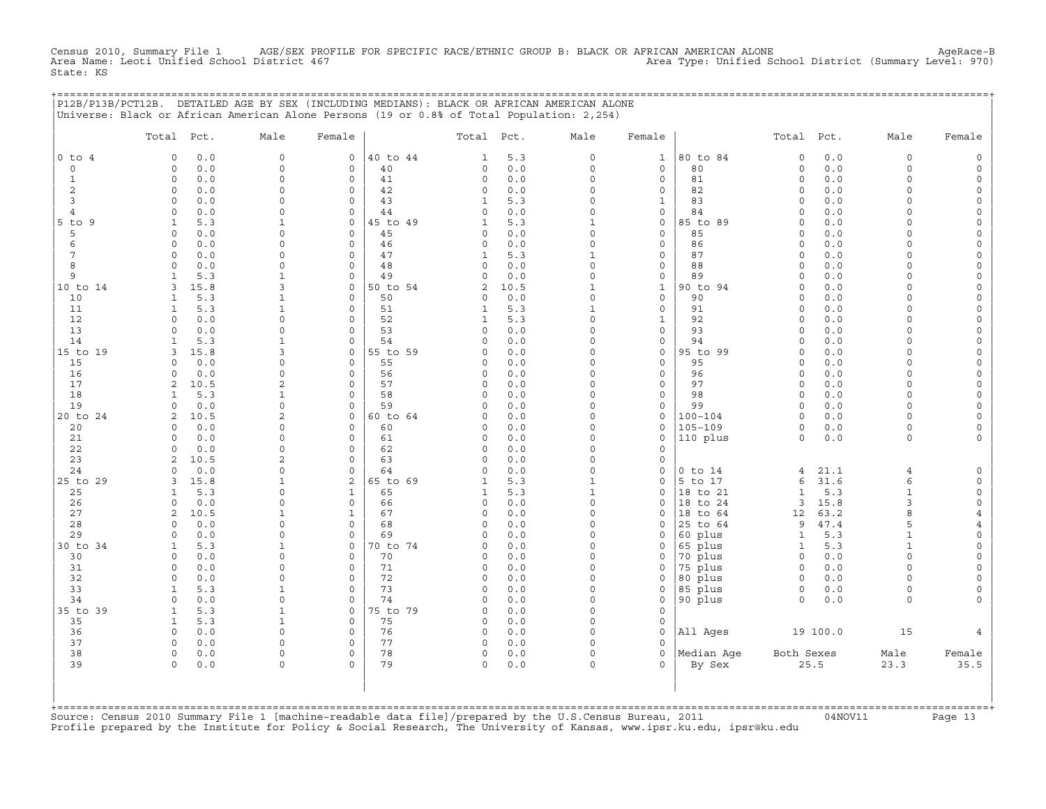Census 2010, Summary File 1 AGE/SEX PROFILE FOR SPECIFIC RACE/ETHNIC GROUP B: BLACK OR AFRICAN AMERICAN ALONE AgeRace-B
Area Name: Leoti Unified School District 467 Area Type: Unified School District (Summary Level: 970)
State: KS

## P12B/P13B/PCT12B. DETAILED AGE BY SEX (INCLUDING MEDIANS): BLACK OR AFRICAN AMERICAN ALONE

Universe: Black or African American Alone Persons (19 or 0.8% of Total Population: 2,254)

| | Total | Pct. | Male | Female | | Total | Pct. | Male | Female | | Total | Pct. | Male | Female |
|---|---|---|---|---|---|---|---|---|---|---|---|---|---|---|
| 0 to 4 | 0 | 0.0 | 0 | 0 | 40 to 44 | 1 | 5.3 | 0 | 1 | 80 to 84 | 0 | 0.0 | 0 | 0 |
| 0 | 0 | 0.0 | 0 | 0 | 40 | 0 | 0.0 | 0 | 0 | 80 | 0 | 0.0 | 0 | 0 |
| 1 | 0 | 0.0 | 0 | 0 | 41 | 0 | 0.0 | 0 | 0 | 81 | 0 | 0.0 | 0 | 0 |
| 2 | 0 | 0.0 | 0 | 0 | 42 | 0 | 0.0 | 0 | 0 | 82 | 0 | 0.0 | 0 | 0 |
| 3 | 0 | 0.0 | 0 | 0 | 43 | 1 | 5.3 | 0 | 1 | 83 | 0 | 0.0 | 0 | 0 |
| 4 | 0 | 0.0 | 0 | 0 | 44 | 0 | 0.0 | 0 | 0 | 84 | 0 | 0.0 | 0 | 0 |
| 5 to 9 | 1 | 5.3 | 1 | 0 | 45 to 49 | 1 | 5.3 | 1 | 0 | 85 to 89 | 0 | 0.0 | 0 | 0 |
| 5 | 0 | 0.0 | 0 | 0 | 45 | 0 | 0.0 | 0 | 0 | 85 | 0 | 0.0 | 0 | 0 |
| 6 | 0 | 0.0 | 0 | 0 | 46 | 0 | 0.0 | 0 | 0 | 86 | 0 | 0.0 | 0 | 0 |
| 7 | 0 | 0.0 | 0 | 0 | 47 | 1 | 5.3 | 1 | 0 | 87 | 0 | 0.0 | 0 | 0 |
| 8 | 0 | 0.0 | 0 | 0 | 48 | 0 | 0.0 | 0 | 0 | 88 | 0 | 0.0 | 0 | 0 |
| 9 | 1 | 5.3 | 1 | 0 | 49 | 0 | 0.0 | 0 | 0 | 89 | 0 | 0.0 | 0 | 0 |
| 10 to 14 | 3 | 15.8 | 3 | 0 | 50 to 54 | 2 | 10.5 | 1 | 1 | 90 to 94 | 0 | 0.0 | 0 | 0 |
| 10 | 1 | 5.3 | 1 | 0 | 50 | 0 | 0.0 | 0 | 0 | 90 | 0 | 0.0 | 0 | 0 |
| 11 | 1 | 5.3 | 1 | 0 | 51 | 1 | 5.3 | 1 | 0 | 91 | 0 | 0.0 | 0 | 0 |
| 12 | 0 | 0.0 | 0 | 0 | 52 | 1 | 5.3 | 0 | 1 | 92 | 0 | 0.0 | 0 | 0 |
| 13 | 0 | 0.0 | 0 | 0 | 53 | 0 | 0.0 | 0 | 0 | 93 | 0 | 0.0 | 0 | 0 |
| 14 | 1 | 5.3 | 1 | 0 | 54 | 0 | 0.0 | 0 | 0 | 94 | 0 | 0.0 | 0 | 0 |
| 15 to 19 | 3 | 15.8 | 3 | 0 | 55 to 59 | 0 | 0.0 | 0 | 0 | 95 to 99 | 0 | 0.0 | 0 | 0 |
| 15 | 0 | 0.0 | 0 | 0 | 55 | 0 | 0.0 | 0 | 0 | 95 | 0 | 0.0 | 0 | 0 |
| 16 | 0 | 0.0 | 0 | 0 | 56 | 0 | 0.0 | 0 | 0 | 96 | 0 | 0.0 | 0 | 0 |
| 17 | 2 | 10.5 | 2 | 0 | 57 | 0 | 0.0 | 0 | 0 | 97 | 0 | 0.0 | 0 | 0 |
| 18 | 1 | 5.3 | 1 | 0 | 58 | 0 | 0.0 | 0 | 0 | 98 | 0 | 0.0 | 0 | 0 |
| 19 | 0 | 0.0 | 0 | 0 | 59 | 0 | 0.0 | 0 | 0 | 99 | 0 | 0.0 | 0 | 0 |
| 20 to 24 | 2 | 10.5 | 2 | 0 | 60 to 64 | 0 | 0.0 | 0 | 0 | 100-104 | 0 | 0.0 | 0 | 0 |
| 20 | 0 | 0.0 | 0 | 0 | 60 | 0 | 0.0 | 0 | 0 | 105-109 | 0 | 0.0 | 0 | 0 |
| 21 | 0 | 0.0 | 0 | 0 | 61 | 0 | 0.0 | 0 | 0 | 110 plus | 0 | 0.0 | 0 | 0 |
| 22 | 0 | 0.0 | 0 | 0 | 62 | 0 | 0.0 | 0 | 0 | | | | | |
| 23 | 2 | 10.5 | 2 | 0 | 63 | 0 | 0.0 | 0 | 0 | | | | | |
| 24 | 0 | 0.0 | 0 | 0 | 64 | 0 | 0.0 | 0 | 0 | 0 to 14 | 4 | 21.1 | 4 | 0 |
| 25 to 29 | 3 | 15.8 | 1 | 2 | 65 to 69 | 1 | 5.3 | 1 | 0 | 5 to 17 | 6 | 31.6 | 6 | 0 |
| 25 | 1 | 5.3 | 0 | 1 | 65 | 1 | 5.3 | 1 | 0 | 18 to 21 | 1 | 5.3 | 1 | 0 |
| 26 | 0 | 0.0 | 0 | 0 | 66 | 0 | 0.0 | 0 | 0 | 18 to 24 | 3 | 15.8 | 3 | 0 |
| 27 | 2 | 10.5 | 1 | 1 | 67 | 0 | 0.0 | 0 | 0 | 18 to 64 | 12 | 63.2 | 8 | 4 |
| 28 | 0 | 0.0 | 0 | 0 | 68 | 0 | 0.0 | 0 | 0 | 25 to 64 | 9 | 47.4 | 5 | 4 |
| 29 | 0 | 0.0 | 0 | 0 | 69 | 0 | 0.0 | 0 | 0 | 60 plus | 1 | 5.3 | 1 | 0 |
| 30 to 34 | 1 | 5.3 | 1 | 0 | 70 to 74 | 0 | 0.0 | 0 | 0 | 65 plus | 1 | 5.3 | 1 | 0 |
| 30 | 0 | 0.0 | 0 | 0 | 70 | 0 | 0.0 | 0 | 0 | 70 plus | 0 | 0.0 | 0 | 0 |
| 31 | 0 | 0.0 | 0 | 0 | 71 | 0 | 0.0 | 0 | 0 | 75 plus | 0 | 0.0 | 0 | 0 |
| 32 | 0 | 0.0 | 0 | 0 | 72 | 0 | 0.0 | 0 | 0 | 80 plus | 0 | 0.0 | 0 | 0 |
| 33 | 1 | 5.3 | 1 | 0 | 73 | 0 | 0.0 | 0 | 0 | 85 plus | 0 | 0.0 | 0 | 0 |
| 34 | 0 | 0.0 | 0 | 0 | 74 | 0 | 0.0 | 0 | 0 | 90 plus | 0 | 0.0 | 0 | 0 |
| 35 to 39 | 1 | 5.3 | 1 | 0 | 75 to 79 | 0 | 0.0 | 0 | 0 | | | | | |
| 35 | 1 | 5.3 | 1 | 0 | 75 | 0 | 0.0 | 0 | 0 | | | | | |
| 36 | 0 | 0.0 | 0 | 0 | 76 | 0 | 0.0 | 0 | 0 | All Ages | 19 | 100.0 | 15 | 4 |
| 37 | 0 | 0.0 | 0 | 0 | 77 | 0 | 0.0 | 0 | 0 | | | | | |
| 38 | 0 | 0.0 | 0 | 0 | 78 | 0 | 0.0 | 0 | 0 | Median Age | Both Sexes | | Male | Female |
| 39 | 0 | 0.0 | 0 | 0 | 79 | 0 | 0.0 | 0 | 0 | By Sex | 25.5 | | 23.3 | 35.5 |

Source: Census 2010 Summary File 1 [machine-readable data file]/prepared by the U.S.Census Bureau, 2011 04NOV11
Profile prepared by the Institute for Policy & Social Research, The University of Kansas, www.ipsr.ku.edu, ipsr@ku.edu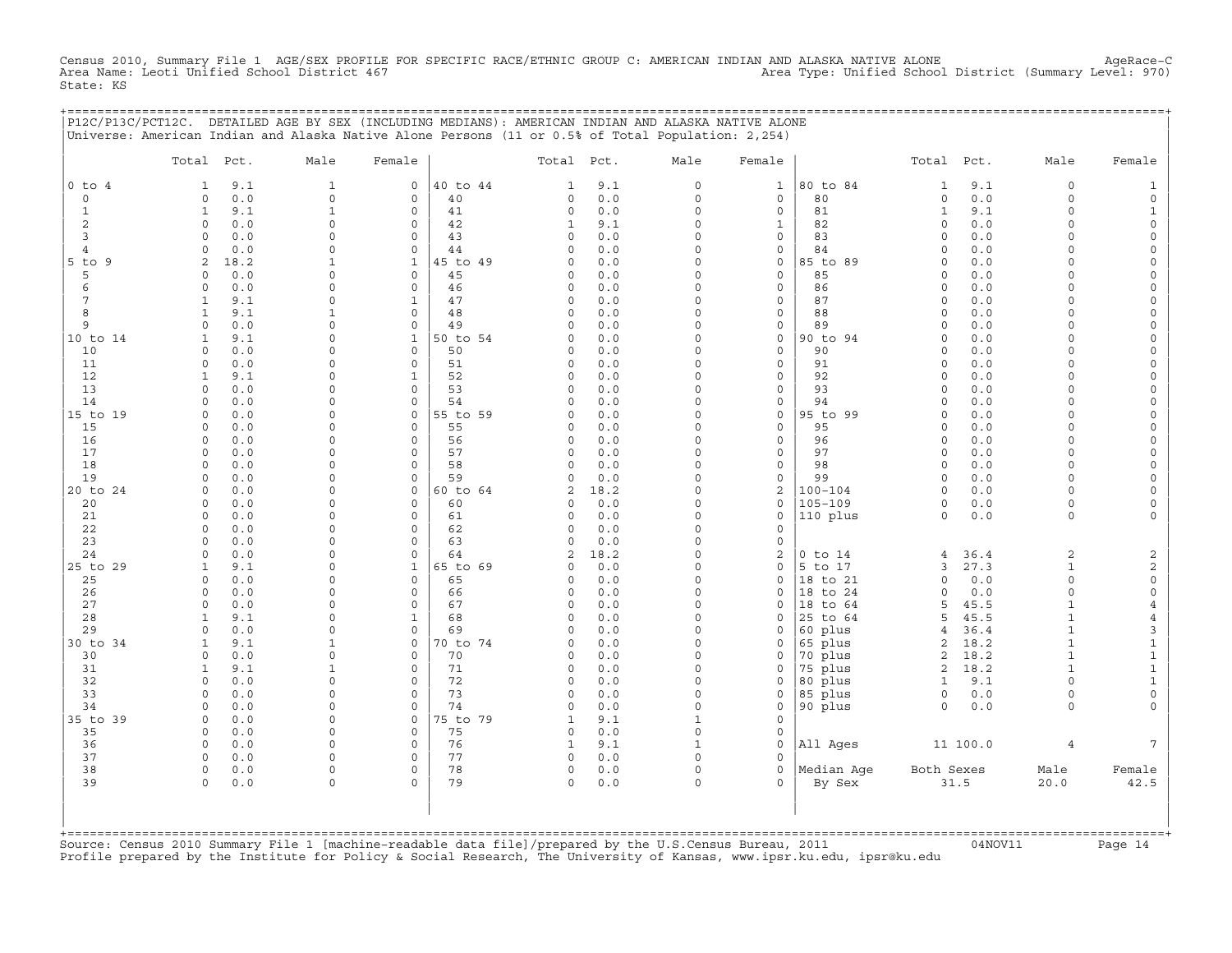Census 2010, Summary File 1 AGE/SEX PROFILE FOR SPECIFIC RACE/ETHNIC GROUP C: AMERICAN INDIAN AND ALASKA NATIVE ALONE AgeRace-C
Area Name: Leoti Unified School District 467 Area Type: Unified School District (Summary Level: 970)
State: KS

P12C/P13C/PCT12C. DETAILED AGE BY SEX (INCLUDING MEDIANS): AMERICAN INDIAN AND ALASKA NATIVE ALONE
Universe: American Indian and Alaska Native Alone Persons (11 or 0.5% of Total Population: 2,254)

| | Total | Pct. | Male | Female | | Total | Pct. | Male | Female | | Total | Pct. | Male | Female |
|---|---|---|---|---|---|---|---|---|---|---|---|---|---|---|
| 0 to 4 | 1 | 9.1 | 1 | 0 | 40 to 44 | 1 | 9.1 | 0 | 1 | 80 to 84 | 1 | 9.1 | 0 | 1 |
| 0 | 0 | 0.0 | 0 | 0 | 40 | 0 | 0.0 | 0 | 0 | 80 | 0 | 0.0 | 0 | 0 |
| 1 | 1 | 9.1 | 1 | 0 | 41 | 0 | 0.0 | 0 | 0 | 81 | 1 | 9.1 | 0 | 1 |
| 2 | 0 | 0.0 | 0 | 0 | 42 | 1 | 9.1 | 0 | 1 | 82 | 0 | 0.0 | 0 | 0 |
| 3 | 0 | 0.0 | 0 | 0 | 43 | 0 | 0.0 | 0 | 0 | 83 | 0 | 0.0 | 0 | 0 |
| 4 | 0 | 0.0 | 0 | 0 | 44 | 0 | 0.0 | 0 | 0 | 84 | 0 | 0.0 | 0 | 0 |
| 5 to 9 | 2 | 18.2 | 1 | 1 | 45 to 49 | 0 | 0.0 | 0 | 0 | 85 to 89 | 0 | 0.0 | 0 | 0 |
| 5 | 0 | 0.0 | 0 | 0 | 45 | 0 | 0.0 | 0 | 0 | 85 | 0 | 0.0 | 0 | 0 |
| 6 | 0 | 0.0 | 0 | 0 | 46 | 0 | 0.0 | 0 | 0 | 86 | 0 | 0.0 | 0 | 0 |
| 7 | 1 | 9.1 | 0 | 1 | 47 | 0 | 0.0 | 0 | 0 | 87 | 0 | 0.0 | 0 | 0 |
| 8 | 1 | 9.1 | 1 | 0 | 48 | 0 | 0.0 | 0 | 0 | 88 | 0 | 0.0 | 0 | 0 |
| 9 | 0 | 0.0 | 0 | 0 | 49 | 0 | 0.0 | 0 | 0 | 89 | 0 | 0.0 | 0 | 0 |
| 10 to 14 | 1 | 9.1 | 0 | 1 | 50 to 54 | 0 | 0.0 | 0 | 0 | 90 to 94 | 0 | 0.0 | 0 | 0 |
| 10 | 0 | 0.0 | 0 | 0 | 50 | 0 | 0.0 | 0 | 0 | 90 | 0 | 0.0 | 0 | 0 |
| 11 | 0 | 0.0 | 0 | 0 | 51 | 0 | 0.0 | 0 | 0 | 91 | 0 | 0.0 | 0 | 0 |
| 12 | 1 | 9.1 | 0 | 1 | 52 | 0 | 0.0 | 0 | 0 | 92 | 0 | 0.0 | 0 | 0 |
| 13 | 0 | 0.0 | 0 | 0 | 53 | 0 | 0.0 | 0 | 0 | 93 | 0 | 0.0 | 0 | 0 |
| 14 | 0 | 0.0 | 0 | 0 | 54 | 0 | 0.0 | 0 | 0 | 94 | 0 | 0.0 | 0 | 0 |
| 15 to 19 | 0 | 0.0 | 0 | 0 | 55 to 59 | 0 | 0.0 | 0 | 0 | 95 to 99 | 0 | 0.0 | 0 | 0 |
| 15 | 0 | 0.0 | 0 | 0 | 55 | 0 | 0.0 | 0 | 0 | 95 | 0 | 0.0 | 0 | 0 |
| 16 | 0 | 0.0 | 0 | 0 | 56 | 0 | 0.0 | 0 | 0 | 96 | 0 | 0.0 | 0 | 0 |
| 17 | 0 | 0.0 | 0 | 0 | 57 | 0 | 0.0 | 0 | 0 | 97 | 0 | 0.0 | 0 | 0 |
| 18 | 0 | 0.0 | 0 | 0 | 58 | 0 | 0.0 | 0 | 0 | 98 | 0 | 0.0 | 0 | 0 |
| 19 | 0 | 0.0 | 0 | 0 | 59 | 0 | 0.0 | 0 | 0 | 99 | 0 | 0.0 | 0 | 0 |
| 20 to 24 | 0 | 0.0 | 0 | 0 | 60 to 64 | 2 | 18.2 | 0 | 2 | 100-104 | 0 | 0.0 | 0 | 0 |
| 20 | 0 | 0.0 | 0 | 0 | 60 | 0 | 0.0 | 0 | 0 | 105-109 | 0 | 0.0 | 0 | 0 |
| 21 | 0 | 0.0 | 0 | 0 | 61 | 0 | 0.0 | 0 | 0 | 110 plus | 0 | 0.0 | 0 | 0 |
| 22 | 0 | 0.0 | 0 | 0 | 62 | 0 | 0.0 | 0 | 0 | | | | | |
| 23 | 0 | 0.0 | 0 | 0 | 63 | 0 | 0.0 | 0 | 0 | | | | | |
| 24 | 0 | 0.0 | 0 | 0 | 64 | 2 | 18.2 | 0 | 2 | 0 to 14 | 4 | 36.4 | 2 | 2 |
| 25 to 29 | 1 | 9.1 | 0 | 1 | 65 to 69 | 0 | 0.0 | 0 | 0 | 5 to 17 | 3 | 27.3 | 1 | 2 |
| 25 | 0 | 0.0 | 0 | 0 | 65 | 0 | 0.0 | 0 | 0 | 18 to 21 | 0 | 0.0 | 0 | 0 |
| 26 | 0 | 0.0 | 0 | 0 | 66 | 0 | 0.0 | 0 | 0 | 18 to 24 | 0 | 0.0 | 0 | 0 |
| 27 | 0 | 0.0 | 0 | 0 | 67 | 0 | 0.0 | 0 | 0 | 18 to 64 | 5 | 45.5 | 1 | 4 |
| 28 | 1 | 9.1 | 0 | 1 | 68 | 0 | 0.0 | 0 | 0 | 25 to 64 | 5 | 45.5 | 1 | 4 |
| 29 | 0 | 0.0 | 0 | 0 | 69 | 0 | 0.0 | 0 | 0 | 60 plus | 4 | 36.4 | 1 | 3 |
| 30 to 34 | 1 | 9.1 | 1 | 0 | 70 to 74 | 0 | 0.0 | 0 | 0 | 65 plus | 2 | 18.2 | 1 | 1 |
| 30 | 0 | 0.0 | 0 | 0 | 70 | 0 | 0.0 | 0 | 0 | 70 plus | 2 | 18.2 | 1 | 1 |
| 31 | 1 | 9.1 | 1 | 0 | 71 | 0 | 0.0 | 0 | 0 | 75 plus | 2 | 18.2 | 1 | 1 |
| 32 | 0 | 0.0 | 0 | 0 | 72 | 0 | 0.0 | 0 | 0 | 80 plus | 1 | 9.1 | 0 | 1 |
| 33 | 0 | 0.0 | 0 | 0 | 73 | 0 | 0.0 | 0 | 0 | 85 plus | 0 | 0.0 | 0 | 0 |
| 34 | 0 | 0.0 | 0 | 0 | 74 | 0 | 0.0 | 0 | 0 | 90 plus | 0 | 0.0 | 0 | 0 |
| 35 to 39 | 0 | 0.0 | 0 | 0 | 75 to 79 | 1 | 9.1 | 1 | 0 | | | | | |
| 35 | 0 | 0.0 | 0 | 0 | 75 | 0 | 0.0 | 0 | 0 | | | | | |
| 36 | 0 | 0.0 | 0 | 0 | 76 | 1 | 9.1 | 1 | 0 | All Ages | 11 | 100.0 | 4 | 7 |
| 37 | 0 | 0.0 | 0 | 0 | 77 | 0 | 0.0 | 0 | 0 | | | | | |
| 38 | 0 | 0.0 | 0 | 0 | 78 | 0 | 0.0 | 0 | 0 | Median Age | Both Sexes | | Male | Female |
| 39 | 0 | 0.0 | 0 | 0 | 79 | 0 | 0.0 | 0 | 0 | By Sex | 31.5 | | 20.0 | 42.5 |

Source: Census 2010 Summary File 1 [machine-readable data file]/prepared by the U.S.Census Bureau, 2011 04NOV11
Profile prepared by the Institute for Policy & Social Research, The University of Kansas, www.ipsr.ku.edu, ipsr@ku.edu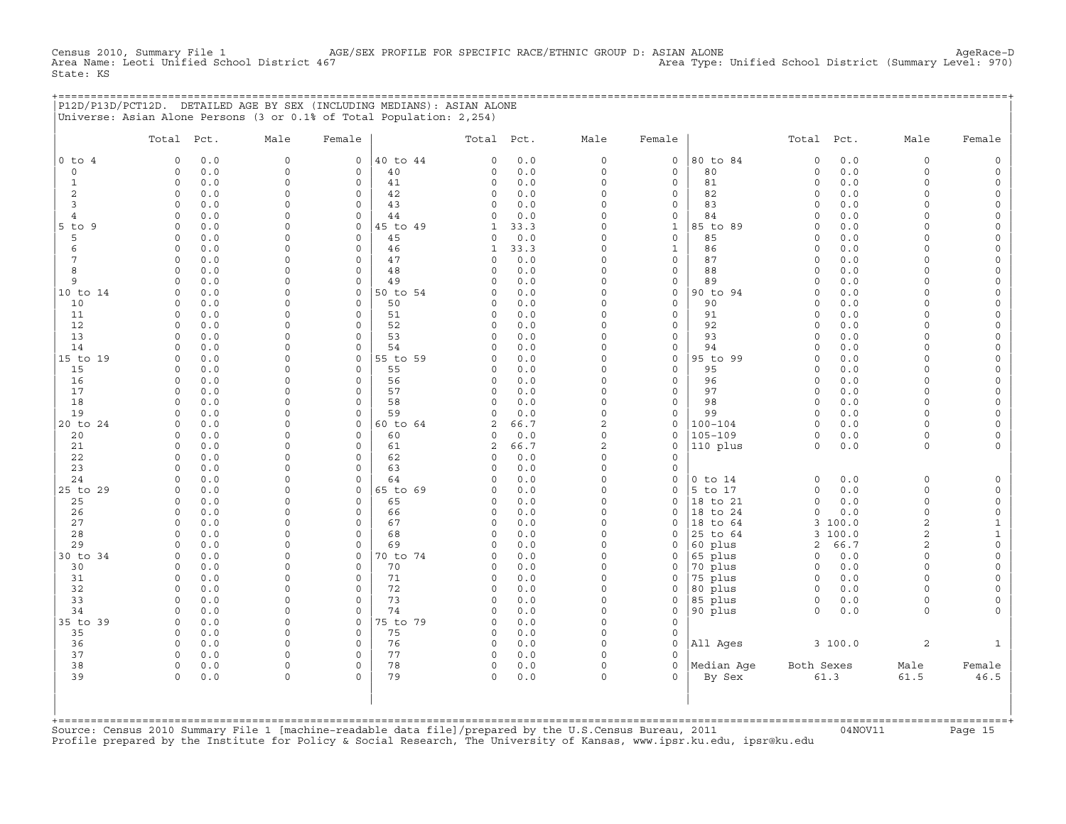Census 2010, Summary File 1 AGE/SEX PROFILE FOR SPECIFIC RACE/ETHNIC GROUP D: ASIAN ALONE AgeRace-D
Area Name: Leoti Unified School District 467 Area Type: Unified School District (Summary Level: 970)
State: KS

## P12D/P13D/PCT12D. DETAILED AGE BY SEX (INCLUDING MEDIANS): ASIAN ALONE

Universe: Asian Alone Persons (3 or 0.1% of Total Population: 2,254)

| | Total | Pct. | Male | Female | | Total | Pct. | Male | Female | | Total | Pct. | Male | Female |
|---|---|---|---|---|---|---|---|---|---|---|---|---|---|---|
| 0 to 4 | 0 | 0.0 | 0 | 0 | 40 to 44 | 0 | 0.0 | 0 | 0 | 80 to 84 | 0 | 0.0 | 0 | 0 |
| 0 | 0 | 0.0 | 0 | 0 | 40 | 0 | 0.0 | 0 | 0 | 80 | 0 | 0.0 | 0 | 0 |
| 1 | 0 | 0.0 | 0 | 0 | 41 | 0 | 0.0 | 0 | 0 | 81 | 0 | 0.0 | 0 | 0 |
| 2 | 0 | 0.0 | 0 | 0 | 42 | 0 | 0.0 | 0 | 0 | 82 | 0 | 0.0 | 0 | 0 |
| 3 | 0 | 0.0 | 0 | 0 | 43 | 0 | 0.0 | 0 | 0 | 83 | 0 | 0.0 | 0 | 0 |
| 4 | 0 | 0.0 | 0 | 0 | 44 | 0 | 0.0 | 0 | 0 | 84 | 0 | 0.0 | 0 | 0 |
| 5 to 9 | 0 | 0.0 | 0 | 0 | 45 to 49 | 1 | 33.3 | 0 | 1 | 85 to 89 | 0 | 0.0 | 0 | 0 |
| 5 | 0 | 0.0 | 0 | 0 | 45 | 0 | 0.0 | 0 | 0 | 85 | 0 | 0.0 | 0 | 0 |
| 6 | 0 | 0.0 | 0 | 0 | 46 | 1 | 33.3 | 0 | 1 | 86 | 0 | 0.0 | 0 | 0 |
| 7 | 0 | 0.0 | 0 | 0 | 47 | 0 | 0.0 | 0 | 0 | 87 | 0 | 0.0 | 0 | 0 |
| 8 | 0 | 0.0 | 0 | 0 | 48 | 0 | 0.0 | 0 | 0 | 88 | 0 | 0.0 | 0 | 0 |
| 9 | 0 | 0.0 | 0 | 0 | 49 | 0 | 0.0 | 0 | 0 | 89 | 0 | 0.0 | 0 | 0 |
| 10 to 14 | 0 | 0.0 | 0 | 0 | 50 to 54 | 0 | 0.0 | 0 | 0 | 90 to 94 | 0 | 0.0 | 0 | 0 |
| 10 | 0 | 0.0 | 0 | 0 | 50 | 0 | 0.0 | 0 | 0 | 90 | 0 | 0.0 | 0 | 0 |
| 11 | 0 | 0.0 | 0 | 0 | 51 | 0 | 0.0 | 0 | 0 | 91 | 0 | 0.0 | 0 | 0 |
| 12 | 0 | 0.0 | 0 | 0 | 52 | 0 | 0.0 | 0 | 0 | 92 | 0 | 0.0 | 0 | 0 |
| 13 | 0 | 0.0 | 0 | 0 | 53 | 0 | 0.0 | 0 | 0 | 93 | 0 | 0.0 | 0 | 0 |
| 14 | 0 | 0.0 | 0 | 0 | 54 | 0 | 0.0 | 0 | 0 | 94 | 0 | 0.0 | 0 | 0 |
| 15 to 19 | 0 | 0.0 | 0 | 0 | 55 to 59 | 0 | 0.0 | 0 | 0 | 95 to 99 | 0 | 0.0 | 0 | 0 |
| 15 | 0 | 0.0 | 0 | 0 | 55 | 0 | 0.0 | 0 | 0 | 95 | 0 | 0.0 | 0 | 0 |
| 16 | 0 | 0.0 | 0 | 0 | 56 | 0 | 0.0 | 0 | 0 | 96 | 0 | 0.0 | 0 | 0 |
| 17 | 0 | 0.0 | 0 | 0 | 57 | 0 | 0.0 | 0 | 0 | 97 | 0 | 0.0 | 0 | 0 |
| 18 | 0 | 0.0 | 0 | 0 | 58 | 0 | 0.0 | 0 | 0 | 98 | 0 | 0.0 | 0 | 0 |
| 19 | 0 | 0.0 | 0 | 0 | 59 | 0 | 0.0 | 0 | 0 | 99 | 0 | 0.0 | 0 | 0 |
| 20 to 24 | 0 | 0.0 | 0 | 0 | 60 to 64 | 2 | 66.7 | 2 | 0 | 100-104 | 0 | 0.0 | 0 | 0 |
| 20 | 0 | 0.0 | 0 | 0 | 60 | 0 | 0.0 | 0 | 0 | 105-109 | 0 | 0.0 | 0 | 0 |
| 21 | 0 | 0.0 | 0 | 0 | 61 | 2 | 66.7 | 2 | 0 | 110 plus | 0 | 0.0 | 0 | 0 |
| 22 | 0 | 0.0 | 0 | 0 | 62 | 0 | 0.0 | 0 | 0 | | | | | |
| 23 | 0 | 0.0 | 0 | 0 | 63 | 0 | 0.0 | 0 | 0 | | | | | |
| 24 | 0 | 0.0 | 0 | 0 | 64 | 0 | 0.0 | 0 | 0 | 0 to 14 | 0 | 0.0 | 0 | 0 |
| 25 to 29 | 0 | 0.0 | 0 | 0 | 65 to 69 | 0 | 0.0 | 0 | 0 | 5 to 17 | 0 | 0.0 | 0 | 0 |
| 25 | 0 | 0.0 | 0 | 0 | 65 | 0 | 0.0 | 0 | 0 | 18 to 21 | 0 | 0.0 | 0 | 0 |
| 26 | 0 | 0.0 | 0 | 0 | 66 | 0 | 0.0 | 0 | 0 | 18 to 24 | 0 | 0.0 | 0 | 0 |
| 27 | 0 | 0.0 | 0 | 0 | 67 | 0 | 0.0 | 0 | 0 | 18 to 64 | 3 | 100.0 | 2 | 1 |
| 28 | 0 | 0.0 | 0 | 0 | 68 | 0 | 0.0 | 0 | 0 | 25 to 64 | 3 | 100.0 | 2 | 1 |
| 29 | 0 | 0.0 | 0 | 0 | 69 | 0 | 0.0 | 0 | 0 | 60 plus | 2 | 66.7 | 2 | 0 |
| 30 to 34 | 0 | 0.0 | 0 | 0 | 70 to 74 | 0 | 0.0 | 0 | 0 | 65 plus | 0 | 0.0 | 0 | 0 |
| 30 | 0 | 0.0 | 0 | 0 | 70 | 0 | 0.0 | 0 | 0 | 70 plus | 0 | 0.0 | 0 | 0 |
| 31 | 0 | 0.0 | 0 | 0 | 71 | 0 | 0.0 | 0 | 0 | 75 plus | 0 | 0.0 | 0 | 0 |
| 32 | 0 | 0.0 | 0 | 0 | 72 | 0 | 0.0 | 0 | 0 | 80 plus | 0 | 0.0 | 0 | 0 |
| 33 | 0 | 0.0 | 0 | 0 | 73 | 0 | 0.0 | 0 | 0 | 85 plus | 0 | 0.0 | 0 | 0 |
| 34 | 0 | 0.0 | 0 | 0 | 74 | 0 | 0.0 | 0 | 0 | 90 plus | 0 | 0.0 | 0 | 0 |
| 35 to 39 | 0 | 0.0 | 0 | 0 | 75 to 79 | 0 | 0.0 | 0 | 0 | | | | | |
| 35 | 0 | 0.0 | 0 | 0 | 75 | 0 | 0.0 | 0 | 0 | | | | | |
| 36 | 0 | 0.0 | 0 | 0 | 76 | 0 | 0.0 | 0 | 0 | All Ages | 3 | 100.0 | 2 | 1 |
| 37 | 0 | 0.0 | 0 | 0 | 77 | 0 | 0.0 | 0 | 0 | | | | | |
| 38 | 0 | 0.0 | 0 | 0 | 78 | 0 | 0.0 | 0 | 0 | Median Age | Both Sexes | | Male | Female |
| 39 | 0 | 0.0 | 0 | 0 | 79 | 0 | 0.0 | 0 | 0 | By Sex | 61.3 | | 61.5 | 46.5 |

Source: Census 2010 Summary File 1 [machine-readable data file]/prepared by the U.S.Census Bureau, 2011 04NOV11
Profile prepared by the Institute for Policy & Social Research, The University of Kansas, www.ipsr.ku.edu, ipsr@ku.edu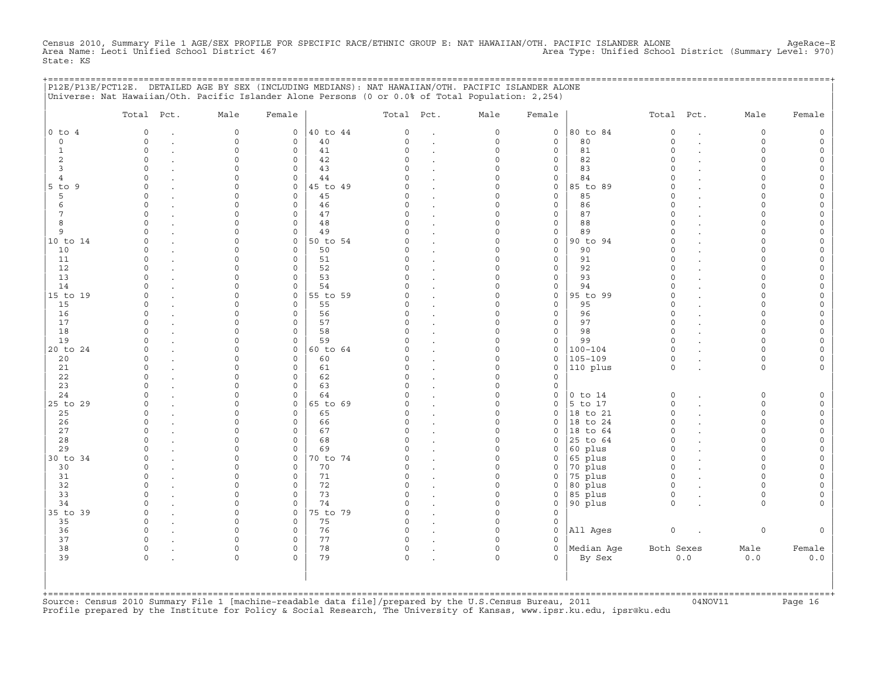Census 2010, Summary File 1 AGE/SEX PROFILE FOR SPECIFIC RACE/ETHNIC GROUP E: NAT HAWAIIAN/OTH. PACIFIC ISLANDER ALONE AgeRace-E
Area Name: Leoti Unified School District 467 Area Type: Unified School District (Summary Level: 970)
State: KS

## P12E/P13E/PCT12E. DETAILED AGE BY SEX (INCLUDING MEDIANS): NAT HAWAIIAN/OTH. PACIFIC ISLANDER ALONE

Universe: Nat Hawaiian/Oth. Pacific Islander Alone Persons (0 or 0.0% of Total Population: 2,254)

| | Total | Pct. | Male | Female | | Total | Pct. | Male | Female | | Total | Pct. | Male | Female |
|---|---|---|---|---|---|---|---|---|---|---|---|---|---|---|
| 0 to 4 | 0 | . | 0 | 0 | 40 to 44 | 0 | . | 0 | 0 | 80 to 84 | 0 | . | 0 | 0 |
| 0 | 0 | . | 0 | 0 | 40 | 0 | . | 0 | 0 | 80 | 0 | . | 0 | 0 |
| 1 | 0 | . | 0 | 0 | 41 | 0 | . | 0 | 0 | 81 | 0 | . | 0 | 0 |
| 2 | 0 | . | 0 | 0 | 42 | 0 | . | 0 | 0 | 82 | 0 | . | 0 | 0 |
| 3 | 0 | . | 0 | 0 | 43 | 0 | . | 0 | 0 | 83 | 0 | . | 0 | 0 |
| 4 | 0 | . | 0 | 0 | 44 | 0 | . | 0 | 0 | 84 | 0 | . | 0 | 0 |
| 5 to 9 | 0 | . | 0 | 0 | 45 to 49 | 0 | . | 0 | 0 | 85 to 89 | 0 | . | 0 | 0 |
| 5 | 0 | . | 0 | 0 | 45 | 0 | . | 0 | 0 | 85 | 0 | . | 0 | 0 |
| 6 | 0 | . | 0 | 0 | 46 | 0 | . | 0 | 0 | 86 | 0 | . | 0 | 0 |
| 7 | 0 | . | 0 | 0 | 47 | 0 | . | 0 | 0 | 87 | 0 | . | 0 | 0 |
| 8 | 0 | . | 0 | 0 | 48 | 0 | . | 0 | 0 | 88 | 0 | . | 0 | 0 |
| 9 | 0 | . | 0 | 0 | 49 | 0 | . | 0 | 0 | 89 | 0 | . | 0 | 0 |
| 10 to 14 | 0 | . | 0 | 0 | 50 to 54 | 0 | . | 0 | 0 | 90 to 94 | 0 | . | 0 | 0 |
| 10 | 0 | . | 0 | 0 | 50 | 0 | . | 0 | 0 | 90 | 0 | . | 0 | 0 |
| 11 | 0 | . | 0 | 0 | 51 | 0 | . | 0 | 0 | 91 | 0 | . | 0 | 0 |
| 12 | 0 | . | 0 | 0 | 52 | 0 | . | 0 | 0 | 92 | 0 | . | 0 | 0 |
| 13 | 0 | . | 0 | 0 | 53 | 0 | . | 0 | 0 | 93 | 0 | . | 0 | 0 |
| 14 | 0 | . | 0 | 0 | 54 | 0 | . | 0 | 0 | 94 | 0 | . | 0 | 0 |
| 15 to 19 | 0 | . | 0 | 0 | 55 to 59 | 0 | . | 0 | 0 | 95 to 99 | 0 | . | 0 | 0 |
| 15 | 0 | . | 0 | 0 | 55 | 0 | . | 0 | 0 | 95 | 0 | . | 0 | 0 |
| 16 | 0 | . | 0 | 0 | 56 | 0 | . | 0 | 0 | 96 | 0 | . | 0 | 0 |
| 17 | 0 | . | 0 | 0 | 57 | 0 | . | 0 | 0 | 97 | 0 | . | 0 | 0 |
| 18 | 0 | . | 0 | 0 | 58 | 0 | . | 0 | 0 | 98 | 0 | . | 0 | 0 |
| 19 | 0 | . | 0 | 0 | 59 | 0 | . | 0 | 0 | 99 | 0 | . | 0 | 0 |
| 20 to 24 | 0 | . | 0 | 0 | 60 to 64 | 0 | . | 0 | 0 | 100-104 | 0 | . | 0 | 0 |
| 20 | 0 | . | 0 | 0 | 60 | 0 | . | 0 | 0 | 105-109 | 0 | . | 0 | 0 |
| 21 | 0 | . | 0 | 0 | 61 | 0 | . | 0 | 0 | 110 plus | 0 | . | 0 | 0 |
| 22 | 0 | . | 0 | 0 | 62 | 0 | . | 0 | 0 | | | | | |
| 23 | 0 | . | 0 | 0 | 63 | 0 | . | 0 | 0 | | | | | |
| 24 | 0 | . | 0 | 0 | 64 | 0 | . | 0 | 0 | 0 to 14 | 0 | . | 0 | 0 |
| 25 to 29 | 0 | . | 0 | 0 | 65 to 69 | 0 | . | 0 | 0 | 5 to 17 | 0 | . | 0 | 0 |
| 25 | 0 | . | 0 | 0 | 65 | 0 | . | 0 | 0 | 18 to 21 | 0 | . | 0 | 0 |
| 26 | 0 | . | 0 | 0 | 66 | 0 | . | 0 | 0 | 18 to 24 | 0 | . | 0 | 0 |
| 27 | 0 | . | 0 | 0 | 67 | 0 | . | 0 | 0 | 18 to 64 | 0 | . | 0 | 0 |
| 28 | 0 | . | 0 | 0 | 68 | 0 | . | 0 | 0 | 25 to 64 | 0 | . | 0 | 0 |
| 29 | 0 | . | 0 | 0 | 69 | 0 | . | 0 | 0 | 60 plus | 0 | . | 0 | 0 |
| 30 to 34 | 0 | . | 0 | 0 | 70 to 74 | 0 | . | 0 | 0 | 65 plus | 0 | . | 0 | 0 |
| 30 | 0 | . | 0 | 0 | 70 | 0 | . | 0 | 0 | 70 plus | 0 | . | 0 | 0 |
| 31 | 0 | . | 0 | 0 | 71 | 0 | . | 0 | 0 | 75 plus | 0 | . | 0 | 0 |
| 32 | 0 | . | 0 | 0 | 72 | 0 | . | 0 | 0 | 80 plus | 0 | . | 0 | 0 |
| 33 | 0 | . | 0 | 0 | 73 | 0 | . | 0 | 0 | 85 plus | 0 | . | 0 | 0 |
| 34 | 0 | . | 0 | 0 | 74 | 0 | . | 0 | 0 | 90 plus | 0 | . | 0 | 0 |
| 35 to 39 | 0 | . | 0 | 0 | 75 to 79 | 0 | . | 0 | 0 | | | | | |
| 35 | 0 | . | 0 | 0 | 75 | 0 | . | 0 | 0 | | | | | |
| 36 | 0 | . | 0 | 0 | 76 | 0 | . | 0 | 0 | All Ages | 0 | . | 0 | 0 |
| 37 | 0 | . | 0 | 0 | 77 | 0 | . | 0 | 0 | | | | | |
| 38 | 0 | . | 0 | 0 | 78 | 0 | . | 0 | 0 | Median Age | Both Sexes | | Male | Female |
| 39 | 0 | . | 0 | 0 | 79 | 0 | . | 0 | 0 | By Sex | 0.0 | | 0.0 | 0.0 |

Source: Census 2010 Summary File 1 [machine-readable data file]/prepared by the U.S.Census Bureau, 2011 04NOV11
Profile prepared by the Institute for Policy & Social Research, The University of Kansas, www.ipsr.ku.edu, ipsr@ku.edu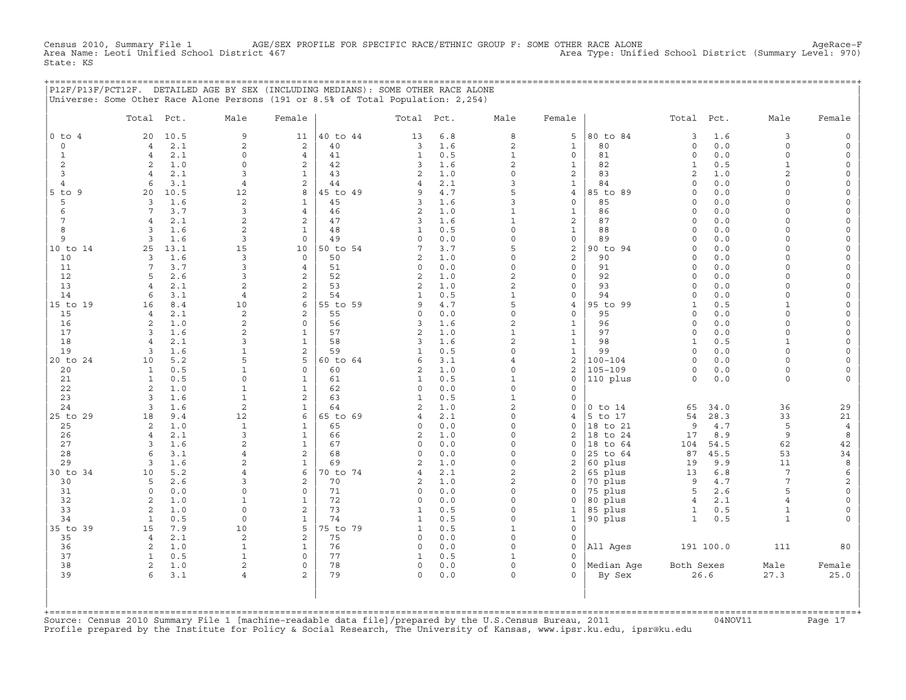Census 2010, Summary File 1 AGE/SEX PROFILE FOR SPECIFIC RACE/ETHNIC GROUP F: SOME OTHER RACE ALONE AgeRace-F
Area Name: Leoti Unified School District 467 Area Type: Unified School District (Summary Level: 970)
State: KS

## P12F/P13F/PCT12F. DETAILED AGE BY SEX (INCLUDING MEDIANS): SOME OTHER RACE ALONE

Universe: Some Other Race Alone Persons (191 or 8.5% of Total Population: 2,254)

| | Total | Pct. | Male | Female | | Total | Pct. | Male | Female | | Total | Pct. | Male | Female |
|---|---|---|---|---|---|---|---|---|---|---|---|---|---|---|
| 0 to 4 | 20 | 10.5 | 9 | 11 | 40 to 44 | 13 | 6.8 | 8 | 5 | 80 to 84 | 3 | 1.6 | 3 | 0 |
| 0 | 4 | 2.1 | 2 | 2 | 40 | 3 | 1.6 | 2 | 1 | 80 | 0 | 0.0 | 0 | 0 |
| 1 | 4 | 2.1 | 0 | 4 | 41 | 1 | 0.5 | 1 | 0 | 81 | 0 | 0.0 | 0 | 0 |
| 2 | 2 | 1.0 | 0 | 2 | 42 | 3 | 1.6 | 2 | 1 | 82 | 1 | 0.5 | 1 | 0 |
| 3 | 4 | 2.1 | 3 | 1 | 43 | 2 | 1.0 | 0 | 2 | 83 | 2 | 1.0 | 2 | 0 |
| 4 | 6 | 3.1 | 4 | 2 | 44 | 4 | 2.1 | 3 | 1 | 84 | 0 | 0.0 | 0 | 0 |
| 5 to 9 | 20 | 10.5 | 12 | 8 | 45 to 49 | 9 | 4.7 | 5 | 4 | 85 to 89 | 0 | 0.0 | 0 | 0 |
| 5 | 3 | 1.6 | 2 | 1 | 45 | 3 | 1.6 | 3 | 0 | 85 | 0 | 0.0 | 0 | 0 |
| 6 | 7 | 3.7 | 3 | 4 | 46 | 2 | 1.0 | 1 | 1 | 86 | 0 | 0.0 | 0 | 0 |
| 7 | 4 | 2.1 | 2 | 2 | 47 | 3 | 1.6 | 1 | 2 | 87 | 0 | 0.0 | 0 | 0 |
| 8 | 3 | 1.6 | 2 | 1 | 48 | 1 | 0.5 | 0 | 1 | 88 | 0 | 0.0 | 0 | 0 |
| 9 | 3 | 1.6 | 3 | 0 | 49 | 0 | 0.0 | 0 | 0 | 89 | 0 | 0.0 | 0 | 0 |
| 10 to 14 | 25 | 13.1 | 15 | 10 | 50 to 54 | 7 | 3.7 | 5 | 2 | 90 to 94 | 0 | 0.0 | 0 | 0 |
| 10 | 3 | 1.6 | 3 | 0 | 50 | 2 | 1.0 | 0 | 2 | 90 | 0 | 0.0 | 0 | 0 |
| 11 | 7 | 3.7 | 3 | 4 | 51 | 0 | 0.0 | 0 | 0 | 91 | 0 | 0.0 | 0 | 0 |
| 12 | 5 | 2.6 | 3 | 2 | 52 | 2 | 1.0 | 2 | 0 | 92 | 0 | 0.0 | 0 | 0 |
| 13 | 4 | 2.1 | 2 | 2 | 53 | 2 | 1.0 | 2 | 0 | 93 | 0 | 0.0 | 0 | 0 |
| 14 | 6 | 3.1 | 4 | 2 | 54 | 1 | 0.5 | 1 | 0 | 94 | 0 | 0.0 | 0 | 0 |
| 15 to 19 | 16 | 8.4 | 10 | 6 | 55 to 59 | 9 | 4.7 | 5 | 4 | 95 to 99 | 1 | 0.5 | 1 | 0 |
| 15 | 4 | 2.1 | 2 | 2 | 55 | 0 | 0.0 | 0 | 0 | 95 | 0 | 0.0 | 0 | 0 |
| 16 | 2 | 1.0 | 2 | 0 | 56 | 3 | 1.6 | 2 | 1 | 96 | 0 | 0.0 | 0 | 0 |
| 17 | 3 | 1.6 | 2 | 1 | 57 | 2 | 1.0 | 1 | 1 | 97 | 0 | 0.0 | 0 | 0 |
| 18 | 4 | 2.1 | 3 | 1 | 58 | 3 | 1.6 | 2 | 1 | 98 | 1 | 0.5 | 1 | 0 |
| 19 | 3 | 1.6 | 1 | 2 | 59 | 1 | 0.5 | 0 | 1 | 99 | 0 | 0.0 | 0 | 0 |
| 20 to 24 | 10 | 5.2 | 5 | 5 | 60 to 64 | 6 | 3.1 | 4 | 2 | 100-104 | 0 | 0.0 | 0 | 0 |
| 20 | 1 | 0.5 | 1 | 0 | 60 | 2 | 1.0 | 0 | 2 | 105-109 | 0 | 0.0 | 0 | 0 |
| 21 | 1 | 0.5 | 0 | 1 | 61 | 1 | 0.5 | 1 | 0 | 110 plus | 0 | 0.0 | 0 | 0 |
| 22 | 2 | 1.0 | 1 | 1 | 62 | 0 | 0.0 | 0 | 0 | | | | | |
| 23 | 3 | 1.6 | 1 | 2 | 63 | 1 | 0.5 | 1 | 0 | | | | | |
| 24 | 3 | 1.6 | 2 | 1 | 64 | 2 | 1.0 | 2 | 0 | 0 to 14 | 65 | 34.0 | 36 | 29 |
| 25 to 29 | 18 | 9.4 | 12 | 6 | 65 to 69 | 4 | 2.1 | 0 | 4 | 5 to 17 | 54 | 28.3 | 33 | 21 |
| 25 | 2 | 1.0 | 1 | 1 | 65 | 0 | 0.0 | 0 | 0 | 18 to 21 | 9 | 4.7 | 5 | 4 |
| 26 | 4 | 2.1 | 3 | 1 | 66 | 2 | 1.0 | 0 | 2 | 18 to 24 | 17 | 8.9 | 9 | 8 |
| 27 | 3 | 1.6 | 2 | 1 | 67 | 0 | 0.0 | 0 | 0 | 18 to 64 | 104 | 54.5 | 62 | 42 |
| 28 | 6 | 3.1 | 4 | 2 | 68 | 0 | 0.0 | 0 | 0 | 25 to 64 | 87 | 45.5 | 53 | 34 |
| 29 | 3 | 1.6 | 2 | 1 | 69 | 2 | 1.0 | 0 | 2 | 60 plus | 19 | 9.9 | 11 | 8 |
| 30 to 34 | 10 | 5.2 | 4 | 6 | 70 to 74 | 4 | 2.1 | 2 | 2 | 65 plus | 13 | 6.8 | 7 | 6 |
| 30 | 5 | 2.6 | 3 | 2 | 70 | 2 | 1.0 | 2 | 0 | 70 plus | 9 | 4.7 | 7 | 2 |
| 31 | 0 | 0.0 | 0 | 0 | 71 | 0 | 0.0 | 0 | 0 | 75 plus | 5 | 2.6 | 5 | 0 |
| 32 | 2 | 1.0 | 1 | 1 | 72 | 0 | 0.0 | 0 | 0 | 80 plus | 4 | 2.1 | 4 | 0 |
| 33 | 2 | 1.0 | 0 | 2 | 73 | 1 | 0.5 | 0 | 1 | 85 plus | 1 | 0.5 | 1 | 0 |
| 34 | 1 | 0.5 | 0 | 1 | 74 | 1 | 0.5 | 0 | 1 | 90 plus | 1 | 0.5 | 1 | 0 |
| 35 to 39 | 15 | 7.9 | 10 | 5 | 75 to 79 | 1 | 0.5 | 1 | 0 | | | | | |
| 35 | 4 | 2.1 | 2 | 2 | 75 | 0 | 0.0 | 0 | 0 | | | | | |
| 36 | 2 | 1.0 | 1 | 1 | 76 | 0 | 0.0 | 0 | 0 | All Ages | 191 | 100.0 | 111 | 80 |
| 37 | 1 | 0.5 | 1 | 0 | 77 | 1 | 0.5 | 1 | 0 | | | | | |
| 38 | 2 | 1.0 | 2 | 0 | 78 | 0 | 0.0 | 0 | 0 | Median Age | Both Sexes | | Male | Female |
| 39 | 6 | 3.1 | 4 | 2 | 79 | 0 | 0.0 | 0 | 0 | By Sex | 26.6 | | 27.3 | 25.0 |

Source: Census 2010 Summary File 1 [machine-readable data file]/prepared by the U.S.Census Bureau, 2011 04NOV11
Profile prepared by the Institute for Policy & Social Research, The University of Kansas, www.ipsr.ku.edu, ipsr@ku.edu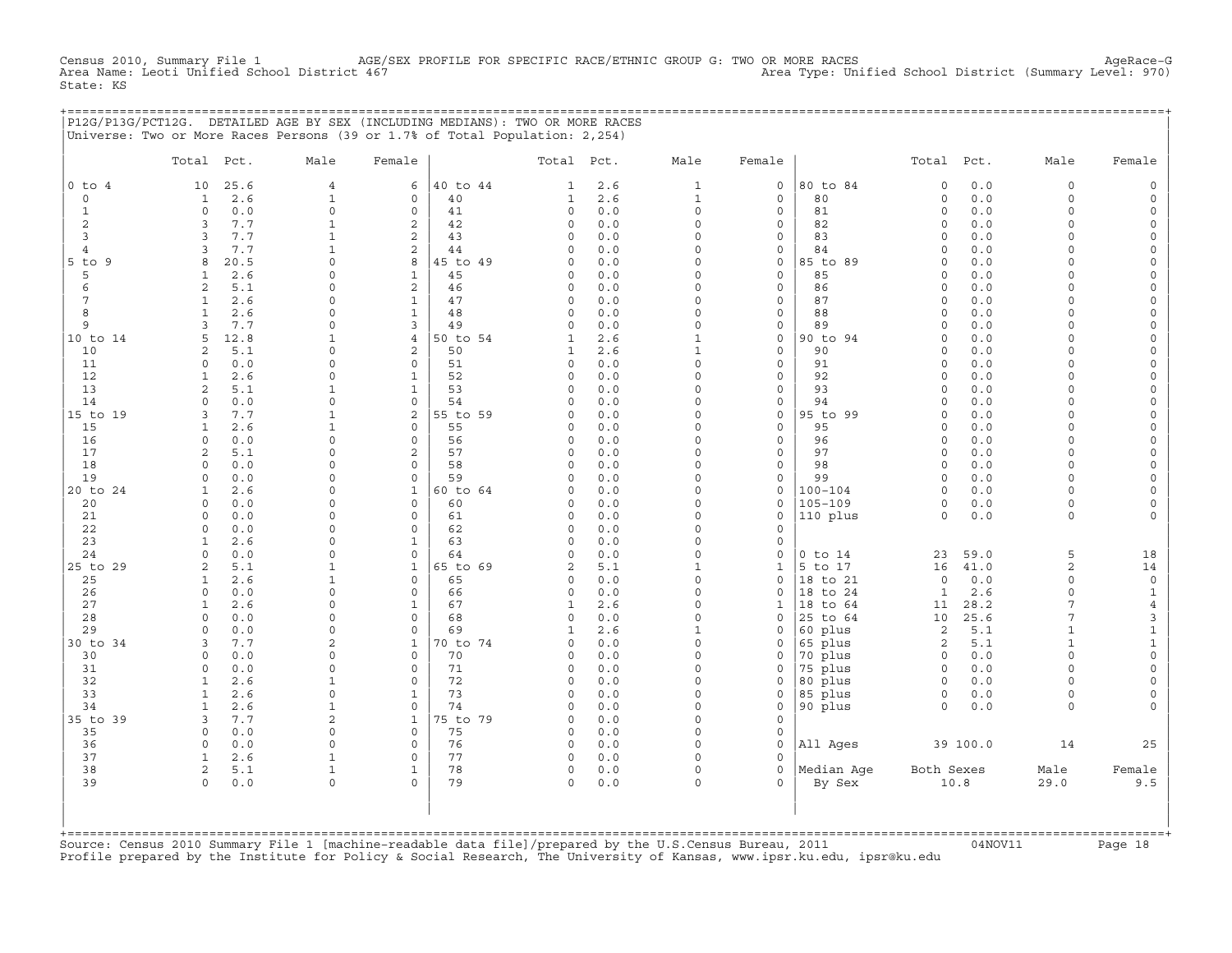Census 2010, Summary File 1 AGE/SEX PROFILE FOR SPECIFIC RACE/ETHNIC GROUP G: TWO OR MORE RACES AgeRace-G
Area Name: Leoti Unified School District 467 Area Type: Unified School District (Summary Level: 970)
State: KS

## P12G/P13G/PCT12G. DETAILED AGE BY SEX (INCLUDING MEDIANS): TWO OR MORE RACES

Universe: Two or More Races Persons (39 or 1.7% of Total Population: 2,254)

| | Total | Pct. | Male | Female | | Total | Pct. | Male | Female | | Total | Pct. | Male | Female |
|---|---|---|---|---|---|---|---|---|---|---|---|---|---|---|
| 0 to 4 | 10 | 25.6 | 4 | 6 | 40 to 44 | 1 | 2.6 | 1 | 0 | 80 to 84 | 0 | 0.0 | 0 | 0 |
| 0 | 1 | 2.6 | 1 | 0 | 40 | 1 | 2.6 | 1 | 0 | 80 | 0 | 0.0 | 0 | 0 |
| 1 | 0 | 0.0 | 0 | 0 | 41 | 0 | 0.0 | 0 | 0 | 81 | 0 | 0.0 | 0 | 0 |
| 2 | 3 | 7.7 | 1 | 2 | 42 | 0 | 0.0 | 0 | 0 | 82 | 0 | 0.0 | 0 | 0 |
| 3 | 3 | 7.7 | 1 | 2 | 43 | 0 | 0.0 | 0 | 0 | 83 | 0 | 0.0 | 0 | 0 |
| 4 | 3 | 7.7 | 1 | 2 | 44 | 0 | 0.0 | 0 | 0 | 84 | 0 | 0.0 | 0 | 0 |
| 5 to 9 | 8 | 20.5 | 0 | 8 | 45 to 49 | 0 | 0.0 | 0 | 0 | 85 to 89 | 0 | 0.0 | 0 | 0 |
| 5 | 1 | 2.6 | 0 | 1 | 45 | 0 | 0.0 | 0 | 0 | 85 | 0 | 0.0 | 0 | 0 |
| 6 | 2 | 5.1 | 0 | 2 | 46 | 0 | 0.0 | 0 | 0 | 86 | 0 | 0.0 | 0 | 0 |
| 7 | 1 | 2.6 | 0 | 1 | 47 | 0 | 0.0 | 0 | 0 | 87 | 0 | 0.0 | 0 | 0 |
| 8 | 1 | 2.6 | 0 | 1 | 48 | 0 | 0.0 | 0 | 0 | 88 | 0 | 0.0 | 0 | 0 |
| 9 | 3 | 7.7 | 0 | 3 | 49 | 0 | 0.0 | 0 | 0 | 89 | 0 | 0.0 | 0 | 0 |
| 10 to 14 | 5 | 12.8 | 1 | 4 | 50 to 54 | 1 | 2.6 | 1 | 0 | 90 to 94 | 0 | 0.0 | 0 | 0 |
| 10 | 2 | 5.1 | 0 | 2 | 50 | 1 | 2.6 | 1 | 0 | 90 | 0 | 0.0 | 0 | 0 |
| 11 | 0 | 0.0 | 0 | 0 | 51 | 0 | 0.0 | 0 | 0 | 91 | 0 | 0.0 | 0 | 0 |
| 12 | 1 | 2.6 | 0 | 1 | 52 | 0 | 0.0 | 0 | 0 | 92 | 0 | 0.0 | 0 | 0 |
| 13 | 2 | 5.1 | 1 | 1 | 53 | 0 | 0.0 | 0 | 0 | 93 | 0 | 0.0 | 0 | 0 |
| 14 | 0 | 0.0 | 0 | 0 | 54 | 0 | 0.0 | 0 | 0 | 94 | 0 | 0.0 | 0 | 0 |
| 15 to 19 | 3 | 7.7 | 1 | 2 | 55 to 59 | 0 | 0.0 | 0 | 0 | 95 to 99 | 0 | 0.0 | 0 | 0 |
| 15 | 1 | 2.6 | 1 | 0 | 55 | 0 | 0.0 | 0 | 0 | 95 | 0 | 0.0 | 0 | 0 |
| 16 | 0 | 0.0 | 0 | 0 | 56 | 0 | 0.0 | 0 | 0 | 96 | 0 | 0.0 | 0 | 0 |
| 17 | 2 | 5.1 | 0 | 2 | 57 | 0 | 0.0 | 0 | 0 | 97 | 0 | 0.0 | 0 | 0 |
| 18 | 0 | 0.0 | 0 | 0 | 58 | 0 | 0.0 | 0 | 0 | 98 | 0 | 0.0 | 0 | 0 |
| 19 | 0 | 0.0 | 0 | 0 | 59 | 0 | 0.0 | 0 | 0 | 99 | 0 | 0.0 | 0 | 0 |
| 20 to 24 | 1 | 2.6 | 0 | 1 | 60 to 64 | 0 | 0.0 | 0 | 0 | 100-104 | 0 | 0.0 | 0 | 0 |
| 20 | 0 | 0.0 | 0 | 0 | 60 | 0 | 0.0 | 0 | 0 | 105-109 | 0 | 0.0 | 0 | 0 |
| 21 | 0 | 0.0 | 0 | 0 | 61 | 0 | 0.0 | 0 | 0 | 110 plus | 0 | 0.0 | 0 | 0 |
| 22 | 0 | 0.0 | 0 | 0 | 62 | 0 | 0.0 | 0 | 0 | | | | | |
| 23 | 1 | 2.6 | 0 | 1 | 63 | 0 | 0.0 | 0 | 0 | | | | | |
| 24 | 0 | 0.0 | 0 | 0 | 64 | 0 | 0.0 | 0 | 0 | 0 to 14 | 23 | 59.0 | 5 | 18 |
| 25 to 29 | 2 | 5.1 | 1 | 1 | 65 to 69 | 2 | 5.1 | 1 | 1 | 5 to 17 | 16 | 41.0 | 2 | 14 |
| 25 | 1 | 2.6 | 1 | 0 | 65 | 0 | 0.0 | 0 | 0 | 18 to 21 | 0 | 0.0 | 0 | 0 |
| 26 | 0 | 0.0 | 0 | 0 | 66 | 0 | 0.0 | 0 | 0 | 18 to 24 | 1 | 2.6 | 0 | 1 |
| 27 | 1 | 2.6 | 0 | 1 | 67 | 1 | 2.6 | 0 | 1 | 18 to 64 | 11 | 28.2 | 7 | 4 |
| 28 | 0 | 0.0 | 0 | 0 | 68 | 0 | 0.0 | 0 | 0 | 25 to 64 | 10 | 25.6 | 7 | 3 |
| 29 | 0 | 0.0 | 0 | 0 | 69 | 1 | 2.6 | 1 | 0 | 60 plus | 2 | 5.1 | 1 | 1 |
| 30 to 34 | 3 | 7.7 | 2 | 1 | 70 to 74 | 0 | 0.0 | 0 | 0 | 65 plus | 2 | 5.1 | 1 | 1 |
| 30 | 0 | 0.0 | 0 | 0 | 70 | 0 | 0.0 | 0 | 0 | 70 plus | 0 | 0.0 | 0 | 0 |
| 31 | 0 | 0.0 | 0 | 0 | 71 | 0 | 0.0 | 0 | 0 | 75 plus | 0 | 0.0 | 0 | 0 |
| 32 | 1 | 2.6 | 1 | 0 | 72 | 0 | 0.0 | 0 | 0 | 80 plus | 0 | 0.0 | 0 | 0 |
| 33 | 1 | 2.6 | 0 | 1 | 73 | 0 | 0.0 | 0 | 0 | 85 plus | 0 | 0.0 | 0 | 0 |
| 34 | 1 | 2.6 | 1 | 0 | 74 | 0 | 0.0 | 0 | 0 | 90 plus | 0 | 0.0 | 0 | 0 |
| 35 to 39 | 3 | 7.7 | 2 | 1 | 75 to 79 | 0 | 0.0 | 0 | 0 | | | | | |
| 35 | 0 | 0.0 | 0 | 0 | 75 | 0 | 0.0 | 0 | 0 | | | | | |
| 36 | 0 | 0.0 | 0 | 0 | 76 | 0 | 0.0 | 0 | 0 | All Ages | 39 | 100.0 | 14 | 25 |
| 37 | 1 | 2.6 | 1 | 0 | 77 | 0 | 0.0 | 0 | 0 | | | | | |
| 38 | 2 | 5.1 | 1 | 1 | 78 | 0 | 0.0 | 0 | 0 | Median Age | Both Sexes | | Male | Female |
| 39 | 0 | 0.0 | 0 | 0 | 79 | 0 | 0.0 | 0 | 0 | By Sex | 10.8 | | 29.0 | 9.5 |

Source: Census 2010 Summary File 1 [machine-readable data file]/prepared by the U.S.Census Bureau, 2011 04NOV11
Profile prepared by the Institute for Policy & Social Research, The University of Kansas, www.ipsr.ku.edu, ipsr@ku.edu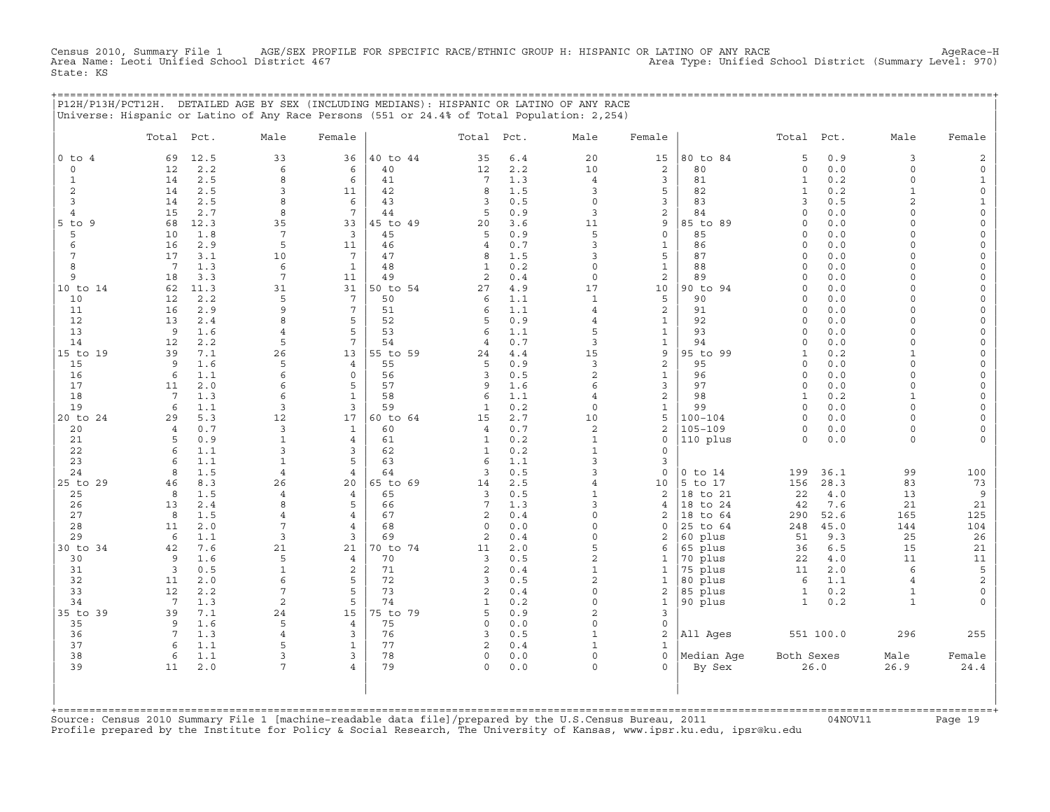Census 2010, Summary File 1 AGE/SEX PROFILE FOR SPECIFIC RACE/ETHNIC GROUP H: HISPANIC OR LATINO OF ANY RACE AgeRace-H
Area Name: Leoti Unified School District 467 Area Type: Unified School District (Summary Level: 970)
State: KS

## P12H/P13H/PCT12H. DETAILED AGE BY SEX (INCLUDING MEDIANS): HISPANIC OR LATINO OF ANY RACE

Universe: Hispanic or Latino of Any Race Persons (551 or 24.4% of Total Population: 2,254)

| | Total | Pct. | Male | Female | | Total | Pct. | Male | Female | | Total | Pct. | Male | Female |
|---|---|---|---|---|---|---|---|---|---|---|---|---|---|---|
| 0 to 4 | 69 | 12.5 | 33 | 36 | 40 to 44 | 35 | 6.4 | 20 | 15 | 80 to 84 | 5 | 0.9 | 3 | 2 |
| 0 | 12 | 2.2 | 6 | 6 | 40 | 12 | 2.2 | 10 | 2 | 80 | 0 | 0.0 | 0 | 0 |
| 1 | 14 | 2.5 | 8 | 6 | 41 | 7 | 1.3 | 4 | 3 | 81 | 1 | 0.2 | 0 | 1 |
| 2 | 14 | 2.5 | 3 | 11 | 42 | 8 | 1.5 | 3 | 5 | 82 | 1 | 0.2 | 1 | 0 |
| 3 | 14 | 2.5 | 8 | 6 | 43 | 3 | 0.5 | 0 | 3 | 83 | 3 | 0.5 | 2 | 1 |
| 4 | 15 | 2.7 | 8 | 7 | 44 | 5 | 0.9 | 3 | 2 | 84 | 0 | 0.0 | 0 | 0 |
| 5 to 9 | 68 | 12.3 | 35 | 33 | 45 to 49 | 20 | 3.6 | 11 | 9 | 85 to 89 | 0 | 0.0 | 0 | 0 |
| 5 | 10 | 1.8 | 7 | 3 | 45 | 5 | 0.9 | 5 | 0 | 85 | 0 | 0.0 | 0 | 0 |
| 6 | 16 | 2.9 | 5 | 11 | 46 | 4 | 0.7 | 3 | 1 | 86 | 0 | 0.0 | 0 | 0 |
| 7 | 17 | 3.1 | 10 | 7 | 47 | 8 | 1.5 | 3 | 5 | 87 | 0 | 0.0 | 0 | 0 |
| 8 | 7 | 1.3 | 6 | 1 | 48 | 1 | 0.2 | 0 | 1 | 88 | 0 | 0.0 | 0 | 0 |
| 9 | 18 | 3.3 | 7 | 11 | 49 | 2 | 0.4 | 0 | 2 | 89 | 0 | 0.0 | 0 | 0 |
| 10 to 14 | 62 | 11.3 | 31 | 31 | 50 to 54 | 27 | 4.9 | 17 | 10 | 90 to 94 | 0 | 0.0 | 0 | 0 |
| 10 | 12 | 2.2 | 5 | 7 | 50 | 6 | 1.1 | 1 | 5 | 90 | 0 | 0.0 | 0 | 0 |
| 11 | 16 | 2.9 | 9 | 7 | 51 | 6 | 1.1 | 4 | 2 | 91 | 0 | 0.0 | 0 | 0 |
| 12 | 13 | 2.4 | 8 | 5 | 52 | 5 | 0.9 | 4 | 1 | 92 | 0 | 0.0 | 0 | 0 |
| 13 | 9 | 1.6 | 4 | 5 | 53 | 6 | 1.1 | 5 | 1 | 93 | 0 | 0.0 | 0 | 0 |
| 14 | 12 | 2.2 | 5 | 7 | 54 | 4 | 0.7 | 3 | 1 | 94 | 0 | 0.0 | 0 | 0 |
| 15 to 19 | 39 | 7.1 | 26 | 13 | 55 to 59 | 24 | 4.4 | 15 | 9 | 95 to 99 | 1 | 0.2 | 1 | 0 |
| 15 | 9 | 1.6 | 5 | 4 | 55 | 5 | 0.9 | 3 | 2 | 95 | 0 | 0.0 | 0 | 0 |
| 16 | 6 | 1.1 | 6 | 0 | 56 | 3 | 0.5 | 2 | 1 | 96 | 0 | 0.0 | 0 | 0 |
| 17 | 11 | 2.0 | 6 | 5 | 57 | 9 | 1.6 | 6 | 3 | 97 | 0 | 0.0 | 0 | 0 |
| 18 | 7 | 1.3 | 6 | 1 | 58 | 6 | 1.1 | 4 | 2 | 98 | 1 | 0.2 | 1 | 0 |
| 19 | 6 | 1.1 | 3 | 3 | 59 | 1 | 0.2 | 0 | 1 | 99 | 0 | 0.0 | 0 | 0 |
| 20 to 24 | 29 | 5.3 | 12 | 17 | 60 to 64 | 15 | 2.7 | 10 | 5 | 100-104 | 0 | 0.0 | 0 | 0 |
| 20 | 4 | 0.7 | 3 | 1 | 60 | 4 | 0.7 | 2 | 2 | 105-109 | 0 | 0.0 | 0 | 0 |
| 21 | 5 | 0.9 | 1 | 4 | 61 | 1 | 0.2 | 1 | 0 | 110 plus | 0 | 0.0 | 0 | 0 |
| 22 | 6 | 1.1 | 3 | 3 | 62 | 1 | 0.2 | 1 | 0 | | | | | |
| 23 | 6 | 1.1 | 1 | 5 | 63 | 6 | 1.1 | 3 | 3 | | | | | |
| 24 | 8 | 1.5 | 4 | 4 | 64 | 3 | 0.5 | 3 | 0 | 0 to 14 | 199 | 36.1 | 99 | 100 |
| 25 to 29 | 46 | 8.3 | 26 | 20 | 65 to 69 | 14 | 2.5 | 4 | 10 | 5 to 17 | 156 | 28.3 | 83 | 73 |
| 25 | 8 | 1.5 | 4 | 4 | 65 | 3 | 0.5 | 1 | 2 | 18 to 21 | 22 | 4.0 | 13 | 9 |
| 26 | 13 | 2.4 | 8 | 5 | 66 | 7 | 1.3 | 3 | 4 | 18 to 24 | 42 | 7.6 | 21 | 21 |
| 27 | 8 | 1.5 | 4 | 4 | 67 | 2 | 0.4 | 0 | 2 | 18 to 64 | 290 | 52.6 | 165 | 125 |
| 28 | 11 | 2.0 | 7 | 4 | 68 | 0 | 0.0 | 0 | 0 | 25 to 64 | 248 | 45.0 | 144 | 104 |
| 29 | 6 | 1.1 | 3 | 3 | 69 | 2 | 0.4 | 0 | 2 | 60 plus | 51 | 9.3 | 25 | 26 |
| 30 to 34 | 42 | 7.6 | 21 | 21 | 70 to 74 | 11 | 2.0 | 5 | 6 | 65 plus | 36 | 6.5 | 15 | 21 |
| 30 | 9 | 1.6 | 5 | 4 | 70 | 3 | 0.5 | 2 | 1 | 70 plus | 22 | 4.0 | 11 | 11 |
| 31 | 3 | 0.5 | 1 | 2 | 71 | 2 | 0.4 | 1 | 1 | 75 plus | 11 | 2.0 | 6 | 5 |
| 32 | 11 | 2.0 | 6 | 5 | 72 | 3 | 0.5 | 2 | 1 | 80 plus | 6 | 1.1 | 4 | 2 |
| 33 | 12 | 2.2 | 7 | 5 | 73 | 2 | 0.4 | 0 | 2 | 85 plus | 1 | 0.2 | 1 | 0 |
| 34 | 7 | 1.3 | 2 | 5 | 74 | 1 | 0.2 | 0 | 1 | 90 plus | 1 | 0.2 | 1 | 0 |
| 35 to 39 | 39 | 7.1 | 24 | 15 | 75 to 79 | 5 | 0.9 | 2 | 3 | | | | | |
| 35 | 9 | 1.6 | 5 | 4 | 75 | 0 | 0.0 | 0 | 0 | | | | | |
| 36 | 7 | 1.3 | 4 | 3 | 76 | 3 | 0.5 | 1 | 2 | All Ages | 551 | 100.0 | 296 | 255 |
| 37 | 6 | 1.1 | 5 | 1 | 77 | 2 | 0.4 | 1 | 1 | | | | | |
| 38 | 6 | 1.1 | 3 | 3 | 78 | 0 | 0.0 | 0 | 0 | Median Age | Both Sexes | | Male | Female |
| 39 | 11 | 2.0 | 7 | 4 | 79 | 0 | 0.0 | 0 | 0 | By Sex | 26.0 | | 26.9 | 24.4 |

Source: Census 2010 Summary File 1 [machine-readable data file]/prepared by the U.S.Census Bureau, 2011 04NOV11
Profile prepared by the Institute for Policy & Social Research, The University of Kansas, www.ipsr.ku.edu, ipsr@ku.edu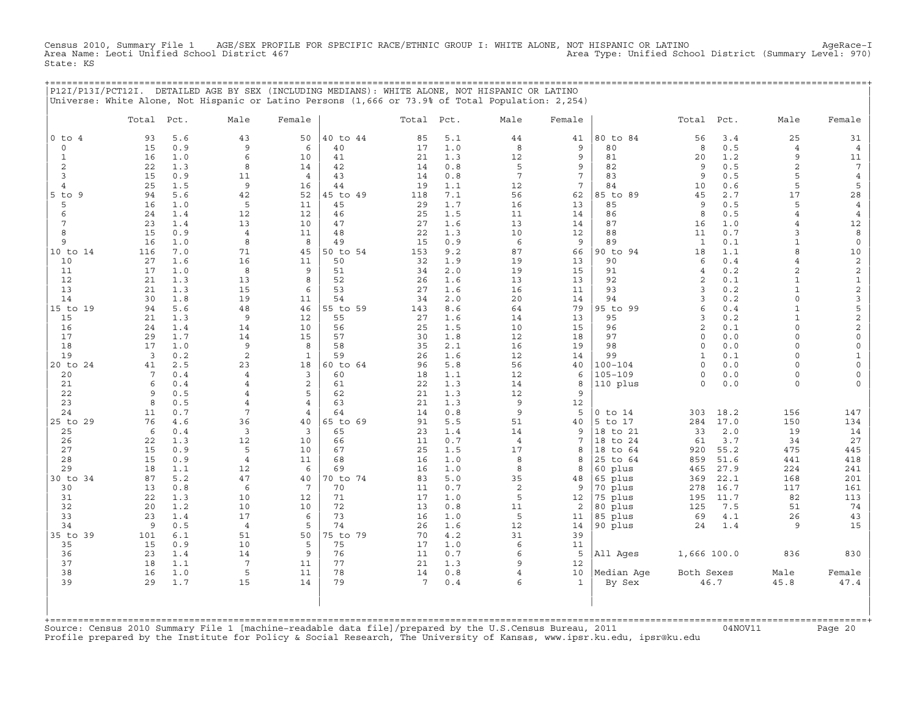Census 2010, Summary File 1 AGE/SEX PROFILE FOR SPECIFIC RACE/ETHNIC GROUP I: WHITE ALONE, NOT HISPANIC OR LATINO AgeRace-I
Area Name: Leoti Unified School District 467 Area Type: Unified School District (Summary Level: 970)
State: KS

## P12I/P13I/PCT12I. DETAILED AGE BY SEX (INCLUDING MEDIANS): WHITE ALONE, NOT HISPANIC OR LATINO

Universe: White Alone, Not Hispanic or Latino Persons (1,666 or 73.9% of Total Population: 2,254)

| | Total | Pct. | Male | Female | | Total | Pct. | Male | Female | | Total | Pct. | Male | Female |
|---|---|---|---|---|---|---|---|---|---|---|---|---|---|---|
| 0 to 4 | 93 | 5.6 | 43 | 50 | 40 to 44 | 85 | 5.1 | 44 | 41 | 80 to 84 | 56 | 3.4 | 25 | 31 |
| 0 | 15 | 0.9 | 9 | 6 | 40 | 17 | 1.0 | 8 | 9 | 80 | 8 | 0.5 | 4 | 4 |
| 1 | 16 | 1.0 | 6 | 10 | 41 | 21 | 1.3 | 12 | 9 | 81 | 20 | 1.2 | 9 | 11 |
| 2 | 22 | 1.3 | 8 | 14 | 42 | 14 | 0.8 | 5 | 9 | 82 | 9 | 0.5 | 2 | 7 |
| 3 | 15 | 0.9 | 11 | 4 | 43 | 14 | 0.8 | 7 | 7 | 83 | 9 | 0.5 | 5 | 4 |
| 4 | 25 | 1.5 | 9 | 16 | 44 | 19 | 1.1 | 12 | 7 | 84 | 10 | 0.6 | 5 | 5 |
| 5 to 9 | 94 | 5.6 | 42 | 52 | 45 to 49 | 118 | 7.1 | 56 | 62 | 85 to 89 | 45 | 2.7 | 17 | 28 |
| 5 | 16 | 1.0 | 5 | 11 | 45 | 29 | 1.7 | 16 | 13 | 85 | 9 | 0.5 | 5 | 4 |
| 6 | 24 | 1.4 | 12 | 12 | 46 | 25 | 1.5 | 11 | 14 | 86 | 8 | 0.5 | 4 | 4 |
| 7 | 23 | 1.4 | 13 | 10 | 47 | 27 | 1.6 | 13 | 14 | 87 | 16 | 1.0 | 4 | 12 |
| 8 | 15 | 0.9 | 4 | 11 | 48 | 22 | 1.3 | 10 | 12 | 88 | 11 | 0.7 | 3 | 8 |
| 9 | 16 | 1.0 | 8 | 8 | 49 | 15 | 0.9 | 6 | 9 | 89 | 1 | 0.1 | 1 | 0 |
| 10 to 14 | 116 | 7.0 | 71 | 45 | 50 to 54 | 153 | 9.2 | 87 | 66 | 90 to 94 | 18 | 1.1 | 8 | 10 |
| 10 | 27 | 1.6 | 16 | 11 | 50 | 32 | 1.9 | 19 | 13 | 90 | 6 | 0.4 | 4 | 2 |
| 11 | 17 | 1.0 | 8 | 9 | 51 | 34 | 2.0 | 19 | 15 | 91 | 4 | 0.2 | 2 | 2 |
| 12 | 21 | 1.3 | 13 | 8 | 52 | 26 | 1.6 | 13 | 13 | 92 | 2 | 0.1 | 1 | 1 |
| 13 | 21 | 1.3 | 15 | 6 | 53 | 27 | 1.6 | 16 | 11 | 93 | 3 | 0.2 | 1 | 2 |
| 14 | 30 | 1.8 | 19 | 11 | 54 | 34 | 2.0 | 20 | 14 | 94 | 3 | 0.2 | 0 | 3 |
| 15 to 19 | 94 | 5.6 | 48 | 46 | 55 to 59 | 143 | 8.6 | 64 | 79 | 95 to 99 | 6 | 0.4 | 1 | 5 |
| 15 | 21 | 1.3 | 9 | 12 | 55 | 27 | 1.6 | 14 | 13 | 95 | 3 | 0.2 | 1 | 2 |
| 16 | 24 | 1.4 | 14 | 10 | 56 | 25 | 1.5 | 10 | 15 | 96 | 2 | 0.1 | 0 | 2 |
| 17 | 29 | 1.7 | 14 | 15 | 57 | 30 | 1.8 | 12 | 18 | 97 | 0 | 0.0 | 0 | 0 |
| 18 | 17 | 1.0 | 9 | 8 | 58 | 35 | 2.1 | 16 | 19 | 98 | 0 | 0.0 | 0 | 0 |
| 19 | 3 | 0.2 | 2 | 1 | 59 | 26 | 1.6 | 12 | 14 | 99 | 1 | 0.1 | 0 | 1 |
| 20 to 24 | 41 | 2.5 | 23 | 18 | 60 to 64 | 96 | 5.8 | 56 | 40 | 100-104 | 0 | 0.0 | 0 | 0 |
| 20 | 7 | 0.4 | 4 | 3 | 60 | 18 | 1.1 | 12 | 6 | 105-109 | 0 | 0.0 | 0 | 0 |
| 21 | 6 | 0.4 | 4 | 2 | 61 | 22 | 1.3 | 14 | 8 | 110 plus | 0 | 0.0 | 0 | 0 |
| 22 | 9 | 0.5 | 4 | 5 | 62 | 21 | 1.3 | 12 | 9 | | | | | |
| 23 | 8 | 0.5 | 4 | 4 | 63 | 21 | 1.3 | 9 | 12 | | | | | |
| 24 | 11 | 0.7 | 7 | 4 | 64 | 14 | 0.8 | 9 | 5 | 0 to 14 | 303 | 18.2 | 156 | 147 |
| 25 to 29 | 76 | 4.6 | 36 | 40 | 65 to 69 | 91 | 5.5 | 51 | 40 | 5 to 17 | 284 | 17.0 | 150 | 134 |
| 25 | 6 | 0.4 | 3 | 3 | 65 | 23 | 1.4 | 14 | 9 | 18 to 21 | 33 | 2.0 | 19 | 14 |
| 26 | 22 | 1.3 | 12 | 10 | 66 | 11 | 0.7 | 4 | 7 | 18 to 24 | 61 | 3.7 | 34 | 27 |
| 27 | 15 | 0.9 | 5 | 10 | 67 | 25 | 1.5 | 17 | 8 | 18 to 64 | 920 | 55.2 | 475 | 445 |
| 28 | 15 | 0.9 | 4 | 11 | 68 | 16 | 1.0 | 8 | 8 | 25 to 64 | 859 | 51.6 | 441 | 418 |
| 29 | 18 | 1.1 | 12 | 6 | 69 | 16 | 1.0 | 8 | 8 | 60 plus | 465 | 27.9 | 224 | 241 |
| 30 to 34 | 87 | 5.2 | 47 | 40 | 70 to 74 | 83 | 5.0 | 35 | 48 | 65 plus | 369 | 22.1 | 168 | 201 |
| 30 | 13 | 0.8 | 6 | 7 | 70 | 11 | 0.7 | 2 | 9 | 70 plus | 278 | 16.7 | 117 | 161 |
| 31 | 22 | 1.3 | 10 | 12 | 71 | 17 | 1.0 | 5 | 12 | 75 plus | 195 | 11.7 | 82 | 113 |
| 32 | 20 | 1.2 | 10 | 10 | 72 | 13 | 0.8 | 11 | 2 | 80 plus | 125 | 7.5 | 51 | 74 |
| 33 | 23 | 1.4 | 17 | 6 | 73 | 16 | 1.0 | 5 | 11 | 85 plus | 69 | 4.1 | 26 | 43 |
| 34 | 9 | 0.5 | 4 | 5 | 74 | 26 | 1.6 | 12 | 14 | 90 plus | 24 | 1.4 | 9 | 15 |
| 35 to 39 | 101 | 6.1 | 51 | 50 | 75 to 79 | 70 | 4.2 | 31 | 39 | | | | | |
| 35 | 15 | 0.9 | 10 | 5 | 75 | 17 | 1.0 | 6 | 11 | | | | | |
| 36 | 23 | 1.4 | 14 | 9 | 76 | 11 | 0.7 | 6 | 5 | All Ages | 1,666 | 100.0 | 836 | 830 |
| 37 | 18 | 1.1 | 7 | 11 | 77 | 21 | 1.3 | 9 | 12 | | | | | |
| 38 | 16 | 1.0 | 5 | 11 | 78 | 14 | 0.8 | 4 | 10 | Median Age | Both Sexes | | Male | Female |
| 39 | 29 | 1.7 | 15 | 14 | 79 | 7 | 0.4 | 6 | 1 | By Sex | 46.7 | | 45.8 | 47.4 |

Source: Census 2010 Summary File 1 [machine-readable data file]/prepared by the U.S.Census Bureau, 2011 04NOV11
Profile prepared by the Institute for Policy & Social Research, The University of Kansas, www.ipsr.ku.edu, ipsr@ku.edu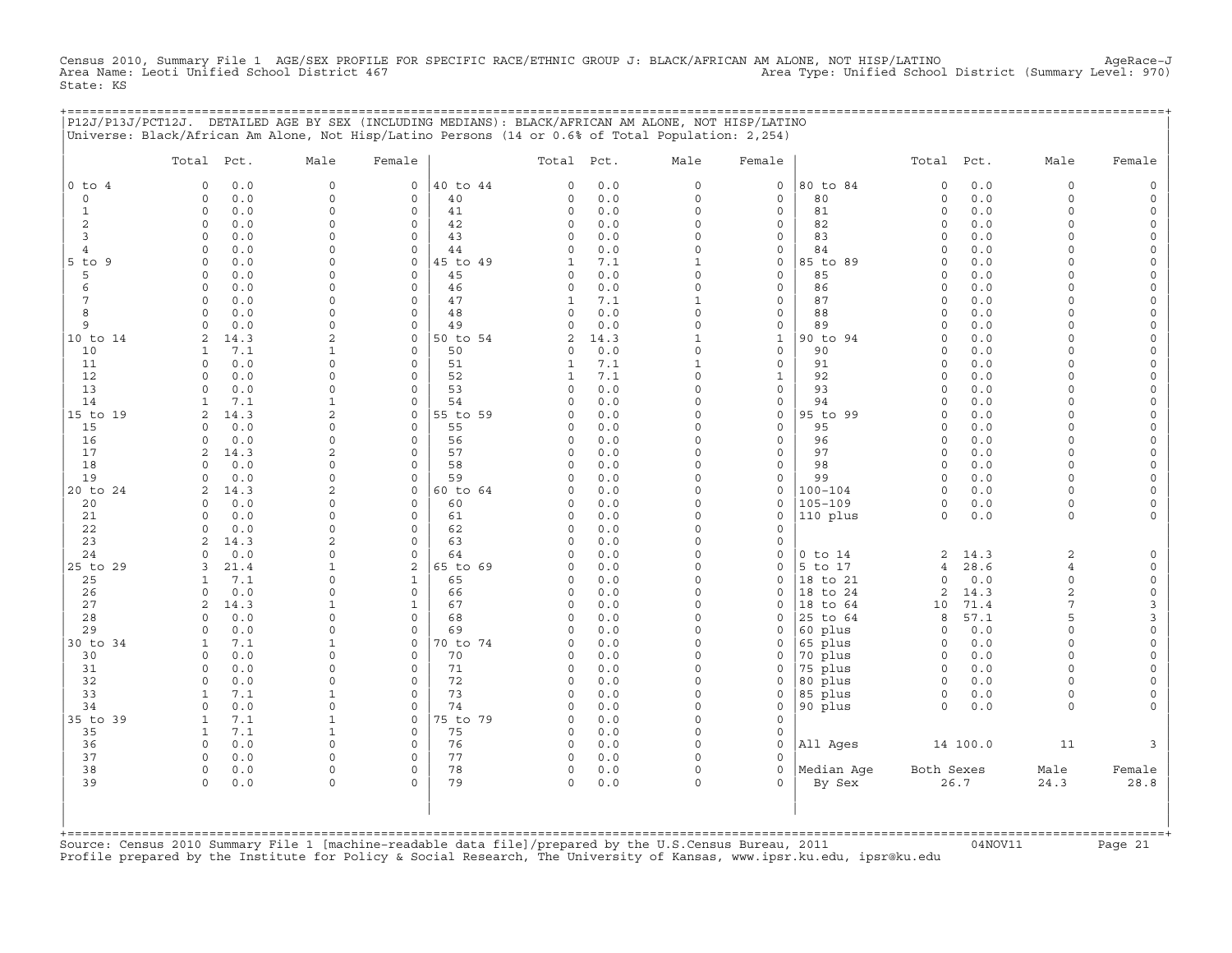Census 2010, Summary File 1 AGE/SEX PROFILE FOR SPECIFIC RACE/ETHNIC GROUP J: BLACK/AFRICAN AM ALONE, NOT HISP/LATINO AgeRace-J
Area Name: Leoti Unified School District 467 Area Type: Unified School District (Summary Level: 970)
State: KS

P12J/P13J/PCT12J. DETAILED AGE BY SEX (INCLUDING MEDIANS): BLACK/AFRICAN AM ALONE, NOT HISP/LATINO
Universe: Black/African Am Alone, Not Hisp/Latino Persons (14 or 0.6% of Total Population: 2,254)

| | Total | Pct. | Male | Female | | Total | Pct. | Male | Female | | Total | Pct. | Male | Female |
|---|---|---|---|---|---|---|---|---|---|---|---|---|---|---|
| 0 to 4 | 0 | 0.0 | 0 | 0 | 40 to 44 | 0 | 0.0 | 0 | 0 | 80 to 84 | 0 | 0.0 | 0 | 0 |
| 0 | 0 | 0.0 | 0 | 0 | 40 | 0 | 0.0 | 0 | 0 | 80 | 0 | 0.0 | 0 | 0 |
| 1 | 0 | 0.0 | 0 | 0 | 41 | 0 | 0.0 | 0 | 0 | 81 | 0 | 0.0 | 0 | 0 |
| 2 | 0 | 0.0 | 0 | 0 | 42 | 0 | 0.0 | 0 | 0 | 82 | 0 | 0.0 | 0 | 0 |
| 3 | 0 | 0.0 | 0 | 0 | 43 | 0 | 0.0 | 0 | 0 | 83 | 0 | 0.0 | 0 | 0 |
| 4 | 0 | 0.0 | 0 | 0 | 44 | 0 | 0.0 | 0 | 0 | 84 | 0 | 0.0 | 0 | 0 |
| 5 to 9 | 0 | 0.0 | 0 | 0 | 45 to 49 | 1 | 7.1 | 1 | 0 | 85 to 89 | 0 | 0.0 | 0 | 0 |
| 5 | 0 | 0.0 | 0 | 0 | 45 | 0 | 0.0 | 0 | 0 | 85 | 0 | 0.0 | 0 | 0 |
| 6 | 0 | 0.0 | 0 | 0 | 46 | 0 | 0.0 | 0 | 0 | 86 | 0 | 0.0 | 0 | 0 |
| 7 | 0 | 0.0 | 0 | 0 | 47 | 1 | 7.1 | 1 | 0 | 87 | 0 | 0.0 | 0 | 0 |
| 8 | 0 | 0.0 | 0 | 0 | 48 | 0 | 0.0 | 0 | 0 | 88 | 0 | 0.0 | 0 | 0 |
| 9 | 0 | 0.0 | 0 | 0 | 49 | 0 | 0.0 | 0 | 0 | 89 | 0 | 0.0 | 0 | 0 |
| 10 to 14 | 2 | 14.3 | 2 | 0 | 50 to 54 | 2 | 14.3 | 1 | 1 | 90 to 94 | 0 | 0.0 | 0 | 0 |
| 10 | 1 | 7.1 | 1 | 0 | 50 | 0 | 0.0 | 0 | 0 | 90 | 0 | 0.0 | 0 | 0 |
| 11 | 0 | 0.0 | 0 | 0 | 51 | 1 | 7.1 | 1 | 0 | 91 | 0 | 0.0 | 0 | 0 |
| 12 | 0 | 0.0 | 0 | 0 | 52 | 1 | 7.1 | 0 | 1 | 92 | 0 | 0.0 | 0 | 0 |
| 13 | 0 | 0.0 | 0 | 0 | 53 | 0 | 0.0 | 0 | 0 | 93 | 0 | 0.0 | 0 | 0 |
| 14 | 1 | 7.1 | 1 | 0 | 54 | 0 | 0.0 | 0 | 0 | 94 | 0 | 0.0 | 0 | 0 |
| 15 to 19 | 2 | 14.3 | 2 | 0 | 55 to 59 | 0 | 0.0 | 0 | 0 | 95 to 99 | 0 | 0.0 | 0 | 0 |
| 15 | 0 | 0.0 | 0 | 0 | 55 | 0 | 0.0 | 0 | 0 | 95 | 0 | 0.0 | 0 | 0 |
| 16 | 0 | 0.0 | 0 | 0 | 56 | 0 | 0.0 | 0 | 0 | 96 | 0 | 0.0 | 0 | 0 |
| 17 | 2 | 14.3 | 2 | 0 | 57 | 0 | 0.0 | 0 | 0 | 97 | 0 | 0.0 | 0 | 0 |
| 18 | 0 | 0.0 | 0 | 0 | 58 | 0 | 0.0 | 0 | 0 | 98 | 0 | 0.0 | 0 | 0 |
| 19 | 0 | 0.0 | 0 | 0 | 59 | 0 | 0.0 | 0 | 0 | 99 | 0 | 0.0 | 0 | 0 |
| 20 to 24 | 2 | 14.3 | 2 | 0 | 60 to 64 | 0 | 0.0 | 0 | 0 | 100-104 | 0 | 0.0 | 0 | 0 |
| 20 | 0 | 0.0 | 0 | 0 | 60 | 0 | 0.0 | 0 | 0 | 105-109 | 0 | 0.0 | 0 | 0 |
| 21 | 0 | 0.0 | 0 | 0 | 61 | 0 | 0.0 | 0 | 0 | 110 plus | 0 | 0.0 | 0 | 0 |
| 22 | 0 | 0.0 | 0 | 0 | 62 | 0 | 0.0 | 0 | 0 | | | | | |
| 23 | 2 | 14.3 | 2 | 0 | 63 | 0 | 0.0 | 0 | 0 | | | | | |
| 24 | 0 | 0.0 | 0 | 0 | 64 | 0 | 0.0 | 0 | 0 | 0 to 14 | 2 | 14.3 | 2 | 0 |
| 25 to 29 | 3 | 21.4 | 1 | 2 | 65 to 69 | 0 | 0.0 | 0 | 0 | 5 to 17 | 4 | 28.6 | 4 | 0 |
| 25 | 1 | 7.1 | 0 | 1 | 65 | 0 | 0.0 | 0 | 0 | 18 to 21 | 0 | 0.0 | 0 | 0 |
| 26 | 0 | 0.0 | 0 | 0 | 66 | 0 | 0.0 | 0 | 0 | 18 to 24 | 2 | 14.3 | 2 | 0 |
| 27 | 2 | 14.3 | 1 | 1 | 67 | 0 | 0.0 | 0 | 0 | 18 to 64 | 10 | 71.4 | 7 | 3 |
| 28 | 0 | 0.0 | 0 | 0 | 68 | 0 | 0.0 | 0 | 0 | 25 to 64 | 8 | 57.1 | 5 | 3 |
| 29 | 0 | 0.0 | 0 | 0 | 69 | 0 | 0.0 | 0 | 0 | 60 plus | 0 | 0.0 | 0 | 0 |
| 30 to 34 | 1 | 7.1 | 1 | 0 | 70 to 74 | 0 | 0.0 | 0 | 0 | 65 plus | 0 | 0.0 | 0 | 0 |
| 30 | 0 | 0.0 | 0 | 0 | 70 | 0 | 0.0 | 0 | 0 | 70 plus | 0 | 0.0 | 0 | 0 |
| 31 | 0 | 0.0 | 0 | 0 | 71 | 0 | 0.0 | 0 | 0 | 75 plus | 0 | 0.0 | 0 | 0 |
| 32 | 0 | 0.0 | 0 | 0 | 72 | 0 | 0.0 | 0 | 0 | 80 plus | 0 | 0.0 | 0 | 0 |
| 33 | 1 | 7.1 | 1 | 0 | 73 | 0 | 0.0 | 0 | 0 | 85 plus | 0 | 0.0 | 0 | 0 |
| 34 | 0 | 0.0 | 0 | 0 | 74 | 0 | 0.0 | 0 | 0 | 90 plus | 0 | 0.0 | 0 | 0 |
| 35 to 39 | 1 | 7.1 | 1 | 0 | 75 to 79 | 0 | 0.0 | 0 | 0 | | | | | |
| 35 | 1 | 7.1 | 1 | 0 | 75 | 0 | 0.0 | 0 | 0 | | | | | |
| 36 | 0 | 0.0 | 0 | 0 | 76 | 0 | 0.0 | 0 | 0 | All Ages | 14 | 100.0 | 11 | 3 |
| 37 | 0 | 0.0 | 0 | 0 | 77 | 0 | 0.0 | 0 | 0 | | | | | |
| 38 | 0 | 0.0 | 0 | 0 | 78 | 0 | 0.0 | 0 | 0 | Median Age | Both Sexes | | Male | Female |
| 39 | 0 | 0.0 | 0 | 0 | 79 | 0 | 0.0 | 0 | 0 | By Sex | 26.7 | | 24.3 | 28.8 |

Source: Census 2010 Summary File 1 [machine-readable data file]/prepared by the U.S.Census Bureau, 2011 04NOV11
Profile prepared by the Institute for Policy & Social Research, The University of Kansas, www.ipsr.ku.edu, ipsr@ku.edu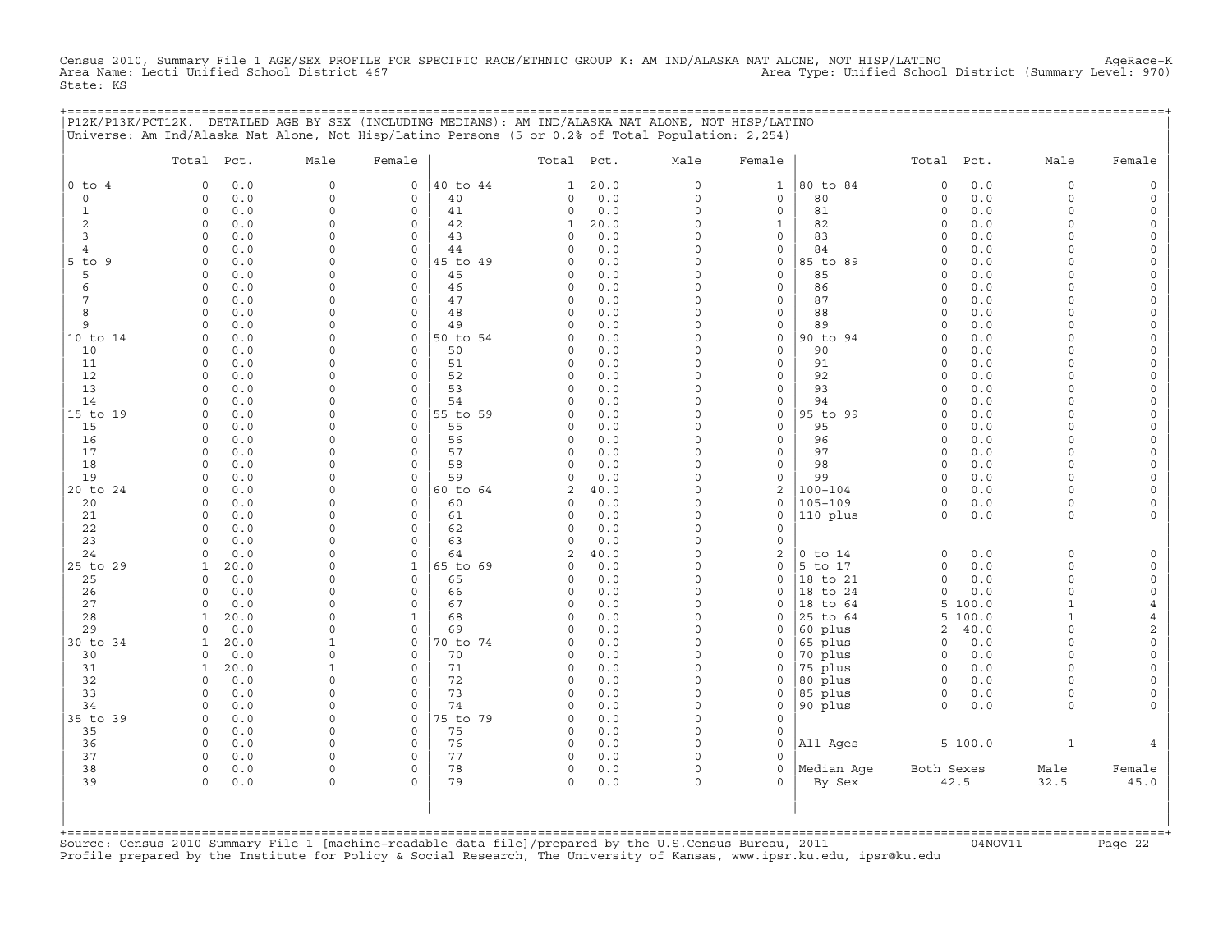Census 2010, Summary File 1 AGE/SEX PROFILE FOR SPECIFIC RACE/ETHNIC GROUP K: AM IND/ALASKA NAT ALONE, NOT HISP/LATINO AgeRace-K
Area Name: Leoti Unified School District 467 Area Type: Unified School District (Summary Level: 970)
State: KS

## P12K/P13K/PCT12K. DETAILED AGE BY SEX (INCLUDING MEDIANS): AM IND/ALASKA NAT ALONE, NOT HISP/LATINO

Universe: Am Ind/Alaska Nat Alone, Not Hisp/Latino Persons (5 or 0.2% of Total Population: 2,254)

| | Total | Pct. | Male | Female | | Total | Pct. | Male | Female | | Total | Pct. | Male | Female |
|---|---|---|---|---|---|---|---|---|---|---|---|---|---|---|
| 0 to 4 | 0 | 0.0 | 0 | 0 | 40 to 44 | 1 | 20.0 | 0 | 1 | 80 to 84 | 0 | 0.0 | 0 | 0 |
| 0 | 0 | 0.0 | 0 | 0 | 40 | 0 | 0.0 | 0 | 0 | 80 | 0 | 0.0 | 0 | 0 |
| 1 | 0 | 0.0 | 0 | 0 | 41 | 0 | 0.0 | 0 | 0 | 81 | 0 | 0.0 | 0 | 0 |
| 2 | 0 | 0.0 | 0 | 0 | 42 | 1 | 20.0 | 0 | 1 | 82 | 0 | 0.0 | 0 | 0 |
| 3 | 0 | 0.0 | 0 | 0 | 43 | 0 | 0.0 | 0 | 0 | 83 | 0 | 0.0 | 0 | 0 |
| 4 | 0 | 0.0 | 0 | 0 | 44 | 0 | 0.0 | 0 | 0 | 84 | 0 | 0.0 | 0 | 0 |
| 5 to 9 | 0 | 0.0 | 0 | 0 | 45 to 49 | 0 | 0.0 | 0 | 0 | 85 to 89 | 0 | 0.0 | 0 | 0 |
| 5 | 0 | 0.0 | 0 | 0 | 45 | 0 | 0.0 | 0 | 0 | 85 | 0 | 0.0 | 0 | 0 |
| 6 | 0 | 0.0 | 0 | 0 | 46 | 0 | 0.0 | 0 | 0 | 86 | 0 | 0.0 | 0 | 0 |
| 7 | 0 | 0.0 | 0 | 0 | 47 | 0 | 0.0 | 0 | 0 | 87 | 0 | 0.0 | 0 | 0 |
| 8 | 0 | 0.0 | 0 | 0 | 48 | 0 | 0.0 | 0 | 0 | 88 | 0 | 0.0 | 0 | 0 |
| 9 | 0 | 0.0 | 0 | 0 | 49 | 0 | 0.0 | 0 | 0 | 89 | 0 | 0.0 | 0 | 0 |
| 10 to 14 | 0 | 0.0 | 0 | 0 | 50 to 54 | 0 | 0.0 | 0 | 0 | 90 to 94 | 0 | 0.0 | 0 | 0 |
| 10 | 0 | 0.0 | 0 | 0 | 50 | 0 | 0.0 | 0 | 0 | 90 | 0 | 0.0 | 0 | 0 |
| 11 | 0 | 0.0 | 0 | 0 | 51 | 0 | 0.0 | 0 | 0 | 91 | 0 | 0.0 | 0 | 0 |
| 12 | 0 | 0.0 | 0 | 0 | 52 | 0 | 0.0 | 0 | 0 | 92 | 0 | 0.0 | 0 | 0 |
| 13 | 0 | 0.0 | 0 | 0 | 53 | 0 | 0.0 | 0 | 0 | 93 | 0 | 0.0 | 0 | 0 |
| 14 | 0 | 0.0 | 0 | 0 | 54 | 0 | 0.0 | 0 | 0 | 94 | 0 | 0.0 | 0 | 0 |
| 15 to 19 | 0 | 0.0 | 0 | 0 | 55 to 59 | 0 | 0.0 | 0 | 0 | 95 to 99 | 0 | 0.0 | 0 | 0 |
| 15 | 0 | 0.0 | 0 | 0 | 55 | 0 | 0.0 | 0 | 0 | 95 | 0 | 0.0 | 0 | 0 |
| 16 | 0 | 0.0 | 0 | 0 | 56 | 0 | 0.0 | 0 | 0 | 96 | 0 | 0.0 | 0 | 0 |
| 17 | 0 | 0.0 | 0 | 0 | 57 | 0 | 0.0 | 0 | 0 | 97 | 0 | 0.0 | 0 | 0 |
| 18 | 0 | 0.0 | 0 | 0 | 58 | 0 | 0.0 | 0 | 0 | 98 | 0 | 0.0 | 0 | 0 |
| 19 | 0 | 0.0 | 0 | 0 | 59 | 0 | 0.0 | 0 | 0 | 99 | 0 | 0.0 | 0 | 0 |
| 20 to 24 | 0 | 0.0 | 0 | 0 | 60 to 64 | 2 | 40.0 | 0 | 2 | 100-104 | 0 | 0.0 | 0 | 0 |
| 20 | 0 | 0.0 | 0 | 0 | 60 | 0 | 0.0 | 0 | 0 | 105-109 | 0 | 0.0 | 0 | 0 |
| 21 | 0 | 0.0 | 0 | 0 | 61 | 0 | 0.0 | 0 | 0 | 110 plus | 0 | 0.0 | 0 | 0 |
| 22 | 0 | 0.0 | 0 | 0 | 62 | 0 | 0.0 | 0 | 0 | | | | | |
| 23 | 0 | 0.0 | 0 | 0 | 63 | 0 | 0.0 | 0 | 0 | | | | | |
| 24 | 0 | 0.0 | 0 | 0 | 64 | 2 | 40.0 | 0 | 2 | 0 to 14 | 0 | 0.0 | 0 | 0 |
| 25 to 29 | 1 | 20.0 | 0 | 1 | 65 to 69 | 0 | 0.0 | 0 | 0 | 5 to 17 | 0 | 0.0 | 0 | 0 |
| 25 | 0 | 0.0 | 0 | 0 | 65 | 0 | 0.0 | 0 | 0 | 18 to 21 | 0 | 0.0 | 0 | 0 |
| 26 | 0 | 0.0 | 0 | 0 | 66 | 0 | 0.0 | 0 | 0 | 18 to 24 | 0 | 0.0 | 0 | 0 |
| 27 | 0 | 0.0 | 0 | 0 | 67 | 0 | 0.0 | 0 | 0 | 18 to 64 | 5 | 100.0 | 1 | 4 |
| 28 | 1 | 20.0 | 0 | 1 | 68 | 0 | 0.0 | 0 | 0 | 25 to 64 | 5 | 100.0 | 1 | 4 |
| 29 | 0 | 0.0 | 0 | 0 | 69 | 0 | 0.0 | 0 | 0 | 60 plus | 2 | 40.0 | 0 | 2 |
| 30 to 34 | 1 | 20.0 | 1 | 0 | 70 to 74 | 0 | 0.0 | 0 | 0 | 65 plus | 0 | 0.0 | 0 | 0 |
| 30 | 0 | 0.0 | 0 | 0 | 70 | 0 | 0.0 | 0 | 0 | 70 plus | 0 | 0.0 | 0 | 0 |
| 31 | 1 | 20.0 | 1 | 0 | 71 | 0 | 0.0 | 0 | 0 | 75 plus | 0 | 0.0 | 0 | 0 |
| 32 | 0 | 0.0 | 0 | 0 | 72 | 0 | 0.0 | 0 | 0 | 80 plus | 0 | 0.0 | 0 | 0 |
| 33 | 0 | 0.0 | 0 | 0 | 73 | 0 | 0.0 | 0 | 0 | 85 plus | 0 | 0.0 | 0 | 0 |
| 34 | 0 | 0.0 | 0 | 0 | 74 | 0 | 0.0 | 0 | 0 | 90 plus | 0 | 0.0 | 0 | 0 |
| 35 to 39 | 0 | 0.0 | 0 | 0 | 75 to 79 | 0 | 0.0 | 0 | 0 | | | | | |
| 35 | 0 | 0.0 | 0 | 0 | 75 | 0 | 0.0 | 0 | 0 | | | | | |
| 36 | 0 | 0.0 | 0 | 0 | 76 | 0 | 0.0 | 0 | 0 | All Ages | 5 | 100.0 | 1 | 4 |
| 37 | 0 | 0.0 | 0 | 0 | 77 | 0 | 0.0 | 0 | 0 | | | | | |
| 38 | 0 | 0.0 | 0 | 0 | 78 | 0 | 0.0 | 0 | 0 | Median Age | Both Sexes | | Male | Female |
| 39 | 0 | 0.0 | 0 | 0 | 79 | 0 | 0.0 | 0 | 0 | By Sex | 42.5 | | 32.5 | 45.0 |

Source: Census 2010 Summary File 1 [machine-readable data file]/prepared by the U.S.Census Bureau, 2011 04NOV11
Profile prepared by the Institute for Policy & Social Research, The University of Kansas, www.ipsr.ku.edu, ipsr@ku.edu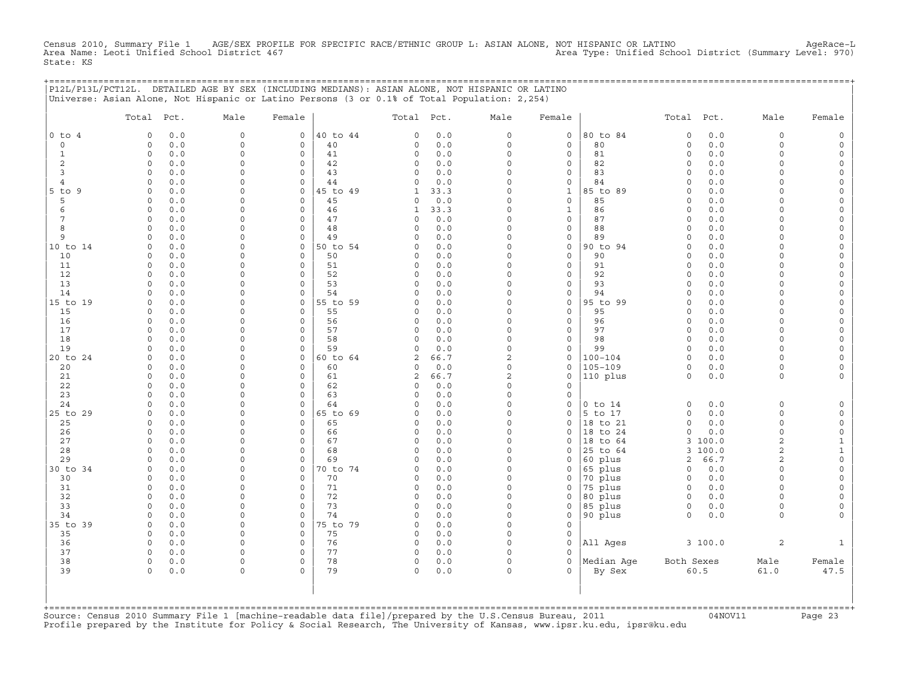Census 2010, Summary File 1 AGE/SEX PROFILE FOR SPECIFIC RACE/ETHNIC GROUP L: ASIAN ALONE, NOT HISPANIC OR LATINO AgeRace-L
Area Name: Leoti Unified School District 467 Area Type: Unified School District (Summary Level: 970)
State: KS

P12L/P13L/PCT12L. DETAILED AGE BY SEX (INCLUDING MEDIANS): ASIAN ALONE, NOT HISPANIC OR LATINO
Universe: Asian Alone, Not Hispanic or Latino Persons (3 or 0.1% of Total Population: 2,254)

| | Total | Pct. | Male | Female | | Total | Pct. | Male | Female | | Total | Pct. | Male | Female |
|---|---|---|---|---|---|---|---|---|---|---|---|---|---|---|
| 0 to 4 | 0 | 0.0 | 0 | 0 | 40 to 44 | 0 | 0.0 | 0 | 0 | 80 to 84 | 0 | 0.0 | 0 | 0 |
| 0 | 0 | 0.0 | 0 | 0 | 40 | 0 | 0.0 | 0 | 0 | 80 | 0 | 0.0 | 0 | 0 |
| 1 | 0 | 0.0 | 0 | 0 | 41 | 0 | 0.0 | 0 | 0 | 81 | 0 | 0.0 | 0 | 0 |
| 2 | 0 | 0.0 | 0 | 0 | 42 | 0 | 0.0 | 0 | 0 | 82 | 0 | 0.0 | 0 | 0 |
| 3 | 0 | 0.0 | 0 | 0 | 43 | 0 | 0.0 | 0 | 0 | 83 | 0 | 0.0 | 0 | 0 |
| 4 | 0 | 0.0 | 0 | 0 | 44 | 0 | 0.0 | 0 | 0 | 84 | 0 | 0.0 | 0 | 0 |
| 5 to 9 | 0 | 0.0 | 0 | 0 | 45 to 49 | 1 | 33.3 | 0 | 1 | 85 to 89 | 0 | 0.0 | 0 | 0 |
| 5 | 0 | 0.0 | 0 | 0 | 45 | 0 | 0.0 | 0 | 0 | 85 | 0 | 0.0 | 0 | 0 |
| 6 | 0 | 0.0 | 0 | 0 | 46 | 1 | 33.3 | 0 | 1 | 86 | 0 | 0.0 | 0 | 0 |
| 7 | 0 | 0.0 | 0 | 0 | 47 | 0 | 0.0 | 0 | 0 | 87 | 0 | 0.0 | 0 | 0 |
| 8 | 0 | 0.0 | 0 | 0 | 48 | 0 | 0.0 | 0 | 0 | 88 | 0 | 0.0 | 0 | 0 |
| 9 | 0 | 0.0 | 0 | 0 | 49 | 0 | 0.0 | 0 | 0 | 89 | 0 | 0.0 | 0 | 0 |
| 10 to 14 | 0 | 0.0 | 0 | 0 | 50 to 54 | 0 | 0.0 | 0 | 0 | 90 to 94 | 0 | 0.0 | 0 | 0 |
| 10 | 0 | 0.0 | 0 | 0 | 50 | 0 | 0.0 | 0 | 0 | 90 | 0 | 0.0 | 0 | 0 |
| 11 | 0 | 0.0 | 0 | 0 | 51 | 0 | 0.0 | 0 | 0 | 91 | 0 | 0.0 | 0 | 0 |
| 12 | 0 | 0.0 | 0 | 0 | 52 | 0 | 0.0 | 0 | 0 | 92 | 0 | 0.0 | 0 | 0 |
| 13 | 0 | 0.0 | 0 | 0 | 53 | 0 | 0.0 | 0 | 0 | 93 | 0 | 0.0 | 0 | 0 |
| 14 | 0 | 0.0 | 0 | 0 | 54 | 0 | 0.0 | 0 | 0 | 94 | 0 | 0.0 | 0 | 0 |
| 15 to 19 | 0 | 0.0 | 0 | 0 | 55 to 59 | 0 | 0.0 | 0 | 0 | 95 to 99 | 0 | 0.0 | 0 | 0 |
| 15 | 0 | 0.0 | 0 | 0 | 55 | 0 | 0.0 | 0 | 0 | 95 | 0 | 0.0 | 0 | 0 |
| 16 | 0 | 0.0 | 0 | 0 | 56 | 0 | 0.0 | 0 | 0 | 96 | 0 | 0.0 | 0 | 0 |
| 17 | 0 | 0.0 | 0 | 0 | 57 | 0 | 0.0 | 0 | 0 | 97 | 0 | 0.0 | 0 | 0 |
| 18 | 0 | 0.0 | 0 | 0 | 58 | 0 | 0.0 | 0 | 0 | 98 | 0 | 0.0 | 0 | 0 |
| 19 | 0 | 0.0 | 0 | 0 | 59 | 0 | 0.0 | 0 | 0 | 99 | 0 | 0.0 | 0 | 0 |
| 20 to 24 | 0 | 0.0 | 0 | 0 | 60 to 64 | 2 | 66.7 | 2 | 0 | 100-104 | 0 | 0.0 | 0 | 0 |
| 20 | 0 | 0.0 | 0 | 0 | 60 | 0 | 0.0 | 0 | 0 | 105-109 | 0 | 0.0 | 0 | 0 |
| 21 | 0 | 0.0 | 0 | 0 | 61 | 2 | 66.7 | 2 | 0 | 110 plus | 0 | 0.0 | 0 | 0 |
| 22 | 0 | 0.0 | 0 | 0 | 62 | 0 | 0.0 | 0 | 0 | | | | | |
| 23 | 0 | 0.0 | 0 | 0 | 63 | 0 | 0.0 | 0 | 0 | | | | | |
| 24 | 0 | 0.0 | 0 | 0 | 64 | 0 | 0.0 | 0 | 0 | 0 to 14 | 0 | 0.0 | 0 | 0 |
| 25 to 29 | 0 | 0.0 | 0 | 0 | 65 to 69 | 0 | 0.0 | 0 | 0 | 5 to 17 | 0 | 0.0 | 0 | 0 |
| 25 | 0 | 0.0 | 0 | 0 | 65 | 0 | 0.0 | 0 | 0 | 18 to 21 | 0 | 0.0 | 0 | 0 |
| 26 | 0 | 0.0 | 0 | 0 | 66 | 0 | 0.0 | 0 | 0 | 18 to 24 | 0 | 0.0 | 0 | 0 |
| 27 | 0 | 0.0 | 0 | 0 | 67 | 0 | 0.0 | 0 | 0 | 18 to 64 | 3 | 100.0 | 2 | 1 |
| 28 | 0 | 0.0 | 0 | 0 | 68 | 0 | 0.0 | 0 | 0 | 25 to 64 | 3 | 100.0 | 2 | 1 |
| 29 | 0 | 0.0 | 0 | 0 | 69 | 0 | 0.0 | 0 | 0 | 60 plus | 2 | 66.7 | 2 | 0 |
| 30 to 34 | 0 | 0.0 | 0 | 0 | 70 to 74 | 0 | 0.0 | 0 | 0 | 65 plus | 0 | 0.0 | 0 | 0 |
| 30 | 0 | 0.0 | 0 | 0 | 70 | 0 | 0.0 | 0 | 0 | 70 plus | 0 | 0.0 | 0 | 0 |
| 31 | 0 | 0.0 | 0 | 0 | 71 | 0 | 0.0 | 0 | 0 | 75 plus | 0 | 0.0 | 0 | 0 |
| 32 | 0 | 0.0 | 0 | 0 | 72 | 0 | 0.0 | 0 | 0 | 80 plus | 0 | 0.0 | 0 | 0 |
| 33 | 0 | 0.0 | 0 | 0 | 73 | 0 | 0.0 | 0 | 0 | 85 plus | 0 | 0.0 | 0 | 0 |
| 34 | 0 | 0.0 | 0 | 0 | 74 | 0 | 0.0 | 0 | 0 | 90 plus | 0 | 0.0 | 0 | 0 |
| 35 to 39 | 0 | 0.0 | 0 | 0 | 75 to 79 | 0 | 0.0 | 0 | 0 | | | | | |
| 35 | 0 | 0.0 | 0 | 0 | 75 | 0 | 0.0 | 0 | 0 | | | | | |
| 36 | 0 | 0.0 | 0 | 0 | 76 | 0 | 0.0 | 0 | 0 | All Ages | 3 | 100.0 | 2 | 1 |
| 37 | 0 | 0.0 | 0 | 0 | 77 | 0 | 0.0 | 0 | 0 | | | | | |
| 38 | 0 | 0.0 | 0 | 0 | 78 | 0 | 0.0 | 0 | 0 | Median Age | Both Sexes | | Male | Female |
| 39 | 0 | 0.0 | 0 | 0 | 79 | 0 | 0.0 | 0 | 0 | By Sex | 60.5 | | 61.0 | 47.5 |

Source: Census 2010 Summary File 1 [machine-readable data file]/prepared by the U.S.Census Bureau, 2011 04NOV11
Profile prepared by the Institute for Policy & Social Research, The University of Kansas, www.ipsr.ku.edu, ipsr@ku.edu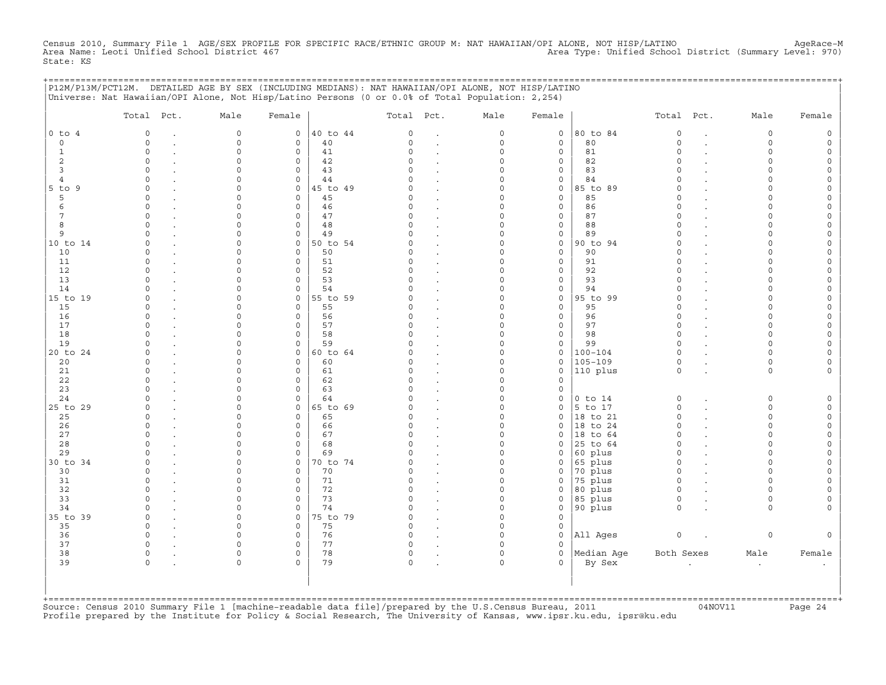Census 2010, Summary File 1 AGE/SEX PROFILE FOR SPECIFIC RACE/ETHNIC GROUP M: NAT HAWAIIAN/OPI ALONE, NOT HISP/LATINO AgeRace-M
Area Name: Leoti Unified School District 467 Area Type: Unified School District (Summary Level: 970)
State: KS

P12M/P13M/PCT12M. DETAILED AGE BY SEX (INCLUDING MEDIANS): NAT HAWAIIAN/OPI ALONE, NOT HISP/LATINO
Universe: Nat Hawaiian/OPI Alone, Not Hisp/Latino Persons (0 or 0.0% of Total Population: 2,254)

| | Total | Pct. | Male | Female | | Total | Pct. | Male | Female | | Total | Pct. | Male | Female |
|---|---|---|---|---|---|---|---|---|---|---|---|---|---|---|
| 0 to 4 | 0 | . | 0 | 0 | 40 to 44 | 0 | . | 0 | 0 | 80 to 84 | 0 | . | 0 | 0 |
| 0 | 0 | . | 0 | 0 | 40 | 0 | . | 0 | 0 | 80 | 0 | . | 0 | 0 |
| 1 | 0 | . | 0 | 0 | 41 | 0 | . | 0 | 0 | 81 | 0 | . | 0 | 0 |
| 2 | 0 | . | 0 | 0 | 42 | 0 | . | 0 | 0 | 82 | 0 | . | 0 | 0 |
| 3 | 0 | . | 0 | 0 | 43 | 0 | . | 0 | 0 | 83 | 0 | . | 0 | 0 |
| 4 | 0 | . | 0 | 0 | 44 | 0 | . | 0 | 0 | 84 | 0 | . | 0 | 0 |
| 5 to 9 | 0 | . | 0 | 0 | 45 to 49 | 0 | . | 0 | 0 | 85 to 89 | 0 | . | 0 | 0 |
| 5 | 0 | . | 0 | 0 | 45 | 0 | . | 0 | 0 | 85 | 0 | . | 0 | 0 |
| 6 | 0 | . | 0 | 0 | 46 | 0 | . | 0 | 0 | 86 | 0 | . | 0 | 0 |
| 7 | 0 | . | 0 | 0 | 47 | 0 | . | 0 | 0 | 87 | 0 | . | 0 | 0 |
| 8 | 0 | . | 0 | 0 | 48 | 0 | . | 0 | 0 | 88 | 0 | . | 0 | 0 |
| 9 | 0 | . | 0 | 0 | 49 | 0 | . | 0 | 0 | 89 | 0 | . | 0 | 0 |
| 10 to 14 | 0 | . | 0 | 0 | 50 to 54 | 0 | . | 0 | 0 | 90 to 94 | 0 | . | 0 | 0 |
| 10 | 0 | . | 0 | 0 | 50 | 0 | . | 0 | 0 | 90 | 0 | . | 0 | 0 |
| 11 | 0 | . | 0 | 0 | 51 | 0 | . | 0 | 0 | 91 | 0 | . | 0 | 0 |
| 12 | 0 | . | 0 | 0 | 52 | 0 | . | 0 | 0 | 92 | 0 | . | 0 | 0 |
| 13 | 0 | . | 0 | 0 | 53 | 0 | . | 0 | 0 | 93 | 0 | . | 0 | 0 |
| 14 | 0 | . | 0 | 0 | 54 | 0 | . | 0 | 0 | 94 | 0 | . | 0 | 0 |
| 15 to 19 | 0 | . | 0 | 0 | 55 to 59 | 0 | . | 0 | 0 | 95 to 99 | 0 | . | 0 | 0 |
| 15 | 0 | . | 0 | 0 | 55 | 0 | . | 0 | 0 | 95 | 0 | . | 0 | 0 |
| 16 | 0 | . | 0 | 0 | 56 | 0 | . | 0 | 0 | 96 | 0 | . | 0 | 0 |
| 17 | 0 | . | 0 | 0 | 57 | 0 | . | 0 | 0 | 97 | 0 | . | 0 | 0 |
| 18 | 0 | . | 0 | 0 | 58 | 0 | . | 0 | 0 | 98 | 0 | . | 0 | 0 |
| 19 | 0 | . | 0 | 0 | 59 | 0 | . | 0 | 0 | 99 | 0 | . | 0 | 0 |
| 20 to 24 | 0 | . | 0 | 0 | 60 to 64 | 0 | . | 0 | 0 | 100-104 | 0 | . | 0 | 0 |
| 20 | 0 | . | 0 | 0 | 60 | 0 | . | 0 | 0 | 105-109 | 0 | . | 0 | 0 |
| 21 | 0 | . | 0 | 0 | 61 | 0 | . | 0 | 0 | 110 plus | 0 | . | 0 | 0 |
| 22 | 0 | . | 0 | 0 | 62 | 0 | . | 0 | 0 | | | | | |
| 23 | 0 | . | 0 | 0 | 63 | 0 | . | 0 | 0 | | | | | |
| 24 | 0 | . | 0 | 0 | 64 | 0 | . | 0 | 0 | 0 to 14 | 0 | . | 0 | 0 |
| 25 to 29 | 0 | . | 0 | 0 | 65 to 69 | 0 | . | 0 | 0 | 5 to 17 | 0 | . | 0 | 0 |
| 25 | 0 | . | 0 | 0 | 65 | 0 | . | 0 | 0 | 18 to 21 | 0 | . | 0 | 0 |
| 26 | 0 | . | 0 | 0 | 66 | 0 | . | 0 | 0 | 18 to 24 | 0 | . | 0 | 0 |
| 27 | 0 | . | 0 | 0 | 67 | 0 | . | 0 | 0 | 18 to 64 | 0 | . | 0 | 0 |
| 28 | 0 | . | 0 | 0 | 68 | 0 | . | 0 | 0 | 25 to 64 | 0 | . | 0 | 0 |
| 29 | 0 | . | 0 | 0 | 69 | 0 | . | 0 | 0 | 60 plus | 0 | . | 0 | 0 |
| 30 to 34 | 0 | . | 0 | 0 | 70 to 74 | 0 | . | 0 | 0 | 65 plus | 0 | . | 0 | 0 |
| 30 | 0 | . | 0 | 0 | 70 | 0 | . | 0 | 0 | 70 plus | 0 | . | 0 | 0 |
| 31 | 0 | . | 0 | 0 | 71 | 0 | . | 0 | 0 | 75 plus | 0 | . | 0 | 0 |
| 32 | 0 | . | 0 | 0 | 72 | 0 | . | 0 | 0 | 80 plus | 0 | . | 0 | 0 |
| 33 | 0 | . | 0 | 0 | 73 | 0 | . | 0 | 0 | 85 plus | 0 | . | 0 | 0 |
| 34 | 0 | . | 0 | 0 | 74 | 0 | . | 0 | 0 | 90 plus | 0 | . | 0 | 0 |
| 35 to 39 | 0 | . | 0 | 0 | 75 to 79 | 0 | . | 0 | 0 | | | | | |
| 35 | 0 | . | 0 | 0 | 75 | 0 | . | 0 | 0 | | | | | |
| 36 | 0 | . | 0 | 0 | 76 | 0 | . | 0 | 0 | All Ages | 0 | . | 0 | 0 |
| 37 | 0 | . | 0 | 0 | 77 | 0 | . | 0 | 0 | | | | | |
| 38 | 0 | . | 0 | 0 | 78 | 0 | . | 0 | 0 | Median Age | Both Sexes | | Male | Female |
| 39 | 0 | . | 0 | 0 | 79 | 0 | . | 0 | 0 | By Sex | . | | . | . |

Source: Census 2010 Summary File 1 [machine-readable data file]/prepared by the U.S.Census Bureau, 2011 04NOV11
Profile prepared by the Institute for Policy & Social Research, The University of Kansas, www.ipsr.ku.edu, ipsr@ku.edu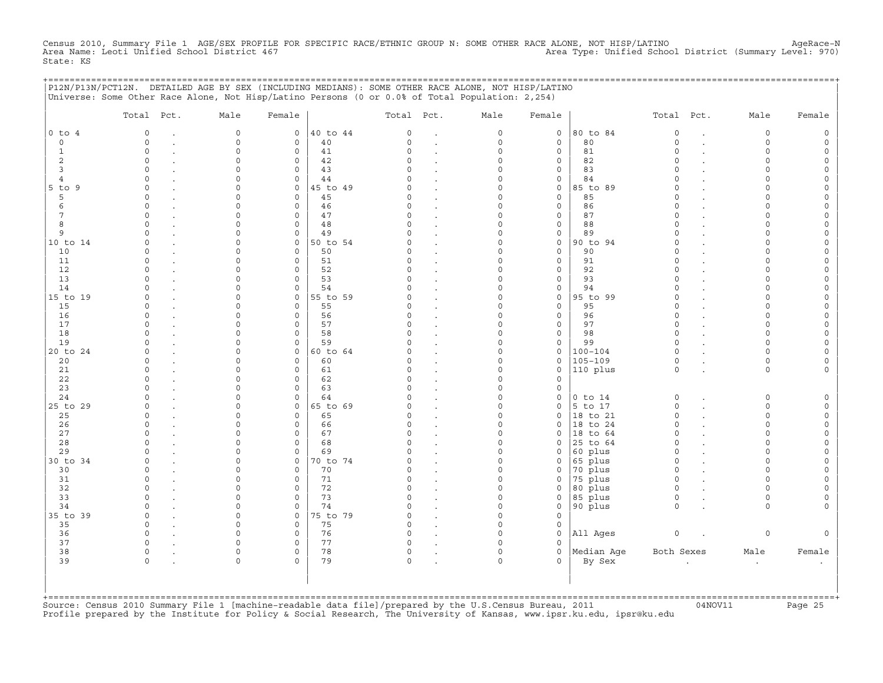Census 2010, Summary File 1 AGE/SEX PROFILE FOR SPECIFIC RACE/ETHNIC GROUP N: SOME OTHER RACE ALONE, NOT HISP/LATINO AgeRace-N
Area Name: Leoti Unified School District 467 Area Type: Unified School District (Summary Level: 970)
State: KS

P12N/P13N/PCT12N. DETAILED AGE BY SEX (INCLUDING MEDIANS): SOME OTHER RACE ALONE, NOT HISP/LATINO
Universe: Some Other Race Alone, Not Hisp/Latino Persons (0 or 0.0% of Total Population: 2,254)

| | Total | Pct. | Male | Female | | Total | Pct. | Male | Female | | Total | Pct. | Male | Female |
|---|---|---|---|---|---|---|---|---|---|---|---|---|---|---|
| 0 to 4 | 0 | . | 0 | 0 | 40 to 44 | 0 | . | 0 | 0 | 80 to 84 | 0 | . | 0 | 0 |
| 0 | 0 | . | 0 | 0 | 40 | 0 | . | 0 | 0 | 80 | 0 | . | 0 | 0 |
| 1 | 0 | . | 0 | 0 | 41 | 0 | . | 0 | 0 | 81 | 0 | . | 0 | 0 |
| 2 | 0 | . | 0 | 0 | 42 | 0 | . | 0 | 0 | 82 | 0 | . | 0 | 0 |
| 3 | 0 | . | 0 | 0 | 43 | 0 | . | 0 | 0 | 83 | 0 | . | 0 | 0 |
| 4 | 0 | . | 0 | 0 | 44 | 0 | . | 0 | 0 | 84 | 0 | . | 0 | 0 |
| 5 to 9 | 0 | . | 0 | 0 | 45 to 49 | 0 | . | 0 | 0 | 85 to 89 | 0 | . | 0 | 0 |
| 5 | 0 | . | 0 | 0 | 45 | 0 | . | 0 | 0 | 85 | 0 | . | 0 | 0 |
| 6 | 0 | . | 0 | 0 | 46 | 0 | . | 0 | 0 | 86 | 0 | . | 0 | 0 |
| 7 | 0 | . | 0 | 0 | 47 | 0 | . | 0 | 0 | 87 | 0 | . | 0 | 0 |
| 8 | 0 | . | 0 | 0 | 48 | 0 | . | 0 | 0 | 88 | 0 | . | 0 | 0 |
| 9 | 0 | . | 0 | 0 | 49 | 0 | . | 0 | 0 | 89 | 0 | . | 0 | 0 |
| 10 to 14 | 0 | . | 0 | 0 | 50 to 54 | 0 | . | 0 | 0 | 90 to 94 | 0 | . | 0 | 0 |
| 10 | 0 | . | 0 | 0 | 50 | 0 | . | 0 | 0 | 90 | 0 | . | 0 | 0 |
| 11 | 0 | . | 0 | 0 | 51 | 0 | . | 0 | 0 | 91 | 0 | . | 0 | 0 |
| 12 | 0 | . | 0 | 0 | 52 | 0 | . | 0 | 0 | 92 | 0 | . | 0 | 0 |
| 13 | 0 | . | 0 | 0 | 53 | 0 | . | 0 | 0 | 93 | 0 | . | 0 | 0 |
| 14 | 0 | . | 0 | 0 | 54 | 0 | . | 0 | 0 | 94 | 0 | . | 0 | 0 |
| 15 to 19 | 0 | . | 0 | 0 | 55 to 59 | 0 | . | 0 | 0 | 95 to 99 | 0 | . | 0 | 0 |
| 15 | 0 | . | 0 | 0 | 55 | 0 | . | 0 | 0 | 95 | 0 | . | 0 | 0 |
| 16 | 0 | . | 0 | 0 | 56 | 0 | . | 0 | 0 | 96 | 0 | . | 0 | 0 |
| 17 | 0 | . | 0 | 0 | 57 | 0 | . | 0 | 0 | 97 | 0 | . | 0 | 0 |
| 18 | 0 | . | 0 | 0 | 58 | 0 | . | 0 | 0 | 98 | 0 | . | 0 | 0 |
| 19 | 0 | . | 0 | 0 | 59 | 0 | . | 0 | 0 | 99 | 0 | . | 0 | 0 |
| 20 to 24 | 0 | . | 0 | 0 | 60 to 64 | 0 | . | 0 | 0 | 100-104 | 0 | . | 0 | 0 |
| 20 | 0 | . | 0 | 0 | 60 | 0 | . | 0 | 0 | 105-109 | 0 | . | 0 | 0 |
| 21 | 0 | . | 0 | 0 | 61 | 0 | . | 0 | 0 | 110 plus | 0 | . | 0 | 0 |
| 22 | 0 | . | 0 | 0 | 62 | 0 | . | 0 | 0 | | | | | |
| 23 | 0 | . | 0 | 0 | 63 | 0 | . | 0 | 0 | | | | | |
| 24 | 0 | . | 0 | 0 | 64 | 0 | . | 0 | 0 | 0 to 14 | 0 | . | 0 | 0 |
| 25 to 29 | 0 | . | 0 | 0 | 65 to 69 | 0 | . | 0 | 0 | 5 to 17 | 0 | . | 0 | 0 |
| 25 | 0 | . | 0 | 0 | 65 | 0 | . | 0 | 0 | 18 to 21 | 0 | . | 0 | 0 |
| 26 | 0 | . | 0 | 0 | 66 | 0 | . | 0 | 0 | 18 to 24 | 0 | . | 0 | 0 |
| 27 | 0 | . | 0 | 0 | 67 | 0 | . | 0 | 0 | 18 to 64 | 0 | . | 0 | 0 |
| 28 | 0 | . | 0 | 0 | 68 | 0 | . | 0 | 0 | 25 to 64 | 0 | . | 0 | 0 |
| 29 | 0 | . | 0 | 0 | 69 | 0 | . | 0 | 0 | 60 plus | 0 | . | 0 | 0 |
| 30 to 34 | 0 | . | 0 | 0 | 70 to 74 | 0 | . | 0 | 0 | 65 plus | 0 | . | 0 | 0 |
| 30 | 0 | . | 0 | 0 | 70 | 0 | . | 0 | 0 | 70 plus | 0 | . | 0 | 0 |
| 31 | 0 | . | 0 | 0 | 71 | 0 | . | 0 | 0 | 75 plus | 0 | . | 0 | 0 |
| 32 | 0 | . | 0 | 0 | 72 | 0 | . | 0 | 0 | 80 plus | 0 | . | 0 | 0 |
| 33 | 0 | . | 0 | 0 | 73 | 0 | . | 0 | 0 | 85 plus | 0 | . | 0 | 0 |
| 34 | 0 | . | 0 | 0 | 74 | 0 | . | 0 | 0 | 90 plus | 0 | . | 0 | 0 |
| 35 to 39 | 0 | . | 0 | 0 | 75 to 79 | 0 | . | 0 | 0 | | | | | |
| 35 | 0 | . | 0 | 0 | 75 | 0 | . | 0 | 0 | | | | | |
| 36 | 0 | . | 0 | 0 | 76 | 0 | . | 0 | 0 | All Ages | 0 | . | 0 | 0 |
| 37 | 0 | . | 0 | 0 | 77 | 0 | . | 0 | 0 | | | | | |
| 38 | 0 | . | 0 | 0 | 78 | 0 | . | 0 | 0 | Median Age | Both Sexes | | Male | Female |
| 39 | 0 | . | 0 | 0 | 79 | 0 | . | 0 | 0 | By Sex | . | | . | . |

Source: Census 2010 Summary File 1 [machine-readable data file]/prepared by the U.S.Census Bureau, 2011 04NOV11
Profile prepared by the Institute for Policy & Social Research, The University of Kansas, www.ipsr.ku.edu, ipsr@ku.edu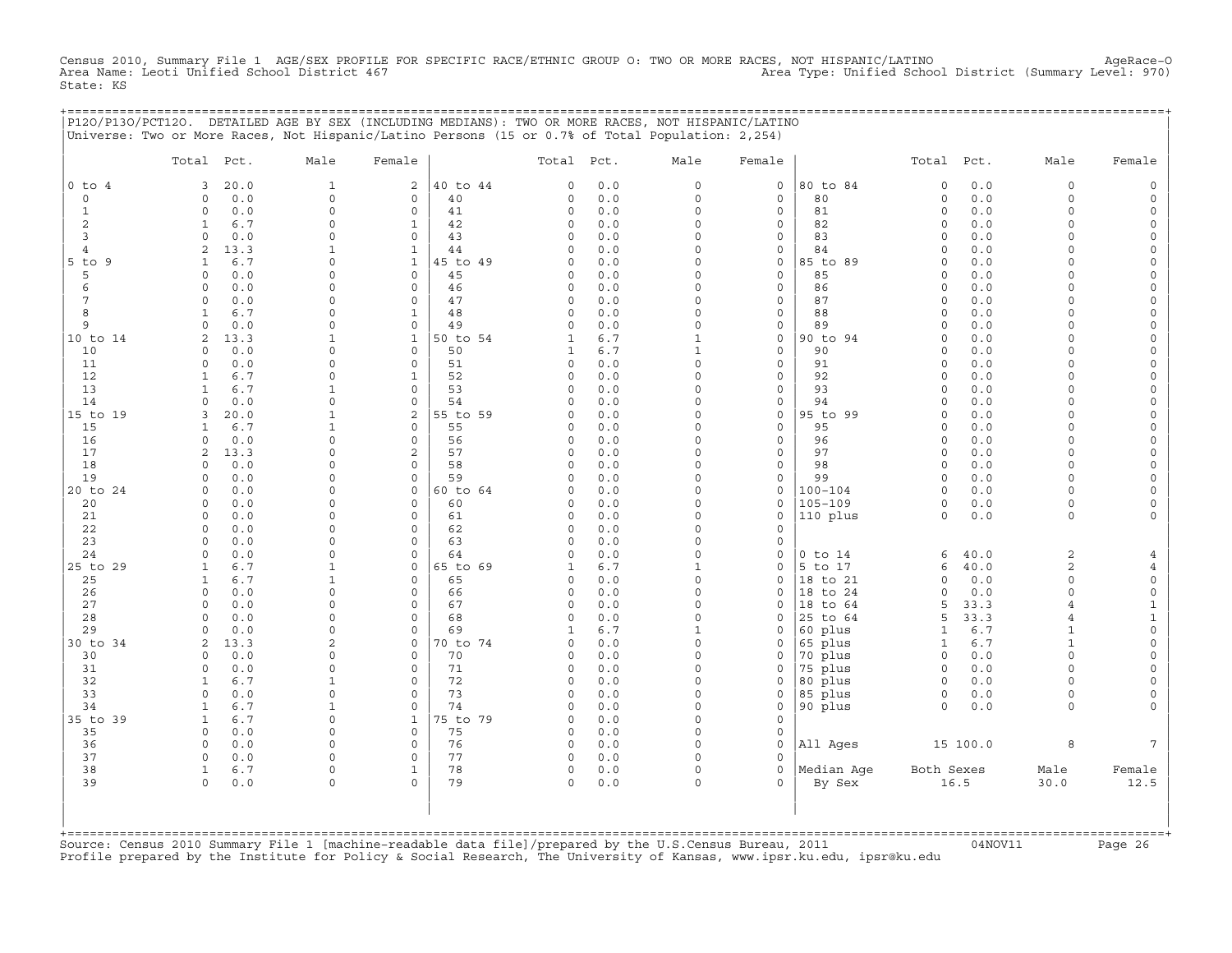Census 2010, Summary File 1 AGE/SEX PROFILE FOR SPECIFIC RACE/ETHNIC GROUP O: TWO OR MORE RACES, NOT HISPANIC/LATINO AgeRace-O
Area Name: Leoti Unified School District 467 Area Type: Unified School District (Summary Level: 970)
State: KS

P12O/P13O/PCT12O. DETAILED AGE BY SEX (INCLUDING MEDIANS): TWO OR MORE RACES, NOT HISPANIC/LATINO
Universe: Two or More Races, Not Hispanic/Latino Persons (15 or 0.7% of Total Population: 2,254)

| | Total | Pct. | Male | Female | | Total | Pct. | Male | Female | | Total | Pct. | Male | Female |
|---|---|---|---|---|---|---|---|---|---|---|---|---|---|---|
| 0 to 4 | 3 | 20.0 | 1 | 2 | 40 to 44 | 0 | 0.0 | 0 | 0 | 80 to 84 | 0 | 0.0 | 0 | 0 |
| 0 | 0 | 0.0 | 0 | 0 | 40 | 0 | 0.0 | 0 | 0 | 80 | 0 | 0.0 | 0 | 0 |
| 1 | 0 | 0.0 | 0 | 0 | 41 | 0 | 0.0 | 0 | 0 | 81 | 0 | 0.0 | 0 | 0 |
| 2 | 1 | 6.7 | 0 | 1 | 42 | 0 | 0.0 | 0 | 0 | 82 | 0 | 0.0 | 0 | 0 |
| 3 | 0 | 0.0 | 0 | 0 | 43 | 0 | 0.0 | 0 | 0 | 83 | 0 | 0.0 | 0 | 0 |
| 4 | 2 | 13.3 | 1 | 1 | 44 | 0 | 0.0 | 0 | 0 | 84 | 0 | 0.0 | 0 | 0 |
| 5 to 9 | 1 | 6.7 | 0 | 1 | 45 to 49 | 0 | 0.0 | 0 | 0 | 85 to 89 | 0 | 0.0 | 0 | 0 |
| 5 | 0 | 0.0 | 0 | 0 | 45 | 0 | 0.0 | 0 | 0 | 85 | 0 | 0.0 | 0 | 0 |
| 6 | 0 | 0.0 | 0 | 0 | 46 | 0 | 0.0 | 0 | 0 | 86 | 0 | 0.0 | 0 | 0 |
| 7 | 0 | 0.0 | 0 | 0 | 47 | 0 | 0.0 | 0 | 0 | 87 | 0 | 0.0 | 0 | 0 |
| 8 | 1 | 6.7 | 0 | 1 | 48 | 0 | 0.0 | 0 | 0 | 88 | 0 | 0.0 | 0 | 0 |
| 9 | 0 | 0.0 | 0 | 0 | 49 | 0 | 0.0 | 0 | 0 | 89 | 0 | 0.0 | 0 | 0 |
| 10 to 14 | 2 | 13.3 | 1 | 1 | 50 to 54 | 1 | 6.7 | 1 | 0 | 90 to 94 | 0 | 0.0 | 0 | 0 |
| 10 | 0 | 0.0 | 0 | 0 | 50 | 1 | 6.7 | 1 | 0 | 90 | 0 | 0.0 | 0 | 0 |
| 11 | 0 | 0.0 | 0 | 0 | 51 | 0 | 0.0 | 0 | 0 | 91 | 0 | 0.0 | 0 | 0 |
| 12 | 1 | 6.7 | 0 | 1 | 52 | 0 | 0.0 | 0 | 0 | 92 | 0 | 0.0 | 0 | 0 |
| 13 | 1 | 6.7 | 1 | 0 | 53 | 0 | 0.0 | 0 | 0 | 93 | 0 | 0.0 | 0 | 0 |
| 14 | 0 | 0.0 | 0 | 0 | 54 | 0 | 0.0 | 0 | 0 | 94 | 0 | 0.0 | 0 | 0 |
| 15 to 19 | 3 | 20.0 | 1 | 2 | 55 to 59 | 0 | 0.0 | 0 | 0 | 95 to 99 | 0 | 0.0 | 0 | 0 |
| 15 | 1 | 6.7 | 1 | 0 | 55 | 0 | 0.0 | 0 | 0 | 95 | 0 | 0.0 | 0 | 0 |
| 16 | 0 | 0.0 | 0 | 0 | 56 | 0 | 0.0 | 0 | 0 | 96 | 0 | 0.0 | 0 | 0 |
| 17 | 2 | 13.3 | 0 | 2 | 57 | 0 | 0.0 | 0 | 0 | 97 | 0 | 0.0 | 0 | 0 |
| 18 | 0 | 0.0 | 0 | 0 | 58 | 0 | 0.0 | 0 | 0 | 98 | 0 | 0.0 | 0 | 0 |
| 19 | 0 | 0.0 | 0 | 0 | 59 | 0 | 0.0 | 0 | 0 | 99 | 0 | 0.0 | 0 | 0 |
| 20 to 24 | 0 | 0.0 | 0 | 0 | 60 to 64 | 0 | 0.0 | 0 | 0 | 100-104 | 0 | 0.0 | 0 | 0 |
| 20 | 0 | 0.0 | 0 | 0 | 60 | 0 | 0.0 | 0 | 0 | 105-109 | 0 | 0.0 | 0 | 0 |
| 21 | 0 | 0.0 | 0 | 0 | 61 | 0 | 0.0 | 0 | 0 | 110 plus | 0 | 0.0 | 0 | 0 |
| 22 | 0 | 0.0 | 0 | 0 | 62 | 0 | 0.0 | 0 | 0 | | | | | |
| 23 | 0 | 0.0 | 0 | 0 | 63 | 0 | 0.0 | 0 | 0 | | | | | |
| 24 | 0 | 0.0 | 0 | 0 | 64 | 0 | 0.0 | 0 | 0 | 0 to 14 | 6 | 40.0 | 2 | 4 |
| 25 to 29 | 1 | 6.7 | 1 | 0 | 65 to 69 | 1 | 6.7 | 1 | 0 | 5 to 17 | 6 | 40.0 | 2 | 4 |
| 25 | 1 | 6.7 | 1 | 0 | 65 | 0 | 0.0 | 0 | 0 | 18 to 21 | 0 | 0.0 | 0 | 0 |
| 26 | 0 | 0.0 | 0 | 0 | 66 | 0 | 0.0 | 0 | 0 | 18 to 24 | 0 | 0.0 | 0 | 0 |
| 27 | 0 | 0.0 | 0 | 0 | 67 | 0 | 0.0 | 0 | 0 | 18 to 64 | 5 | 33.3 | 4 | 1 |
| 28 | 0 | 0.0 | 0 | 0 | 68 | 0 | 0.0 | 0 | 0 | 25 to 64 | 5 | 33.3 | 4 | 1 |
| 29 | 0 | 0.0 | 0 | 0 | 69 | 1 | 6.7 | 1 | 0 | 60 plus | 1 | 6.7 | 1 | 0 |
| 30 to 34 | 2 | 13.3 | 2 | 0 | 70 to 74 | 0 | 0.0 | 0 | 0 | 65 plus | 1 | 6.7 | 1 | 0 |
| 30 | 0 | 0.0 | 0 | 0 | 70 | 0 | 0.0 | 0 | 0 | 70 plus | 0 | 0.0 | 0 | 0 |
| 31 | 0 | 0.0 | 0 | 0 | 71 | 0 | 0.0 | 0 | 0 | 75 plus | 0 | 0.0 | 0 | 0 |
| 32 | 1 | 6.7 | 1 | 0 | 72 | 0 | 0.0 | 0 | 0 | 80 plus | 0 | 0.0 | 0 | 0 |
| 33 | 0 | 0.0 | 0 | 0 | 73 | 0 | 0.0 | 0 | 0 | 85 plus | 0 | 0.0 | 0 | 0 |
| 34 | 1 | 6.7 | 1 | 0 | 74 | 0 | 0.0 | 0 | 0 | 90 plus | 0 | 0.0 | 0 | 0 |
| 35 to 39 | 1 | 6.7 | 0 | 1 | 75 to 79 | 0 | 0.0 | 0 | 0 | | | | | |
| 35 | 0 | 0.0 | 0 | 0 | 75 | 0 | 0.0 | 0 | 0 | | | | | |
| 36 | 0 | 0.0 | 0 | 0 | 76 | 0 | 0.0 | 0 | 0 | All Ages | 15 | 100.0 | 8 | 7 |
| 37 | 0 | 0.0 | 0 | 0 | 77 | 0 | 0.0 | 0 | 0 | | | | | |
| 38 | 1 | 6.7 | 0 | 1 | 78 | 0 | 0.0 | 0 | 0 | Median Age | Both Sexes | | Male | Female |
| 39 | 0 | 0.0 | 0 | 0 | 79 | 0 | 0.0 | 0 | 0 | By Sex | 16.5 | | 30.0 | 12.5 |

Source: Census 2010 Summary File 1 [machine-readable data file]/prepared by the U.S.Census Bureau, 2011 04NOV11
Profile prepared by the Institute for Policy & Social Research, The University of Kansas, www.ipsr.ku.edu, ipsr@ku.edu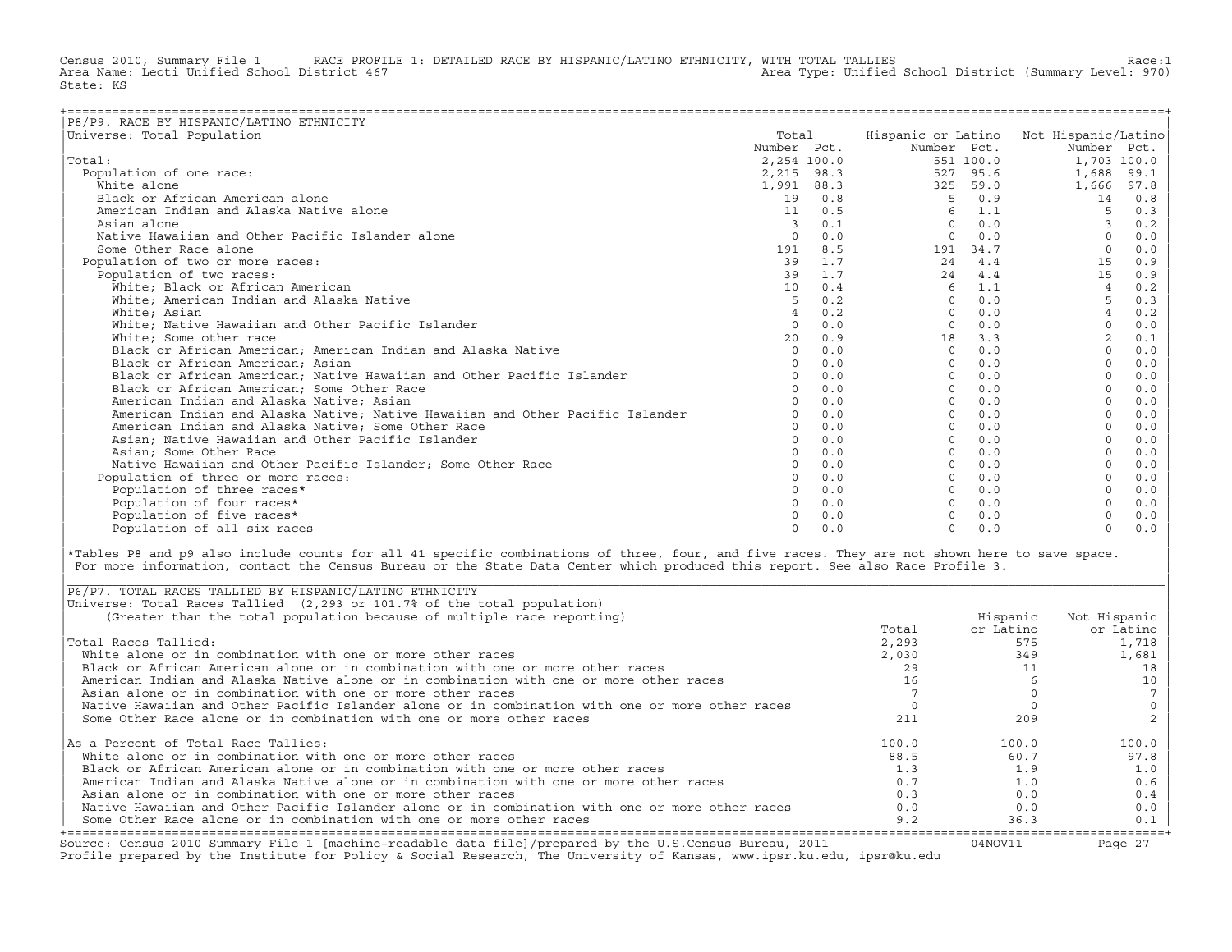Census 2010, Summary File 1 RACE PROFILE 1: DETAILED RACE BY HISPANIC/LATINO ETHNICITY, WITH TOTAL TALLIES Race:1
Area Name: Leoti Unified School District 467 Area Type: Unified School District (Summary Level: 970)
State: KS

## P8/P9. RACE BY HISPANIC/LATINO ETHNICITY

Universe: Total Population

| | Total Number | Total Pct. | Hispanic or Latino Number | Hispanic or Latino Pct. | Not Hispanic/Latino Number | Not Hispanic/Latino Pct. |
|---|---|---|---|---|---|---|
| Total: | 2,254 | 100.0 | 551 | 100.0 | 1,703 | 100.0 |
| Population of one race: | 2,215 | 98.3 | 527 | 95.6 | 1,688 | 99.1 |
| White alone | 1,991 | 88.3 | 325 | 59.0 | 1,666 | 97.8 |
| Black or African American alone | 19 | 0.8 | 5 | 0.9 | 14 | 0.8 |
| American Indian and Alaska Native alone | 11 | 0.5 | 6 | 1.1 | 5 | 0.3 |
| Asian alone | 3 | 0.1 | 0 | 0.0 | 3 | 0.2 |
| Native Hawaiian and Other Pacific Islander alone | 0 | 0.0 | 0 | 0.0 | 0 | 0.0 |
| Some Other Race alone | 191 | 8.5 | 191 | 34.7 | 0 | 0.0 |
| Population of two or more races: | 39 | 1.7 | 24 | 4.4 | 15 | 0.9 |
| Population of two races: | 39 | 1.7 | 24 | 4.4 | 15 | 0.9 |
| White; Black or African American | 10 | 0.4 | 6 | 1.1 | 4 | 0.2 |
| White; American Indian and Alaska Native | 5 | 0.2 | 0 | 0.0 | 5 | 0.3 |
| White; Asian | 4 | 0.2 | 0 | 0.0 | 4 | 0.2 |
| White; Native Hawaiian and Other Pacific Islander | 0 | 0.0 | 0 | 0.0 | 0 | 0.0 |
| White; Some other race | 20 | 0.9 | 18 | 3.3 | 2 | 0.1 |
| Black or African American; American Indian and Alaska Native | 0 | 0.0 | 0 | 0.0 | 0 | 0.0 |
| Black or African American; Asian | 0 | 0.0 | 0 | 0.0 | 0 | 0.0 |
| Black or African American; Native Hawaiian and Other Pacific Islander | 0 | 0.0 | 0 | 0.0 | 0 | 0.0 |
| Black or African American; Some Other Race | 0 | 0.0 | 0 | 0.0 | 0 | 0.0 |
| American Indian and Alaska Native; Asian | 0 | 0.0 | 0 | 0.0 | 0 | 0.0 |
| American Indian and Alaska Native; Native Hawaiian and Other Pacific Islander | 0 | 0.0 | 0 | 0.0 | 0 | 0.0 |
| American Indian and Alaska Native; Some Other Race | 0 | 0.0 | 0 | 0.0 | 0 | 0.0 |
| Asian; Native Hawaiian and Other Pacific Islander | 0 | 0.0 | 0 | 0.0 | 0 | 0.0 |
| Asian; Some Other Race | 0 | 0.0 | 0 | 0.0 | 0 | 0.0 |
| Native Hawaiian and Other Pacific Islander; Some Other Race | 0 | 0.0 | 0 | 0.0 | 0 | 0.0 |
| Population of three or more races: | 0 | 0.0 | 0 | 0.0 | 0 | 0.0 |
| Population of three races* | 0 | 0.0 | 0 | 0.0 | 0 | 0.0 |
| Population of four races* | 0 | 0.0 | 0 | 0.0 | 0 | 0.0 |
| Population of five races* | 0 | 0.0 | 0 | 0.0 | 0 | 0.0 |
| Population of all six races | 0 | 0.0 | 0 | 0.0 | 0 | 0.0 |

*Tables P8 and p9 also include counts for all 41 specific combinations of three, four, and five races. They are not shown here to save space. For more information, contact the Census Bureau or the State Data Center which produced this report. See also Race Profile 3.

## P6/P7. TOTAL RACES TALLIED BY HISPANIC/LATINO ETHNICITY

Universe: Total Races Tallied (2,293 or 101.7% of the total population)
(Greater than the total population because of multiple race reporting)

| | Total | Hispanic or Latino | Not Hispanic or Latino |
|---|---|---|---|
| Total Races Tallied: | 2,293 | 575 | 1,718 |
| White alone or in combination with one or more other races | 2,030 | 349 | 1,681 |
| Black or African American alone or in combination with one or more other races | 29 | 11 | 18 |
| American Indian and Alaska Native alone or in combination with one or more other races | 16 | 6 | 10 |
| Asian alone or in combination with one or more other races | 7 | 0 | 7 |
| Native Hawaiian and Other Pacific Islander alone or in combination with one or more other races | 0 | 0 | 0 |
| Some Other Race alone or in combination with one or more other races | 211 | 209 | 2 |
| As a Percent of Total Race Tallies: | 100.0 | 100.0 | 100.0 |
| White alone or in combination with one or more other races | 88.5 | 60.7 | 97.8 |
| Black or African American alone or in combination with one or more other races | 1.3 | 1.9 | 1.0 |
| American Indian and Alaska Native alone or in combination with one or more other races | 0.7 | 1.0 | 0.6 |
| Asian alone or in combination with one or more other races | 0.3 | 0.0 | 0.4 |
| Native Hawaiian and Other Pacific Islander alone or in combination with one or more other races | 0.0 | 0.0 | 0.0 |
| Some Other Race alone or in combination with one or more other races | 9.2 | 36.3 | 0.1 |

Source: Census 2010 Summary File 1 [machine-readable data file]/prepared by the U.S.Census Bureau, 2011 04NOV11
Profile prepared by the Institute for Policy & Social Research, The University of Kansas, www.ipsr.ku.edu, ipsr@ku.edu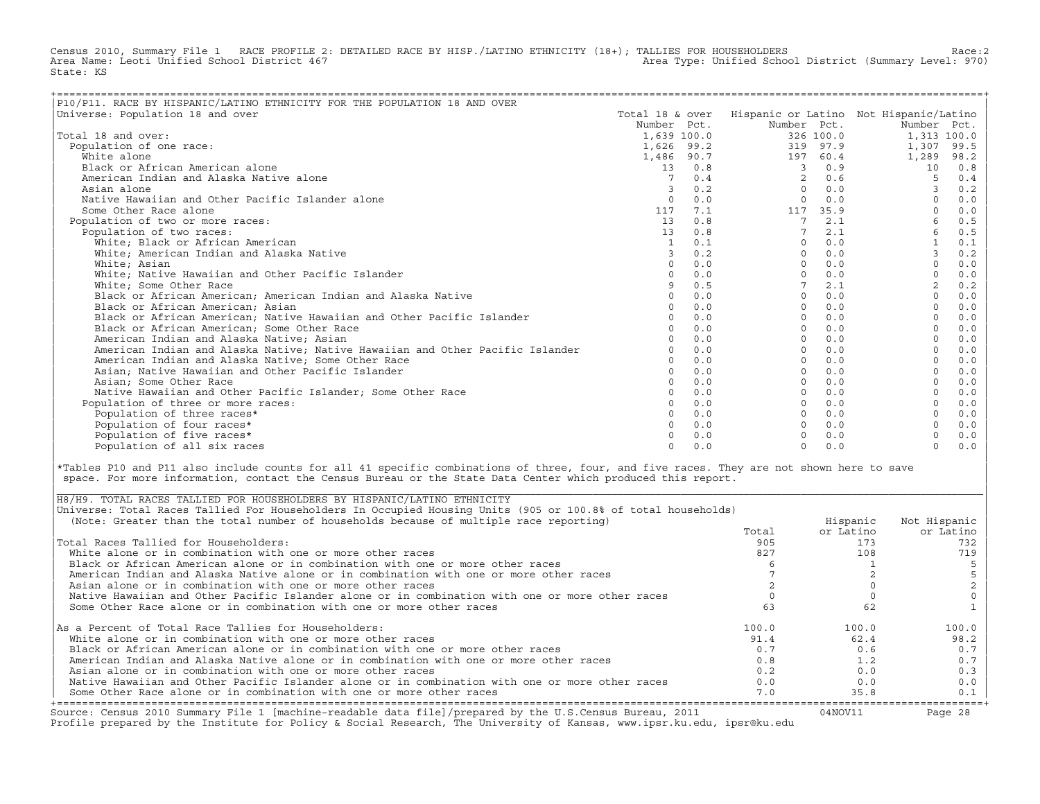Census 2010, Summary File 1 RACE PROFILE 2: DETAILED RACE BY HISP./LATINO ETHNICITY (18+); TALLIES FOR HOUSEHOLDERS Race:2
Area Name: Leoti Unified School District 467 Area Type: Unified School District (Summary Level: 970)
State: KS

## P10/P11. RACE BY HISPANIC/LATINO ETHNICITY FOR THE POPULATION 18 AND OVER

Universe: Population 18 and over

| | Total 18 & over | | Hispanic or Latino | | Not Hispanic/Latino | |
|---|---|---|---|---|---|---|
| | Number | Pct. | Number | Pct. | Number | Pct. |
| Total 18 and over: | 1,639 | 100.0 | 326 | 100.0 | 1,313 | 100.0 |
| Population of one race: | 1,626 | 99.2 | 319 | 97.9 | 1,307 | 99.5 |
| White alone | 1,486 | 90.7 | 197 | 60.4 | 1,289 | 98.2 |
| Black or African American alone | 13 | 0.8 | 3 | 0.9 | 10 | 0.8 |
| American Indian and Alaska Native alone | 7 | 0.4 | 2 | 0.6 | 5 | 0.4 |
| Asian alone | 3 | 0.2 | 0 | 0.0 | 3 | 0.2 |
| Native Hawaiian and Other Pacific Islander alone | 0 | 0.0 | 0 | 0.0 | 0 | 0.0 |
| Some Other Race alone | 117 | 7.1 | 117 | 35.9 | 0 | 0.0 |
| Population of two or more races: | 13 | 0.8 | 7 | 2.1 | 6 | 0.5 |
| Population of two races: | 13 | 0.8 | 7 | 2.1 | 6 | 0.5 |
| White; Black or African American | 1 | 0.1 | 0 | 0.0 | 1 | 0.1 |
| White; American Indian and Alaska Native | 3 | 0.2 | 0 | 0.0 | 3 | 0.2 |
| White; Asian | 0 | 0.0 | 0 | 0.0 | 0 | 0.0 |
| White; Native Hawaiian and Other Pacific Islander | 0 | 0.0 | 0 | 0.0 | 0 | 0.0 |
| White; Some Other Race | 9 | 0.5 | 7 | 2.1 | 2 | 0.2 |
| Black or African American; American Indian and Alaska Native | 0 | 0.0 | 0 | 0.0 | 0 | 0.0 |
| Black or African American; Asian | 0 | 0.0 | 0 | 0.0 | 0 | 0.0 |
| Black or African American; Native Hawaiian and Other Pacific Islander | 0 | 0.0 | 0 | 0.0 | 0 | 0.0 |
| Black or African American; Some Other Race | 0 | 0.0 | 0 | 0.0 | 0 | 0.0 |
| American Indian and Alaska Native; Asian | 0 | 0.0 | 0 | 0.0 | 0 | 0.0 |
| American Indian and Alaska Native; Native Hawaiian and Other Pacific Islander | 0 | 0.0 | 0 | 0.0 | 0 | 0.0 |
| American Indian and Alaska Native; Some Other Race | 0 | 0.0 | 0 | 0.0 | 0 | 0.0 |
| Asian; Native Hawaiian and Other Pacific Islander | 0 | 0.0 | 0 | 0.0 | 0 | 0.0 |
| Asian; Some Other Race | 0 | 0.0 | 0 | 0.0 | 0 | 0.0 |
| Native Hawaiian and Other Pacific Islander; Some Other Race | 0 | 0.0 | 0 | 0.0 | 0 | 0.0 |
| Population of three or more races: | 0 | 0.0 | 0 | 0.0 | 0 | 0.0 |
| Population of three races* | 0 | 0.0 | 0 | 0.0 | 0 | 0.0 |
| Population of four races* | 0 | 0.0 | 0 | 0.0 | 0 | 0.0 |
| Population of five races* | 0 | 0.0 | 0 | 0.0 | 0 | 0.0 |
| Population of all six races | 0 | 0.0 | 0 | 0.0 | 0 | 0.0 |

*Tables P10 and P11 also include counts for all 41 specific combinations of three, four, and five races. They are not shown here to save space. For more information, contact the Census Bureau or the State Data Center which produced this report.

## H8/H9. TOTAL RACES TALLIED FOR HOUSEHOLDERS BY HISPANIC/LATINO ETHNICITY

Universe: Total Races Tallied For Householders In Occupied Housing Units (905 or 100.8% of total households)
(Note: Greater than the total number of households because of multiple race reporting)

| | Total | Hispanic or Latino | Not Hispanic or Latino |
|---|---|---|---|
| Total Races Tallied for Householders: | 905 | 173 | 732 |
| White alone or in combination with one or more other races | 827 | 108 | 719 |
| Black or African American alone or in combination with one or more other races | 6 | 1 | 5 |
| American Indian and Alaska Native alone or in combination with one or more other races | 7 | 2 | 5 |
| Asian alone or in combination with one or more other races | 2 | 0 | 2 |
| Native Hawaiian and Other Pacific Islander alone or in combination with one or more other races | 0 | 0 | 0 |
| Some Other Race alone or in combination with one or more other races | 63 | 62 | 1 |
| As a Percent of Total Race Tallies for Householders: | 100.0 | 100.0 | 100.0 |
| White alone or in combination with one or more other races | 91.4 | 62.4 | 98.2 |
| Black or African American alone or in combination with one or more other races | 0.7 | 0.6 | 0.7 |
| American Indian and Alaska Native alone or in combination with one or more other races | 0.8 | 1.2 | 0.7 |
| Asian alone or in combination with one or more other races | 0.2 | 0.0 | 0.3 |
| Native Hawaiian and Other Pacific Islander alone or in combination with one or more other races | 0.0 | 0.0 | 0.0 |
| Some Other Race alone or in combination with one or more other races | 7.0 | 35.8 | 0.1 |

Source: Census 2010 Summary File 1 [machine-readable data file]/prepared by the U.S.Census Bureau, 2011 04NOV11
Profile prepared by the Institute for Policy & Social Research, The University of Kansas, www.ipsr.ku.edu, ipsr@ku.edu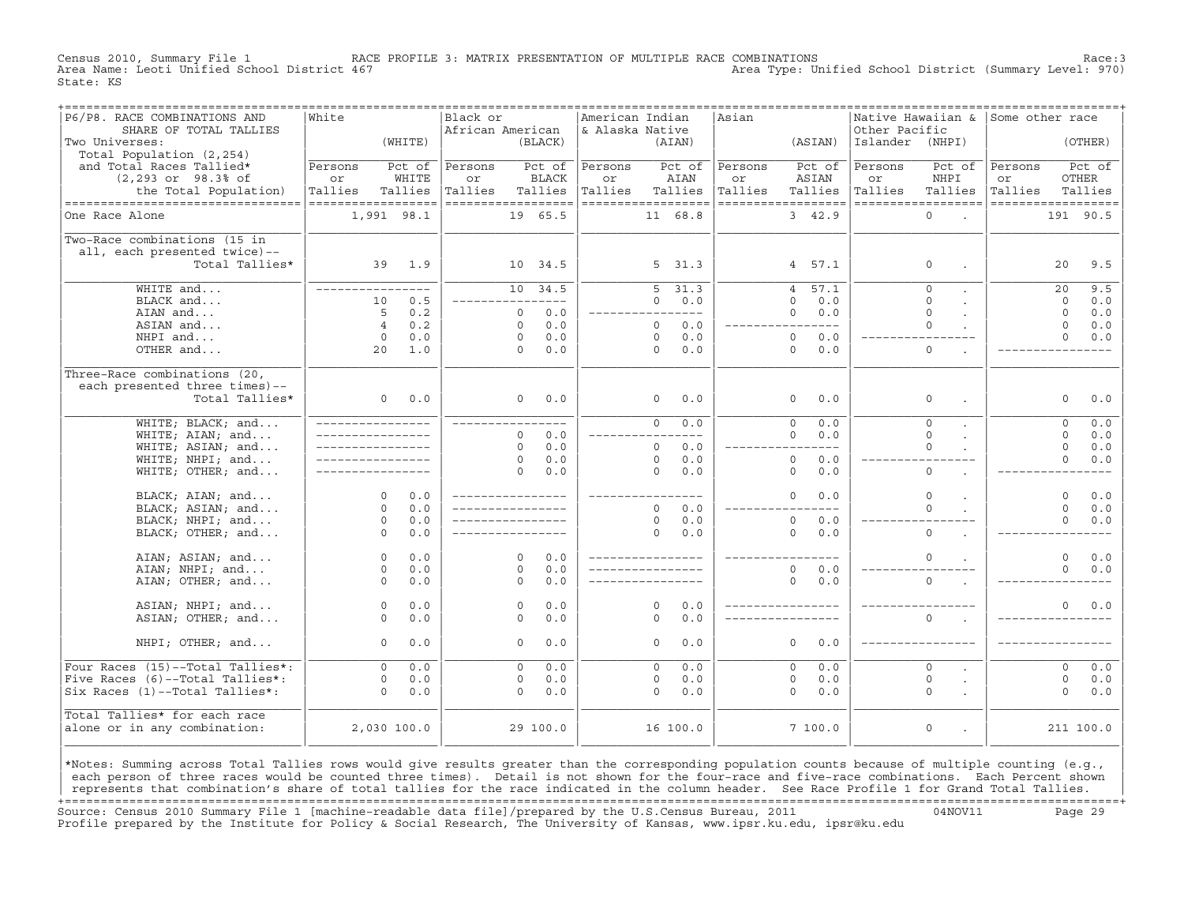Census 2010, Summary File 1 RACE PROFILE 3: MATRIX PRESENTATION OF MULTIPLE RACE COMBINATIONS Race:3
Area Name: Leoti Unified School District 467 Area Type: Unified School District (Summary Level: 970)
State: KS

| P6/P8. RACE COMBINATIONS AND SHARE OF TOTAL TALLIES<br>Two Universes:<br>Total Population (2,254) and Total Races Tallied* (2,293 or 98.3% of the Total Population) | White (WHITE) | | Black or African American (BLACK) | | American Indian & Alaska Native (AIAN) | | Asian (ASIAN) | | Native Hawaiian & Other Pacific Islander (NHPI) | | Some other race (OTHER) | |
|---|---|---|---|---|---|---|---|---|---|---|---|---|
| | Persons or Tallies | Pct of WHITE Tallies | Persons or Tallies | Pct of BLACK Tallies | Persons or Tallies | Pct of AIAN Tallies | Persons or Tallies | Pct of ASIAN Tallies | Persons or Tallies | Pct of NHPI Tallies | Persons or Tallies | Pct of OTHER Tallies |
| One Race Alone | 1,991 | 98.1 | 19 | 65.5 | 11 | 68.8 | 3 | 42.9 | 0 | . | 191 | 90.5 |
| Two-Race combinations (15 in all, each presented twice)--Total Tallies* | 39 | 1.9 | 10 | 34.5 | 5 | 31.3 | 4 | 57.1 | 0 | . | 20 | 9.5 |
| WHITE and... | ---- | ---- | 10 | 34.5 | 5 | 31.3 | 4 | 57.1 | 0 | . | 20 | 9.5 |
| BLACK and... | 10 | 0.5 | ---- | ---- | 0 | 0.0 | 0 | 0.0 | 0 | . | 0 | 0.0 |
| AIAN and... | 5 | 0.2 | 0 | 0.0 | ---- | ---- | 0 | 0.0 | 0 | . | 0 | 0.0 |
| ASIAN and... | 4 | 0.2 | 0 | 0.0 | 0 | 0.0 | ---- | ---- | 0 | . | 0 | 0.0 |
| NHPI and... | 0 | 0.0 | 0 | 0.0 | 0 | 0.0 | 0 | 0.0 | ---- | ---- | 0 | 0.0 |
| OTHER and... | 20 | 1.0 | 0 | 0.0 | 0 | 0.0 | 0 | 0.0 | 0 | . | ---- | ---- |
| Three-Race combinations (20, each presented three times)--Total Tallies* | 0 | 0.0 | 0 | 0.0 | 0 | 0.0 | 0 | 0.0 | 0 | . | 0 | 0.0 |
| WHITE; BLACK; and... | ---- | ---- | ---- | ---- | 0 | 0.0 | 0 | 0.0 | 0 | . | 0 | 0.0 |
| WHITE; AIAN; and... | ---- | ---- | 0 | 0.0 | ---- | ---- | 0 | 0.0 | 0 | . | 0 | 0.0 |
| WHITE; ASIAN; and... | ---- | ---- | 0 | 0.0 | 0 | 0.0 | ---- | ---- | 0 | . | 0 | 0.0 |
| WHITE; NHPI; and... | ---- | ---- | 0 | 0.0 | 0 | 0.0 | 0 | 0.0 | ---- | ---- | 0 | 0.0 |
| WHITE; OTHER; and... | ---- | ---- | 0 | 0.0 | 0 | 0.0 | 0 | 0.0 | 0 | . | ---- | ---- |
| BLACK; AIAN; and... | 0 | 0.0 | ---- | ---- | ---- | ---- | 0 | 0.0 | 0 | . | 0 | 0.0 |
| BLACK; ASIAN; and... | 0 | 0.0 | ---- | ---- | 0 | 0.0 | ---- | ---- | 0 | . | 0 | 0.0 |
| BLACK; NHPI; and... | 0 | 0.0 | ---- | ---- | 0 | 0.0 | 0 | 0.0 | ---- | ---- | 0 | 0.0 |
| BLACK; OTHER; and... | 0 | 0.0 | ---- | ---- | 0 | 0.0 | 0 | 0.0 | 0 | . | ---- | ---- |
| AIAN; ASIAN; and... | 0 | 0.0 | 0 | 0.0 | ---- | ---- | ---- | ---- | 0 | . | 0 | 0.0 |
| AIAN; NHPI; and... | 0 | 0.0 | 0 | 0.0 | ---- | ---- | 0 | 0.0 | ---- | ---- | 0 | 0.0 |
| AIAN; OTHER; and... | 0 | 0.0 | 0 | 0.0 | ---- | ---- | 0 | 0.0 | 0 | . | ---- | ---- |
| ASIAN; NHPI; and... | 0 | 0.0 | 0 | 0.0 | 0 | 0.0 | ---- | ---- | ---- | ---- | 0 | 0.0 |
| ASIAN; OTHER; and... | 0 | 0.0 | 0 | 0.0 | 0 | 0.0 | ---- | ---- | 0 | . | ---- | ---- |
| NHPI; OTHER; and... | 0 | 0.0 | 0 | 0.0 | 0 | 0.0 | 0 | 0.0 | ---- | ---- | ---- | ---- |
| Four Races (15)--Total Tallies*: | 0 | 0.0 | 0 | 0.0 | 0 | 0.0 | 0 | 0.0 | 0 | . | 0 | 0.0 |
| Five Races (6)--Total Tallies*: | 0 | 0.0 | 0 | 0.0 | 0 | 0.0 | 0 | 0.0 | 0 | . | 0 | 0.0 |
| Six Races (1)--Total Tallies*: | 0 | 0.0 | 0 | 0.0 | 0 | 0.0 | 0 | 0.0 | 0 | . | 0 | 0.0 |
| Total Tallies* for each race alone or in any combination: | 2,030 | 100.0 | 29 | 100.0 | 16 | 100.0 | 7 | 100.0 | 0 | . | 211 | 100.0 |

*Notes: Summing across Total Tallies rows would give results greater than the corresponding population counts because of multiple counting (e.g., each person of three races would be counted three times). Detail is not shown for the four-race and five-race combinations. Each Percent shown represents that combination's share of total tallies for the race indicated in the column header. See Race Profile 1 for Grand Total Tallies.

Source: Census 2010 Summary File 1 [machine-readable data file]/prepared by the U.S.Census Bureau, 2011 04NOV11
Profile prepared by the Institute for Policy & Social Research, The University of Kansas, www.ipsr.ku.edu, ipsr@ku.edu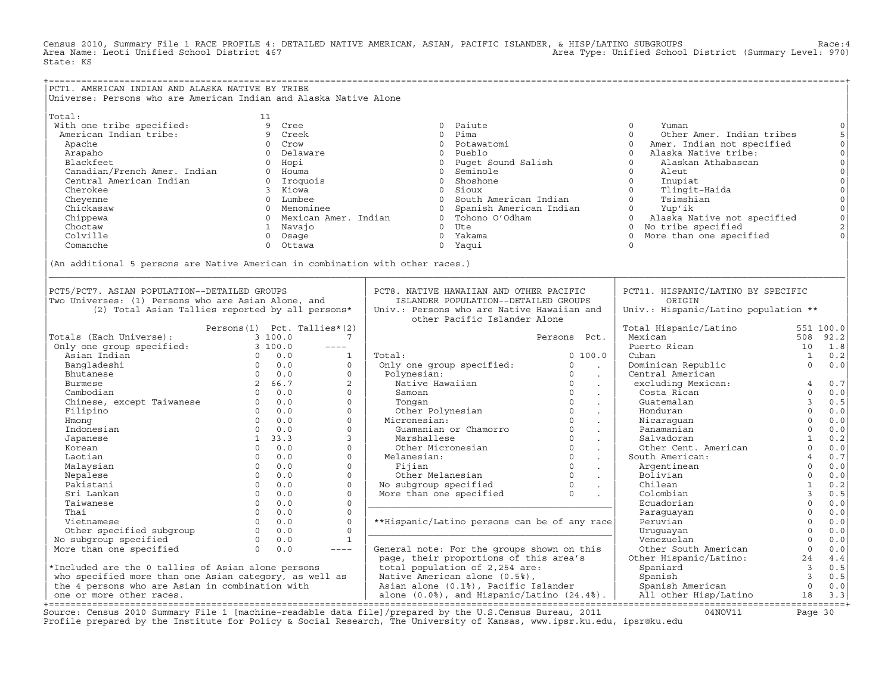Census 2010, Summary File 1 RACE PROFILE 4: DETAILED NATIVE AMERICAN, ASIAN, PACIFIC ISLANDER, & HISP/LATINO SUBGROUPS Race:4
Area Name: Leoti Unified School District 467 Area Type: Unified School District (Summary Level: 970)
State: KS

## PCT1. AMERICAN INDIAN AND ALASKA NATIVE BY TRIBE

Universe: Persons who are American Indian and Alaska Native Alone

| Tribe | Count | Tribe | Count | Tribe | Count | Tribe | Count |
|---|---|---|---|---|---|---|---|
| Total: | 11 | | | | | | |
| With one tribe specified: | 9 | Cree | 0 | Paiute | 0 | Yuman | 0 |
| American Indian tribe: | 9 | Creek | 0 | Pima | 0 | Other Amer. Indian tribes | 5 |
| Apache | 0 | Crow | 0 | Potawatomi | 0 | Amer. Indian not specified | 0 |
| Arapaho | 0 | Delaware | 0 | Pueblo | 0 | Alaska Native tribe: | 0 |
| Blackfeet | 0 | Hopi | 0 | Puget Sound Salish | 0 | Alaskan Athabascan | 0 |
| Canadian/French Amer. Indian | 0 | Houma | 0 | Seminole | 0 | Aleut | 0 |
| Central American Indian | 0 | Iroquois | 0 | Shoshone | 0 | Inupiat | 0 |
| Cherokee | 3 | Kiowa | 0 | Sioux | 0 | Tlingit-Haida | 0 |
| Cheyenne | 0 | Lumbee | 0 | South American Indian | 0 | Tsimshian | 0 |
| Chickasaw | 0 | Menominee | 0 | Spanish American Indian | 0 | Yup'ik | 0 |
| Chippewa | 0 | Mexican Amer. Indian | 0 | Tohono O'Odham | 0 | Alaska Native not specified | 0 |
| Choctaw | 1 | Navajo | 0 | Ute | 0 | No tribe specified | 2 |
| Colville | 0 | Osage | 0 | Yakama | 0 | More than one specified | 0 |
| Comanche | 0 | Ottawa | 0 | Yaqui | 0 | | |

(An additional 5 persons are Native American in combination with other races.)

## PCT5/PCT7. ASIAN POPULATION--DETAILED GROUPS

Two Universes: (1) Persons who are Asian Alone, and (2) Total Asian Tallies reported by all persons*

| | Persons(1) | Pct. | Tallies*(2) |
|---|---|---|---|
| Totals (Each Universe): | 3 | 100.0 | 7 |
| Only one group specified: | 3 | 100.0 | ---- |
| Asian Indian | 0 | 0.0 | 1 |
| Bangladeshi | 0 | 0.0 | 0 |
| Bhutanese | 0 | 0.0 | 0 |
| Burmese | 2 | 66.7 | 2 |
| Cambodian | 0 | 0.0 | 0 |
| Chinese, except Taiwanese | 0 | 0.0 | 0 |
| Filipino | 0 | 0.0 | 0 |
| Hmong | 0 | 0.0 | 0 |
| Indonesian | 0 | 0.0 | 0 |
| Japanese | 1 | 33.3 | 3 |
| Korean | 0 | 0.0 | 0 |
| Laotian | 0 | 0.0 | 0 |
| Malaysian | 0 | 0.0 | 0 |
| Nepalese | 0 | 0.0 | 0 |
| Pakistani | 0 | 0.0 | 0 |
| Sri Lankan | 0 | 0.0 | 0 |
| Taiwanese | 0 | 0.0 | 0 |
| Thai | 0 | 0.0 | 0 |
| Vietnamese | 0 | 0.0 | 0 |
| Other specified subgroup | 0 | 0.0 | 0 |
| No subgroup specified | 0 | 0.0 | 1 |
| More than one specified | 0 | 0.0 | ---- |

*Included are the 0 tallies of Asian alone persons who specified more than one Asian category, as well as the 4 persons who are Asian in combination with one or more other races.

## PCT8. NATIVE HAWAIIAN AND OTHER PACIFIC ISLANDER POPULATION--DETAILED GROUPS

Univ.: Persons who are Native Hawaiian and other Pacific Islander Alone

| | Persons | Pct. |
|---|---|---|
| Total: | 0 | 100.0 |
| Only one group specified: | 0 | . |
| Polynesian: | 0 | . |
| Native Hawaiian | 0 | . |
| Samoan | 0 | . |
| Tongan | 0 | . |
| Other Polynesian | 0 | . |
| Micronesian: | 0 | . |
| Guamanian or Chamorro | 0 | . |
| Marshallese | 0 | . |
| Other Micronesian | 0 | . |
| Melanesian: | 0 | . |
| Fijian | 0 | . |
| Other Melanesian | 0 | . |
| No subgroup specified | 0 | . |
| More than one specified | 0 | . |

**Hispanic/Latino persons can be of any race

General note: For the groups shown on this page, their proportions of this area's total population of 2,254 are: Native American alone (0.5%), Asian alone (0.1%), Pacific Islander alone (0.0%), and Hispanic/Latino (24.4%).

## PCT11. HISPANIC/LATINO BY SPECIFIC ORIGIN

Univ.: Hispanic/Latino population **

| | Persons | Pct. |
|---|---|---|
| Total Hispanic/Latino | 551 | 100.0 |
| Mexican | 508 | 92.2 |
| Puerto Rican | 10 | 1.8 |
| Cuban | 1 | 0.2 |
| Dominican Republic | 0 | 0.0 |
| Central American excluding Mexican: | 4 | 0.7 |
| Costa Rican | 0 | 0.0 |
| Guatemalan | 3 | 0.5 |
| Honduran | 0 | 0.0 |
| Nicaraguan | 0 | 0.0 |
| Panamanian | 0 | 0.0 |
| Salvadoran | 1 | 0.2 |
| Other Cent. American | 0 | 0.0 |
| South American: | 4 | 0.7 |
| Argentinean | 0 | 0.0 |
| Bolivian | 0 | 0.0 |
| Chilean | 1 | 0.2 |
| Colombian | 3 | 0.5 |
| Ecuadorian | 0 | 0.0 |
| Paraguayan | 0 | 0.0 |
| Peruvian | 0 | 0.0 |
| Uruguayan | 0 | 0.0 |
| Venezuelan | 0 | 0.0 |
| Other South American | 0 | 0.0 |
| Other Hispanic/Latino: | 24 | 4.4 |
| Spaniard | 3 | 0.5 |
| Spanish | 3 | 0.5 |
| Spanish American | 0 | 0.0 |
| All other Hisp/Latino | 18 | 3.3 |

Source: Census 2010 Summary File 1 [machine-readable data file]/prepared by the U.S.Census Bureau, 2011 04NOV11
Profile prepared by the Institute for Policy & Social Research, The University of Kansas, www.ipsr.ku.edu, ipsr@ku.edu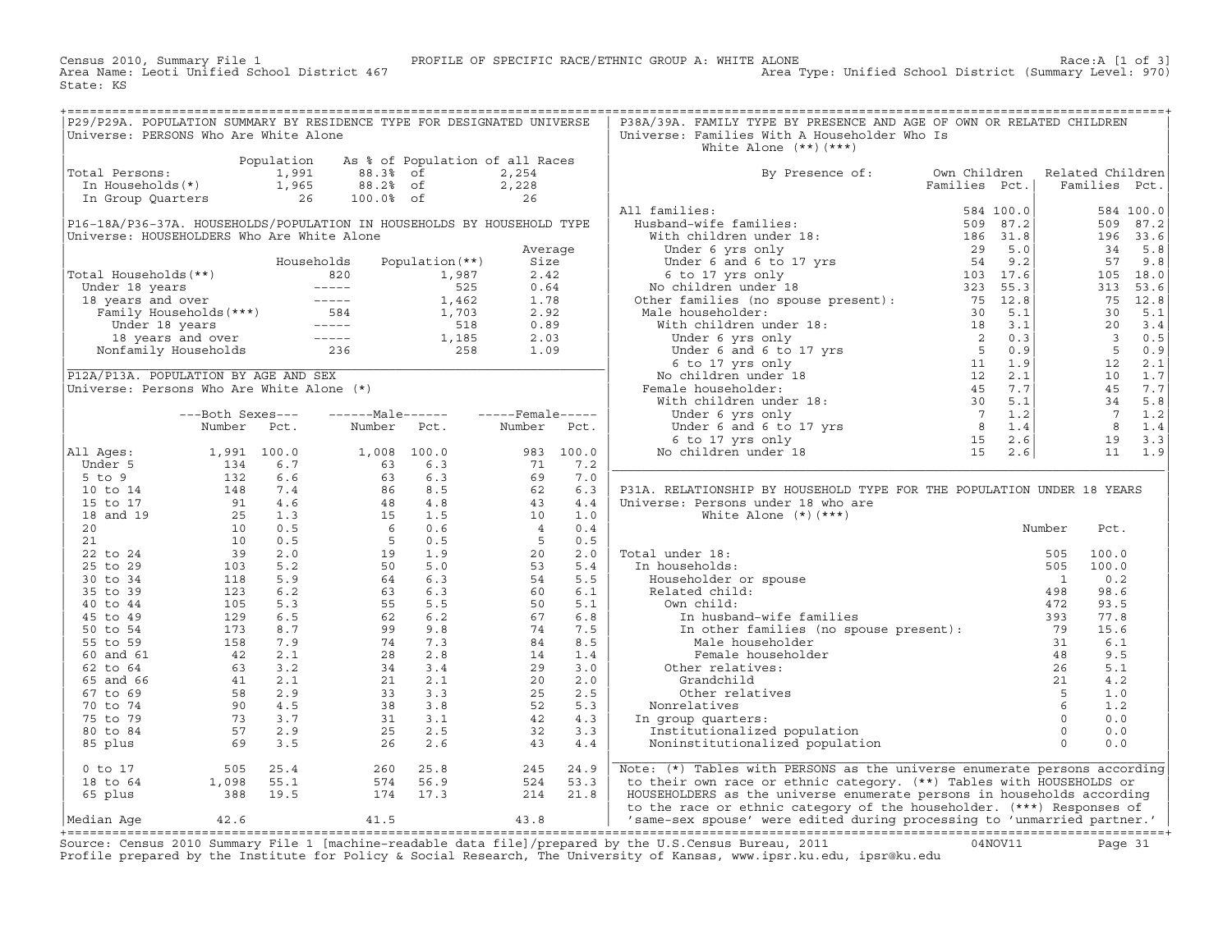Census 2010, Summary File 1 PROFILE OF SPECIFIC RACE/ETHNIC GROUP A: WHITE ALONE Race:A [1 of 3]
Area Name: Leoti Unified School District 467 Area Type: Unified School District (Summary Level: 970)
State: KS

## P29/P29A. POPULATION SUMMARY BY RESIDENCE TYPE FOR DESIGNATED UNIVERSE

Universe: PERSONS Who Are White Alone

| | Population | As % of Population of all Races | |
|---|---|---|---|
| Total Persons: | 1,991 | 88.3% of | 2,254 |
| In Households(*) | 1,965 | 88.2% of | 2,228 |
| In Group Quarters | 26 | 100.0% of | 26 |

## P16-18A/P36-37A. HOUSEHOLDS/POPULATION IN HOUSEHOLDS BY HOUSEHOLD TYPE

Universe: HOUSEHOLDERS Who Are White Alone

| | Households | Population(**) | Average Size |
|---|---|---|---|
| Total Households(**) | 820 | 1,987 | 2.42 |
| Under 18 years | ----- | 525 | 0.64 |
| 18 years and over | ----- | 1,462 | 1.78 |
| Family Households(***) | 584 | 1,703 | 2.92 |
| Under 18 years | ----- | 518 | 0.89 |
| 18 years and over | ----- | 1,185 | 2.03 |
| Nonfamily Households | 236 | 258 | 1.09 |

## P12A/P13A. POPULATION BY AGE AND SEX

Universe: Persons Who Are White Alone (*)

| | Both Sexes Number | Both Sexes Pct. | Male Number | Male Pct. | Female Number | Female Pct. |
|---|---|---|---|---|---|---|
| All Ages: | 1,991 | 100.0 | 1,008 | 100.0 | 983 | 100.0 |
| Under 5 | 134 | 6.7 | 63 | 6.3 | 71 | 7.2 |
| 5 to 9 | 132 | 6.6 | 63 | 6.3 | 69 | 7.0 |
| 10 to 14 | 148 | 7.4 | 86 | 8.5 | 62 | 6.3 |
| 15 to 17 | 91 | 4.6 | 48 | 4.8 | 43 | 4.4 |
| 18 and 19 | 25 | 1.3 | 15 | 1.5 | 10 | 1.0 |
| 20 | 10 | 0.5 | 6 | 0.6 | 4 | 0.4 |
| 21 | 10 | 0.5 | 5 | 0.5 | 5 | 0.5 |
| 22 to 24 | 39 | 2.0 | 19 | 1.9 | 20 | 2.0 |
| 25 to 29 | 103 | 5.2 | 50 | 5.0 | 53 | 5.4 |
| 30 to 34 | 118 | 5.9 | 64 | 6.3 | 54 | 5.5 |
| 35 to 39 | 123 | 6.2 | 63 | 6.3 | 60 | 6.1 |
| 40 to 44 | 105 | 5.3 | 55 | 5.5 | 50 | 5.1 |
| 45 to 49 | 129 | 6.5 | 62 | 6.2 | 67 | 6.8 |
| 50 to 54 | 173 | 8.7 | 99 | 9.8 | 74 | 7.5 |
| 55 to 59 | 158 | 7.9 | 74 | 7.3 | 84 | 8.5 |
| 60 and 61 | 42 | 2.1 | 28 | 2.8 | 14 | 1.4 |
| 62 to 64 | 63 | 3.2 | 34 | 3.4 | 29 | 3.0 |
| 65 and 66 | 41 | 2.1 | 21 | 2.1 | 20 | 2.0 |
| 67 to 69 | 58 | 2.9 | 33 | 3.3 | 25 | 2.5 |
| 70 to 74 | 90 | 4.5 | 38 | 3.8 | 52 | 5.3 |
| 75 to 79 | 73 | 3.7 | 31 | 3.1 | 42 | 4.3 |
| 80 to 84 | 57 | 2.9 | 25 | 2.5 | 32 | 3.3 |
| 85 plus | 69 | 3.5 | 26 | 2.6 | 43 | 4.4 |
| 0 to 17 | 505 | 25.4 | 260 | 25.8 | 245 | 24.9 |
| 18 to 64 | 1,098 | 55.1 | 574 | 56.9 | 524 | 53.3 |
| 65 plus | 388 | 19.5 | 174 | 17.3 | 214 | 21.8 |
| Median Age | 42.6 | | 41.5 | | 43.8 | |

## P38A/39A. FAMILY TYPE BY PRESENCE AND AGE OF OWN OR RELATED CHILDREN

Universe: Families With A Householder Who Is White Alone (**)(***)

| By Presence of: | Own Children Families | Own Children Pct. | Related Children Families | Related Children Pct. |
|---|---|---|---|---|
| All families: | 584 | 100.0 | 584 | 100.0 |
| Husband-wife families: | 509 | 87.2 | 509 | 87.2 |
| With children under 18: | 186 | 31.8 | 196 | 33.6 |
| Under 6 yrs only | 29 | 5.0 | 34 | 5.8 |
| Under 6 and 6 to 17 yrs | 54 | 9.2 | 57 | 9.8 |
| 6 to 17 yrs only | 103 | 17.6 | 105 | 18.0 |
| No children under 18 | 323 | 55.3 | 313 | 53.6 |
| Other families (no spouse present): | 75 | 12.8 | 75 | 12.8 |
| Male householder: | 30 | 5.1 | 30 | 5.1 |
| With children under 18: | 18 | 3.1 | 20 | 3.4 |
| Under 6 yrs only | 2 | 0.3 | 3 | 0.5 |
| Under 6 and 6 to 17 yrs | 5 | 0.9 | 5 | 0.9 |
| 6 to 17 yrs only | 11 | 1.9 | 12 | 2.1 |
| No children under 18 | 12 | 2.1 | 10 | 1.7 |
| Female householder: | 45 | 7.7 | 45 | 7.7 |
| With children under 18: | 30 | 5.1 | 34 | 5.8 |
| Under 6 yrs only | 7 | 1.2 | 7 | 1.2 |
| Under 6 and 6 to 17 yrs | 8 | 1.4 | 8 | 1.4 |
| 6 to 17 yrs only | 15 | 2.6 | 19 | 3.3 |
| No children under 18 | 15 | 2.6 | 11 | 1.9 |

## P31A. RELATIONSHIP BY HOUSEHOLD TYPE FOR THE POPULATION UNDER 18 YEARS

Universe: Persons under 18 who are White Alone (*)(***)

| | Number | Pct. |
|---|---|---|
| Total under 18: | 505 | 100.0 |
| In households: | 505 | 100.0 |
| Householder or spouse | 1 | 0.2 |
| Related child: | 498 | 98.6 |
| Own child: | 472 | 93.5 |
| In husband-wife families | 393 | 77.8 |
| In other families (no spouse present): | 79 | 15.6 |
| Male householder | 31 | 6.1 |
| Female householder | 48 | 9.5 |
| Other relatives: | 26 | 5.1 |
| Grandchild | 21 | 4.2 |
| Other relatives | 5 | 1.0 |
| Nonrelatives | 6 | 1.2 |
| In group quarters: | 0 | 0.0 |
| Institutionalized population | 0 | 0.0 |
| Noninstitutionalized population | 0 | 0.0 |

Note: (*) Tables with PERSONS as the universe enumerate persons according to their own race or ethnic category. (**) Tables with HOUSEHOLDS or HOUSEHOLDERS as the universe enumerate persons in households according to the race or ethnic category of the householder. (***) Responses of 'same-sex spouse' were edited during processing to 'unmarried partner.'

Source: Census 2010 Summary File 1 [machine-readable data file]/prepared by the U.S.Census Bureau, 2011 04NOV11
Profile prepared by the Institute for Policy & Social Research, The University of Kansas, www.ipsr.ku.edu, ipsr@ku.edu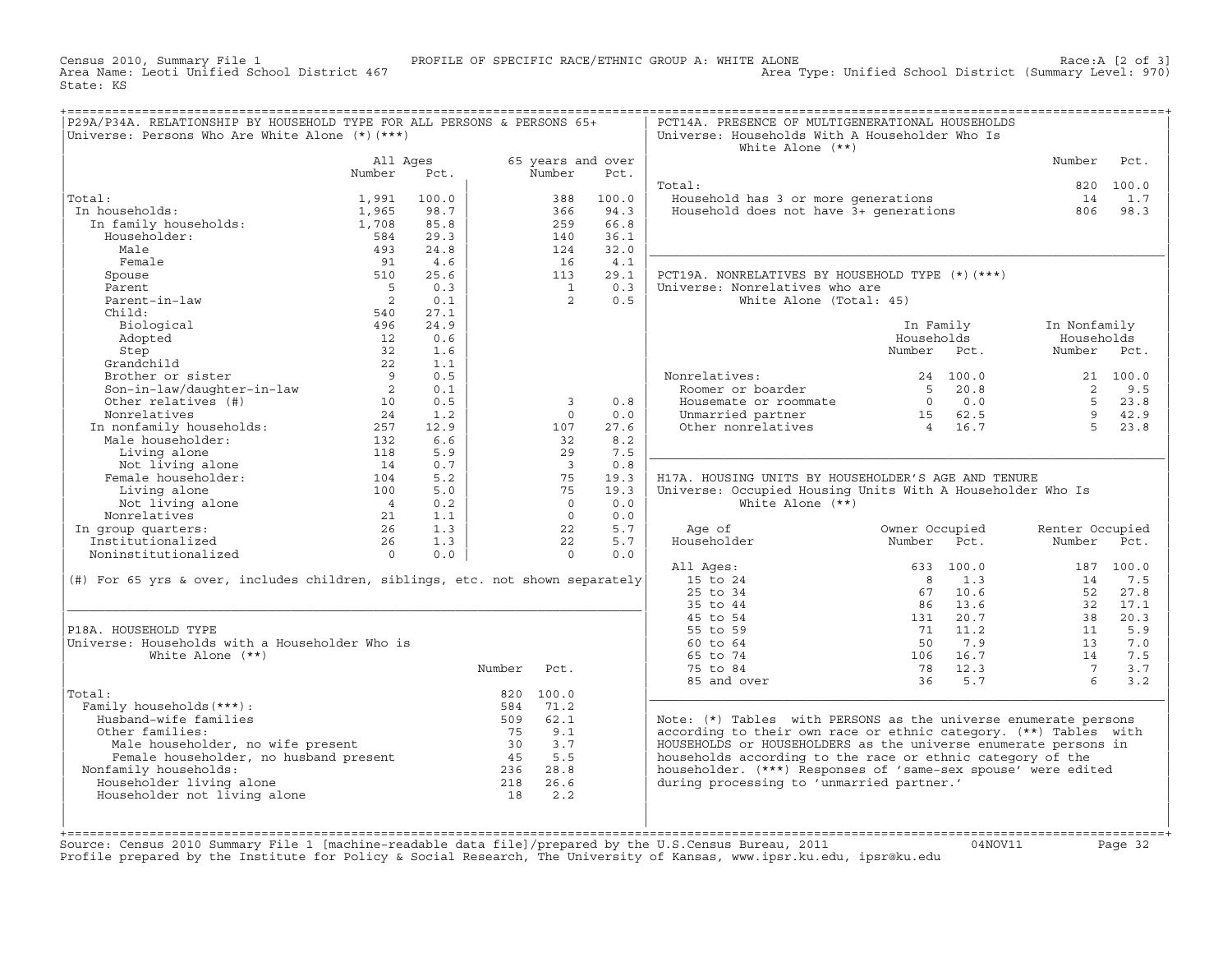Census 2010, Summary File 1 — PROFILE OF SPECIFIC RACE/ETHNIC GROUP A: WHITE ALONE — Race:A [2 of 3]
Area Name: Leoti Unified School District 467 — Area Type: Unified School District (Summary Level: 970)
State: KS

## P29A/P34A. RELATIONSHIP BY HOUSEHOLD TYPE FOR ALL PERSONS & PERSONS 65+

Universe: Persons Who Are White Alone (*)(***)

| | All Ages Number | All Ages Pct. | 65 years and over Number | 65 years and over Pct. |
|---|---|---|---|---|
| Total: | 1,991 | 100.0 | 388 | 100.0 |
| In households: | 1,965 | 98.7 | 366 | 94.3 |
| In family households: | 1,708 | 85.8 | 259 | 66.8 |
| Householder: | 584 | 29.3 | 140 | 36.1 |
| Male | 493 | 24.8 | 124 | 32.0 |
| Female | 91 | 4.6 | 16 | 4.1 |
| Spouse | 510 | 25.6 | 113 | 29.1 |
| Parent | 5 | 0.3 | 1 | 0.3 |
| Parent-in-law | 2 | 0.1 | 2 | 0.5 |
| Child: | 540 | 27.1 | | |
| Biological | 496 | 24.9 | | |
| Adopted | 12 | 0.6 | | |
| Step | 32 | 1.6 | | |
| Grandchild | 22 | 1.1 | | |
| Brother or sister | 9 | 0.5 | | |
| Son-in-law/daughter-in-law | 2 | 0.1 | | |
| Other relatives (#) | 10 | 0.5 | 3 | 0.8 |
| Nonrelatives | 24 | 1.2 | 0 | 0.0 |
| In nonfamily households: | 257 | 12.9 | 107 | 27.6 |
| Male householder: | 132 | 6.6 | 32 | 8.2 |
| Living alone | 118 | 5.9 | 29 | 7.5 |
| Not living alone | 14 | 0.7 | 3 | 0.8 |
| Female householder: | 104 | 5.2 | 75 | 19.3 |
| Living alone | 100 | 5.0 | 75 | 19.3 |
| Not living alone | 4 | 0.2 | 0 | 0.0 |
| Nonrelatives | 21 | 1.1 | 0 | 0.0 |
| In group quarters: | 26 | 1.3 | 22 | 5.7 |
| Institutionalized | 26 | 1.3 | 22 | 5.7 |
| Noninstitutionalized | 0 | 0.0 | 0 | 0.0 |

(#) For 65 yrs & over, includes children, siblings, etc. not shown separately

## P18A. HOUSEHOLD TYPE

Universe: Households with a Householder Who is White Alone (**)

| | Number | Pct. |
|---|---|---|
| Total: | 820 | 100.0 |
| Family households(***): | 584 | 71.2 |
| Husband-wife families | 509 | 62.1 |
| Other families: | 75 | 9.1 |
| Male householder, no wife present | 30 | 3.7 |
| Female householder, no husband present | 45 | 5.5 |
| Nonfamily households: | 236 | 28.8 |
| Householder living alone | 218 | 26.6 |
| Householder not living alone | 18 | 2.2 |

## PCT14A. PRESENCE OF MULTIGENERATIONAL HOUSEHOLDS

Universe: Households With A Householder Who Is White Alone (**)

| | Number | Pct. |
|---|---|---|
| Total: | 820 | 100.0 |
| Household has 3 or more generations | 14 | 1.7 |
| Household does not have 3+ generations | 806 | 98.3 |

## PCT19A. NONRELATIVES BY HOUSEHOLD TYPE (*)(***)

Universe: Nonrelatives who are White Alone (Total: 45)

| | In Family Households Number | In Family Households Pct. | In Nonfamily Households Number | In Nonfamily Households Pct. |
|---|---|---|---|---|
| Nonrelatives: | 24 | 100.0 | 21 | 100.0 |
| Roomer or boarder | 5 | 20.8 | 2 | 9.5 |
| Housemate or roommate | 0 | 0.0 | 5 | 23.8 |
| Unmarried partner | 15 | 62.5 | 9 | 42.9 |
| Other nonrelatives | 4 | 16.7 | 5 | 23.8 |

## H17A. HOUSING UNITS BY HOUSEHOLDER'S AGE AND TENURE

Universe: Occupied Housing Units With A Householder Who Is White Alone (**)

| Age of Householder | Owner Occupied Number | Owner Occupied Pct. | Renter Occupied Number | Renter Occupied Pct. |
|---|---|---|---|---|
| All Ages: | 633 | 100.0 | 187 | 100.0 |
| 15 to 24 | 8 | 1.3 | 14 | 7.5 |
| 25 to 34 | 67 | 10.6 | 52 | 27.8 |
| 35 to 44 | 86 | 13.6 | 32 | 17.1 |
| 45 to 54 | 131 | 20.7 | 38 | 20.3 |
| 55 to 59 | 71 | 11.2 | 11 | 5.9 |
| 60 to 64 | 50 | 7.9 | 13 | 7.0 |
| 65 to 74 | 106 | 16.7 | 14 | 7.5 |
| 75 to 84 | 78 | 12.3 | 7 | 3.7 |
| 85 and over | 36 | 5.7 | 6 | 3.2 |

Note: (*) Tables with PERSONS as the universe enumerate persons according to their own race or ethnic category. (**) Tables with HOUSEHOLDS or HOUSEHOLDERS as the universe enumerate persons in households according to the race or ethnic category of the householder. (***) Responses of 'same-sex spouse' were edited during processing to 'unmarried partner.'

Source: Census 2010 Summary File 1 [machine-readable data file]/prepared by the U.S.Census Bureau, 2011 04NOV11
Profile prepared by the Institute for Policy & Social Research, The University of Kansas, www.ipsr.ku.edu, ipsr@ku.edu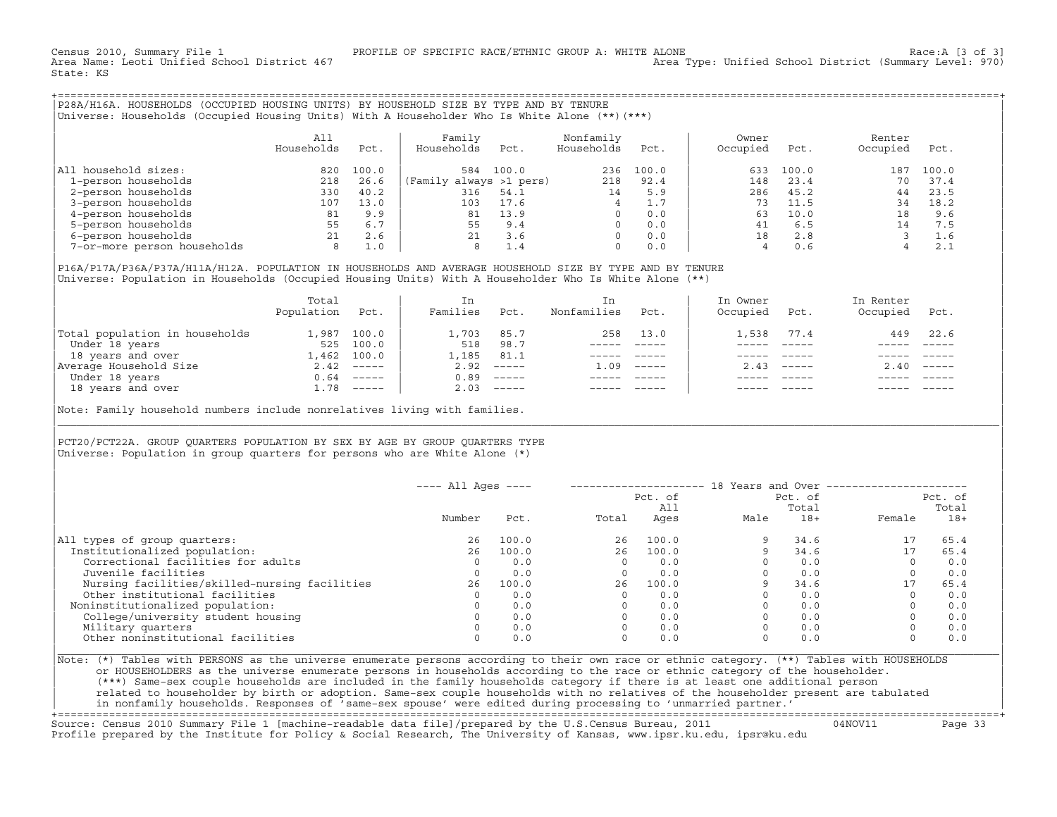Census 2010, Summary File 1 — PROFILE OF SPECIFIC RACE/ETHNIC GROUP A: WHITE ALONE — Race:A [3 of 3]
Area Name: Leoti Unified School District 467 — Area Type: Unified School District (Summary Level: 970)
State: KS

## P28A/H16A. HOUSEHOLDS (OCCUPIED HOUSING UNITS) BY HOUSEHOLD SIZE BY TYPE AND BY TENURE

Universe: Households (Occupied Housing Units) With A Householder Who Is White Alone (**)(***)

| | All Households | Pct. | Family Households | Pct. | Nonfamily Households | Pct. | Owner Occupied | Pct. | Renter Occupied | Pct. |
|---|---|---|---|---|---|---|---|---|---|---|
| All household sizes: | 820 | 100.0 | 584 | 100.0 | 236 | 100.0 | 633 | 100.0 | 187 | 100.0 |
| 1-person households | 218 | 26.6 | (Family always >1 pers) | | 218 | 92.4 | 148 | 23.4 | 70 | 37.4 |
| 2-person households | 330 | 40.2 | 316 | 54.1 | 14 | 5.9 | 286 | 45.2 | 44 | 23.5 |
| 3-person households | 107 | 13.0 | 103 | 17.6 | 4 | 1.7 | 73 | 11.5 | 34 | 18.2 |
| 4-person households | 81 | 9.9 | 81 | 13.9 | 0 | 0.0 | 63 | 10.0 | 18 | 9.6 |
| 5-person households | 55 | 6.7 | 55 | 9.4 | 0 | 0.0 | 41 | 6.5 | 14 | 7.5 |
| 6-person households | 21 | 2.6 | 21 | 3.6 | 0 | 0.0 | 18 | 2.8 | 3 | 1.6 |
| 7-or-more person households | 8 | 1.0 | 8 | 1.4 | 0 | 0.0 | 4 | 0.6 | 4 | 2.1 |

## P16A/P17A/P36A/P37A/H11A/H12A. POPULATION IN HOUSEHOLDS AND AVERAGE HOUSEHOLD SIZE BY TYPE AND BY TENURE

Universe: Population in Households (Occupied Housing Units) With A Householder Who Is White Alone (**)

| | Total Population | Pct. | In Families | Pct. | In Nonfamilies | Pct. | In Owner Occupied | Pct. | In Renter Occupied | Pct. |
|---|---|---|---|---|---|---|---|---|---|---|
| Total population in households | 1,987 | 100.0 | 1,703 | 85.7 | 258 | 13.0 | 1,538 | 77.4 | 449 | 22.6 |
| Under 18 years | 525 | 100.0 | 518 | 98.7 | ----- | ----- | ----- | ----- | ----- | ----- |
| 18 years and over | 1,462 | 100.0 | 1,185 | 81.1 | ----- | ----- | ----- | ----- | ----- | ----- |
| Average Household Size | 2.42 | ----- | 2.92 | ----- | 1.09 | ----- | 2.43 | ----- | 2.40 | ----- |
| Under 18 years | 0.64 | ----- | 0.89 | ----- | ----- | ----- | ----- | ----- | ----- | ----- |
| 18 years and over | 1.78 | ----- | 2.03 | ----- | ----- | ----- | ----- | ----- | ----- | ----- |

Note: Family household numbers include nonrelatives living with families.

## PCT20/PCT22A. GROUP QUARTERS POPULATION BY SEX BY AGE BY GROUP QUARTERS TYPE

Universe: Population in group quarters for persons who are White Alone (*)

| | All Ages | | 18 Years and Over | | | | | |
|---|---|---|---|---|---|---|---|---|
| | Number | Pct. | Total | Pct. of All Ages | Male | Pct. of Total 18+ | Female | Pct. of Total 18+ |
| All types of group quarters: | 26 | 100.0 | 26 | 100.0 | 9 | 34.6 | 17 | 65.4 |
| Institutionalized population: | 26 | 100.0 | 26 | 100.0 | 9 | 34.6 | 17 | 65.4 |
| Correctional facilities for adults | 0 | 0.0 | 0 | 0.0 | 0 | 0.0 | 0 | 0.0 |
| Juvenile facilities | 0 | 0.0 | 0 | 0.0 | 0 | 0.0 | 0 | 0.0 |
| Nursing facilities/skilled-nursing facilities | 26 | 100.0 | 26 | 100.0 | 9 | 34.6 | 17 | 65.4 |
| Other institutional facilities | 0 | 0.0 | 0 | 0.0 | 0 | 0.0 | 0 | 0.0 |
| Noninstitutionalized population: | 0 | 0.0 | 0 | 0.0 | 0 | 0.0 | 0 | 0.0 |
| College/university student housing | 0 | 0.0 | 0 | 0.0 | 0 | 0.0 | 0 | 0.0 |
| Military quarters | 0 | 0.0 | 0 | 0.0 | 0 | 0.0 | 0 | 0.0 |
| Other noninstitutional facilities | 0 | 0.0 | 0 | 0.0 | 0 | 0.0 | 0 | 0.0 |

Note: (*) Tables with PERSONS as the universe enumerate persons according to their own race or ethnic category. (**) Tables with HOUSEHOLDS or HOUSEHOLDERS as the universe enumerate persons in households according to the race or ethnic category of the householder. (***) Same-sex couple households are included in the family households category if there is at least one additional person related to householder by birth or adoption. Same-sex couple households with no relatives of the householder present are tabulated in nonfamily households. Responses of 'same-sex spouse' were edited during processing to 'unmarried partner.'

Source: Census 2010 Summary File 1 [machine-readable data file]/prepared by the U.S.Census Bureau, 2011 04NOV11
Profile prepared by the Institute for Policy & Social Research, The University of Kansas, www.ipsr.ku.edu, ipsr@ku.edu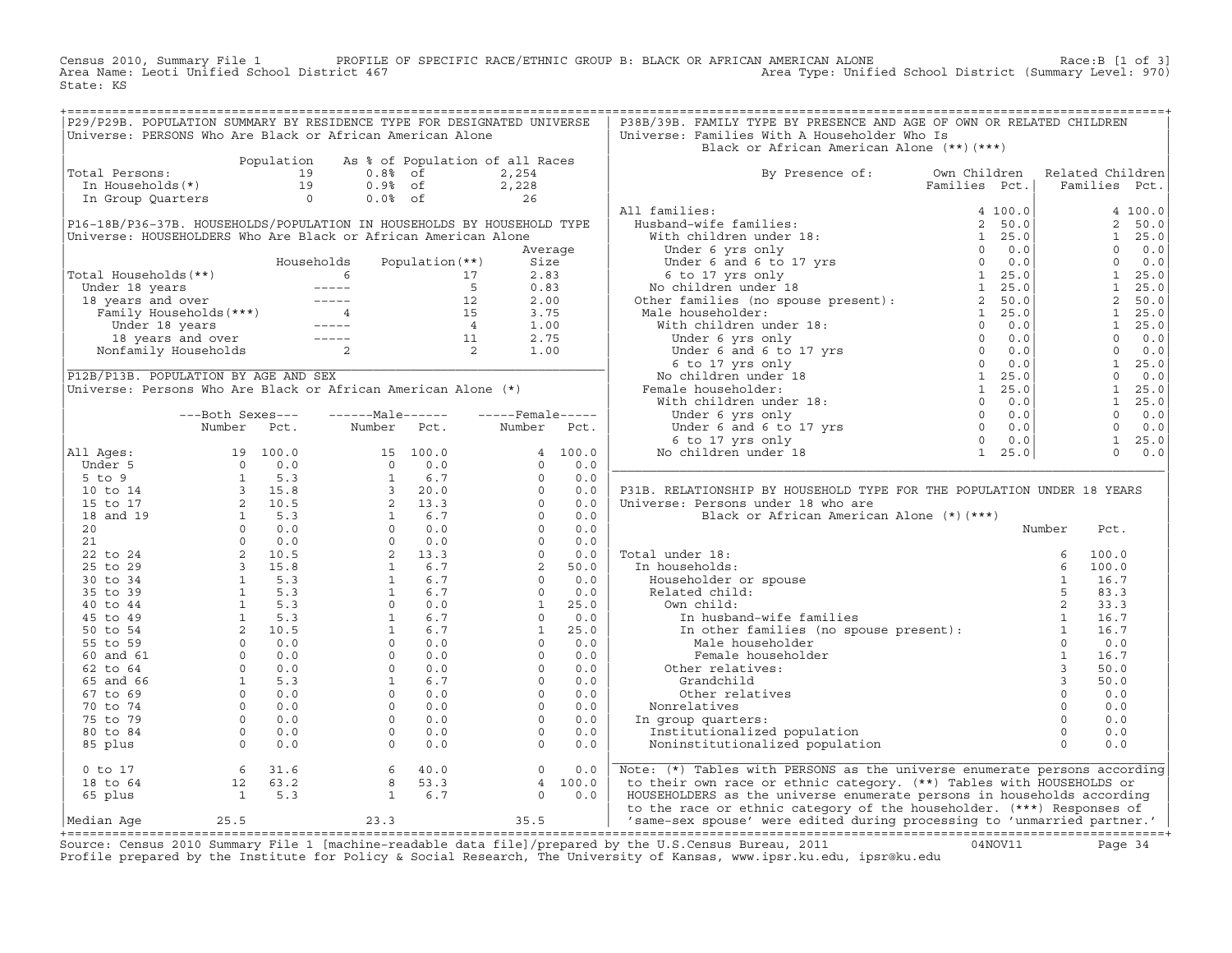Census 2010, Summary File 1 PROFILE OF SPECIFIC RACE/ETHNIC GROUP B: BLACK OR AFRICAN AMERICAN ALONE Race:B [1 of 3]
Area Name: Leoti Unified School District 467 Area Type: Unified School District (Summary Level: 970)
State: KS

## P29/P29B. POPULATION SUMMARY BY RESIDENCE TYPE FOR DESIGNATED UNIVERSE

Universe: PERSONS Who Are Black or African American Alone

| | Population | As % of Population of all Races | |
|---|---|---|---|
| Total Persons: | 19 | 0.8% of | 2,254 |
| In Households(*) | 19 | 0.9% of | 2,228 |
| In Group Quarters | 0 | 0.0% of | 26 |

## P16-18B/P36-37B. HOUSEHOLDS/POPULATION IN HOUSEHOLDS BY HOUSEHOLD TYPE

Universe: HOUSEHOLDERS Who Are Black or African American Alone

| | Households | Population(**) | Average Size |
|---|---|---|---|
| Total Households(**) | 6 | 17 | 2.83 |
| Under 18 years | ----- | 5 | 0.83 |
| 18 years and over | ----- | 12 | 2.00 |
| Family Households(***) | 4 | 15 | 3.75 |
| Under 18 years | ----- | 4 | 1.00 |
| 18 years and over | ----- | 11 | 2.75 |
| Nonfamily Households | 2 | 2 | 1.00 |

## P12B/P13B. POPULATION BY AGE AND SEX

Universe: Persons Who Are Black or African American Alone (*)

| | Both Sexes Number | Both Sexes Pct. | Male Number | Male Pct. | Female Number | Female Pct. |
|---|---|---|---|---|---|---|
| All Ages: | 19 | 100.0 | 15 | 100.0 | 4 | 100.0 |
| Under 5 | 0 | 0.0 | 0 | 0.0 | 0 | 0.0 |
| 5 to 9 | 1 | 5.3 | 1 | 6.7 | 0 | 0.0 |
| 10 to 14 | 3 | 15.8 | 3 | 20.0 | 0 | 0.0 |
| 15 to 17 | 2 | 10.5 | 2 | 13.3 | 0 | 0.0 |
| 18 and 19 | 1 | 5.3 | 1 | 6.7 | 0 | 0.0 |
| 20 | 0 | 0.0 | 0 | 0.0 | 0 | 0.0 |
| 21 | 0 | 0.0 | 0 | 0.0 | 0 | 0.0 |
| 22 to 24 | 2 | 10.5 | 2 | 13.3 | 0 | 0.0 |
| 25 to 29 | 3 | 15.8 | 1 | 6.7 | 2 | 50.0 |
| 30 to 34 | 1 | 5.3 | 1 | 6.7 | 0 | 0.0 |
| 35 to 39 | 1 | 5.3 | 1 | 6.7 | 0 | 0.0 |
| 40 to 44 | 1 | 5.3 | 0 | 0.0 | 1 | 25.0 |
| 45 to 49 | 1 | 5.3 | 1 | 6.7 | 0 | 0.0 |
| 50 to 54 | 2 | 10.5 | 1 | 6.7 | 1 | 25.0 |
| 55 to 59 | 0 | 0.0 | 0 | 0.0 | 0 | 0.0 |
| 60 and 61 | 0 | 0.0 | 0 | 0.0 | 0 | 0.0 |
| 62 to 64 | 0 | 0.0 | 0 | 0.0 | 0 | 0.0 |
| 65 and 66 | 1 | 5.3 | 1 | 6.7 | 0 | 0.0 |
| 67 to 69 | 0 | 0.0 | 0 | 0.0 | 0 | 0.0 |
| 70 to 74 | 0 | 0.0 | 0 | 0.0 | 0 | 0.0 |
| 75 to 79 | 0 | 0.0 | 0 | 0.0 | 0 | 0.0 |
| 80 to 84 | 0 | 0.0 | 0 | 0.0 | 0 | 0.0 |
| 85 plus | 0 | 0.0 | 0 | 0.0 | 0 | 0.0 |
| 0 to 17 | 6 | 31.6 | 6 | 40.0 | 0 | 0.0 |
| 18 to 64 | 12 | 63.2 | 8 | 53.3 | 4 | 100.0 |
| 65 plus | 1 | 5.3 | 1 | 6.7 | 0 | 0.0 |
| Median Age | 25.5 | | 23.3 | | 35.5 | |

## P38B/39B. FAMILY TYPE BY PRESENCE AND AGE OF OWN OR RELATED CHILDREN

Universe: Families With A Householder Who Is Black or African American Alone (**)(***)

| By Presence of: | Own Children Families | Own Children Pct. | Related Children Families | Related Children Pct. |
|---|---|---|---|---|
| All families: | 4 | 100.0 | 4 | 100.0 |
| Husband-wife families: | 2 | 50.0 | 2 | 50.0 |
| With children under 18: | 1 | 25.0 | 1 | 25.0 |
| Under 6 yrs only | 0 | 0.0 | 0 | 0.0 |
| Under 6 and 6 to 17 yrs | 0 | 0.0 | 0 | 0.0 |
| 6 to 17 yrs only | 1 | 25.0 | 1 | 25.0 |
| No children under 18 | 1 | 25.0 | 1 | 25.0 |
| Other families (no spouse present): | 2 | 50.0 | 2 | 50.0 |
| Male householder: | 1 | 25.0 | 1 | 25.0 |
| With children under 18: | 0 | 0.0 | 1 | 25.0 |
| Under 6 yrs only | 0 | 0.0 | 0 | 0.0 |
| Under 6 and 6 to 17 yrs | 0 | 0.0 | 0 | 0.0 |
| 6 to 17 yrs only | 0 | 0.0 | 1 | 25.0 |
| No children under 18 | 1 | 25.0 | 0 | 0.0 |
| Female householder: | 1 | 25.0 | 1 | 25.0 |
| With children under 18: | 0 | 0.0 | 1 | 25.0 |
| Under 6 yrs only | 0 | 0.0 | 0 | 0.0 |
| Under 6 and 6 to 17 yrs | 0 | 0.0 | 0 | 0.0 |
| 6 to 17 yrs only | 0 | 0.0 | 1 | 25.0 |
| No children under 18 | 1 | 25.0 | 0 | 0.0 |

## P31B. RELATIONSHIP BY HOUSEHOLD TYPE FOR THE POPULATION UNDER 18 YEARS

Universe: Persons under 18 who are Black or African American Alone (*)(***)

| | Number | Pct. |
|---|---|---|
| Total under 18: | 6 | 100.0 |
| In households: | 6 | 100.0 |
| Householder or spouse | 1 | 16.7 |
| Related child: | 5 | 83.3 |
| Own child: | 2 | 33.3 |
| In husband-wife families | 1 | 16.7 |
| In other families (no spouse present): | 1 | 16.7 |
| Male householder | 0 | 0.0 |
| Female householder | 1 | 16.7 |
| Other relatives: | 3 | 50.0 |
| Grandchild | 3 | 50.0 |
| Other relatives | 0 | 0.0 |
| Nonrelatives | 0 | 0.0 |
| In group quarters: | 0 | 0.0 |
| Institutionalized population | 0 | 0.0 |
| Noninstitutionalized population | 0 | 0.0 |

Note: (*) Tables with PERSONS as the universe enumerate persons according to their own race or ethnic category. (**) Tables with HOUSEHOLDS or HOUSEHOLDERS as the universe enumerate persons in households according to the race or ethnic category of the householder. (***) Responses of 'same-sex spouse' were edited during processing to 'unmarried partner.'

Source: Census 2010 Summary File 1 [machine-readable data file]/prepared by the U.S.Census Bureau, 2011 04NOV11
Profile prepared by the Institute for Policy & Social Research, The University of Kansas, www.ipsr.ku.edu, ipsr@ku.edu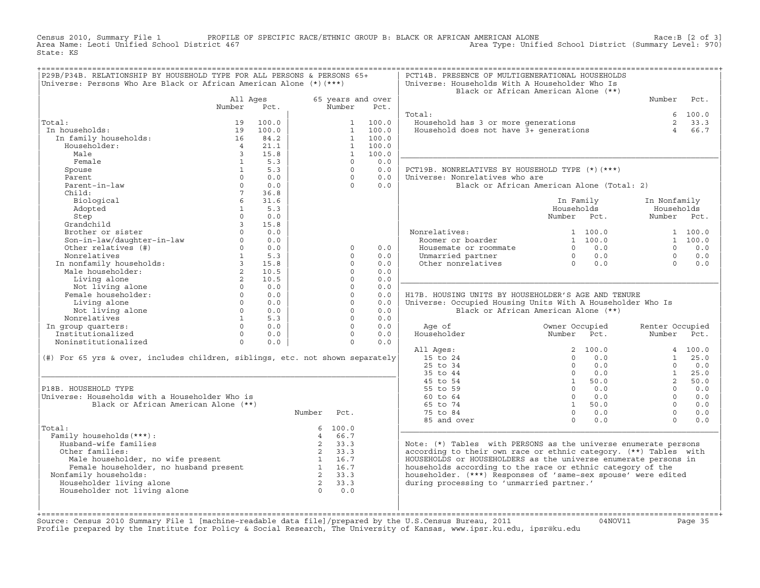Census 2010, Summary File 1 PROFILE OF SPECIFIC RACE/ETHNIC GROUP B: BLACK OR AFRICAN AMERICAN ALONE Race:B [2 of 3]
Area Name: Leoti Unified School District 467 Area Type: Unified School District (Summary Level: 970)
State: KS

## P29B/P34B. RELATIONSHIP BY HOUSEHOLD TYPE FOR ALL PERSONS & PERSONS 65+

Universe: Persons Who Are Black or African American Alone (*)(***)

| | All Ages Number | All Ages Pct. | 65 years and over Number | 65 years and over Pct. |
|---|---|---|---|---|
| Total: | 19 | 100.0 | 1 | 100.0 |
| In households: | 19 | 100.0 | 1 | 100.0 |
| In family households: | 16 | 84.2 | 1 | 100.0 |
| Householder: | 4 | 21.1 | 1 | 100.0 |
| Male | 3 | 15.8 | 1 | 100.0 |
| Female | 1 | 5.3 | 0 | 0.0 |
| Spouse | 1 | 5.3 | 0 | 0.0 |
| Parent | 0 | 0.0 | 0 | 0.0 |
| Parent-in-law | 0 | 0.0 | 0 | 0.0 |
| Child: | 7 | 36.8 | | |
| Biological | 6 | 31.6 | | |
| Adopted | 1 | 5.3 | | |
| Step | 0 | 0.0 | | |
| Grandchild | 3 | 15.8 | | |
| Brother or sister | 0 | 0.0 | | |
| Son-in-law/daughter-in-law | 0 | 0.0 | | |
| Other relatives (#) | 0 | 0.0 | 0 | 0.0 |
| Nonrelatives | 1 | 5.3 | 0 | 0.0 |
| In nonfamily households: | 3 | 15.8 | 0 | 0.0 |
| Male householder: | 2 | 10.5 | 0 | 0.0 |
| Living alone | 2 | 10.5 | 0 | 0.0 |
| Not living alone | 0 | 0.0 | 0 | 0.0 |
| Female householder: | 0 | 0.0 | 0 | 0.0 |
| Living alone | 0 | 0.0 | 0 | 0.0 |
| Not living alone | 0 | 0.0 | 0 | 0.0 |
| Nonrelatives | 1 | 5.3 | 0 | 0.0 |
| In group quarters: | 0 | 0.0 | 0 | 0.0 |
| Institutionalized | 0 | 0.0 | 0 | 0.0 |
| Noninstitutionalized | 0 | 0.0 | 0 | 0.0 |

(#) For 65 yrs & over, includes children, siblings, etc. not shown separately

## P18B. HOUSEHOLD TYPE

Universe: Households with a Householder Who is Black or African American Alone (**)

| | Number | Pct. |
|---|---|---|
| Total: | 6 | 100.0 |
| Family households(***): | 4 | 66.7 |
| Husband-wife families | 2 | 33.3 |
| Other families: | 2 | 33.3 |
| Male householder, no wife present | 1 | 16.7 |
| Female householder, no husband present | 1 | 16.7 |
| Nonfamily households: | 2 | 33.3 |
| Householder living alone | 2 | 33.3 |
| Householder not living alone | 0 | 0.0 |

## PCT14B. PRESENCE OF MULTIGENERATIONAL HOUSEHOLDS

Universe: Households With A Householder Who Is Black or African American Alone (**)

| | Number | Pct. |
|---|---|---|
| Total: | 6 | 100.0 |
| Household has 3 or more generations | 2 | 33.3 |
| Household does not have 3+ generations | 4 | 66.7 |

## PCT19B. NONRELATIVES BY HOUSEHOLD TYPE (*)(***)

Universe: Nonrelatives who are Black or African American Alone (Total: 2)

| | In Family Households Number | In Family Households Pct. | In Nonfamily Households Number | In Nonfamily Households Pct. |
|---|---|---|---|---|
| Nonrelatives: | 1 | 100.0 | 1 | 100.0 |
| Roomer or boarder | 1 | 100.0 | 1 | 100.0 |
| Housemate or roommate | 0 | 0.0 | 0 | 0.0 |
| Unmarried partner | 0 | 0.0 | 0 | 0.0 |
| Other nonrelatives | 0 | 0.0 | 0 | 0.0 |

## H17B. HOUSING UNITS BY HOUSEHOLDER'S AGE AND TENURE

Universe: Occupied Housing Units With A Householder Who Is Black or African American Alone (**)

| Age of Householder | Owner Occupied Number | Owner Occupied Pct. | Renter Occupied Number | Renter Occupied Pct. |
|---|---|---|---|---|
| All Ages: | 2 | 100.0 | 4 | 100.0 |
| 15 to 24 | 0 | 0.0 | 1 | 25.0 |
| 25 to 34 | 0 | 0.0 | 0 | 0.0 |
| 35 to 44 | 0 | 0.0 | 1 | 25.0 |
| 45 to 54 | 1 | 50.0 | 2 | 50.0 |
| 55 to 59 | 0 | 0.0 | 0 | 0.0 |
| 60 to 64 | 0 | 0.0 | 0 | 0.0 |
| 65 to 74 | 1 | 50.0 | 0 | 0.0 |
| 75 to 84 | 0 | 0.0 | 0 | 0.0 |
| 85 and over | 0 | 0.0 | 0 | 0.0 |

Note: (*) Tables with PERSONS as the universe enumerate persons according to their own race or ethnic category. (**) Tables with HOUSEHOLDS or HOUSEHOLDERS as the universe enumerate persons in households according to the race or ethnic category of the householder. (***) Responses of 'same-sex spouse' were edited during processing to 'unmarried partner.'

Source: Census 2010 Summary File 1 [machine-readable data file]/prepared by the U.S.Census Bureau, 2011 04NOV11
Profile prepared by the Institute for Policy & Social Research, The University of Kansas, www.ipsr.ku.edu, ipsr@ku.edu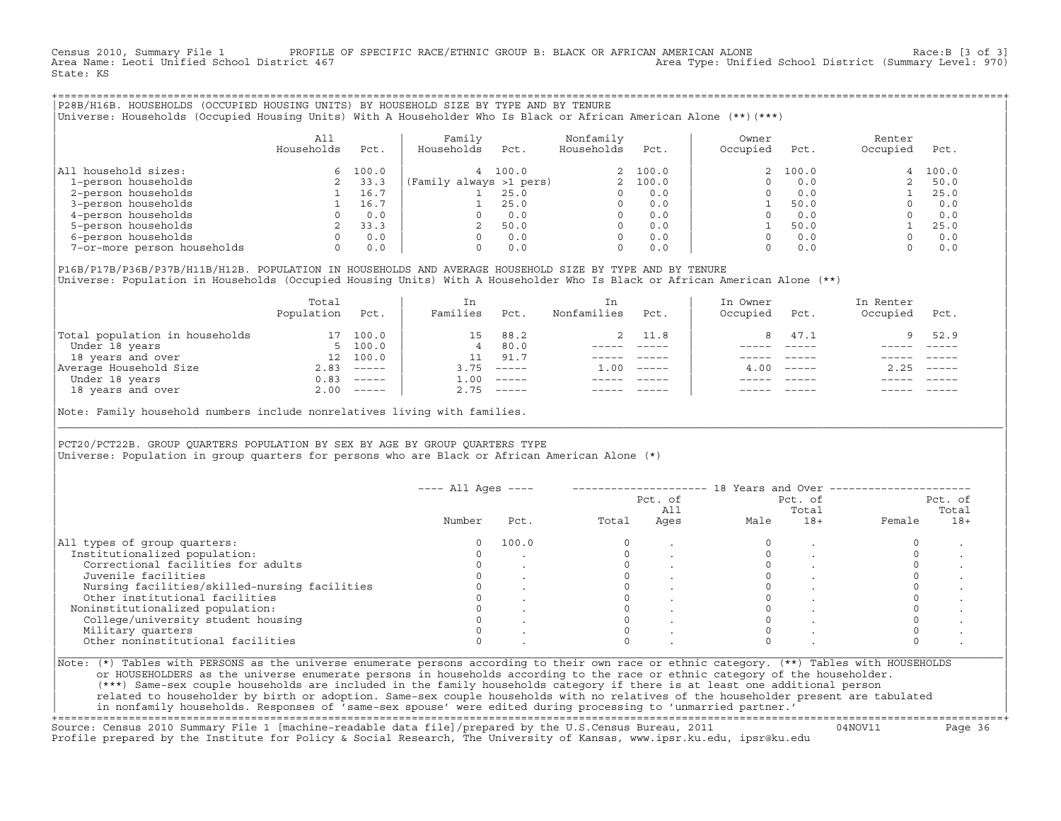Census 2010, Summary File 1 PROFILE OF SPECIFIC RACE/ETHNIC GROUP B: BLACK OR AFRICAN AMERICAN ALONE Race:B [3 of 3]
Area Name: Leoti Unified School District 467 Area Type: Unified School District (Summary Level: 970)
State: KS

## P28B/H16B. HOUSEHOLDS (OCCUPIED HOUSING UNITS) BY HOUSEHOLD SIZE BY TYPE AND BY TENURE

Universe: Households (Occupied Housing Units) With A Householder Who Is Black or African American Alone (**)(***)

| | All Households | Pct. | Family Households | Pct. | Nonfamily Households | Pct. | Owner Occupied | Pct. | Renter Occupied | Pct. |
|---|---|---|---|---|---|---|---|---|---|---|
| All household sizes: | 6 | 100.0 | 4 | 100.0 | 2 | 100.0 | 2 | 100.0 | 4 | 100.0 |
| 1-person households | 2 | 33.3 | (Family always >1 pers) | | 2 | 100.0 | 0 | 0.0 | 2 | 50.0 |
| 2-person households | 1 | 16.7 | 1 | 25.0 | 0 | 0.0 | 0 | 0.0 | 1 | 25.0 |
| 3-person households | 1 | 16.7 | 1 | 25.0 | 0 | 0.0 | 1 | 50.0 | 0 | 0.0 |
| 4-person households | 0 | 0.0 | 0 | 0.0 | 0 | 0.0 | 0 | 0.0 | 0 | 0.0 |
| 5-person households | 2 | 33.3 | 2 | 50.0 | 0 | 0.0 | 1 | 50.0 | 1 | 25.0 |
| 6-person households | 0 | 0.0 | 0 | 0.0 | 0 | 0.0 | 0 | 0.0 | 0 | 0.0 |
| 7-or-more person households | 0 | 0.0 | 0 | 0.0 | 0 | 0.0 | 0 | 0.0 | 0 | 0.0 |

## P16B/P17B/P36B/P37B/H11B/H12B. POPULATION IN HOUSEHOLDS AND AVERAGE HOUSEHOLD SIZE BY TYPE AND BY TENURE

Universe: Population in Households (Occupied Housing Units) With A Householder Who Is Black or African American Alone (**)

| | Total Population | Pct. | In Families | Pct. | In Nonfamilies | Pct. | In Owner Occupied | Pct. | In Renter Occupied | Pct. |
|---|---|---|---|---|---|---|---|---|---|---|
| Total population in households | 17 | 100.0 | 15 | 88.2 | 2 | 11.8 | 8 | 47.1 | 9 | 52.9 |
| Under 18 years | 5 | 100.0 | 4 | 80.0 | ----- | ----- | ----- | ----- | ----- | ----- |
| 18 years and over | 12 | 100.0 | 11 | 91.7 | ----- | ----- | ----- | ----- | ----- | ----- |
| Average Household Size | 2.83 | ----- | 3.75 | ----- | 1.00 | ----- | 4.00 | ----- | 2.25 | ----- |
| Under 18 years | 0.83 | ----- | 1.00 | ----- | ----- | ----- | ----- | ----- | ----- | ----- |
| 18 years and over | 2.00 | ----- | 2.75 | ----- | ----- | ----- | ----- | ----- | ----- | ----- |

Note: Family household numbers include nonrelatives living with families.

## PCT20/PCT22B. GROUP QUARTERS POPULATION BY SEX BY AGE BY GROUP QUARTERS TYPE

Universe: Population in group quarters for persons who are Black or African American Alone (*)

| | All Ages | | 18 Years and Over | | | | | |
|---|---|---|---|---|---|---|---|---|
| | Number | Pct. | Total | Pct. of All Ages | Male | Pct. of Total 18+ | Female | Pct. of Total 18+ |
| All types of group quarters: | 0 | 100.0 | 0 | . | 0 | . | 0 | . |
| Institutionalized population: | 0 | . | 0 | . | 0 | . | 0 | . |
| Correctional facilities for adults | 0 | . | 0 | . | 0 | . | 0 | . |
| Juvenile facilities | 0 | . | 0 | . | 0 | . | 0 | . |
| Nursing facilities/skilled-nursing facilities | 0 | . | 0 | . | 0 | . | 0 | . |
| Other institutional facilities | 0 | . | 0 | . | 0 | . | 0 | . |
| Noninstitutionalized population: | 0 | . | 0 | . | 0 | . | 0 | . |
| College/university student housing | 0 | . | 0 | . | 0 | . | 0 | . |
| Military quarters | 0 | . | 0 | . | 0 | . | 0 | . |
| Other noninstitutional facilities | 0 | . | 0 | . | 0 | . | 0 | . |

Note: (*) Tables with PERSONS as the universe enumerate persons according to their own race or ethnic category. (**) Tables with HOUSEHOLDS or HOUSEHOLDERS as the universe enumerate persons in households according to the race or ethnic category of the householder. (***) Same-sex couple households are included in the family households category if there is at least one additional person related to householder by birth or adoption. Same-sex couple households with no relatives of the householder present are tabulated in nonfamily households. Responses of 'same-sex spouse' were edited during processing to 'unmarried partner.'

Source: Census 2010 Summary File 1 [machine-readable data file]/prepared by the U.S.Census Bureau, 2011 04NOV11
Profile prepared by the Institute for Policy & Social Research, The University of Kansas, www.ipsr.ku.edu, ipsr@ku.edu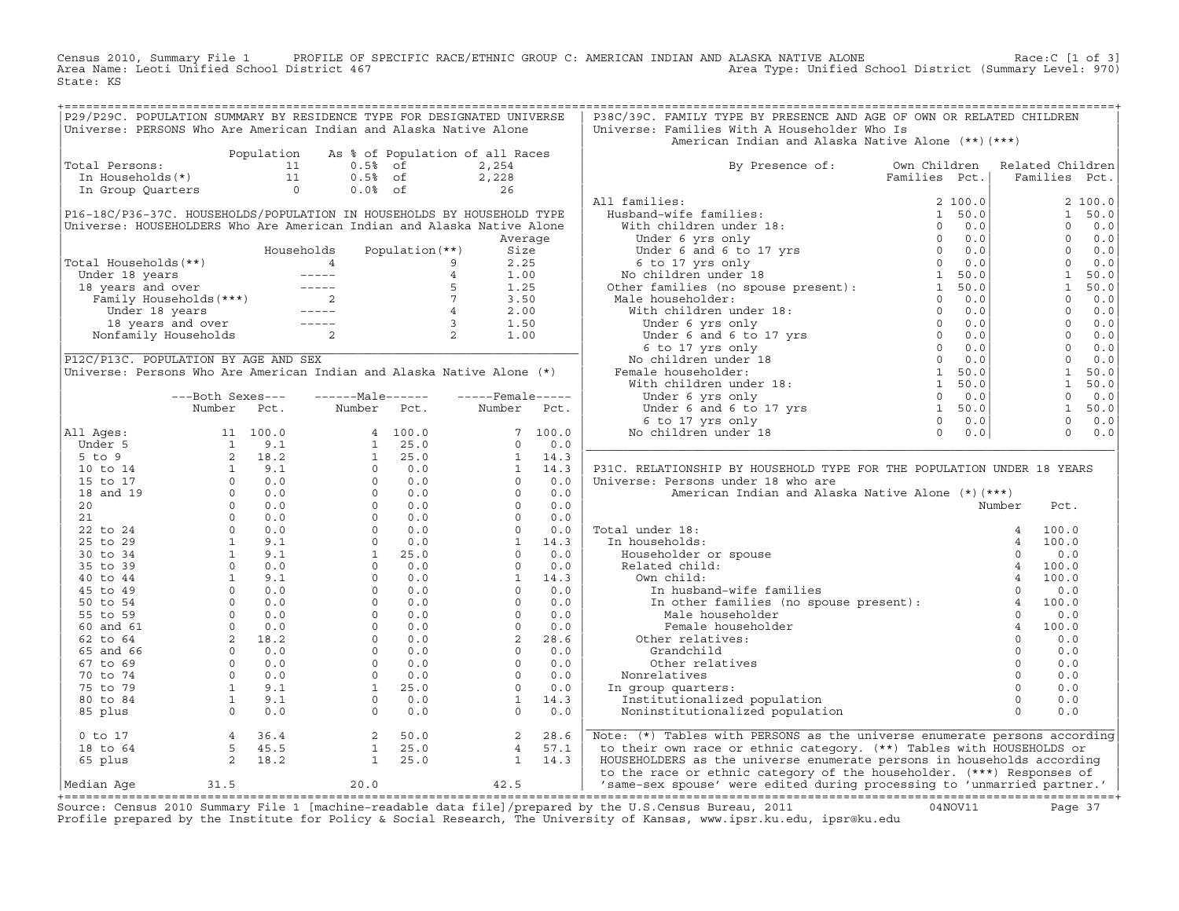Census 2010, Summary File 1 PROFILE OF SPECIFIC RACE/ETHNIC GROUP C: AMERICAN INDIAN AND ALASKA NATIVE ALONE Race:C [1 of 3]
Area Name: Leoti Unified School District 467 Area Type: Unified School District (Summary Level: 970)
State: KS

## P29/P29C. POPULATION SUMMARY BY RESIDENCE TYPE FOR DESIGNATED UNIVERSE

Universe: PERSONS Who Are American Indian and Alaska Native Alone

| | Population | As % of Population of all Races | |
|---|---|---|---|
| Total Persons: | 11 | 0.5% of | 2,254 |
| In Households(*) | 11 | 0.5% of | 2,228 |
| In Group Quarters | 0 | 0.0% of | 26 |

## P16-18C/P36-37C. HOUSEHOLDS/POPULATION IN HOUSEHOLDS BY HOUSEHOLD TYPE

Universe: HOUSEHOLDERS Who Are American Indian and Alaska Native Alone

| | Households | Population(**) | Average Size |
|---|---|---|---|
| Total Households(**) | 4 | 9 | 2.25 |
| Under 18 years | ----- | 4 | 1.00 |
| 18 years and over | ----- | 5 | 1.25 |
| Family Households(***) | 2 | 7 | 3.50 |
| Under 18 years | ----- | 4 | 2.00 |
| 18 years and over | ----- | 3 | 1.50 |
| Nonfamily Households | 2 | 2 | 1.00 |

## P12C/P13C. POPULATION BY AGE AND SEX

Universe: Persons Who Are American Indian and Alaska Native Alone (*)

| | Both Sexes Number | Both Sexes Pct. | Male Number | Male Pct. | Female Number | Female Pct. |
|---|---|---|---|---|---|---|
| All Ages: | 11 | 100.0 | 4 | 100.0 | 7 | 100.0 |
| Under 5 | 1 | 9.1 | 1 | 25.0 | 0 | 0.0 |
| 5 to 9 | 2 | 18.2 | 1 | 25.0 | 1 | 14.3 |
| 10 to 14 | 1 | 9.1 | 0 | 0.0 | 1 | 14.3 |
| 15 to 17 | 0 | 0.0 | 0 | 0.0 | 0 | 0.0 |
| 18 and 19 | 0 | 0.0 | 0 | 0.0 | 0 | 0.0 |
| 20 | 0 | 0.0 | 0 | 0.0 | 0 | 0.0 |
| 21 | 0 | 0.0 | 0 | 0.0 | 0 | 0.0 |
| 22 to 24 | 0 | 0.0 | 0 | 0.0 | 0 | 0.0 |
| 25 to 29 | 1 | 9.1 | 0 | 0.0 | 1 | 14.3 |
| 30 to 34 | 1 | 9.1 | 1 | 25.0 | 0 | 0.0 |
| 35 to 39 | 0 | 0.0 | 0 | 0.0 | 0 | 0.0 |
| 40 to 44 | 1 | 9.1 | 0 | 0.0 | 1 | 14.3 |
| 45 to 49 | 0 | 0.0 | 0 | 0.0 | 0 | 0.0 |
| 50 to 54 | 0 | 0.0 | 0 | 0.0 | 0 | 0.0 |
| 55 to 59 | 0 | 0.0 | 0 | 0.0 | 0 | 0.0 |
| 60 and 61 | 0 | 0.0 | 0 | 0.0 | 0 | 0.0 |
| 62 to 64 | 2 | 18.2 | 0 | 0.0 | 2 | 28.6 |
| 65 and 66 | 0 | 0.0 | 0 | 0.0 | 0 | 0.0 |
| 67 to 69 | 0 | 0.0 | 0 | 0.0 | 0 | 0.0 |
| 70 to 74 | 0 | 0.0 | 0 | 0.0 | 0 | 0.0 |
| 75 to 79 | 1 | 9.1 | 1 | 25.0 | 0 | 0.0 |
| 80 to 84 | 1 | 9.1 | 0 | 0.0 | 1 | 14.3 |
| 85 plus | 0 | 0.0 | 0 | 0.0 | 0 | 0.0 |
| 0 to 17 | 4 | 36.4 | 2 | 50.0 | 2 | 28.6 |
| 18 to 64 | 5 | 45.5 | 1 | 25.0 | 4 | 57.1 |
| 65 plus | 2 | 18.2 | 1 | 25.0 | 1 | 14.3 |
| Median Age | 31.5 | | 20.0 | | 42.5 | |

## P38C/39C. FAMILY TYPE BY PRESENCE AND AGE OF OWN OR RELATED CHILDREN

Universe: Families With A Householder Who Is American Indian and Alaska Native Alone (**)(***)

| By Presence of: | Own Children Families | Own Children Pct. | Related Children Families | Related Children Pct. |
|---|---|---|---|---|
| All families: | 2 | 100.0 | 2 | 100.0 |
| Husband-wife families: | 1 | 50.0 | 1 | 50.0 |
| With children under 18: | 0 | 0.0 | 0 | 0.0 |
| Under 6 yrs only | 0 | 0.0 | 0 | 0.0 |
| Under 6 and 6 to 17 yrs | 0 | 0.0 | 0 | 0.0 |
| 6 to 17 yrs only | 0 | 0.0 | 0 | 0.0 |
| No children under 18 | 1 | 50.0 | 1 | 50.0 |
| Other families (no spouse present): | 1 | 50.0 | 1 | 50.0 |
| Male householder: | 0 | 0.0 | 0 | 0.0 |
| With children under 18: | 0 | 0.0 | 0 | 0.0 |
| Under 6 yrs only | 0 | 0.0 | 0 | 0.0 |
| Under 6 and 6 to 17 yrs | 0 | 0.0 | 0 | 0.0 |
| 6 to 17 yrs only | 0 | 0.0 | 0 | 0.0 |
| No children under 18 | 0 | 0.0 | 0 | 0.0 |
| Female householder: | 1 | 50.0 | 1 | 50.0 |
| With children under 18: | 1 | 50.0 | 1 | 50.0 |
| Under 6 yrs only | 0 | 0.0 | 0 | 0.0 |
| Under 6 and 6 to 17 yrs | 1 | 50.0 | 1 | 50.0 |
| 6 to 17 yrs only | 0 | 0.0 | 0 | 0.0 |
| No children under 18 | 0 | 0.0 | 0 | 0.0 |

## P31C. RELATIONSHIP BY HOUSEHOLD TYPE FOR THE POPULATION UNDER 18 YEARS

Universe: Persons under 18 who are American Indian and Alaska Native Alone (*)(***)

| | Number | Pct. |
|---|---|---|
| Total under 18: | 4 | 100.0 |
| In households: | 4 | 100.0 |
| Householder or spouse | 0 | 0.0 |
| Related child: | 4 | 100.0 |
| Own child: | 4 | 100.0 |
| In husband-wife families | 0 | 0.0 |
| In other families (no spouse present): | 4 | 100.0 |
| Male householder | 0 | 0.0 |
| Female householder | 4 | 100.0 |
| Other relatives: | 0 | 0.0 |
| Grandchild | 0 | 0.0 |
| Other relatives | 0 | 0.0 |
| Nonrelatives | 0 | 0.0 |
| In group quarters: | 0 | 0.0 |
| Institutionalized population | 0 | 0.0 |
| Noninstitutionalized population | 0 | 0.0 |

Note: (*) Tables with PERSONS as the universe enumerate persons according to their own race or ethnic category. (**) Tables with HOUSEHOLDS or HOUSEHOLDERS as the universe enumerate persons in households according to the race or ethnic category of the householder. (***) Responses of 'same-sex spouse' were edited during processing to 'unmarried partner.'

Source: Census 2010 Summary File 1 [machine-readable data file]/prepared by the U.S.Census Bureau, 2011 04NOV11
Profile prepared by the Institute for Policy & Social Research, The University of Kansas, www.ipsr.ku.edu, ipsr@ku.edu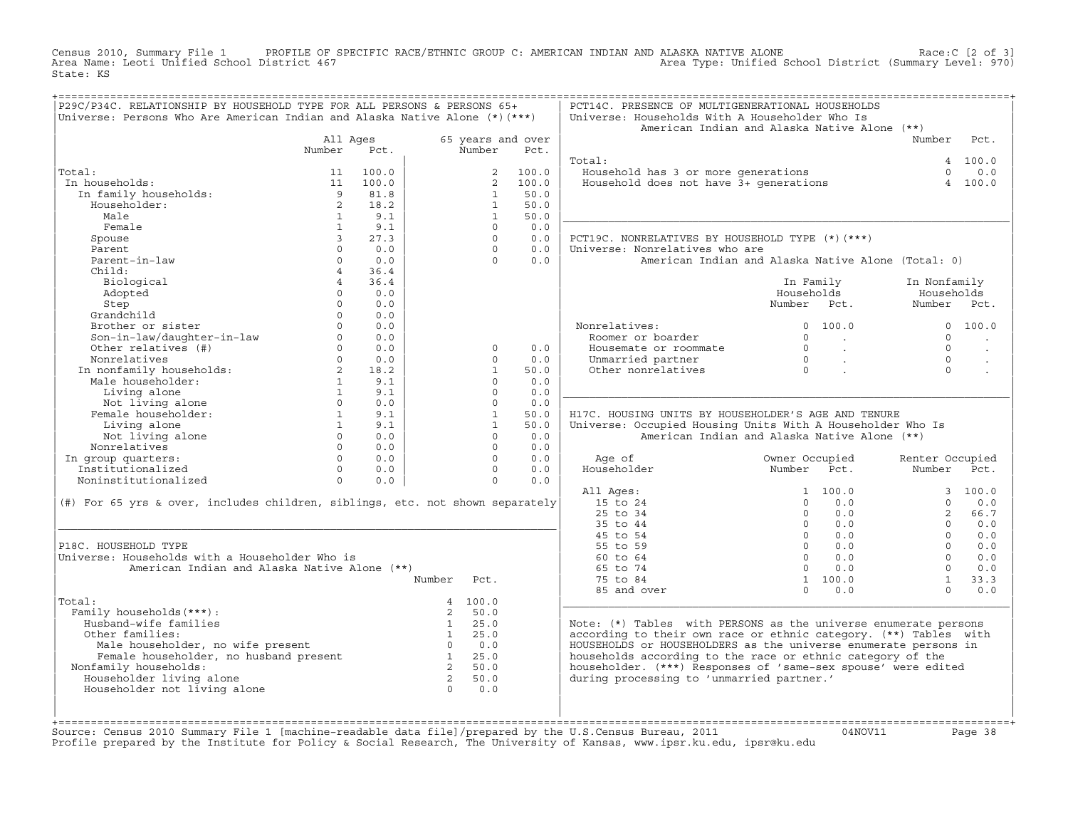Census 2010, Summary File 1 PROFILE OF SPECIFIC RACE/ETHNIC GROUP C: AMERICAN INDIAN AND ALASKA NATIVE ALONE Race:C [2 of 3]
Area Name: Leoti Unified School District 467 Area Type: Unified School District (Summary Level: 970)
State: KS

## P29C/P34C. RELATIONSHIP BY HOUSEHOLD TYPE FOR ALL PERSONS & PERSONS 65+
Universe: Persons Who Are American Indian and Alaska Native Alone (*)(***)

| | All Ages Number | All Ages Pct. | 65 years and over Number | 65 years and over Pct. |
|---|---|---|---|---|
| Total: | 11 | 100.0 | 2 | 100.0 |
| In households: | 11 | 100.0 | 2 | 100.0 |
| In family households: | 9 | 81.8 | 1 | 50.0 |
| Householder: | 2 | 18.2 | 1 | 50.0 |
| Male | 1 | 9.1 | 1 | 50.0 |
| Female | 1 | 9.1 | 0 | 0.0 |
| Spouse | 3 | 27.3 | 0 | 0.0 |
| Parent | 0 | 0.0 | 0 | 0.0 |
| Parent-in-law | 0 | 0.0 | 0 | 0.0 |
| Child: | 4 | 36.4 | | |
| Biological | 4 | 36.4 | | |
| Adopted | 0 | 0.0 | | |
| Step | 0 | 0.0 | | |
| Grandchild | 0 | 0.0 | | |
| Brother or sister | 0 | 0.0 | | |
| Son-in-law/daughter-in-law | 0 | 0.0 | | |
| Other relatives (#) | 0 | 0.0 | 0 | 0.0 |
| Nonrelatives | 0 | 0.0 | 0 | 0.0 |
| In nonfamily households: | 2 | 18.2 | 1 | 50.0 |
| Male householder: | 1 | 9.1 | 0 | 0.0 |
| Living alone | 1 | 9.1 | 0 | 0.0 |
| Not living alone | 0 | 0.0 | 0 | 0.0 |
| Female householder: | 1 | 9.1 | 1 | 50.0 |
| Living alone | 1 | 9.1 | 1 | 50.0 |
| Not living alone | 0 | 0.0 | 0 | 0.0 |
| Nonrelatives | 0 | 0.0 | 0 | 0.0 |
| In group quarters: | 0 | 0.0 | 0 | 0.0 |
| Institutionalized | 0 | 0.0 | 0 | 0.0 |
| Noninstitutionalized | 0 | 0.0 | 0 | 0.0 |

(#) For 65 yrs & over, includes children, siblings, etc. not shown separately

## P18C. HOUSEHOLD TYPE
Universe: Households with a Householder Who is American Indian and Alaska Native Alone (**)

| | Number | Pct. |
|---|---|---|
| Total: | 4 | 100.0 |
| Family households(***): | 2 | 50.0 |
| Husband-wife families | 1 | 25.0 |
| Other families: | 1 | 25.0 |
| Male householder, no wife present | 0 | 0.0 |
| Female householder, no husband present | 1 | 25.0 |
| Nonfamily households: | 2 | 50.0 |
| Householder living alone | 2 | 50.0 |
| Householder not living alone | 0 | 0.0 |

## PCT14C. PRESENCE OF MULTIGENERATIONAL HOUSEHOLDS
Universe: Households With A Householder Who Is American Indian and Alaska Native Alone (**)

| | Number | Pct. |
|---|---|---|
| Total: | 4 | 100.0 |
| Household has 3 or more generations | 0 | 0.0 |
| Household does not have 3+ generations | 4 | 100.0 |

## PCT19C. NONRELATIVES BY HOUSEHOLD TYPE (*)(***)
Universe: Nonrelatives who are American Indian and Alaska Native Alone (Total: 0)

| | In Family Households Number | In Family Households Pct. | In Nonfamily Households Number | In Nonfamily Households Pct. |
|---|---|---|---|---|
| Nonrelatives: | 0 | 100.0 | 0 | 100.0 |
| Roomer or boarder | 0 | . | 0 | . |
| Housemate or roommate | 0 | . | 0 | . |
| Unmarried partner | 0 | . | 0 | . |
| Other nonrelatives | 0 | . | 0 | . |

## H17C. HOUSING UNITS BY HOUSEHOLDER'S AGE AND TENURE
Universe: Occupied Housing Units With A Householder Who Is American Indian and Alaska Native Alone (**)

| Age of Householder | Owner Occupied Number | Owner Occupied Pct. | Renter Occupied Number | Renter Occupied Pct. |
|---|---|---|---|---|
| All Ages: | 1 | 100.0 | 3 | 100.0 |
| 15 to 24 | 0 | 0.0 | 0 | 0.0 |
| 25 to 34 | 0 | 0.0 | 2 | 66.7 |
| 35 to 44 | 0 | 0.0 | 0 | 0.0 |
| 45 to 54 | 0 | 0.0 | 0 | 0.0 |
| 55 to 59 | 0 | 0.0 | 0 | 0.0 |
| 60 to 64 | 0 | 0.0 | 0 | 0.0 |
| 65 to 74 | 0 | 0.0 | 0 | 0.0 |
| 75 to 84 | 1 | 100.0 | 1 | 33.3 |
| 85 and over | 0 | 0.0 | 0 | 0.0 |

Note: (*) Tables with PERSONS as the universe enumerate persons according to their own race or ethnic category. (**) Tables with HOUSEHOLDS or HOUSEHOLDERS as the universe enumerate persons in households according to the race or ethnic category of the householder. (***) Responses of 'same-sex spouse' were edited during processing to 'unmarried partner.'

Source: Census 2010 Summary File 1 [machine-readable data file]/prepared by the U.S.Census Bureau, 2011 04NOV11
Profile prepared by the Institute for Policy & Social Research, The University of Kansas, www.ipsr.ku.edu, ipsr@ku.edu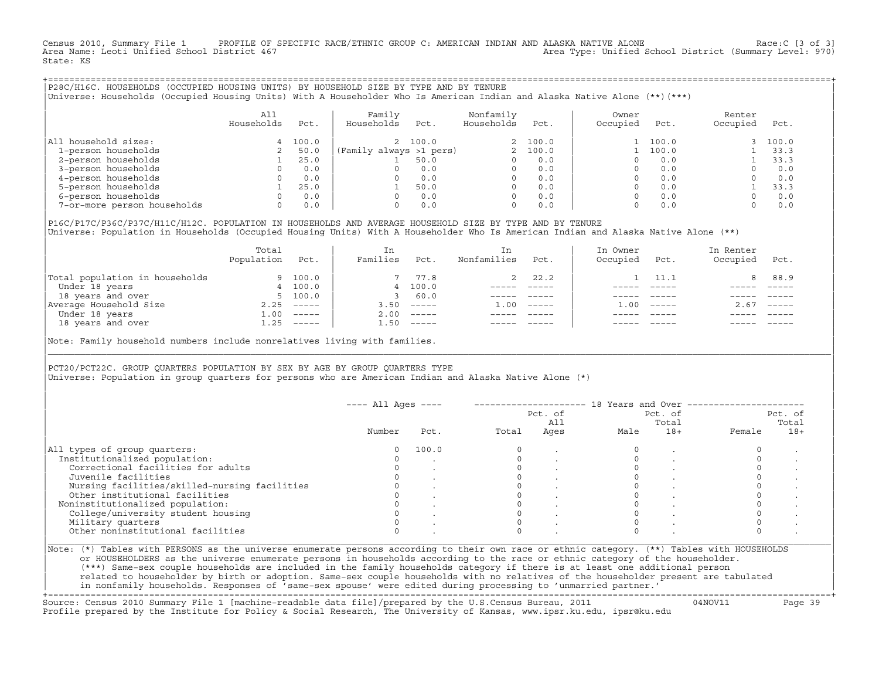Census 2010, Summary File 1 PROFILE OF SPECIFIC RACE/ETHNIC GROUP C: AMERICAN INDIAN AND ALASKA NATIVE ALONE Race:C [3 of 3]
Area Name: Leoti Unified School District 467 Area Type: Unified School District (Summary Level: 970)
State: KS

## P28C/H16C. HOUSEHOLDS (OCCUPIED HOUSING UNITS) BY HOUSEHOLD SIZE BY TYPE AND BY TENURE

Universe: Households (Occupied Housing Units) With A Householder Who Is American Indian and Alaska Native Alone (**)(***)

| | All Households | Pct. | Family Households | Pct. | Nonfamily Households | Pct. | Owner Occupied | Pct. | Renter Occupied | Pct. |
|---|---|---|---|---|---|---|---|---|---|---|
| All household sizes: | 4 | 100.0 | 2 | 100.0 | 2 | 100.0 | 1 | 100.0 | 3 | 100.0 |
| 1-person households | 2 | 50.0 | (Family always >1 pers) | | 2 | 100.0 | 1 | 100.0 | 1 | 33.3 |
| 2-person households | 1 | 25.0 | 1 | 50.0 | 0 | 0.0 | 0 | 0.0 | 1 | 33.3 |
| 3-person households | 0 | 0.0 | 0 | 0.0 | 0 | 0.0 | 0 | 0.0 | 0 | 0.0 |
| 4-person households | 0 | 0.0 | 0 | 0.0 | 0 | 0.0 | 0 | 0.0 | 0 | 0.0 |
| 5-person households | 1 | 25.0 | 1 | 50.0 | 0 | 0.0 | 0 | 0.0 | 1 | 33.3 |
| 6-person households | 0 | 0.0 | 0 | 0.0 | 0 | 0.0 | 0 | 0.0 | 0 | 0.0 |
| 7-or-more person households | 0 | 0.0 | 0 | 0.0 | 0 | 0.0 | 0 | 0.0 | 0 | 0.0 |

## P16C/P17C/P36C/P37C/H11C/H12C. POPULATION IN HOUSEHOLDS AND AVERAGE HOUSEHOLD SIZE BY TYPE AND BY TENURE

Universe: Population in Households (Occupied Housing Units) With A Householder Who Is American Indian and Alaska Native Alone (**)

| | Total Population | Pct. | In Families | Pct. | In Nonfamilies | Pct. | In Owner Occupied | Pct. | In Renter Occupied | Pct. |
|---|---|---|---|---|---|---|---|---|---|---|
| Total population in households | 9 | 100.0 | 7 | 77.8 | 2 | 22.2 | 1 | 11.1 | 8 | 88.9 |
| Under 18 years | 4 | 100.0 | 4 | 100.0 | ----- | ----- | ----- | ----- | ----- | ----- |
| 18 years and over | 5 | 100.0 | 3 | 60.0 | ----- | ----- | ----- | ----- | ----- | ----- |
| Average Household Size | 2.25 | ----- | 3.50 | ----- | 1.00 | ----- | 1.00 | ----- | 2.67 | ----- |
| Under 18 years | 1.00 | ----- | 2.00 | ----- | ----- | ----- | ----- | ----- | ----- | ----- |
| 18 years and over | 1.25 | ----- | 1.50 | ----- | ----- | ----- | ----- | ----- | ----- | ----- |

Note: Family household numbers include nonrelatives living with families.

## PCT20/PCT22C. GROUP QUARTERS POPULATION BY SEX BY AGE BY GROUP QUARTERS TYPE

Universe: Population in group quarters for persons who are American Indian and Alaska Native Alone (*)

| | All Ages Number | All Ages Pct. | 18 Years and Over Total | Pct. of All Ages | Male | Pct. of Total 18+ | Female | Pct. of Total 18+ |
|---|---|---|---|---|---|---|---|---|
| All types of group quarters: | 0 | 100.0 | 0 | . | 0 | . | 0 | . |
| Institutionalized population: | 0 | . | 0 | . | 0 | . | 0 | . |
| Correctional facilities for adults | 0 | . | 0 | . | 0 | . | 0 | . |
| Juvenile facilities | 0 | . | 0 | . | 0 | . | 0 | . |
| Nursing facilities/skilled-nursing facilities | 0 | . | 0 | . | 0 | . | 0 | . |
| Other institutional facilities | 0 | . | 0 | . | 0 | . | 0 | . |
| Noninstitutionalized population: | 0 | . | 0 | . | 0 | . | 0 | . |
| College/university student housing | 0 | . | 0 | . | 0 | . | 0 | . |
| Military quarters | 0 | . | 0 | . | 0 | . | 0 | . |
| Other noninstitutional facilities | 0 | . | 0 | . | 0 | . | 0 | . |

Note: (*) Tables with PERSONS as the universe enumerate persons according to their own race or ethnic category. (**) Tables with HOUSEHOLDS or HOUSEHOLDERS as the universe enumerate persons in households according to the race or ethnic category of the householder. (***) Same-sex couple households are included in the family households category if there is at least one additional person related to householder by birth or adoption. Same-sex couple households with no relatives of the householder present are tabulated in nonfamily households. Responses of 'same-sex spouse' were edited during processing to 'unmarried partner.'

Source: Census 2010 Summary File 1 [machine-readable data file]/prepared by the U.S.Census Bureau, 2011 04NOV11
Profile prepared by the Institute for Policy & Social Research, The University of Kansas, www.ipsr.ku.edu, ipsr@ku.edu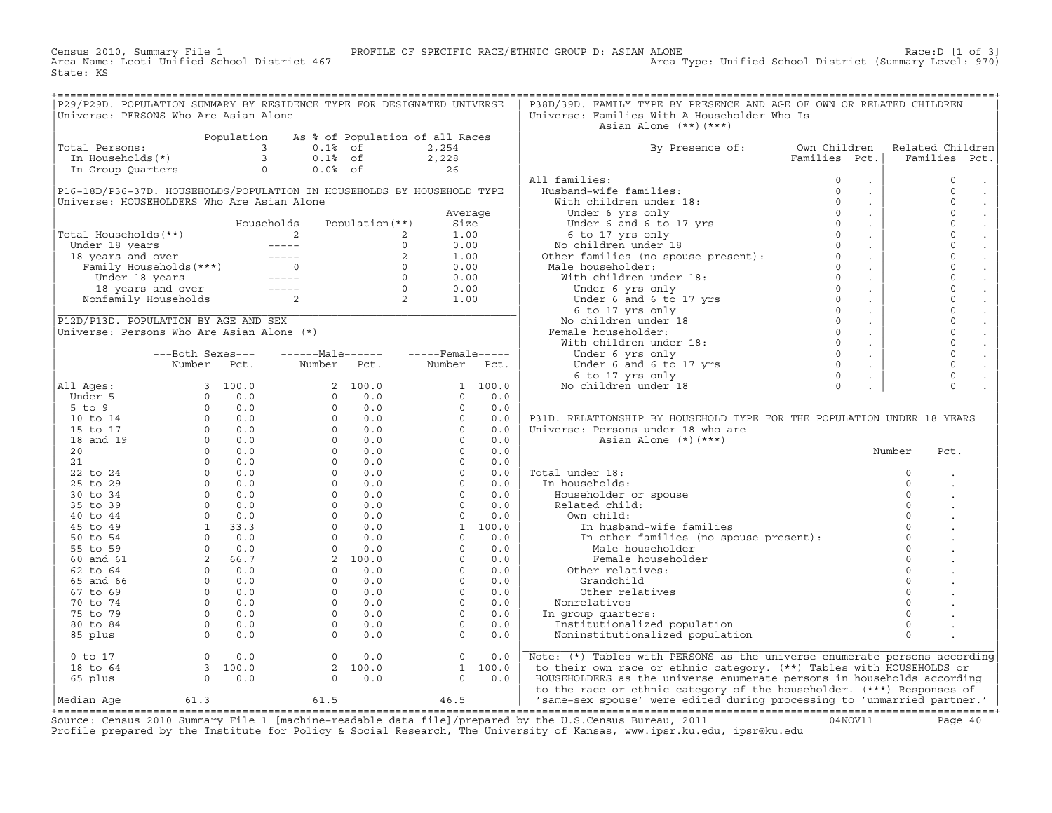Census 2010, Summary File 1 — PROFILE OF SPECIFIC RACE/ETHNIC GROUP D: ASIAN ALONE — Race:D [1 of 3]

Area Name: Leoti Unified School District 467 — Area Type: Unified School District (Summary Level: 970)

State: KS

## P29/P29D. POPULATION SUMMARY BY RESIDENCE TYPE FOR DESIGNATED UNIVERSE

Universe: PERSONS Who Are Asian Alone

| | Population | As % of Population of all Races | |
|---|---|---|---|
| Total Persons: | 3 | 0.1% of | 2,254 |
| In Households(*) | 3 | 0.1% of | 2,228 |
| In Group Quarters | 0 | 0.0% of | 26 |

## P16-18D/P36-37D. HOUSEHOLDS/POPULATION IN HOUSEHOLDS BY HOUSEHOLD TYPE

Universe: HOUSEHOLDERS Who Are Asian Alone

| | Households | Population(**) | Average Size |
|---|---|---|---|
| Total Households(**) | 2 | 2 | 1.00 |
| Under 18 years | ----- | 0 | 0.00 |
| 18 years and over | ----- | 2 | 1.00 |
| Family Households(***) | 0 | 0 | 0.00 |
| Under 18 years | ----- | 0 | 0.00 |
| 18 years and over | ----- | 0 | 0.00 |
| Nonfamily Households | 2 | 2 | 1.00 |

## P12D/P13D. POPULATION BY AGE AND SEX

Universe: Persons Who Are Asian Alone (*)

| | Both Sexes Number | Both Sexes Pct. | Male Number | Male Pct. | Female Number | Female Pct. |
|---|---|---|---|---|---|---|
| All Ages: | 3 | 100.0 | 2 | 100.0 | 1 | 100.0 |
| Under 5 | 0 | 0.0 | 0 | 0.0 | 0 | 0.0 |
| 5 to 9 | 0 | 0.0 | 0 | 0.0 | 0 | 0.0 |
| 10 to 14 | 0 | 0.0 | 0 | 0.0 | 0 | 0.0 |
| 15 to 17 | 0 | 0.0 | 0 | 0.0 | 0 | 0.0 |
| 18 and 19 | 0 | 0.0 | 0 | 0.0 | 0 | 0.0 |
| 20 | 0 | 0.0 | 0 | 0.0 | 0 | 0.0 |
| 21 | 0 | 0.0 | 0 | 0.0 | 0 | 0.0 |
| 22 to 24 | 0 | 0.0 | 0 | 0.0 | 0 | 0.0 |
| 25 to 29 | 0 | 0.0 | 0 | 0.0 | 0 | 0.0 |
| 30 to 34 | 0 | 0.0 | 0 | 0.0 | 0 | 0.0 |
| 35 to 39 | 0 | 0.0 | 0 | 0.0 | 0 | 0.0 |
| 40 to 44 | 0 | 0.0 | 0 | 0.0 | 0 | 0.0 |
| 45 to 49 | 1 | 33.3 | 0 | 0.0 | 1 | 100.0 |
| 50 to 54 | 0 | 0.0 | 0 | 0.0 | 0 | 0.0 |
| 55 to 59 | 0 | 0.0 | 0 | 0.0 | 0 | 0.0 |
| 60 and 61 | 2 | 66.7 | 2 | 100.0 | 0 | 0.0 |
| 62 to 64 | 0 | 0.0 | 0 | 0.0 | 0 | 0.0 |
| 65 and 66 | 0 | 0.0 | 0 | 0.0 | 0 | 0.0 |
| 67 to 69 | 0 | 0.0 | 0 | 0.0 | 0 | 0.0 |
| 70 to 74 | 0 | 0.0 | 0 | 0.0 | 0 | 0.0 |
| 75 to 79 | 0 | 0.0 | 0 | 0.0 | 0 | 0.0 |
| 80 to 84 | 0 | 0.0 | 0 | 0.0 | 0 | 0.0 |
| 85 plus | 0 | 0.0 | 0 | 0.0 | 0 | 0.0 |
| 0 to 17 | 0 | 0.0 | 0 | 0.0 | 0 | 0.0 |
| 18 to 64 | 3 | 100.0 | 2 | 100.0 | 1 | 100.0 |
| 65 plus | 0 | 0.0 | 0 | 0.0 | 0 | 0.0 |
| Median Age | 61.3 | | 61.5 | | 46.5 | |

## P38D/39D. FAMILY TYPE BY PRESENCE AND AGE OF OWN OR RELATED CHILDREN

Universe: Families With A Householder Who Is Asian Alone (**)(***)

| By Presence of: | Own Children Families | Own Children Pct. | Related Children Families | Related Children Pct. |
|---|---|---|---|---|
| All families: | 0 | . | 0 | . |
| Husband-wife families: | 0 | . | 0 | . |
| With children under 18: | 0 | . | 0 | . |
| Under 6 yrs only | 0 | . | 0 | . |
| Under 6 and 6 to 17 yrs | 0 | . | 0 | . |
| 6 to 17 yrs only | 0 | . | 0 | . |
| No children under 18 | 0 | . | 0 | . |
| Other families (no spouse present): | 0 | . | 0 | . |
| Male householder: | 0 | . | 0 | . |
| With children under 18: | 0 | . | 0 | . |
| Under 6 yrs only | 0 | . | 0 | . |
| Under 6 and 6 to 17 yrs | 0 | . | 0 | . |
| 6 to 17 yrs only | 0 | . | 0 | . |
| No children under 18 | 0 | . | 0 | . |
| Female householder: | 0 | . | 0 | . |
| With children under 18: | 0 | . | 0 | . |
| Under 6 yrs only | 0 | . | 0 | . |
| Under 6 and 6 to 17 yrs | 0 | . | 0 | . |
| 6 to 17 yrs only | 0 | . | 0 | . |
| No children under 18 | 0 | . | 0 | . |

## P31D. RELATIONSHIP BY HOUSEHOLD TYPE FOR THE POPULATION UNDER 18 YEARS

Universe: Persons under 18 who are Asian Alone (*)(***)

| | Number | Pct. |
|---|---|---|
| Total under 18: | 0 | . |
| In households: | 0 | . |
| Householder or spouse | 0 | . |
| Related child: | 0 | . |
| Own child: | 0 | . |
| In husband-wife families | 0 | . |
| In other families (no spouse present): | 0 | . |
| Male householder | 0 | . |
| Female householder | 0 | . |
| Other relatives: | 0 | . |
| Grandchild | 0 | . |
| Other relatives | 0 | . |
| Nonrelatives | 0 | . |
| In group quarters: | 0 | . |
| Institutionalized population | 0 | . |
| Noninstitutionalized population | 0 | . |

Note: (*) Tables with PERSONS as the universe enumerate persons according to their own race or ethnic category. (**) Tables with HOUSEHOLDS or HOUSEHOLDERS as the universe enumerate persons in households according to the race or ethnic category of the householder. (***) Responses of 'same-sex spouse' were edited during processing to 'unmarried partner.'

Source: Census 2010 Summary File 1 [machine-readable data file]/prepared by the U.S.Census Bureau, 2011 04NOV11

Profile prepared by the Institute for Policy & Social Research, The University of Kansas, www.ipsr.ku.edu, ipsr@ku.edu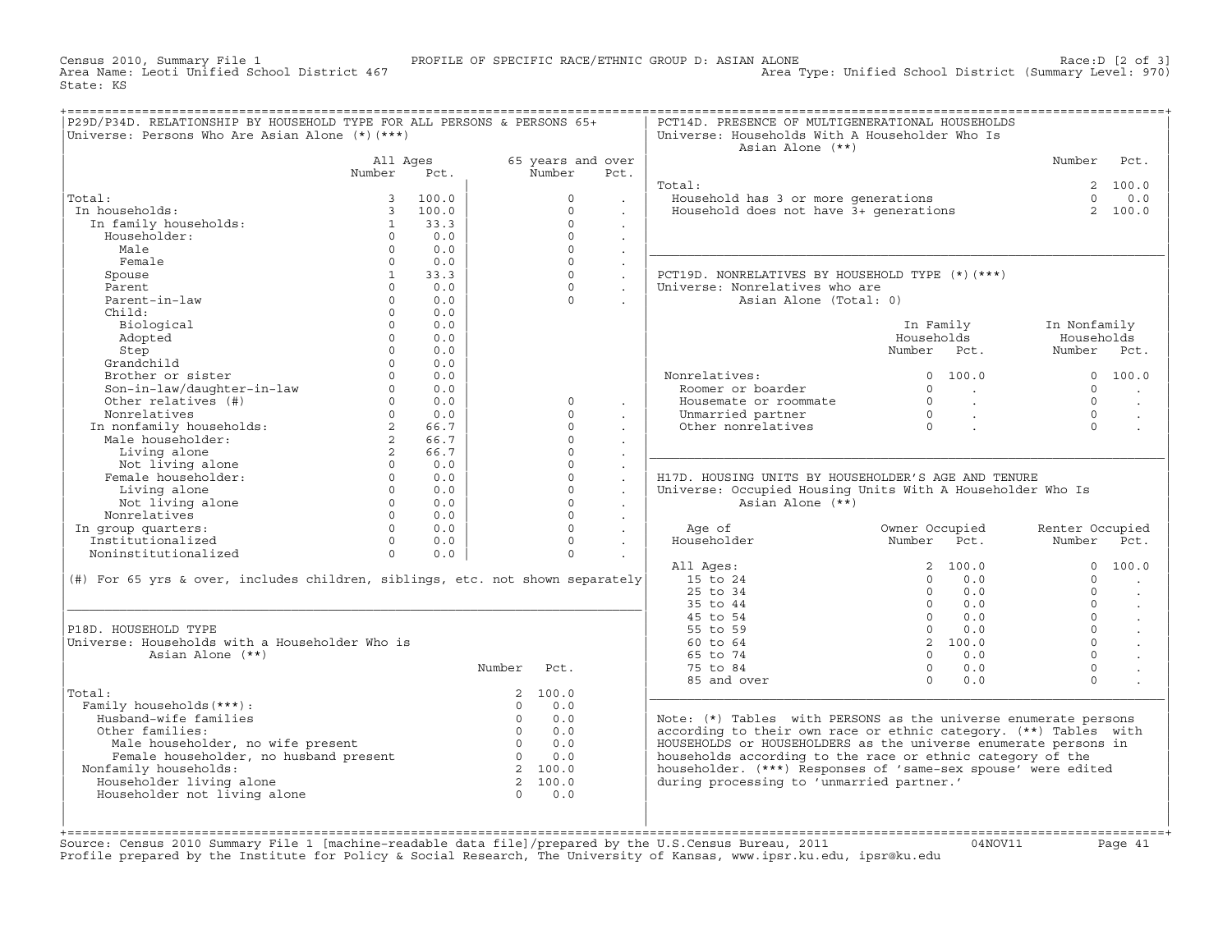Census 2010, Summary File 1 — PROFILE OF SPECIFIC RACE/ETHNIC GROUP D: ASIAN ALONE — Race:D [2 of 3]

Area Name: Leoti Unified School District 467 — Area Type: Unified School District (Summary Level: 970)

State: KS

## P29D/P34D. RELATIONSHIP BY HOUSEHOLD TYPE FOR ALL PERSONS & PERSONS 65+

Universe: Persons Who Are Asian Alone (*)(***)

| | All Ages Number | All Ages Pct. | 65 years and over Number | 65 years and over Pct. |
|---|---|---|---|---|
| Total: | 3 | 100.0 | 0 | . |
| In households: | 3 | 100.0 | 0 | . |
| In family households: | 1 | 33.3 | 0 | . |
| Householder: | 0 | 0.0 | 0 | . |
| Male | 0 | 0.0 | 0 | . |
| Female | 0 | 0.0 | 0 | . |
| Spouse | 1 | 33.3 | 0 | . |
| Parent | 0 | 0.0 | 0 | . |
| Parent-in-law | 0 | 0.0 | 0 | . |
| Child: | 0 | 0.0 | | |
| Biological | 0 | 0.0 | | |
| Adopted | 0 | 0.0 | | |
| Step | 0 | 0.0 | | |
| Grandchild | 0 | 0.0 | | |
| Brother or sister | 0 | 0.0 | | |
| Son-in-law/daughter-in-law | 0 | 0.0 | | |
| Other relatives (#) | 0 | 0.0 | 0 | . |
| Nonrelatives | 0 | 0.0 | 0 | . |
| In nonfamily households: | 2 | 66.7 | 0 | . |
| Male householder: | 2 | 66.7 | 0 | . |
| Living alone | 2 | 66.7 | 0 | . |
| Not living alone | 0 | 0.0 | 0 | . |
| Female householder: | 0 | 0.0 | 0 | . |
| Living alone | 0 | 0.0 | 0 | . |
| Not living alone | 0 | 0.0 | 0 | . |
| Nonrelatives | 0 | 0.0 | 0 | . |
| In group quarters: | 0 | 0.0 | 0 | . |
| Institutionalized | 0 | 0.0 | 0 | . |
| Noninstitutionalized | 0 | 0.0 | 0 | . |

(#) For 65 yrs & over, includes children, siblings, etc. not shown separately

## P18D. HOUSEHOLD TYPE

Universe: Households with a Householder Who is Asian Alone (**)

| | Number | Pct. |
|---|---|---|
| Total: | 2 | 100.0 |
| Family households(***): | 0 | 0.0 |
| Husband-wife families | 0 | 0.0 |
| Other families: | 0 | 0.0 |
| Male householder, no wife present | 0 | 0.0 |
| Female householder, no husband present | 0 | 0.0 |
| Nonfamily households: | 2 | 100.0 |
| Householder living alone | 2 | 100.0 |
| Householder not living alone | 0 | 0.0 |

## PCT14D. PRESENCE OF MULTIGENERATIONAL HOUSEHOLDS

Universe: Households With A Householder Who Is Asian Alone (**)

| | Number | Pct. |
|---|---|---|
| Total: | 2 | 100.0 |
| Household has 3 or more generations | 0 | 0.0 |
| Household does not have 3+ generations | 2 | 100.0 |

## PCT19D. NONRELATIVES BY HOUSEHOLD TYPE (*)(***)

Universe: Nonrelatives who are Asian Alone (Total: 0)

| | In Family Households Number | In Family Households Pct. | In Nonfamily Households Number | In Nonfamily Households Pct. |
|---|---|---|---|---|
| Nonrelatives: | 0 | 100.0 | 0 | 100.0 |
| Roomer or boarder | 0 | . | 0 | . |
| Housemate or roommate | 0 | . | 0 | . |
| Unmarried partner | 0 | . | 0 | . |
| Other nonrelatives | 0 | . | 0 | . |

## H17D. HOUSING UNITS BY HOUSEHOLDER'S AGE AND TENURE

Universe: Occupied Housing Units With A Householder Who Is Asian Alone (**)

| Age of Householder | Owner Occupied Number | Owner Occupied Pct. | Renter Occupied Number | Renter Occupied Pct. |
|---|---|---|---|---|
| All Ages: | 2 | 100.0 | 0 | 100.0 |
| 15 to 24 | 0 | 0.0 | 0 | . |
| 25 to 34 | 0 | 0.0 | 0 | . |
| 35 to 44 | 0 | 0.0 | 0 | . |
| 45 to 54 | 0 | 0.0 | 0 | . |
| 55 to 59 | 0 | 0.0 | 0 | . |
| 60 to 64 | 2 | 100.0 | 0 | . |
| 65 to 74 | 0 | 0.0 | 0 | . |
| 75 to 84 | 0 | 0.0 | 0 | . |
| 85 and over | 0 | 0.0 | 0 | . |

Note: (*) Tables with PERSONS as the universe enumerate persons according to their own race or ethnic category. (**) Tables with HOUSEHOLDS or HOUSEHOLDERS as the universe enumerate persons in households according to the race or ethnic category of the householder. (***) Responses of 'same-sex spouse' were edited during processing to 'unmarried partner.'

Source: Census 2010 Summary File 1 [machine-readable data file]/prepared by the U.S.Census Bureau, 2011 04NOV11

Profile prepared by the Institute for Policy & Social Research, The University of Kansas, www.ipsr.ku.edu, ipsr@ku.edu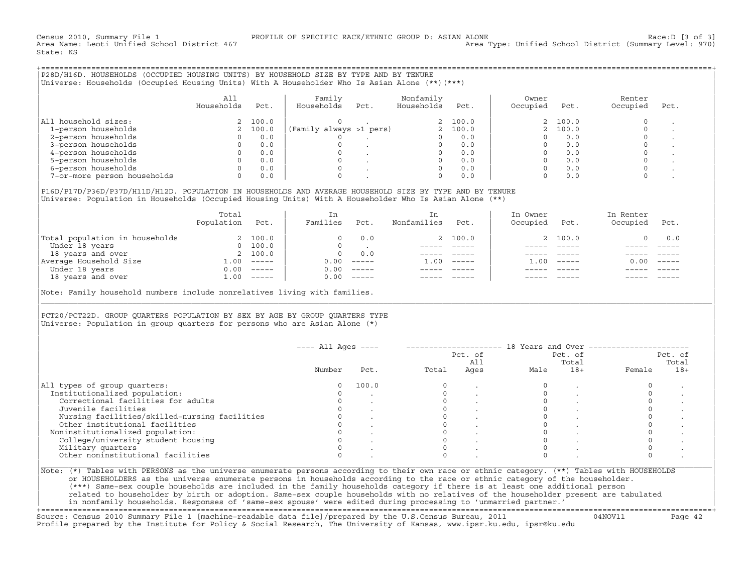Census 2010, Summary File 1 PROFILE OF SPECIFIC RACE/ETHNIC GROUP D: ASIAN ALONE Race:D [3 of 3]
Area Name: Leoti Unified School District 467 Area Type: Unified School District (Summary Level: 970)
State: KS

## P28D/H16D. HOUSEHOLDS (OCCUPIED HOUSING UNITS) BY HOUSEHOLD SIZE BY TYPE AND BY TENURE

Universe: Households (Occupied Housing Units) With A Householder Who Is Asian Alone (**)(***)

| | All Households | Pct. | Family Households | Pct. | Nonfamily Households | Pct. | Owner Occupied | Pct. | Renter Occupied | Pct. |
|---|---|---|---|---|---|---|---|---|---|---|
| All household sizes: | 2 | 100.0 | 0 | . | 2 | 100.0 | 2 | 100.0 | 0 | . |
| 1-person households | 2 | 100.0 | (Family always >1 pers) | | 2 | 100.0 | 2 | 100.0 | 0 | . |
| 2-person households | 0 | 0.0 | 0 | . | 0 | 0.0 | 0 | 0.0 | 0 | . |
| 3-person households | 0 | 0.0 | 0 | . | 0 | 0.0 | 0 | 0.0 | 0 | . |
| 4-person households | 0 | 0.0 | 0 | . | 0 | 0.0 | 0 | 0.0 | 0 | . |
| 5-person households | 0 | 0.0 | 0 | . | 0 | 0.0 | 0 | 0.0 | 0 | . |
| 6-person households | 0 | 0.0 | 0 | . | 0 | 0.0 | 0 | 0.0 | 0 | . |
| 7-or-more person households | 0 | 0.0 | 0 | . | 0 | 0.0 | 0 | 0.0 | 0 | . |

## P16D/P17D/P36D/P37D/H11D/H12D. POPULATION IN HOUSEHOLDS AND AVERAGE HOUSEHOLD SIZE BY TYPE AND BY TENURE

Universe: Population in Households (Occupied Housing Units) With A Householder Who Is Asian Alone (**)

| | Total Population | Pct. | In Families | Pct. | In Nonfamilies | Pct. | In Owner Occupied | Pct. | In Renter Occupied | Pct. |
|---|---|---|---|---|---|---|---|---|---|---|
| Total population in households | 2 | 100.0 | 0 | 0.0 | 2 | 100.0 | 2 | 100.0 | 0 | 0.0 |
| Under 18 years | 0 | 100.0 | 0 | . | ----- | ----- | ----- | ----- | ----- | ----- |
| 18 years and over | 2 | 100.0 | 0 | 0.0 | ----- | ----- | ----- | ----- | ----- | ----- |
| Average Household Size | 1.00 | ----- | 0.00 | ----- | 1.00 | ----- | 1.00 | ----- | 0.00 | ----- |
| Under 18 years | 0.00 | ----- | 0.00 | ----- | ----- | ----- | ----- | ----- | ----- | ----- |
| 18 years and over | 1.00 | ----- | 0.00 | ----- | ----- | ----- | ----- | ----- | ----- | ----- |

Note: Family household numbers include nonrelatives living with families.

## PCT20/PCT22D. GROUP QUARTERS POPULATION BY SEX BY AGE BY GROUP QUARTERS TYPE

Universe: Population in group quarters for persons who are Asian Alone (*)

| | All Ages | | 18 Years and Over | | | | | |
|---|---|---|---|---|---|---|---|---|
| | Number | Pct. | Total | Pct. of All Ages | Male | Pct. of Total 18+ | Female | Pct. of Total 18+ |
| All types of group quarters: | 0 | 100.0 | 0 | . | 0 | . | 0 | . |
| Institutionalized population: | 0 | . | 0 | . | 0 | . | 0 | . |
| Correctional facilities for adults | 0 | . | 0 | . | 0 | . | 0 | . |
| Juvenile facilities | 0 | . | 0 | . | 0 | . | 0 | . |
| Nursing facilities/skilled-nursing facilities | 0 | . | 0 | . | 0 | . | 0 | . |
| Other institutional facilities | 0 | . | 0 | . | 0 | . | 0 | . |
| Noninstitutionalized population: | 0 | . | 0 | . | 0 | . | 0 | . |
| College/university student housing | 0 | . | 0 | . | 0 | . | 0 | . |
| Military quarters | 0 | . | 0 | . | 0 | . | 0 | . |
| Other noninstitutional facilities | 0 | . | 0 | . | 0 | . | 0 | . |

Note: (*) Tables with PERSONS as the universe enumerate persons according to their own race or ethnic category. (**) Tables with HOUSEHOLDS or HOUSEHOLDERS as the universe enumerate persons in households according to the race or ethnic category of the householder. (***) Same-sex couple households are included in the family households category if there is at least one additional person related to householder by birth or adoption. Same-sex couple households with no relatives of the householder present are tabulated in nonfamily households. Responses of 'same-sex spouse' were edited during processing to 'unmarried partner.'

Source: Census 2010 Summary File 1 [machine-readable data file]/prepared by the U.S.Census Bureau, 2011 04NOV11
Profile prepared by the Institute for Policy & Social Research, The University of Kansas, www.ipsr.ku.edu, ipsr@ku.edu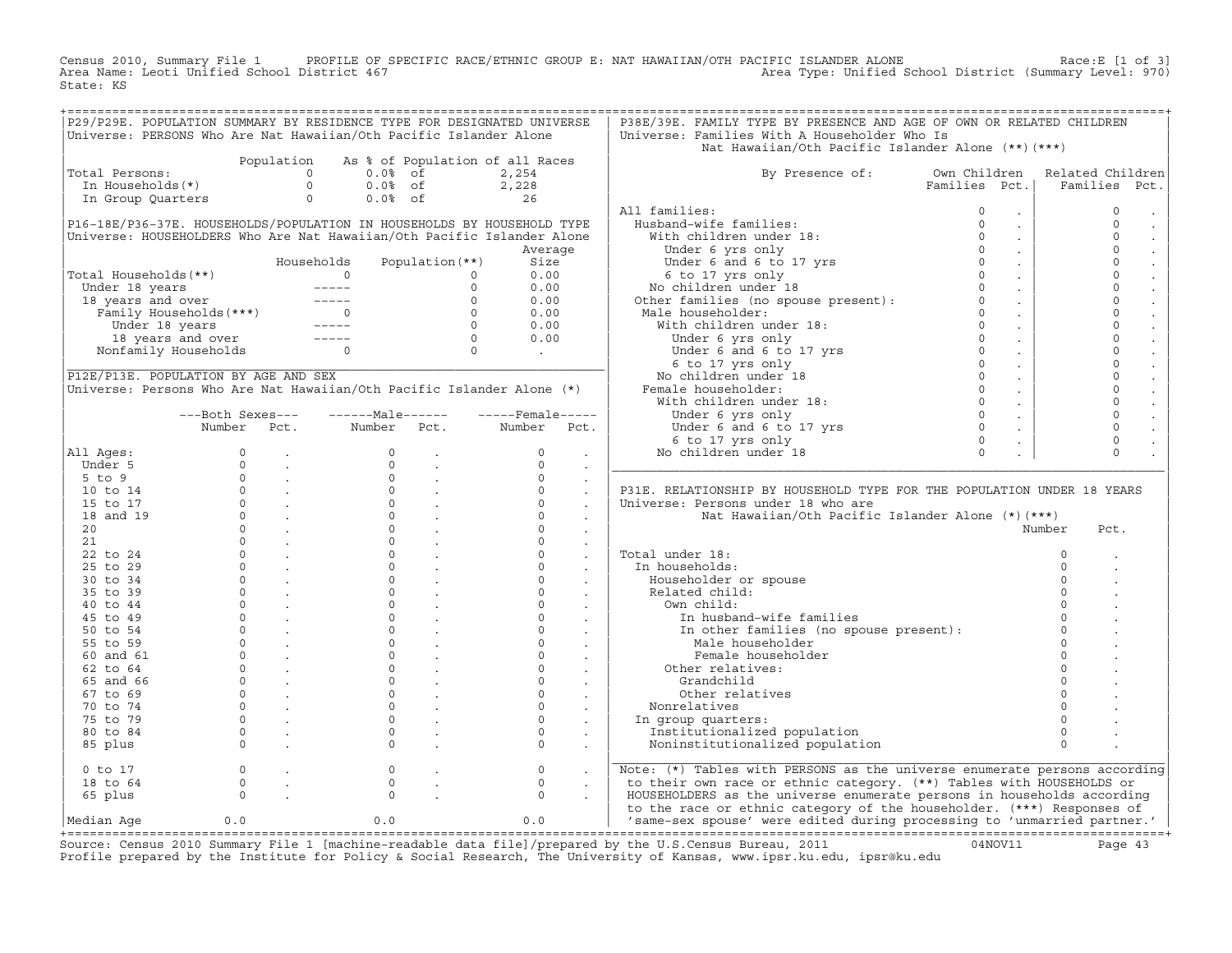Census 2010, Summary File 1 PROFILE OF SPECIFIC RACE/ETHNIC GROUP E: NAT HAWAIIAN/OTH PACIFIC ISLANDER ALONE Race:E [1 of 3]
Area Name: Leoti Unified School District 467 Area Type: Unified School District (Summary Level: 970)
State: KS

## P29/P29E. POPULATION SUMMARY BY RESIDENCE TYPE FOR DESIGNATED UNIVERSE

Universe: PERSONS Who Are Nat Hawaiian/Oth Pacific Islander Alone

| | Population | As % of Population of all Races | |
|---|---|---|---|
| Total Persons: | 0 | 0.0% of | 2,254 |
| In Households(*) | 0 | 0.0% of | 2,228 |
| In Group Quarters | 0 | 0.0% of | 26 |

## P16-18E/P36-37E. HOUSEHOLDS/POPULATION IN HOUSEHOLDS BY HOUSEHOLD TYPE

Universe: HOUSEHOLDERS Who Are Nat Hawaiian/Oth Pacific Islander Alone

| | Households | Population(**) | Average Size |
|---|---|---|---|
| Total Households(**) | 0 | 0 | 0.00 |
| Under 18 years | ----- | 0 | 0.00 |
| 18 years and over | ----- | 0 | 0.00 |
| Family Households(***) | 0 | 0 | 0.00 |
| Under 18 years | ----- | 0 | 0.00 |
| 18 years and over | ----- | 0 | 0.00 |
| Nonfamily Households | 0 | 0 | . |

## P12E/P13E. POPULATION BY AGE AND SEX

Universe: Persons Who Are Nat Hawaiian/Oth Pacific Islander Alone (*)

| | Both Sexes Number | Both Sexes Pct. | Male Number | Male Pct. | Female Number | Female Pct. |
|---|---|---|---|---|---|---|
| All Ages: | 0 | . | 0 | . | 0 | . |
| Under 5 | 0 | . | 0 | . | 0 | . |
| 5 to 9 | 0 | . | 0 | . | 0 | . |
| 10 to 14 | 0 | . | 0 | . | 0 | . |
| 15 to 17 | 0 | . | 0 | . | 0 | . |
| 18 and 19 | 0 | . | 0 | . | 0 | . |
| 20 | 0 | . | 0 | . | 0 | . |
| 21 | 0 | . | 0 | . | 0 | . |
| 22 to 24 | 0 | . | 0 | . | 0 | . |
| 25 to 29 | 0 | . | 0 | . | 0 | . |
| 30 to 34 | 0 | . | 0 | . | 0 | . |
| 35 to 39 | 0 | . | 0 | . | 0 | . |
| 40 to 44 | 0 | . | 0 | . | 0 | . |
| 45 to 49 | 0 | . | 0 | . | 0 | . |
| 50 to 54 | 0 | . | 0 | . | 0 | . |
| 55 to 59 | 0 | . | 0 | . | 0 | . |
| 60 and 61 | 0 | . | 0 | . | 0 | . |
| 62 to 64 | 0 | . | 0 | . | 0 | . |
| 65 and 66 | 0 | . | 0 | . | 0 | . |
| 67 to 69 | 0 | . | 0 | . | 0 | . |
| 70 to 74 | 0 | . | 0 | . | 0 | . |
| 75 to 79 | 0 | . | 0 | . | 0 | . |
| 80 to 84 | 0 | . | 0 | . | 0 | . |
| 85 plus | 0 | . | 0 | . | 0 | . |
| 0 to 17 | 0 | . | 0 | . | 0 | . |
| 18 to 64 | 0 | . | 0 | . | 0 | . |
| 65 plus | 0 | . | 0 | . | 0 | . |
| Median Age | 0.0 | | 0.0 | | 0.0 | |

## P38E/39E. FAMILY TYPE BY PRESENCE AND AGE OF OWN OR RELATED CHILDREN

Universe: Families With A Householder Who Is Nat Hawaiian/Oth Pacific Islander Alone (**)(***)

| By Presence of: | Own Children Families | Own Children Pct. | Related Children Families | Related Children Pct. |
|---|---|---|---|---|
| All families: | 0 | . | 0 | . |
| Husband-wife families: | 0 | . | 0 | . |
| With children under 18: | 0 | . | 0 | . |
| Under 6 yrs only | 0 | . | 0 | . |
| Under 6 and 6 to 17 yrs | 0 | . | 0 | . |
| 6 to 17 yrs only | 0 | . | 0 | . |
| No children under 18 | 0 | . | 0 | . |
| Other families (no spouse present): | 0 | . | 0 | . |
| Male householder: | 0 | . | 0 | . |
| With children under 18: | 0 | . | 0 | . |
| Under 6 yrs only | 0 | . | 0 | . |
| Under 6 and 6 to 17 yrs | 0 | . | 0 | . |
| 6 to 17 yrs only | 0 | . | 0 | . |
| No children under 18 | 0 | . | 0 | . |
| Female householder: | 0 | . | 0 | . |
| With children under 18: | 0 | . | 0 | . |
| Under 6 yrs only | 0 | . | 0 | . |
| Under 6 and 6 to 17 yrs | 0 | . | 0 | . |
| 6 to 17 yrs only | 0 | . | 0 | . |
| No children under 18 | 0 | . | 0 | . |

## P31E. RELATIONSHIP BY HOUSEHOLD TYPE FOR THE POPULATION UNDER 18 YEARS

Universe: Persons under 18 who are Nat Hawaiian/Oth Pacific Islander Alone (*)(***)

| | Number | Pct. |
|---|---|---|
| Total under 18: | 0 | . |
| In households: | 0 | . |
| Householder or spouse | 0 | . |
| Related child: | 0 | . |
| Own child: | 0 | . |
| In husband-wife families | 0 | . |
| In other families (no spouse present): | 0 | . |
| Male householder | 0 | . |
| Female householder | 0 | . |
| Other relatives: | 0 | . |
| Grandchild | 0 | . |
| Other relatives | 0 | . |
| Nonrelatives | 0 | . |
| In group quarters: | 0 | . |
| Institutionalized population | 0 | . |
| Noninstitutionalized population | 0 | . |

Note: (*) Tables with PERSONS as the universe enumerate persons according to their own race or ethnic category. (**) Tables with HOUSEHOLDS or HOUSEHOLDERS as the universe enumerate persons in households according to the race or ethnic category of the householder. (***) Responses of 'same-sex spouse' were edited during processing to 'unmarried partner.'

Source: Census 2010 Summary File 1 [machine-readable data file]/prepared by the U.S.Census Bureau, 2011 04NOV11
Profile prepared by the Institute for Policy & Social Research, The University of Kansas, www.ipsr.ku.edu, ipsr@ku.edu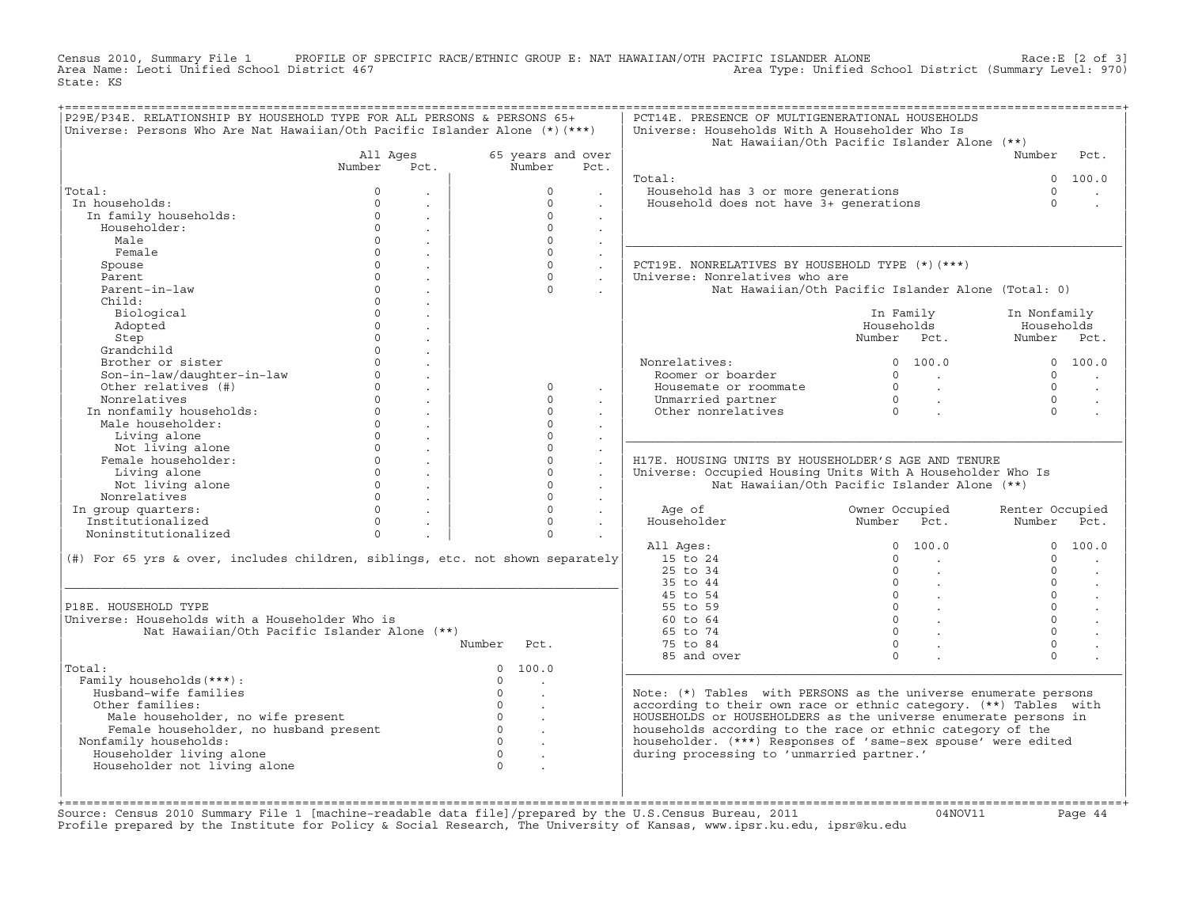Census 2010, Summary File 1 PROFILE OF SPECIFIC RACE/ETHNIC GROUP E: NAT HAWAIIAN/OTH PACIFIC ISLANDER ALONE Race:E [2 of 3]
Area Name: Leoti Unified School District 467 Area Type: Unified School District (Summary Level: 970)
State: KS

## P29E/P34E. RELATIONSHIP BY HOUSEHOLD TYPE FOR ALL PERSONS & PERSONS 65+

Universe: Persons Who Are Nat Hawaiian/Oth Pacific Islander Alone (*)(***)

| | All Ages Number | All Ages Pct. | 65 years and over Number | 65 years and over Pct. |
|---|---|---|---|---|
| Total: | 0 | . | 0 | . |
| In households: | 0 | . | 0 | . |
| In family households: | 0 | . | 0 | . |
| Householder: | 0 | . | 0 | . |
| Male | 0 | . | 0 | . |
| Female | 0 | . | 0 | . |
| Spouse | 0 | . | 0 | . |
| Parent | 0 | . | 0 | . |
| Parent-in-law | 0 | . | 0 | . |
| Child: | 0 | . | | |
| Biological | 0 | . | | |
| Adopted | 0 | . | | |
| Step | 0 | . | | |
| Grandchild | 0 | . | | |
| Brother or sister | 0 | . | | |
| Son-in-law/daughter-in-law | 0 | . | | |
| Other relatives (#) | 0 | . | 0 | . |
| Nonrelatives | 0 | . | 0 | . |
| In nonfamily households: | 0 | . | 0 | . |
| Male householder: | 0 | . | 0 | . |
| Living alone | 0 | . | 0 | . |
| Not living alone | 0 | . | 0 | . |
| Female householder: | 0 | . | 0 | . |
| Living alone | 0 | . | 0 | . |
| Not living alone | 0 | . | 0 | . |
| Nonrelatives | 0 | . | 0 | . |
| In group quarters: | 0 | . | 0 | . |
| Institutionalized | 0 | . | 0 | . |
| Noninstitutionalized | 0 | . | 0 | . |

(#) For 65 yrs & over, includes children, siblings, etc. not shown separately

## P18E. HOUSEHOLD TYPE

Universe: Households with a Householder Who is Nat Hawaiian/Oth Pacific Islander Alone (**)

| | Number | Pct. |
|---|---|---|
| Total: | 0 | 100.0 |
| Family households(***): | 0 | . |
| Husband-wife families | 0 | . |
| Other families: | 0 | . |
| Male householder, no wife present | 0 | . |
| Female householder, no husband present | 0 | . |
| Nonfamily households: | 0 | . |
| Householder living alone | 0 | . |
| Householder not living alone | 0 | . |

## PCT14E. PRESENCE OF MULTIGENERATIONAL HOUSEHOLDS

Universe: Households With A Householder Who Is Nat Hawaiian/Oth Pacific Islander Alone (**)

| | Number | Pct. |
|---|---|---|
| Total: | 0 | 100.0 |
| Household has 3 or more generations | 0 | . |
| Household does not have 3+ generations | 0 | . |

## PCT19E. NONRELATIVES BY HOUSEHOLD TYPE (*)(***)

Universe: Nonrelatives who are Nat Hawaiian/Oth Pacific Islander Alone (Total: 0)

| | In Family Households Number | In Family Households Pct. | In Nonfamily Households Number | In Nonfamily Households Pct. |
|---|---|---|---|---|
| Nonrelatives: | 0 | 100.0 | 0 | 100.0 |
| Roomer or boarder | 0 | . | 0 | . |
| Housemate or roommate | 0 | . | 0 | . |
| Unmarried partner | 0 | . | 0 | . |
| Other nonrelatives | 0 | . | 0 | . |

## H17E. HOUSING UNITS BY HOUSEHOLDER'S AGE AND TENURE

Universe: Occupied Housing Units With A Householder Who Is Nat Hawaiian/Oth Pacific Islander Alone (**)

| Age of Householder | Owner Occupied Number | Owner Occupied Pct. | Renter Occupied Number | Renter Occupied Pct. |
|---|---|---|---|---|
| All Ages: | 0 | 100.0 | 0 | 100.0 |
| 15 to 24 | 0 | . | 0 | . |
| 25 to 34 | 0 | . | 0 | . |
| 35 to 44 | 0 | . | 0 | . |
| 45 to 54 | 0 | . | 0 | . |
| 55 to 59 | 0 | . | 0 | . |
| 60 to 64 | 0 | . | 0 | . |
| 65 to 74 | 0 | . | 0 | . |
| 75 to 84 | 0 | . | 0 | . |
| 85 and over | 0 | . | 0 | . |

Note: (*) Tables with PERSONS as the universe enumerate persons according to their own race or ethnic category. (**) Tables with HOUSEHOLDS or HOUSEHOLDERS as the universe enumerate persons in households according to the race or ethnic category of the householder. (***) Responses of 'same-sex spouse' were edited during processing to 'unmarried partner.'

Source: Census 2010 Summary File 1 [machine-readable data file]/prepared by the U.S.Census Bureau, 2011 04NOV11
Profile prepared by the Institute for Policy & Social Research, The University of Kansas, www.ipsr.ku.edu, ipsr@ku.edu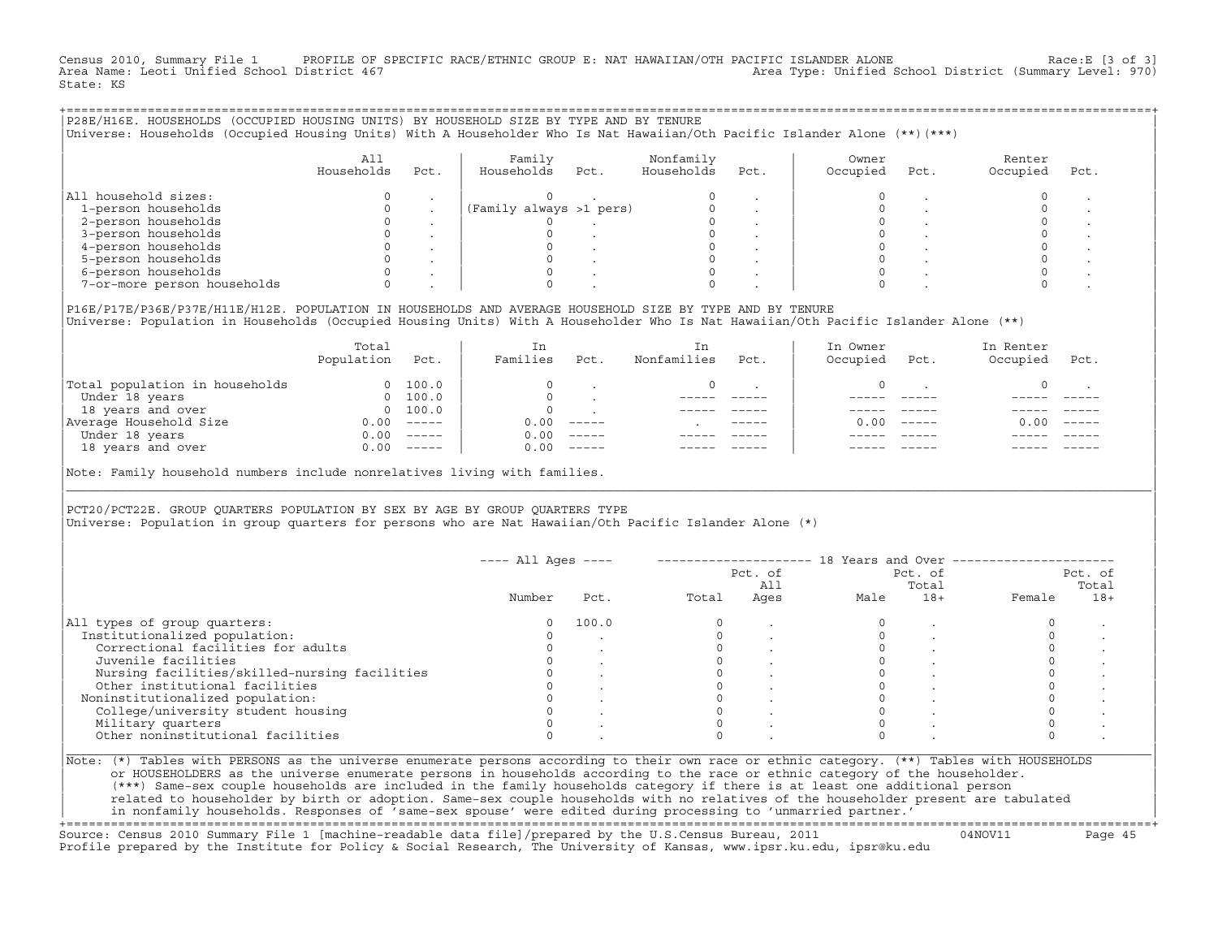Census 2010, Summary File 1 PROFILE OF SPECIFIC RACE/ETHNIC GROUP E: NAT HAWAIIAN/OTH PACIFIC ISLANDER ALONE Race:E [3 of 3]
Area Name: Leoti Unified School District 467 Area Type: Unified School District (Summary Level: 970)
State: KS

## P28E/H16E. HOUSEHOLDS (OCCUPIED HOUSING UNITS) BY HOUSEHOLD SIZE BY TYPE AND BY TENURE

Universe: Households (Occupied Housing Units) With A Householder Who Is Nat Hawaiian/Oth Pacific Islander Alone (**)(***)

| | All Households | Pct. | Family Households | Pct. | Nonfamily Households | Pct. | Owner Occupied | Pct. | Renter Occupied | Pct. |
|---|---|---|---|---|---|---|---|---|---|---|
| All household sizes: | 0 | . | 0 | . | 0 | . | 0 | . | 0 | . |
| 1-person households | 0 | . | (Family always >1 pers) | | 0 | . | 0 | . | 0 | . |
| 2-person households | 0 | . | 0 | . | 0 | . | 0 | . | 0 | . |
| 3-person households | 0 | . | 0 | . | 0 | . | 0 | . | 0 | . |
| 4-person households | 0 | . | 0 | . | 0 | . | 0 | . | 0 | . |
| 5-person households | 0 | . | 0 | . | 0 | . | 0 | . | 0 | . |
| 6-person households | 0 | . | 0 | . | 0 | . | 0 | . | 0 | . |
| 7-or-more person households | 0 | . | 0 | . | 0 | . | 0 | . | 0 | . |

## P16E/P17E/P36E/P37E/H11E/H12E. POPULATION IN HOUSEHOLDS AND AVERAGE HOUSEHOLD SIZE BY TYPE AND BY TENURE

Universe: Population in Households (Occupied Housing Units) With A Householder Who Is Nat Hawaiian/Oth Pacific Islander Alone (**)

| | Total Population | Pct. | In Families | Pct. | In Nonfamilies | Pct. | In Owner Occupied | Pct. | In Renter Occupied | Pct. |
|---|---|---|---|---|---|---|---|---|---|---|
| Total population in households | 0 | 100.0 | 0 | . | 0 | . | 0 | . | 0 | . |
| Under 18 years | 0 | 100.0 | 0 | . | ----- | ----- | ----- | ----- | ----- | ----- |
| 18 years and over | 0 | 100.0 | 0 | . | ----- | ----- | ----- | ----- | ----- | ----- |
| Average Household Size | 0.00 | ----- | 0.00 | ----- | . | ----- | 0.00 | ----- | 0.00 | ----- |
| Under 18 years | 0.00 | ----- | 0.00 | ----- | ----- | ----- | ----- | ----- | ----- | ----- |
| 18 years and over | 0.00 | ----- | 0.00 | ----- | ----- | ----- | ----- | ----- | ----- | ----- |

Note: Family household numbers include nonrelatives living with families.

## PCT20/PCT22E. GROUP QUARTERS POPULATION BY SEX BY AGE BY GROUP QUARTERS TYPE

Universe: Population in group quarters for persons who are Nat Hawaiian/Oth Pacific Islander Alone (*)

| | All Ages Number | All Ages Pct. | 18 Years and Over Total | Pct. of All Ages | Male | Pct. of Total 18+ | Female | Pct. of Total 18+ |
|---|---|---|---|---|---|---|---|---|
| All types of group quarters: | 0 | 100.0 | 0 | . | 0 | . | 0 | . |
| Institutionalized population: | 0 | . | 0 | . | 0 | . | 0 | . |
| Correctional facilities for adults | 0 | . | 0 | . | 0 | . | 0 | . |
| Juvenile facilities | 0 | . | 0 | . | 0 | . | 0 | . |
| Nursing facilities/skilled-nursing facilities | 0 | . | 0 | . | 0 | . | 0 | . |
| Other institutional facilities | 0 | . | 0 | . | 0 | . | 0 | . |
| Noninstitutionalized population: | 0 | . | 0 | . | 0 | . | 0 | . |
| College/university student housing | 0 | . | 0 | . | 0 | . | 0 | . |
| Military quarters | 0 | . | 0 | . | 0 | . | 0 | . |
| Other noninstitutional facilities | 0 | . | 0 | . | 0 | . | 0 | . |

Note: (*) Tables with PERSONS as the universe enumerate persons according to their own race or ethnic category. (**) Tables with HOUSEHOLDS or HOUSEHOLDERS as the universe enumerate persons in households according to the race or ethnic category of the householder. (***) Same-sex couple households are included in the family households category if there is at least one additional person related to householder by birth or adoption. Same-sex couple households with no relatives of the householder present are tabulated in nonfamily households. Responses of 'same-sex spouse' were edited during processing to 'unmarried partner.'

Source: Census 2010 Summary File 1 [machine-readable data file]/prepared by the U.S.Census Bureau, 2011 04NOV11
Profile prepared by the Institute for Policy & Social Research, The University of Kansas, www.ipsr.ku.edu, ipsr@ku.edu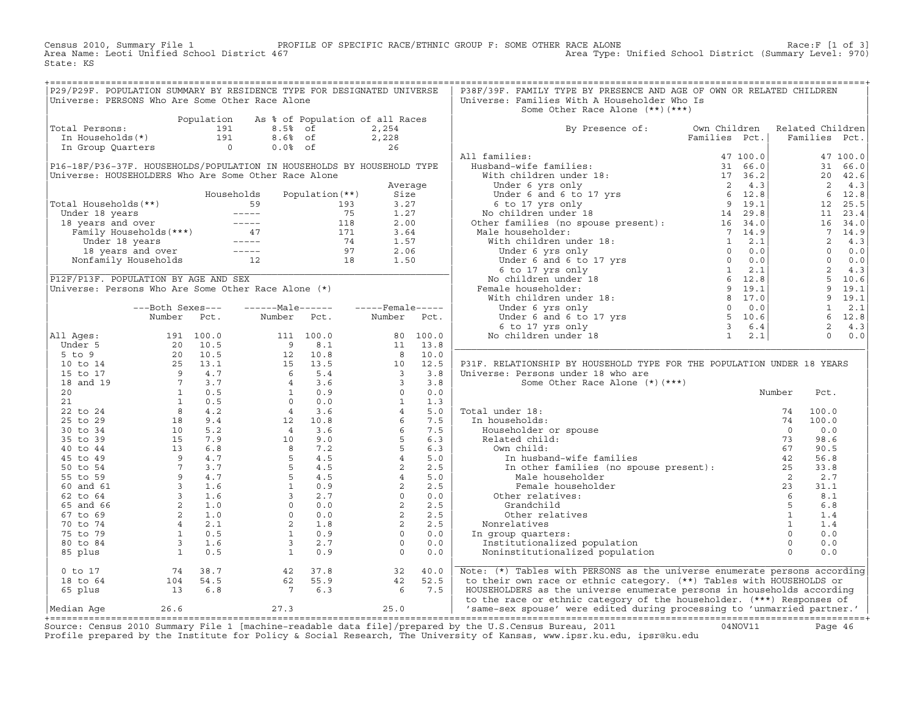Census 2010, Summary File 1 PROFILE OF SPECIFIC RACE/ETHNIC GROUP F: SOME OTHER RACE ALONE Race:F [1 of 3]
Area Name: Leoti Unified School District 467 Area Type: Unified School District (Summary Level: 970)
State: KS

## P29/P29F. POPULATION SUMMARY BY RESIDENCE TYPE FOR DESIGNATED UNIVERSE

Universe: PERSONS Who Are Some Other Race Alone

| | Population | As % of Population of all Races | |
|---|---|---|---|
| Total Persons: | 191 | 8.5% of | 2,254 |
| In Households(*) | 191 | 8.6% of | 2,228 |
| In Group Quarters | 0 | 0.0% of | 26 |

## P16-18F/P36-37F. HOUSEHOLDS/POPULATION IN HOUSEHOLDS BY HOUSEHOLD TYPE

Universe: HOUSEHOLDERS Who Are Some Other Race Alone

| | Households | Population(**) | Average Size |
|---|---|---|---|
| Total Households(**) | 59 | 193 | 3.27 |
| Under 18 years | ----- | 75 | 1.27 |
| 18 years and over | ----- | 118 | 2.00 |
| Family Households(***) | 47 | 171 | 3.64 |
| Under 18 years | ----- | 74 | 1.57 |
| 18 years and over | ----- | 97 | 2.06 |
| Nonfamily Households | 12 | 18 | 1.50 |

## P12F/P13F. POPULATION BY AGE AND SEX

Universe: Persons Who Are Some Other Race Alone (*)

| | Both Sexes Number | Both Sexes Pct. | Male Number | Male Pct. | Female Number | Female Pct. |
|---|---|---|---|---|---|---|
| All Ages: | 191 | 100.0 | 111 | 100.0 | 80 | 100.0 |
| Under 5 | 20 | 10.5 | 9 | 8.1 | 11 | 13.8 |
| 5 to 9 | 20 | 10.5 | 12 | 10.8 | 8 | 10.0 |
| 10 to 14 | 25 | 13.1 | 15 | 13.5 | 10 | 12.5 |
| 15 to 17 | 9 | 4.7 | 6 | 5.4 | 3 | 3.8 |
| 18 and 19 | 7 | 3.7 | 4 | 3.6 | 3 | 3.8 |
| 20 | 1 | 0.5 | 1 | 0.9 | 0 | 0.0 |
| 21 | 1 | 0.5 | 0 | 0.0 | 1 | 1.3 |
| 22 to 24 | 8 | 4.2 | 4 | 3.6 | 4 | 5.0 |
| 25 to 29 | 18 | 9.4 | 12 | 10.8 | 6 | 7.5 |
| 30 to 34 | 10 | 5.2 | 4 | 3.6 | 6 | 7.5 |
| 35 to 39 | 15 | 7.9 | 10 | 9.0 | 5 | 6.3 |
| 40 to 44 | 13 | 6.8 | 8 | 7.2 | 5 | 6.3 |
| 45 to 49 | 9 | 4.7 | 5 | 4.5 | 4 | 5.0 |
| 50 to 54 | 7 | 3.7 | 5 | 4.5 | 2 | 2.5 |
| 55 to 59 | 9 | 4.7 | 5 | 4.5 | 4 | 5.0 |
| 60 and 61 | 3 | 1.6 | 1 | 0.9 | 2 | 2.5 |
| 62 to 64 | 3 | 1.6 | 3 | 2.7 | 0 | 0.0 |
| 65 and 66 | 2 | 1.0 | 0 | 0.0 | 2 | 2.5 |
| 67 to 69 | 2 | 1.0 | 0 | 0.0 | 2 | 2.5 |
| 70 to 74 | 4 | 2.1 | 2 | 1.8 | 2 | 2.5 |
| 75 to 79 | 1 | 0.5 | 1 | 0.9 | 0 | 0.0 |
| 80 to 84 | 3 | 1.6 | 3 | 2.7 | 0 | 0.0 |
| 85 plus | 1 | 0.5 | 1 | 0.9 | 0 | 0.0 |
| 0 to 17 | 74 | 38.7 | 42 | 37.8 | 32 | 40.0 |
| 18 to 64 | 104 | 54.5 | 62 | 55.9 | 42 | 52.5 |
| 65 plus | 13 | 6.8 | 7 | 6.3 | 6 | 7.5 |
| Median Age | 26.6 | | 27.3 | | 25.0 | |

## P38F/39F. FAMILY TYPE BY PRESENCE AND AGE OF OWN OR RELATED CHILDREN

Universe: Families With A Householder Who Is Some Other Race Alone (**)(***)

| By Presence of: | Own Children Families | Own Children Pct. | Related Children Families | Related Children Pct. |
|---|---|---|---|---|
| All families: | 47 | 100.0 | 47 | 100.0 |
| Husband-wife families: | 31 | 66.0 | 31 | 66.0 |
| With children under 18: | 17 | 36.2 | 20 | 42.6 |
| Under 6 yrs only | 2 | 4.3 | 2 | 4.3 |
| Under 6 and 6 to 17 yrs | 6 | 12.8 | 6 | 12.8 |
| 6 to 17 yrs only | 9 | 19.1 | 12 | 25.5 |
| No children under 18 | 14 | 29.8 | 11 | 23.4 |
| Other families (no spouse present): | 16 | 34.0 | 16 | 34.0 |
| Male householder: | 7 | 14.9 | 7 | 14.9 |
| With children under 18: | 1 | 2.1 | 2 | 4.3 |
| Under 6 yrs only | 0 | 0.0 | 0 | 0.0 |
| Under 6 and 6 to 17 yrs | 0 | 0.0 | 0 | 0.0 |
| 6 to 17 yrs only | 1 | 2.1 | 2 | 4.3 |
| No children under 18 | 6 | 12.8 | 5 | 10.6 |
| Female householder: | 9 | 19.1 | 9 | 19.1 |
| With children under 18: | 8 | 17.0 | 9 | 19.1 |
| Under 6 yrs only | 0 | 0.0 | 1 | 2.1 |
| Under 6 and 6 to 17 yrs | 5 | 10.6 | 6 | 12.8 |
| 6 to 17 yrs only | 3 | 6.4 | 2 | 4.3 |
| No children under 18 | 1 | 2.1 | 0 | 0.0 |

## P31F. RELATIONSHIP BY HOUSEHOLD TYPE FOR THE POPULATION UNDER 18 YEARS

Universe: Persons under 18 who are Some Other Race Alone (*)(***)

| | Number | Pct. |
|---|---|---|
| Total under 18: | 74 | 100.0 |
| In households: | 74 | 100.0 |
| Householder or spouse | 0 | 0.0 |
| Related child: | 73 | 98.6 |
| Own child: | 67 | 90.5 |
| In husband-wife families | 42 | 56.8 |
| In other families (no spouse present): | 25 | 33.8 |
| Male householder | 2 | 2.7 |
| Female householder | 23 | 31.1 |
| Other relatives: | 6 | 8.1 |
| Grandchild | 5 | 6.8 |
| Other relatives | 1 | 1.4 |
| Nonrelatives | 1 | 1.4 |
| In group quarters: | 0 | 0.0 |
| Institutionalized population | 0 | 0.0 |
| Noninstitutionalized population | 0 | 0.0 |

Note: (*) Tables with PERSONS as the universe enumerate persons according to their own race or ethnic category. (**) Tables with HOUSEHOLDS or HOUSEHOLDERS as the universe enumerate persons in households according to the race or ethnic category of the householder. (***) Responses of 'same-sex spouse' were edited during processing to 'unmarried partner.'

Source: Census 2010 Summary File 1 [machine-readable data file]/prepared by the U.S.Census Bureau, 2011 04NOV11
Profile prepared by the Institute for Policy & Social Research, The University of Kansas, www.ipsr.ku.edu, ipsr@ku.edu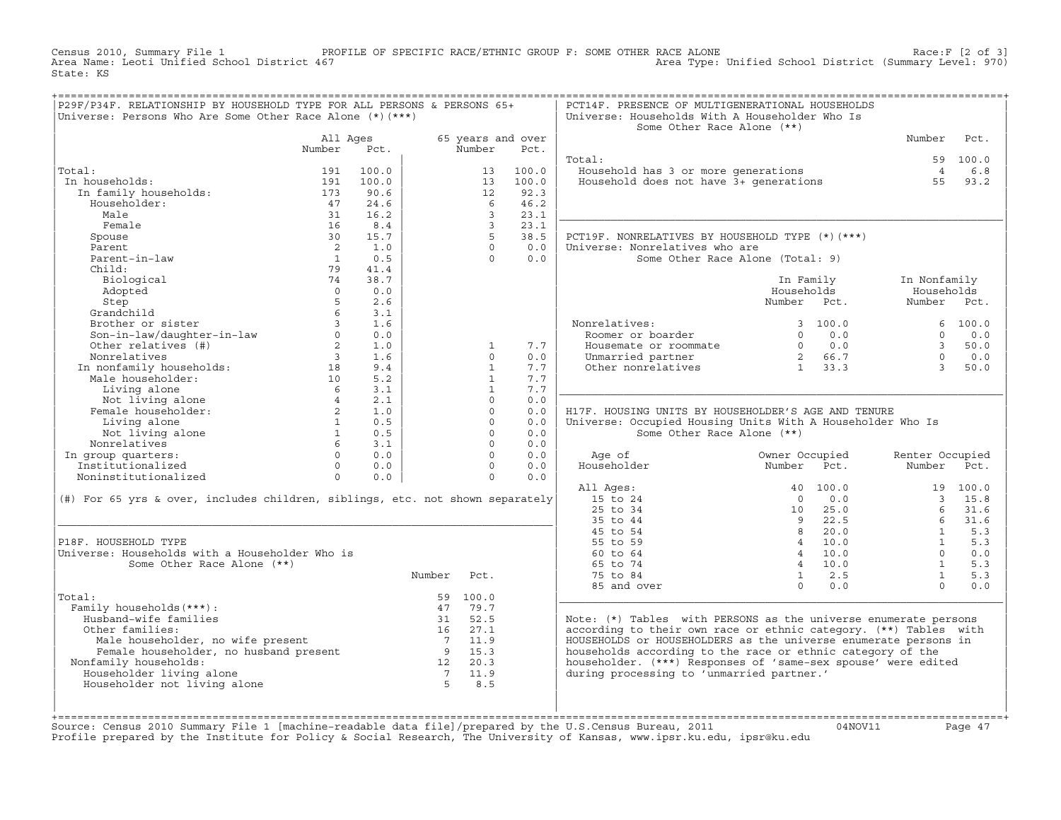Census 2010, Summary File 1 PROFILE OF SPECIFIC RACE/ETHNIC GROUP F: SOME OTHER RACE ALONE Race:F [2 of 3]
Area Name: Leoti Unified School District 467 Area Type: Unified School District (Summary Level: 970)
State: KS

## P29F/P34F. RELATIONSHIP BY HOUSEHOLD TYPE FOR ALL PERSONS & PERSONS 65+

Universe: Persons Who Are Some Other Race Alone (*)(***)

| | All Ages Number | All Ages Pct. | 65 years and over Number | 65 years and over Pct. |
|---|---|---|---|---|
| Total: | 191 | 100.0 | 13 | 100.0 |
| In households: | 191 | 100.0 | 13 | 100.0 |
| In family households: | 173 | 90.6 | 12 | 92.3 |
| Householder: | 47 | 24.6 | 6 | 46.2 |
| Male | 31 | 16.2 | 3 | 23.1 |
| Female | 16 | 8.4 | 3 | 23.1 |
| Spouse | 30 | 15.7 | 5 | 38.5 |
| Parent | 2 | 1.0 | 0 | 0.0 |
| Parent-in-law | 1 | 0.5 | 0 | 0.0 |
| Child: | 79 | 41.4 | | |
| Biological | 74 | 38.7 | | |
| Adopted | 0 | 0.0 | | |
| Step | 5 | 2.6 | | |
| Grandchild | 6 | 3.1 | | |
| Brother or sister | 3 | 1.6 | | |
| Son-in-law/daughter-in-law | 0 | 0.0 | | |
| Other relatives (#) | 2 | 1.0 | 1 | 7.7 |
| Nonrelatives | 3 | 1.6 | 0 | 0.0 |
| In nonfamily households: | 18 | 9.4 | 1 | 7.7 |
| Male householder: | 10 | 5.2 | 1 | 7.7 |
| Living alone | 6 | 3.1 | 1 | 7.7 |
| Not living alone | 4 | 2.1 | 0 | 0.0 |
| Female householder: | 2 | 1.0 | 0 | 0.0 |
| Living alone | 1 | 0.5 | 0 | 0.0 |
| Not living alone | 1 | 0.5 | 0 | 0.0 |
| Nonrelatives | 6 | 3.1 | 0 | 0.0 |
| In group quarters: | 0 | 0.0 | 0 | 0.0 |
| Institutionalized | 0 | 0.0 | 0 | 0.0 |
| Noninstitutionalized | 0 | 0.0 | 0 | 0.0 |

(#) For 65 yrs & over, includes children, siblings, etc. not shown separately

## P18F. HOUSEHOLD TYPE

Universe: Households with a Householder Who is Some Other Race Alone (**)

| | Number | Pct. |
|---|---|---|
| Total: | 59 | 100.0 |
| Family households(***): | 47 | 79.7 |
| Husband-wife families | 31 | 52.5 |
| Other families: | 16 | 27.1 |
| Male householder, no wife present | 7 | 11.9 |
| Female householder, no husband present | 9 | 15.3 |
| Nonfamily households: | 12 | 20.3 |
| Householder living alone | 7 | 11.9 |
| Householder not living alone | 5 | 8.5 |

## PCT14F. PRESENCE OF MULTIGENERATIONAL HOUSEHOLDS

Universe: Households With A Householder Who Is Some Other Race Alone (**)

| | Number | Pct. |
|---|---|---|
| Total: | 59 | 100.0 |
| Household has 3 or more generations | 4 | 6.8 |
| Household does not have 3+ generations | 55 | 93.2 |

## PCT19F. NONRELATIVES BY HOUSEHOLD TYPE (*)(***)

Universe: Nonrelatives who are Some Other Race Alone (Total: 9)

| | In Family Households Number | In Family Households Pct. | In Nonfamily Households Number | In Nonfamily Households Pct. |
|---|---|---|---|---|
| Nonrelatives: | 3 | 100.0 | 6 | 100.0 |
| Roomer or boarder | 0 | 0.0 | 0 | 0.0 |
| Housemate or roommate | 0 | 0.0 | 3 | 50.0 |
| Unmarried partner | 2 | 66.7 | 0 | 0.0 |
| Other nonrelatives | 1 | 33.3 | 3 | 50.0 |

## H17F. HOUSING UNITS BY HOUSEHOLDER'S AGE AND TENURE

Universe: Occupied Housing Units With A Householder Who Is Some Other Race Alone (**)

| Age of Householder | Owner Occupied Number | Owner Occupied Pct. | Renter Occupied Number | Renter Occupied Pct. |
|---|---|---|---|---|
| All Ages: | 40 | 100.0 | 19 | 100.0 |
| 15 to 24 | 0 | 0.0 | 3 | 15.8 |
| 25 to 34 | 10 | 25.0 | 6 | 31.6 |
| 35 to 44 | 9 | 22.5 | 6 | 31.6 |
| 45 to 54 | 8 | 20.0 | 1 | 5.3 |
| 55 to 59 | 4 | 10.0 | 1 | 5.3 |
| 60 to 64 | 4 | 10.0 | 0 | 0.0 |
| 65 to 74 | 4 | 10.0 | 1 | 5.3 |
| 75 to 84 | 1 | 2.5 | 1 | 5.3 |
| 85 and over | 0 | 0.0 | 0 | 0.0 |

Note: (*) Tables with PERSONS as the universe enumerate persons according to their own race or ethnic category. (**) Tables with HOUSEHOLDS or HOUSEHOLDERS as the universe enumerate persons in households according to the race or ethnic category of the householder. (***) Responses of 'same-sex spouse' were edited during processing to 'unmarried partner.'

Source: Census 2010 Summary File 1 [machine-readable data file]/prepared by the U.S.Census Bureau, 2011 04NOV11
Profile prepared by the Institute for Policy & Social Research, The University of Kansas, www.ipsr.ku.edu, ipsr@ku.edu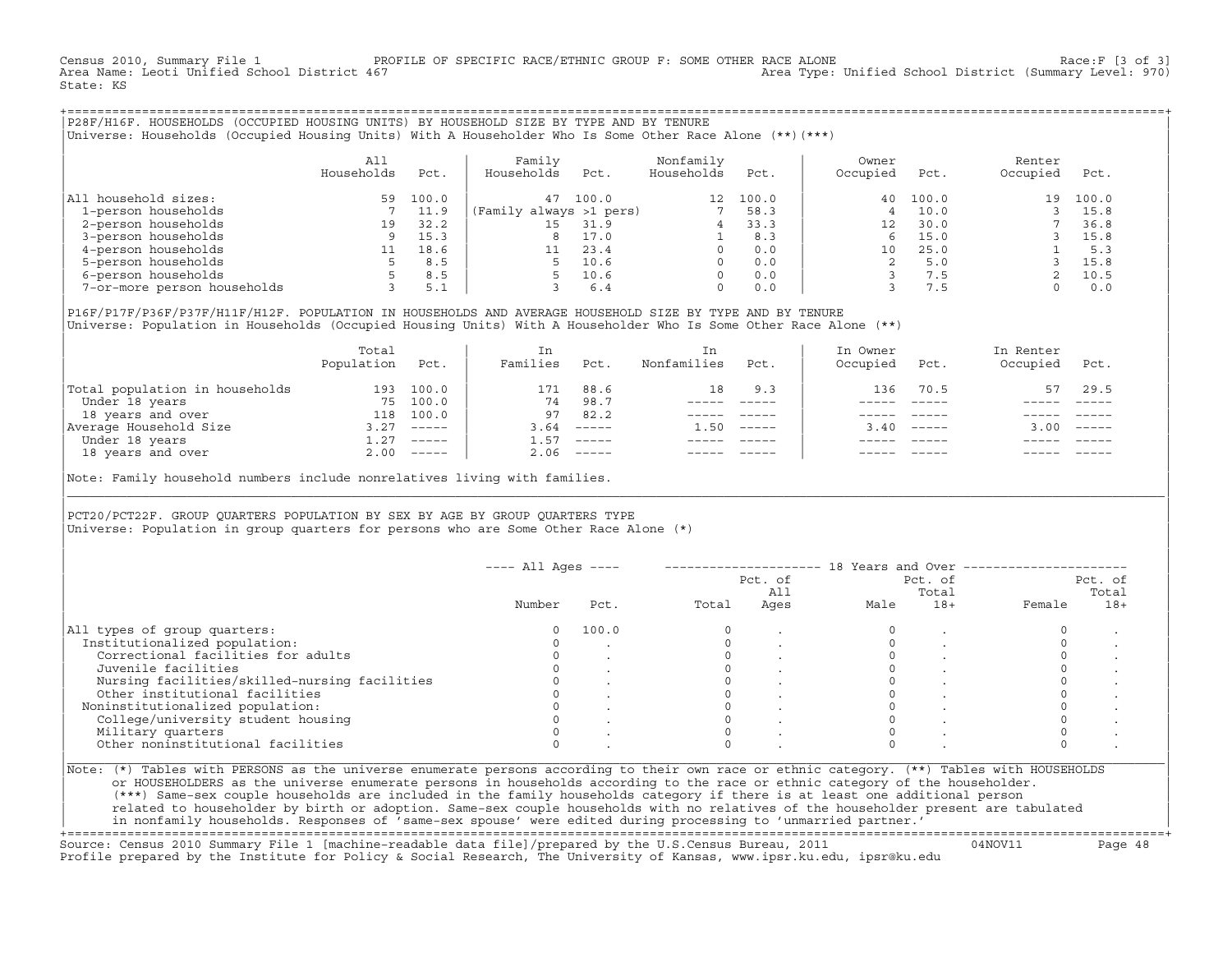Census 2010, Summary File 1 PROFILE OF SPECIFIC RACE/ETHNIC GROUP F: SOME OTHER RACE ALONE Race:F [3 of 3]
Area Name: Leoti Unified School District 467 Area Type: Unified School District (Summary Level: 970)
State: KS

## P28F/H16F. HOUSEHOLDS (OCCUPIED HOUSING UNITS) BY HOUSEHOLD SIZE BY TYPE AND BY TENURE

Universe: Households (Occupied Housing Units) With A Householder Who Is Some Other Race Alone (**)(***)

| | All Households | Pct. | Family Households | Pct. | Nonfamily Households | Pct. | Owner Occupied | Pct. | Renter Occupied | Pct. |
|---|---|---|---|---|---|---|---|---|---|---|
| All household sizes: | 59 | 100.0 | 47 | 100.0 | 12 | 100.0 | 40 | 100.0 | 19 | 100.0 |
| 1-person households | 7 | 11.9 | (Family always >1 pers) | | 7 | 58.3 | 4 | 10.0 | 3 | 15.8 |
| 2-person households | 19 | 32.2 | 15 | 31.9 | 4 | 33.3 | 12 | 30.0 | 7 | 36.8 |
| 3-person households | 9 | 15.3 | 8 | 17.0 | 1 | 8.3 | 6 | 15.0 | 3 | 15.8 |
| 4-person households | 11 | 18.6 | 11 | 23.4 | 0 | 0.0 | 10 | 25.0 | 1 | 5.3 |
| 5-person households | 5 | 8.5 | 5 | 10.6 | 0 | 0.0 | 2 | 5.0 | 3 | 15.8 |
| 6-person households | 5 | 8.5 | 5 | 10.6 | 0 | 0.0 | 3 | 7.5 | 2 | 10.5 |
| 7-or-more person households | 3 | 5.1 | 3 | 6.4 | 0 | 0.0 | 3 | 7.5 | 0 | 0.0 |

## P16F/P17F/P36F/P37F/H11F/H12F. POPULATION IN HOUSEHOLDS AND AVERAGE HOUSEHOLD SIZE BY TYPE AND BY TENURE

Universe: Population in Households (Occupied Housing Units) With A Householder Who Is Some Other Race Alone (**)

| | Total Population | Pct. | In Families | Pct. | In Nonfamilies | Pct. | In Owner Occupied | Pct. | In Renter Occupied | Pct. |
|---|---|---|---|---|---|---|---|---|---|---|
| Total population in households | 193 | 100.0 | 171 | 88.6 | 18 | 9.3 | 136 | 70.5 | 57 | 29.5 |
| Under 18 years | 75 | 100.0 | 74 | 98.7 | ----- | ----- | ----- | ----- | ----- | ----- |
| 18 years and over | 118 | 100.0 | 97 | 82.2 | ----- | ----- | ----- | ----- | ----- | ----- |
| Average Household Size | 3.27 | ----- | 3.64 | ----- | 1.50 | ----- | 3.40 | ----- | 3.00 | ----- |
| Under 18 years | 1.27 | ----- | 1.57 | ----- | ----- | ----- | ----- | ----- | ----- | ----- |
| 18 years and over | 2.00 | ----- | 2.06 | ----- | ----- | ----- | ----- | ----- | ----- | ----- |

Note: Family household numbers include nonrelatives living with families.

## PCT20/PCT22F. GROUP QUARTERS POPULATION BY SEX BY AGE BY GROUP QUARTERS TYPE

Universe: Population in group quarters for persons who are Some Other Race Alone (*)

| | All Ages | | 18 Years and Over | | | | | |
|---|---|---|---|---|---|---|---|---|
| | Number | Pct. | Total | Pct. of All Ages | Male | Pct. of Total 18+ | Female | Pct. of Total 18+ |
| All types of group quarters: | 0 | 100.0 | 0 | . | 0 | . | 0 | . |
| Institutionalized population: | 0 | . | 0 | . | 0 | . | 0 | . |
| Correctional facilities for adults | 0 | . | 0 | . | 0 | . | 0 | . |
| Juvenile facilities | 0 | . | 0 | . | 0 | . | 0 | . |
| Nursing facilities/skilled-nursing facilities | 0 | . | 0 | . | 0 | . | 0 | . |
| Other institutional facilities | 0 | . | 0 | . | 0 | . | 0 | . |
| Noninstitutionalized population: | 0 | . | 0 | . | 0 | . | 0 | . |
| College/university student housing | 0 | . | 0 | . | 0 | . | 0 | . |
| Military quarters | 0 | . | 0 | . | 0 | . | 0 | . |
| Other noninstitutional facilities | 0 | . | 0 | . | 0 | . | 0 | . |

Note: (*) Tables with PERSONS as the universe enumerate persons according to their own race or ethnic category. (**) Tables with HOUSEHOLDS or HOUSEHOLDERS as the universe enumerate persons in households according to the race or ethnic category of the householder. (***) Same-sex couple households are included in the family households category if there is at least one additional person related to householder by birth or adoption. Same-sex couple households with no relatives of the householder present are tabulated in nonfamily households. Responses of 'same-sex spouse' were edited during processing to 'unmarried partner.'

Source: Census 2010 Summary File 1 [machine-readable data file]/prepared by the U.S.Census Bureau, 2011 04NOV11
Profile prepared by the Institute for Policy & Social Research, The University of Kansas, www.ipsr.ku.edu, ipsr@ku.edu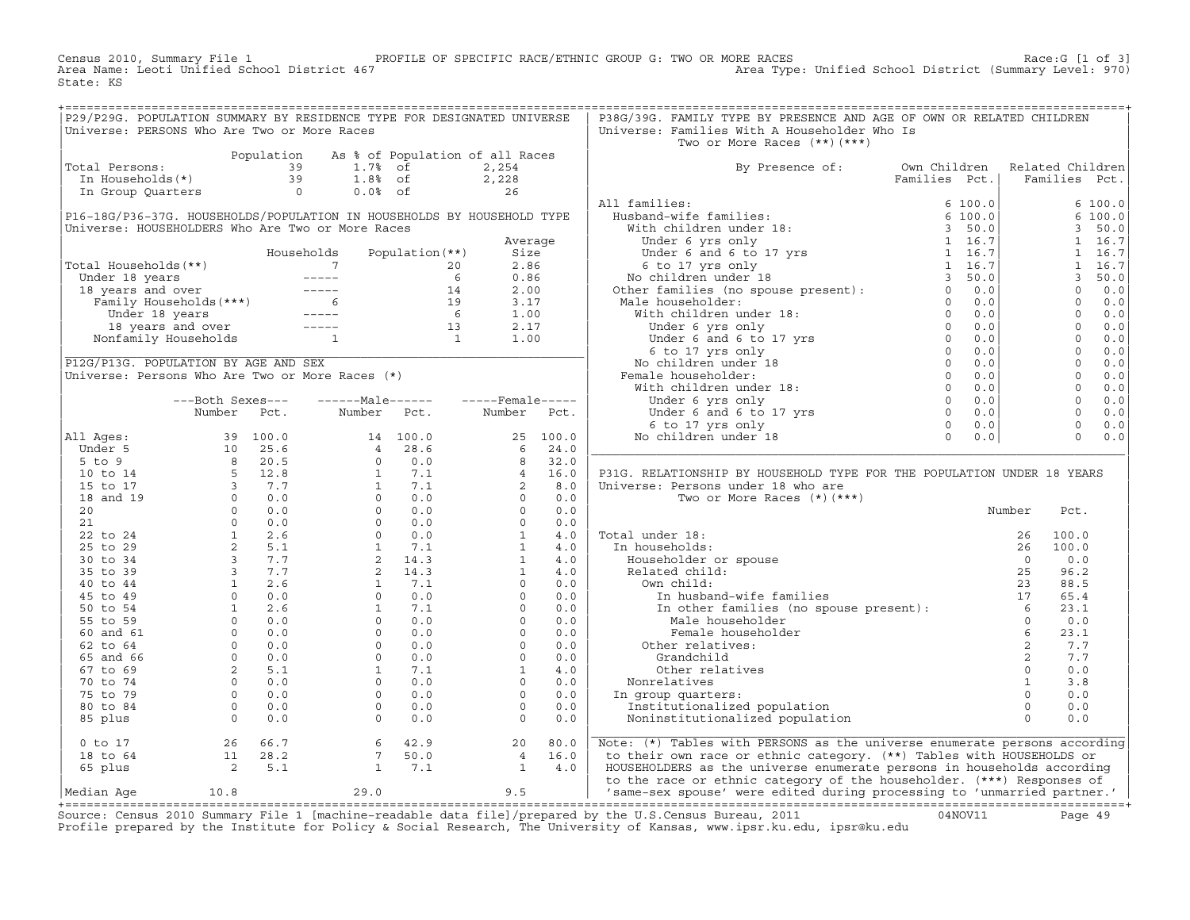Census 2010, Summary File 1 PROFILE OF SPECIFIC RACE/ETHNIC GROUP G: TWO OR MORE RACES Race:G [1 of 3]
Area Name: Leoti Unified School District 467 Area Type: Unified School District (Summary Level: 970)
State: KS

## P29/P29G. POPULATION SUMMARY BY RESIDENCE TYPE FOR DESIGNATED UNIVERSE

Universe: PERSONS Who Are Two or More Races

| | Population | As % of Population of all Races | |
|---|---|---|---|
| Total Persons: | 39 | 1.7% of | 2,254 |
| In Households(*) | 39 | 1.8% of | 2,228 |
| In Group Quarters | 0 | 0.0% of | 26 |

## P16-18G/P36-37G. HOUSEHOLDS/POPULATION IN HOUSEHOLDS BY HOUSEHOLD TYPE

Universe: HOUSEHOLDERS Who Are Two or More Races

| | Households | Population(**) | Average Size |
|---|---|---|---|
| Total Households(**) | 7 | 20 | 2.86 |
| Under 18 years | ----- | 6 | 0.86 |
| 18 years and over | ----- | 14 | 2.00 |
| Family Households(***) | 6 | 19 | 3.17 |
| Under 18 years | ----- | 6 | 1.00 |
| 18 years and over | ----- | 13 | 2.17 |
| Nonfamily Households | 1 | 1 | 1.00 |

## P12G/P13G. POPULATION BY AGE AND SEX

Universe: Persons Who Are Two or More Races (*)

| | Both Sexes Number | Both Sexes Pct. | Male Number | Male Pct. | Female Number | Female Pct. |
|---|---|---|---|---|---|---|
| All Ages: | 39 | 100.0 | 14 | 100.0 | 25 | 100.0 |
| Under 5 | 10 | 25.6 | 4 | 28.6 | 6 | 24.0 |
| 5 to 9 | 8 | 20.5 | 0 | 0.0 | 8 | 32.0 |
| 10 to 14 | 5 | 12.8 | 1 | 7.1 | 4 | 16.0 |
| 15 to 17 | 3 | 7.7 | 1 | 7.1 | 2 | 8.0 |
| 18 and 19 | 0 | 0.0 | 0 | 0.0 | 0 | 0.0 |
| 20 | 0 | 0.0 | 0 | 0.0 | 0 | 0.0 |
| 21 | 0 | 0.0 | 0 | 0.0 | 0 | 0.0 |
| 22 to 24 | 1 | 2.6 | 0 | 0.0 | 1 | 4.0 |
| 25 to 29 | 2 | 5.1 | 1 | 7.1 | 1 | 4.0 |
| 30 to 34 | 3 | 7.7 | 2 | 14.3 | 1 | 4.0 |
| 35 to 39 | 3 | 7.7 | 2 | 14.3 | 1 | 4.0 |
| 40 to 44 | 1 | 2.6 | 1 | 7.1 | 0 | 0.0 |
| 45 to 49 | 0 | 0.0 | 0 | 0.0 | 0 | 0.0 |
| 50 to 54 | 1 | 2.6 | 1 | 7.1 | 0 | 0.0 |
| 55 to 59 | 0 | 0.0 | 0 | 0.0 | 0 | 0.0 |
| 60 and 61 | 0 | 0.0 | 0 | 0.0 | 0 | 0.0 |
| 62 to 64 | 0 | 0.0 | 0 | 0.0 | 0 | 0.0 |
| 65 and 66 | 0 | 0.0 | 0 | 0.0 | 0 | 0.0 |
| 67 to 69 | 2 | 5.1 | 1 | 7.1 | 1 | 4.0 |
| 70 to 74 | 0 | 0.0 | 0 | 0.0 | 0 | 0.0 |
| 75 to 79 | 0 | 0.0 | 0 | 0.0 | 0 | 0.0 |
| 80 to 84 | 0 | 0.0 | 0 | 0.0 | 0 | 0.0 |
| 85 plus | 0 | 0.0 | 0 | 0.0 | 0 | 0.0 |
| 0 to 17 | 26 | 66.7 | 6 | 42.9 | 20 | 80.0 |
| 18 to 64 | 11 | 28.2 | 7 | 50.0 | 4 | 16.0 |
| 65 plus | 2 | 5.1 | 1 | 7.1 | 1 | 4.0 |
| Median Age | 10.8 | | 29.0 | | 9.5 | |

## P38G/39G. FAMILY TYPE BY PRESENCE AND AGE OF OWN OR RELATED CHILDREN

Universe: Families With A Householder Who Is Two or More Races (**)(***)

| By Presence of: | Own Children Families | Own Children Pct. | Related Children Families | Related Children Pct. |
|---|---|---|---|---|
| All families: | 6 | 100.0 | 6 | 100.0 |
| Husband-wife families: | 6 | 100.0 | 6 | 100.0 |
| With children under 18: | 3 | 50.0 | 3 | 50.0 |
| Under 6 yrs only | 1 | 16.7 | 1 | 16.7 |
| Under 6 and 6 to 17 yrs | 1 | 16.7 | 1 | 16.7 |
| 6 to 17 yrs only | 1 | 16.7 | 1 | 16.7 |
| No children under 18 | 3 | 50.0 | 3 | 50.0 |
| Other families (no spouse present): | 0 | 0.0 | 0 | 0.0 |
| Male householder: | 0 | 0.0 | 0 | 0.0 |
| With children under 18: | 0 | 0.0 | 0 | 0.0 |
| Under 6 yrs only | 0 | 0.0 | 0 | 0.0 |
| Under 6 and 6 to 17 yrs | 0 | 0.0 | 0 | 0.0 |
| 6 to 17 yrs only | 0 | 0.0 | 0 | 0.0 |
| No children under 18 | 0 | 0.0 | 0 | 0.0 |
| Female householder: | 0 | 0.0 | 0 | 0.0 |
| With children under 18: | 0 | 0.0 | 0 | 0.0 |
| Under 6 yrs only | 0 | 0.0 | 0 | 0.0 |
| Under 6 and 6 to 17 yrs | 0 | 0.0 | 0 | 0.0 |
| 6 to 17 yrs only | 0 | 0.0 | 0 | 0.0 |
| No children under 18 | 0 | 0.0 | 0 | 0.0 |

## P31G. RELATIONSHIP BY HOUSEHOLD TYPE FOR THE POPULATION UNDER 18 YEARS

Universe: Persons under 18 who are Two or More Races (*)(***)

| | Number | Pct. |
|---|---|---|
| Total under 18: | 26 | 100.0 |
| In households: | 26 | 100.0 |
| Householder or spouse | 0 | 0.0 |
| Related child: | 25 | 96.2 |
| Own child: | 23 | 88.5 |
| In husband-wife families | 17 | 65.4 |
| In other families (no spouse present): | 6 | 23.1 |
| Male householder | 0 | 0.0 |
| Female householder | 6 | 23.1 |
| Other relatives: | 2 | 7.7 |
| Grandchild | 2 | 7.7 |
| Other relatives | 0 | 0.0 |
| Nonrelatives | 1 | 3.8 |
| In group quarters: | 0 | 0.0 |
| Institutionalized population | 0 | 0.0 |
| Noninstitutionalized population | 0 | 0.0 |

Note: (*) Tables with PERSONS as the universe enumerate persons according to their own race or ethnic category. (**) Tables with HOUSEHOLDS or HOUSEHOLDERS as the universe enumerate persons in households according to the race or ethnic category of the householder. (***) Responses of 'same-sex spouse' were edited during processing to 'unmarried partner.'

Source: Census 2010 Summary File 1 [machine-readable data file]/prepared by the U.S.Census Bureau, 2011 04NOV11
Profile prepared by the Institute for Policy & Social Research, The University of Kansas, www.ipsr.ku.edu, ipsr@ku.edu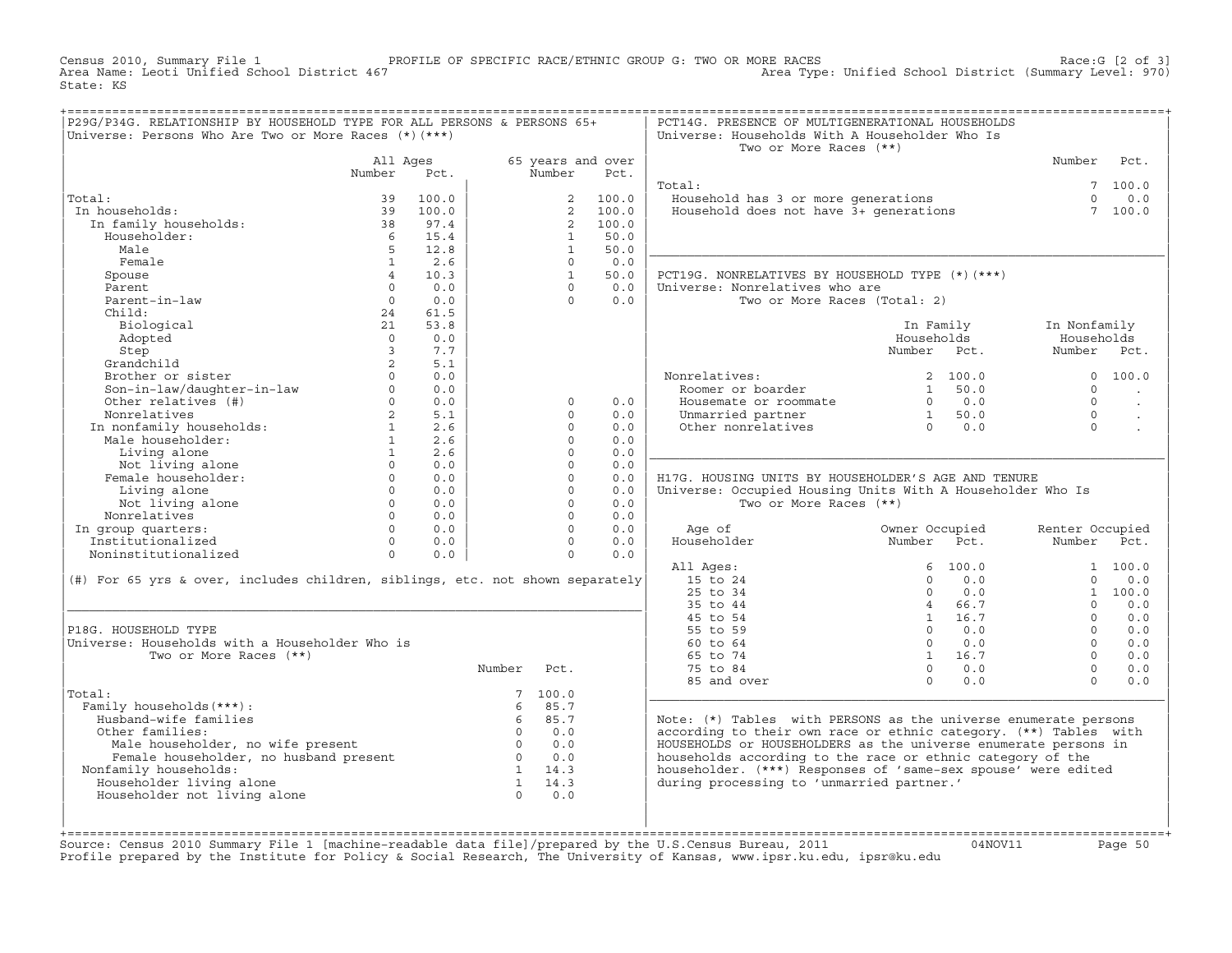Census 2010, Summary File 1 PROFILE OF SPECIFIC RACE/ETHNIC GROUP G: TWO OR MORE RACES Race:G [2 of 3]
Area Name: Leoti Unified School District 467 Area Type: Unified School District (Summary Level: 970)
State: KS

## P29G/P34G. RELATIONSHIP BY HOUSEHOLD TYPE FOR ALL PERSONS & PERSONS 65+
Universe: Persons Who Are Two or More Races (*)(***)

| | All Ages Number | All Ages Pct. | 65 years and over Number | 65 years and over Pct. |
|---|---|---|---|---|
| Total: | 39 | 100.0 | 2 | 100.0 |
| In households: | 39 | 100.0 | 2 | 100.0 |
| In family households: | 38 | 97.4 | 2 | 100.0 |
| Householder: | 6 | 15.4 | 1 | 50.0 |
| Male | 5 | 12.8 | 1 | 50.0 |
| Female | 1 | 2.6 | 0 | 0.0 |
| Spouse | 4 | 10.3 | 1 | 50.0 |
| Parent | 0 | 0.0 | 0 | 0.0 |
| Parent-in-law | 0 | 0.0 | 0 | 0.0 |
| Child: | 24 | 61.5 | | |
| Biological | 21 | 53.8 | | |
| Adopted | 0 | 0.0 | | |
| Step | 3 | 7.7 | | |
| Grandchild | 2 | 5.1 | | |
| Brother or sister | 0 | 0.0 | | |
| Son-in-law/daughter-in-law | 0 | 0.0 | | |
| Other relatives (#) | 0 | 0.0 | 0 | 0.0 |
| Nonrelatives | 2 | 5.1 | 0 | 0.0 |
| In nonfamily households: | 1 | 2.6 | 0 | 0.0 |
| Male householder: | 1 | 2.6 | 0 | 0.0 |
| Living alone | 1 | 2.6 | 0 | 0.0 |
| Not living alone | 0 | 0.0 | 0 | 0.0 |
| Female householder: | 0 | 0.0 | 0 | 0.0 |
| Living alone | 0 | 0.0 | 0 | 0.0 |
| Not living alone | 0 | 0.0 | 0 | 0.0 |
| Nonrelatives | 0 | 0.0 | 0 | 0.0 |
| In group quarters: | 0 | 0.0 | 0 | 0.0 |
| Institutionalized | 0 | 0.0 | 0 | 0.0 |
| Noninstitutionalized | 0 | 0.0 | 0 | 0.0 |

(#) For 65 yrs & over, includes children, siblings, etc. not shown separately

## P18G. HOUSEHOLD TYPE
Universe: Households with a Householder Who is Two or More Races (**)

| | Number | Pct. |
|---|---|---|
| Total: | 7 | 100.0 |
| Family households(***): | 6 | 85.7 |
| Husband-wife families | 6 | 85.7 |
| Other families: | 0 | 0.0 |
| Male householder, no wife present | 0 | 0.0 |
| Female householder, no husband present | 0 | 0.0 |
| Nonfamily households: | 1 | 14.3 |
| Householder living alone | 1 | 14.3 |
| Householder not living alone | 0 | 0.0 |

## PCT14G. PRESENCE OF MULTIGENERATIONAL HOUSEHOLDS
Universe: Households With A Householder Who Is Two or More Races (**)

| | Number | Pct. |
|---|---|---|
| Total: | 7 | 100.0 |
| Household has 3 or more generations | 0 | 0.0 |
| Household does not have 3+ generations | 7 | 100.0 |

## PCT19G. NONRELATIVES BY HOUSEHOLD TYPE (*)(***)
Universe: Nonrelatives who are Two or More Races (Total: 2)

| | In Family Households Number | In Family Households Pct. | In Nonfamily Households Number | In Nonfamily Households Pct. |
|---|---|---|---|---|
| Nonrelatives: | 2 | 100.0 | 0 | 100.0 |
| Roomer or boarder | 1 | 50.0 | 0 | . |
| Housemate or roommate | 0 | 0.0 | 0 | . |
| Unmarried partner | 1 | 50.0 | 0 | . |
| Other nonrelatives | 0 | 0.0 | 0 | . |

## H17G. HOUSING UNITS BY HOUSEHOLDER'S AGE AND TENURE
Universe: Occupied Housing Units With A Householder Who Is Two or More Races (**)

| Age of Householder | Owner Occupied Number | Owner Occupied Pct. | Renter Occupied Number | Renter Occupied Pct. |
|---|---|---|---|---|
| All Ages: | 6 | 100.0 | 1 | 100.0 |
| 15 to 24 | 0 | 0.0 | 0 | 0.0 |
| 25 to 34 | 0 | 0.0 | 1 | 100.0 |
| 35 to 44 | 4 | 66.7 | 0 | 0.0 |
| 45 to 54 | 1 | 16.7 | 0 | 0.0 |
| 55 to 59 | 0 | 0.0 | 0 | 0.0 |
| 60 to 64 | 0 | 0.0 | 0 | 0.0 |
| 65 to 74 | 1 | 16.7 | 0 | 0.0 |
| 75 to 84 | 0 | 0.0 | 0 | 0.0 |
| 85 and over | 0 | 0.0 | 0 | 0.0 |

Note: (*) Tables with PERSONS as the universe enumerate persons according to their own race or ethnic category. (**) Tables with HOUSEHOLDS or HOUSEHOLDERS as the universe enumerate persons in households according to the race or ethnic category of the householder. (***) Responses of 'same-sex spouse' were edited during processing to 'unmarried partner.'

Source: Census 2010 Summary File 1 [machine-readable data file]/prepared by the U.S.Census Bureau, 2011 04NOV11
Profile prepared by the Institute for Policy & Social Research, The University of Kansas, www.ipsr.ku.edu, ipsr@ku.edu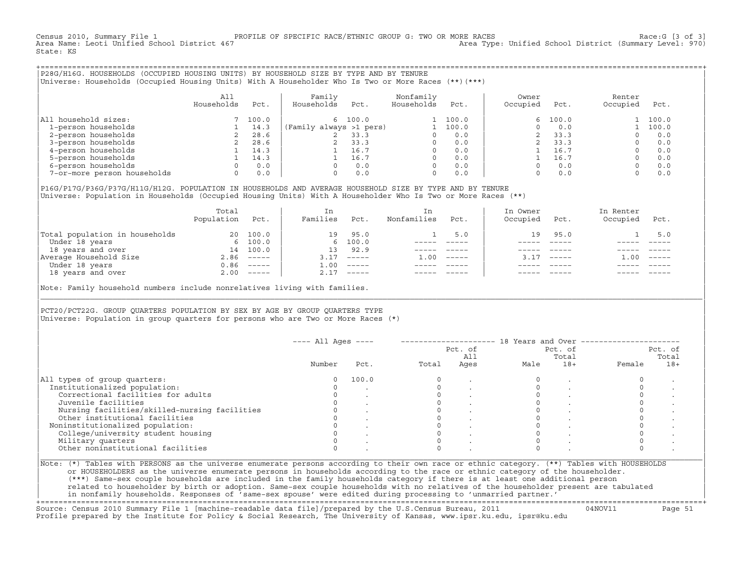Census 2010, Summary File 1 PROFILE OF SPECIFIC RACE/ETHNIC GROUP G: TWO OR MORE RACES Race:G [3 of 3]
Area Name: Leoti Unified School District 467 Area Type: Unified School District (Summary Level: 970)
State: KS

## P28G/H16G. HOUSEHOLDS (OCCUPIED HOUSING UNITS) BY HOUSEHOLD SIZE BY TYPE AND BY TENURE

Universe: Households (Occupied Housing Units) With A Householder Who Is Two or More Races (**)(***)

| | All Households | Pct. | Family Households | Pct. | Nonfamily Households | Pct. | Owner Occupied | Pct. | Renter Occupied | Pct. |
|---|---|---|---|---|---|---|---|---|---|---|
| All household sizes: | 7 | 100.0 | 6 | 100.0 | 1 | 100.0 | 6 | 100.0 | 1 | 100.0 |
| 1-person households | 1 | 14.3 | (Family always >1 pers) | | 1 | 100.0 | 0 | 0.0 | 1 | 100.0 |
| 2-person households | 2 | 28.6 | 2 | 33.3 | 0 | 0.0 | 2 | 33.3 | 0 | 0.0 |
| 3-person households | 2 | 28.6 | 2 | 33.3 | 0 | 0.0 | 2 | 33.3 | 0 | 0.0 |
| 4-person households | 1 | 14.3 | 1 | 16.7 | 0 | 0.0 | 1 | 16.7 | 0 | 0.0 |
| 5-person households | 1 | 14.3 | 1 | 16.7 | 0 | 0.0 | 1 | 16.7 | 0 | 0.0 |
| 6-person households | 0 | 0.0 | 0 | 0.0 | 0 | 0.0 | 0 | 0.0 | 0 | 0.0 |
| 7-or-more person households | 0 | 0.0 | 0 | 0.0 | 0 | 0.0 | 0 | 0.0 | 0 | 0.0 |

## P16G/P17G/P36G/P37G/H11G/H12G. POPULATION IN HOUSEHOLDS AND AVERAGE HOUSEHOLD SIZE BY TYPE AND BY TENURE

Universe: Population in Households (Occupied Housing Units) With A Householder Who Is Two or More Races (**)

| | Total Population | Pct. | In Families | Pct. | In Nonfamilies | Pct. | In Owner Occupied | Pct. | In Renter Occupied | Pct. |
|---|---|---|---|---|---|---|---|---|---|---|
| Total population in households | 20 | 100.0 | 19 | 95.0 | 1 | 5.0 | 19 | 95.0 | 1 | 5.0 |
| Under 18 years | 6 | 100.0 | 6 | 100.0 | ----- | ----- | ----- | ----- | ----- | ----- |
| 18 years and over | 14 | 100.0 | 13 | 92.9 | ----- | ----- | ----- | ----- | ----- | ----- |
| Average Household Size | 2.86 | ----- | 3.17 | ----- | 1.00 | ----- | 3.17 | ----- | 1.00 | ----- |
| Under 18 years | 0.86 | ----- | 1.00 | ----- | ----- | ----- | ----- | ----- | ----- | ----- |
| 18 years and over | 2.00 | ----- | 2.17 | ----- | ----- | ----- | ----- | ----- | ----- | ----- |

Note: Family household numbers include nonrelatives living with families.

## PCT20/PCT22G. GROUP QUARTERS POPULATION BY SEX BY AGE BY GROUP QUARTERS TYPE

Universe: Population in group quarters for persons who are Two or More Races (*)

| | All Ages | | 18 Years and Over | | | | | |
|---|---|---|---|---|---|---|---|---|
| | Number | Pct. | Total | Pct. of All Ages | Male | Pct. of Total 18+ | Female | Pct. of Total 18+ |
| All types of group quarters: | 0 | 100.0 | 0 | . | 0 | . | 0 | . |
| Institutionalized population: | 0 | . | 0 | . | 0 | . | 0 | . |
| Correctional facilities for adults | 0 | . | 0 | . | 0 | . | 0 | . |
| Juvenile facilities | 0 | . | 0 | . | 0 | . | 0 | . |
| Nursing facilities/skilled-nursing facilities | 0 | . | 0 | . | 0 | . | 0 | . |
| Other institutional facilities | 0 | . | 0 | . | 0 | . | 0 | . |
| Noninstitutionalized population: | 0 | . | 0 | . | 0 | . | 0 | . |
| College/university student housing | 0 | . | 0 | . | 0 | . | 0 | . |
| Military quarters | 0 | . | 0 | . | 0 | . | 0 | . |
| Other noninstitutional facilities | 0 | . | 0 | . | 0 | . | 0 | . |

Note: (*) Tables with PERSONS as the universe enumerate persons according to their own race or ethnic category. (**) Tables with HOUSEHOLDS or HOUSEHOLDERS as the universe enumerate persons in households according to the race or ethnic category of the householder. (***) Same-sex couple households are included in the family households category if there is at least one additional person related to householder by birth or adoption. Same-sex couple households with no relatives of the householder present are tabulated in nonfamily households. Responses of 'same-sex spouse' were edited during processing to 'unmarried partner.'

Source: Census 2010 Summary File 1 [machine-readable data file]/prepared by the U.S.Census Bureau, 2011 04NOV11
Profile prepared by the Institute for Policy & Social Research, The University of Kansas, www.ipsr.ku.edu, ipsr@ku.edu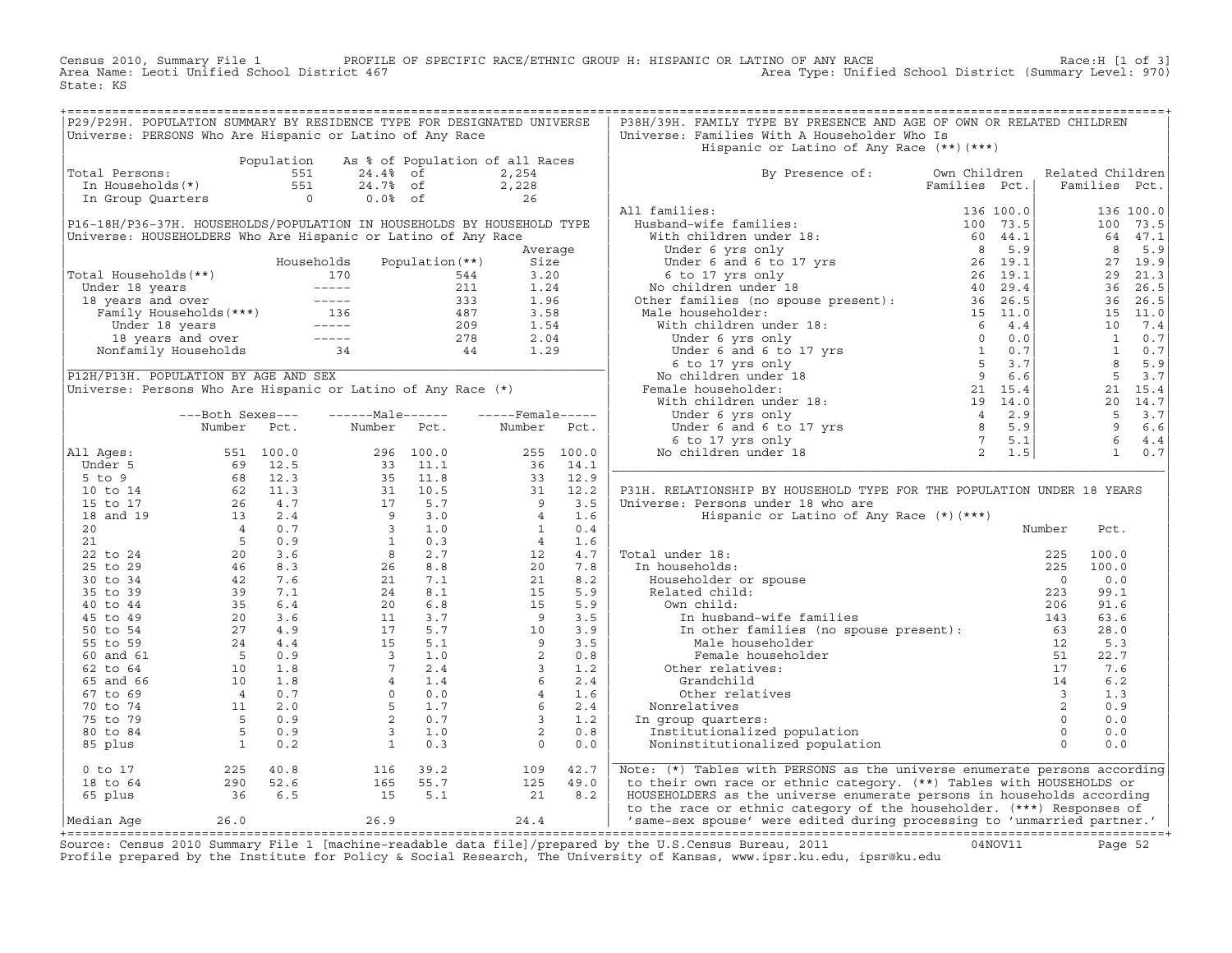Census 2010, Summary File 1 PROFILE OF SPECIFIC RACE/ETHNIC GROUP H: HISPANIC OR LATINO OF ANY RACE Race:H [1 of 3]
Area Name: Leoti Unified School District 467 Area Type: Unified School District (Summary Level: 970)
State: KS

## P29/P29H. POPULATION SUMMARY BY RESIDENCE TYPE FOR DESIGNATED UNIVERSE

Universe: PERSONS Who Are Hispanic or Latino of Any Race

| | Population | As % of Population of all Races | |
|---|---|---|---|
| Total Persons: | 551 | 24.4% of | 2,254 |
| In Households(*) | 551 | 24.7% of | 2,228 |
| In Group Quarters | 0 | 0.0% of | 26 |

## P16-18H/P36-37H. HOUSEHOLDS/POPULATION IN HOUSEHOLDS BY HOUSEHOLD TYPE

Universe: HOUSEHOLDERS Who Are Hispanic or Latino of Any Race

| | Households | Population(**) | Average Size |
|---|---|---|---|
| Total Households(**) | 170 | 544 | 3.20 |
| Under 18 years | ----- | 211 | 1.24 |
| 18 years and over | ----- | 333 | 1.96 |
| Family Households(***) | 136 | 487 | 3.58 |
| Under 18 years | ----- | 209 | 1.54 |
| 18 years and over | ----- | 278 | 2.04 |
| Nonfamily Households | 34 | 44 | 1.29 |

## P12H/P13H. POPULATION BY AGE AND SEX

Universe: Persons Who Are Hispanic or Latino of Any Race (*)

| | Both Sexes Number | Both Sexes Pct. | Male Number | Male Pct. | Female Number | Female Pct. |
|---|---|---|---|---|---|---|
| All Ages: | 551 | 100.0 | 296 | 100.0 | 255 | 100.0 |
| Under 5 | 69 | 12.5 | 33 | 11.1 | 36 | 14.1 |
| 5 to 9 | 68 | 12.3 | 35 | 11.8 | 33 | 12.9 |
| 10 to 14 | 62 | 11.3 | 31 | 10.5 | 31 | 12.2 |
| 15 to 17 | 26 | 4.7 | 17 | 5.7 | 9 | 3.5 |
| 18 and 19 | 13 | 2.4 | 9 | 3.0 | 4 | 1.6 |
| 20 | 4 | 0.7 | 3 | 1.0 | 1 | 0.4 |
| 21 | 5 | 0.9 | 1 | 0.3 | 4 | 1.6 |
| 22 to 24 | 20 | 3.6 | 8 | 2.7 | 12 | 4.7 |
| 25 to 29 | 46 | 8.3 | 26 | 8.8 | 20 | 7.8 |
| 30 to 34 | 42 | 7.6 | 21 | 7.1 | 21 | 8.2 |
| 35 to 39 | 39 | 7.1 | 24 | 8.1 | 15 | 5.9 |
| 40 to 44 | 35 | 6.4 | 20 | 6.8 | 15 | 5.9 |
| 45 to 49 | 20 | 3.6 | 11 | 3.7 | 9 | 3.5 |
| 50 to 54 | 27 | 4.9 | 17 | 5.7 | 10 | 3.9 |
| 55 to 59 | 24 | 4.4 | 15 | 5.1 | 9 | 3.5 |
| 60 and 61 | 5 | 0.9 | 3 | 1.0 | 2 | 0.8 |
| 62 to 64 | 10 | 1.8 | 7 | 2.4 | 3 | 1.2 |
| 65 and 66 | 10 | 1.8 | 4 | 1.4 | 6 | 2.4 |
| 67 to 69 | 4 | 0.7 | 0 | 0.0 | 4 | 1.6 |
| 70 to 74 | 11 | 2.0 | 5 | 1.7 | 6 | 2.4 |
| 75 to 79 | 5 | 0.9 | 2 | 0.7 | 3 | 1.2 |
| 80 to 84 | 5 | 0.9 | 3 | 1.0 | 2 | 0.8 |
| 85 plus | 1 | 0.2 | 1 | 0.3 | 0 | 0.0 |
| 0 to 17 | 225 | 40.8 | 116 | 39.2 | 109 | 42.7 |
| 18 to 64 | 290 | 52.6 | 165 | 55.7 | 125 | 49.0 |
| 65 plus | 36 | 6.5 | 15 | 5.1 | 21 | 8.2 |
| Median Age | 26.0 | | 26.9 | | 24.4 | |

## P38H/39H. FAMILY TYPE BY PRESENCE AND AGE OF OWN OR RELATED CHILDREN

Universe: Families With A Householder Who Is Hispanic or Latino of Any Race (**)(***)

| By Presence of: | Own Children Families | Own Children Pct. | Related Children Families | Related Children Pct. |
|---|---|---|---|---|
| All families: | 136 | 100.0 | 136 | 100.0 |
| Husband-wife families: | 100 | 73.5 | 100 | 73.5 |
| With children under 18: | 60 | 44.1 | 64 | 47.1 |
| Under 6 yrs only | 8 | 5.9 | 8 | 5.9 |
| Under 6 and 6 to 17 yrs | 26 | 19.1 | 27 | 19.9 |
| 6 to 17 yrs only | 26 | 19.1 | 29 | 21.3 |
| No children under 18 | 40 | 29.4 | 36 | 26.5 |
| Other families (no spouse present): | 36 | 26.5 | 36 | 26.5 |
| Male householder: | 15 | 11.0 | 15 | 11.0 |
| With children under 18: | 6 | 4.4 | 10 | 7.4 |
| Under 6 yrs only | 0 | 0.0 | 1 | 0.7 |
| Under 6 and 6 to 17 yrs | 1 | 0.7 | 1 | 0.7 |
| 6 to 17 yrs only | 5 | 3.7 | 8 | 5.9 |
| No children under 18 | 9 | 6.6 | 5 | 3.7 |
| Female householder: | 21 | 15.4 | 21 | 15.4 |
| With children under 18: | 19 | 14.0 | 20 | 14.7 |
| Under 6 yrs only | 4 | 2.9 | 5 | 3.7 |
| Under 6 and 6 to 17 yrs | 8 | 5.9 | 9 | 6.6 |
| 6 to 17 yrs only | 7 | 5.1 | 6 | 4.4 |
| No children under 18 | 2 | 1.5 | 1 | 0.7 |

## P31H. RELATIONSHIP BY HOUSEHOLD TYPE FOR THE POPULATION UNDER 18 YEARS

Universe: Persons under 18 who are Hispanic or Latino of Any Race (*)(***)

| | Number | Pct. |
|---|---|---|
| Total under 18: | 225 | 100.0 |
| In households: | 225 | 100.0 |
| Householder or spouse | 0 | 0.0 |
| Related child: | 223 | 99.1 |
| Own child: | 206 | 91.6 |
| In husband-wife families | 143 | 63.6 |
| In other families (no spouse present): | 63 | 28.0 |
| Male householder | 12 | 5.3 |
| Female householder | 51 | 22.7 |
| Other relatives: | 17 | 7.6 |
| Grandchild | 14 | 6.2 |
| Other relatives | 3 | 1.3 |
| Nonrelatives | 2 | 0.9 |
| In group quarters: | 0 | 0.0 |
| Institutionalized population | 0 | 0.0 |
| Noninstitutionalized population | 0 | 0.0 |

Note: (*) Tables with PERSONS as the universe enumerate persons according to their own race or ethnic category. (**) Tables with HOUSEHOLDS or HOUSEHOLDERS as the universe enumerate persons in households according to the race or ethnic category of the householder. (***) Responses of 'same-sex spouse' were edited during processing to 'unmarried partner.'

Source: Census 2010 Summary File 1 [machine-readable data file]/prepared by the U.S.Census Bureau, 2011 04NOV11
Profile prepared by the Institute for Policy & Social Research, The University of Kansas, www.ipsr.ku.edu, ipsr@ku.edu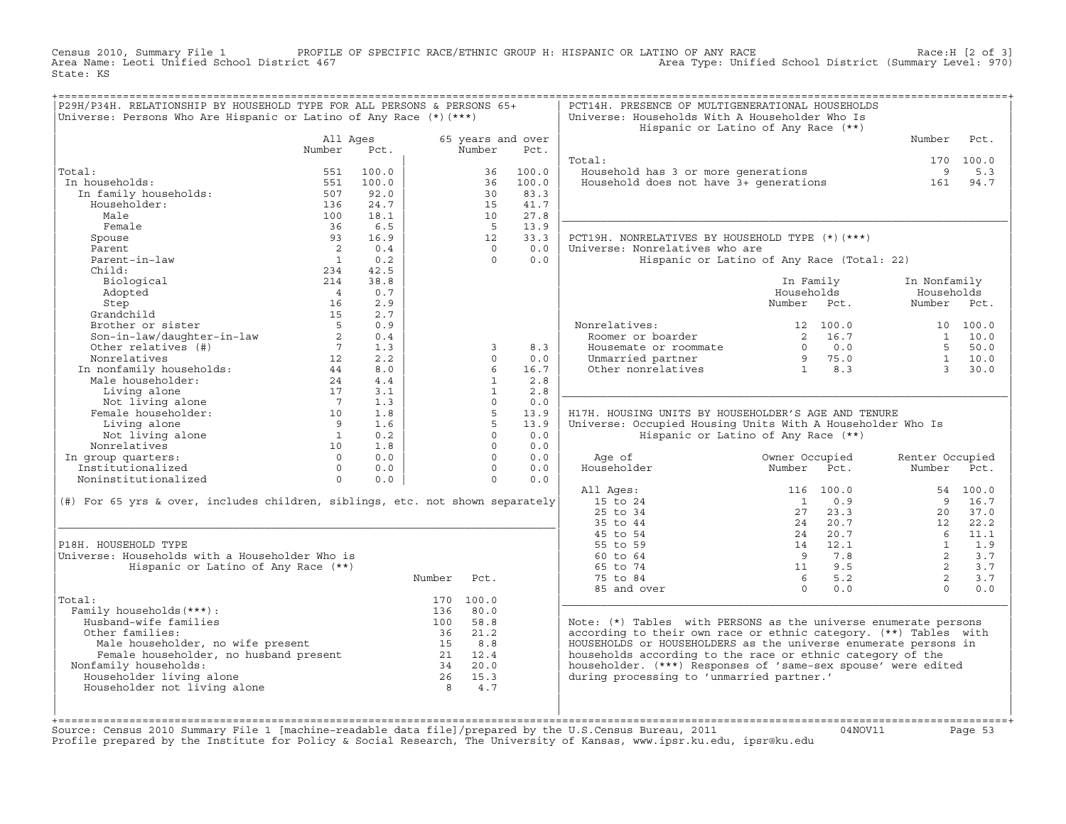Census 2010, Summary File 1 — PROFILE OF SPECIFIC RACE/ETHNIC GROUP H: HISPANIC OR LATINO OF ANY RACE — Race:H [2 of 3]

Area Name: Leoti Unified School District 467 — Area Type: Unified School District (Summary Level: 970)

State: KS

## P29H/P34H. RELATIONSHIP BY HOUSEHOLD TYPE FOR ALL PERSONS & PERSONS 65+

Universe: Persons Who Are Hispanic or Latino of Any Race (*)(***)

| | All Ages Number | All Ages Pct. | 65 years and over Number | 65 years and over Pct. |
|---|---|---|---|---|
| Total: | 551 | 100.0 | 36 | 100.0 |
| In households: | 551 | 100.0 | 36 | 100.0 |
| In family households: | 507 | 92.0 | 30 | 83.3 |
| Householder: | 136 | 24.7 | 15 | 41.7 |
| Male | 100 | 18.1 | 10 | 27.8 |
| Female | 36 | 6.5 | 5 | 13.9 |
| Spouse | 93 | 16.9 | 12 | 33.3 |
| Parent | 2 | 0.4 | 0 | 0.0 |
| Parent-in-law | 1 | 0.2 | 0 | 0.0 |
| Child: | 234 | 42.5 | | |
| Biological | 214 | 38.8 | | |
| Adopted | 4 | 0.7 | | |
| Step | 16 | 2.9 | | |
| Grandchild | 15 | 2.7 | | |
| Brother or sister | 5 | 0.9 | | |
| Son-in-law/daughter-in-law | 2 | 0.4 | | |
| Other relatives (#) | 7 | 1.3 | 3 | 8.3 |
| Nonrelatives | 12 | 2.2 | 0 | 0.0 |
| In nonfamily households: | 44 | 8.0 | 6 | 16.7 |
| Male householder: | 24 | 4.4 | 1 | 2.8 |
| Living alone | 17 | 3.1 | 1 | 2.8 |
| Not living alone | 7 | 1.3 | 0 | 0.0 |
| Female householder: | 10 | 1.8 | 5 | 13.9 |
| Living alone | 9 | 1.6 | 5 | 13.9 |
| Not living alone | 1 | 0.2 | 0 | 0.0 |
| Nonrelatives | 10 | 1.8 | 0 | 0.0 |
| In group quarters: | 0 | 0.0 | 0 | 0.0 |
| Institutionalized | 0 | 0.0 | 0 | 0.0 |
| Noninstitutionalized | 0 | 0.0 | 0 | 0.0 |

(#) For 65 yrs & over, includes children, siblings, etc. not shown separately

## P18H. HOUSEHOLD TYPE

Universe: Households with a Householder Who is Hispanic or Latino of Any Race (**)

| | Number | Pct. |
|---|---|---|
| Total: | 170 | 100.0 |
| Family households(***): | 136 | 80.0 |
| Husband-wife families | 100 | 58.8 |
| Other families: | 36 | 21.2 |
| Male householder, no wife present | 15 | 8.8 |
| Female householder, no husband present | 21 | 12.4 |
| Nonfamily households: | 34 | 20.0 |
| Householder living alone | 26 | 15.3 |
| Householder not living alone | 8 | 4.7 |

## PCT14H. PRESENCE OF MULTIGENERATIONAL HOUSEHOLDS

Universe: Households With A Householder Who Is Hispanic or Latino of Any Race (**)

| | Number | Pct. |
|---|---|---|
| Total: | 170 | 100.0 |
| Household has 3 or more generations | 9 | 5.3 |
| Household does not have 3+ generations | 161 | 94.7 |

## PCT19H. NONRELATIVES BY HOUSEHOLD TYPE (*)(***)

Universe: Nonrelatives who are Hispanic or Latino of Any Race (Total: 22)

| | In Family Households Number | In Family Households Pct. | In Nonfamily Households Number | In Nonfamily Households Pct. |
|---|---|---|---|---|
| Nonrelatives: | 12 | 100.0 | 10 | 100.0 |
| Roomer or boarder | 2 | 16.7 | 1 | 10.0 |
| Housemate or roommate | 0 | 0.0 | 5 | 50.0 |
| Unmarried partner | 9 | 75.0 | 1 | 10.0 |
| Other nonrelatives | 1 | 8.3 | 3 | 30.0 |

## H17H. HOUSING UNITS BY HOUSEHOLDER'S AGE AND TENURE

Universe: Occupied Housing Units With A Householder Who Is Hispanic or Latino of Any Race (**)

| Age of Householder | Owner Occupied Number | Owner Occupied Pct. | Renter Occupied Number | Renter Occupied Pct. |
|---|---|---|---|---|
| All Ages: | 116 | 100.0 | 54 | 100.0 |
| 15 to 24 | 1 | 0.9 | 9 | 16.7 |
| 25 to 34 | 27 | 23.3 | 20 | 37.0 |
| 35 to 44 | 24 | 20.7 | 12 | 22.2 |
| 45 to 54 | 24 | 20.7 | 6 | 11.1 |
| 55 to 59 | 14 | 12.1 | 1 | 1.9 |
| 60 to 64 | 9 | 7.8 | 2 | 3.7 |
| 65 to 74 | 11 | 9.5 | 2 | 3.7 |
| 75 to 84 | 6 | 5.2 | 2 | 3.7 |
| 85 and over | 0 | 0.0 | 0 | 0.0 |

Note: (*) Tables with PERSONS as the universe enumerate persons according to their own race or ethnic category. (**) Tables with HOUSEHOLDS or HOUSEHOLDERS as the universe enumerate persons in households according to the race or ethnic category of the householder. (***) Responses of 'same-sex spouse' were edited during processing to 'unmarried partner.'

Source: Census 2010 Summary File 1 [machine-readable data file]/prepared by the U.S.Census Bureau, 2011 04NOV11

Profile prepared by the Institute for Policy & Social Research, The University of Kansas, www.ipsr.ku.edu, ipsr@ku.edu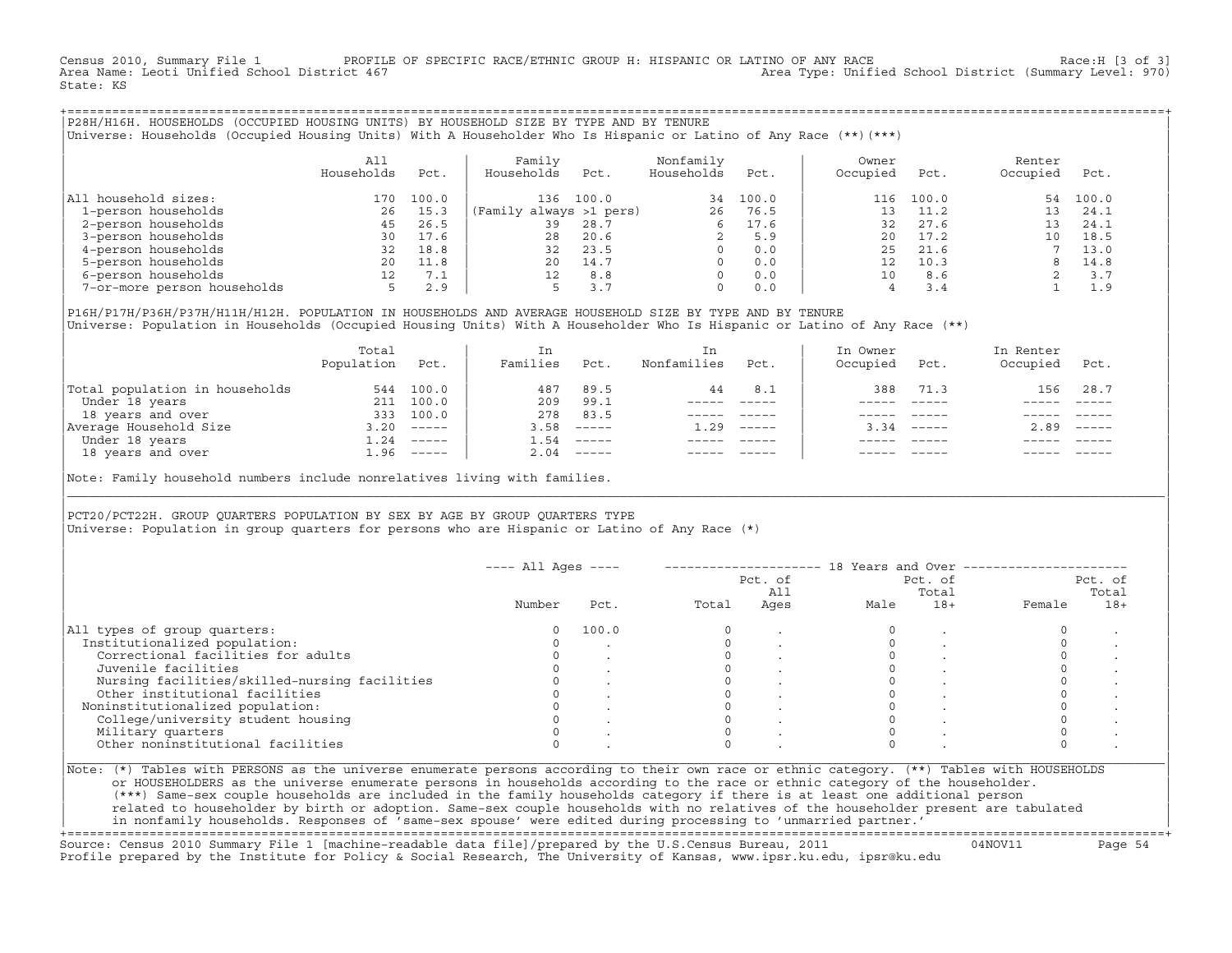Census 2010, Summary File 1 PROFILE OF SPECIFIC RACE/ETHNIC GROUP H: HISPANIC OR LATINO OF ANY RACE Race:H [3 of 3]
Area Name: Leoti Unified School District 467 Area Type: Unified School District (Summary Level: 970)
State: KS

## P28H/H16H. HOUSEHOLDS (OCCUPIED HOUSING UNITS) BY HOUSEHOLD SIZE BY TYPE AND BY TENURE

Universe: Households (Occupied Housing Units) With A Householder Who Is Hispanic or Latino of Any Race (**)(***)

| | All Households | Pct. | Family Households | Pct. | Nonfamily Households | Pct. | Owner Occupied | Pct. | Renter Occupied | Pct. |
|---|---|---|---|---|---|---|---|---|---|---|
| All household sizes: | 170 | 100.0 | 136 | 100.0 | 34 | 100.0 | 116 | 100.0 | 54 | 100.0 |
| 1-person households | 26 | 15.3 | (Family always >1 pers) | | 26 | 76.5 | 13 | 11.2 | 13 | 24.1 |
| 2-person households | 45 | 26.5 | 39 | 28.7 | 6 | 17.6 | 32 | 27.6 | 13 | 24.1 |
| 3-person households | 30 | 17.6 | 28 | 20.6 | 2 | 5.9 | 20 | 17.2 | 10 | 18.5 |
| 4-person households | 32 | 18.8 | 32 | 23.5 | 0 | 0.0 | 25 | 21.6 | 7 | 13.0 |
| 5-person households | 20 | 11.8 | 20 | 14.7 | 0 | 0.0 | 12 | 10.3 | 8 | 14.8 |
| 6-person households | 12 | 7.1 | 12 | 8.8 | 0 | 0.0 | 10 | 8.6 | 2 | 3.7 |
| 7-or-more person households | 5 | 2.9 | 5 | 3.7 | 0 | 0.0 | 4 | 3.4 | 1 | 1.9 |

## P16H/P17H/P36H/P37H/H11H/H12H. POPULATION IN HOUSEHOLDS AND AVERAGE HOUSEHOLD SIZE BY TYPE AND BY TENURE

Universe: Population in Households (Occupied Housing Units) With A Householder Who Is Hispanic or Latino of Any Race (**)

| | Total Population | Pct. | In Families | Pct. | In Nonfamilies | Pct. | In Owner Occupied | Pct. | In Renter Occupied | Pct. |
|---|---|---|---|---|---|---|---|---|---|---|
| Total population in households | 544 | 100.0 | 487 | 89.5 | 44 | 8.1 | 388 | 71.3 | 156 | 28.7 |
| Under 18 years | 211 | 100.0 | 209 | 99.1 | ----- | ----- | ----- | ----- | ----- | ----- |
| 18 years and over | 333 | 100.0 | 278 | 83.5 | ----- | ----- | ----- | ----- | ----- | ----- |
| Average Household Size | 3.20 | ----- | 3.58 | ----- | 1.29 | ----- | 3.34 | ----- | 2.89 | ----- |
| Under 18 years | 1.24 | ----- | 1.54 | ----- | ----- | ----- | ----- | ----- | ----- | ----- |
| 18 years and over | 1.96 | ----- | 2.04 | ----- | ----- | ----- | ----- | ----- | ----- | ----- |

Note: Family household numbers include nonrelatives living with families.

## PCT20/PCT22H. GROUP QUARTERS POPULATION BY SEX BY AGE BY GROUP QUARTERS TYPE

Universe: Population in group quarters for persons who are Hispanic or Latino of Any Race (*)

| | All Ages Number | All Ages Pct. | 18 Years and Over Total | Pct. of All Ages | Male | Pct. of Total 18+ | Female | Pct. of Total 18+ |
|---|---|---|---|---|---|---|---|---|
| All types of group quarters: | 0 | 100.0 | 0 | . | 0 | . | 0 | . |
| Institutionalized population: | 0 | . | 0 | . | 0 | . | 0 | . |
| Correctional facilities for adults | 0 | . | 0 | . | 0 | . | 0 | . |
| Juvenile facilities | 0 | . | 0 | . | 0 | . | 0 | . |
| Nursing facilities/skilled-nursing facilities | 0 | . | 0 | . | 0 | . | 0 | . |
| Other institutional facilities | 0 | . | 0 | . | 0 | . | 0 | . |
| Noninstitutionalized population: | 0 | . | 0 | . | 0 | . | 0 | . |
| College/university student housing | 0 | . | 0 | . | 0 | . | 0 | . |
| Military quarters | 0 | . | 0 | . | 0 | . | 0 | . |
| Other noninstitutional facilities | 0 | . | 0 | . | 0 | . | 0 | . |

Note: (*) Tables with PERSONS as the universe enumerate persons according to their own race or ethnic category. (**) Tables with HOUSEHOLDS or HOUSEHOLDERS as the universe enumerate persons in households according to the race or ethnic category of the householder. (***) Same-sex couple households are included in the family households category if there is at least one additional person related to householder by birth or adoption. Same-sex couple households with no relatives of the householder present are tabulated in nonfamily households. Responses of 'same-sex spouse' were edited during processing to 'unmarried partner.'

Source: Census 2010 Summary File 1 [machine-readable data file]/prepared by the U.S.Census Bureau, 2011 04NOV11
Profile prepared by the Institute for Policy & Social Research, The University of Kansas, www.ipsr.ku.edu, ipsr@ku.edu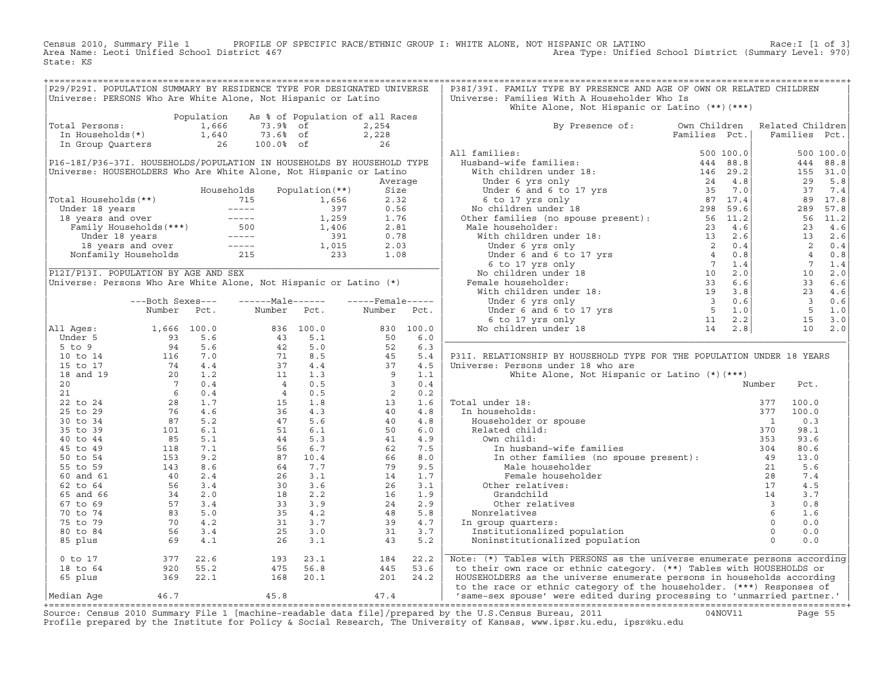Census 2010, Summary File 1 PROFILE OF SPECIFIC RACE/ETHNIC GROUP I: WHITE ALONE, NOT HISPANIC OR LATINO Race:I [1 of 3]
Area Name: Leoti Unified School District 467 Area Type: Unified School District (Summary Level: 970)
State: KS

## P29/P29I. POPULATION SUMMARY BY RESIDENCE TYPE FOR DESIGNATED UNIVERSE

Universe: PERSONS Who Are White Alone, Not Hispanic or Latino

| | Population | As % of Population of all Races | |
|---|---|---|---|
| Total Persons: | 1,666 | 73.9% of | 2,254 |
| In Households(*) | 1,640 | 73.6% of | 2,228 |
| In Group Quarters | 26 | 100.0% of | 26 |

## P16-18I/P36-37I. HOUSEHOLDS/POPULATION IN HOUSEHOLDS BY HOUSEHOLD TYPE

Universe: HOUSEHOLDERS Who Are White Alone, Not Hispanic or Latino

| | Households | Population(**) | Average Size |
|---|---|---|---|
| Total Households(**) | 715 | 1,656 | 2.32 |
| Under 18 years | ----- | 397 | 0.56 |
| 18 years and over | ----- | 1,259 | 1.76 |
| Family Households(***) | 500 | 1,406 | 2.81 |
| Under 18 years | ----- | 391 | 0.78 |
| 18 years and over | ----- | 1,015 | 2.03 |
| Nonfamily Households | 215 | 233 | 1.08 |

## P12I/P13I. POPULATION BY AGE AND SEX

Universe: Persons Who Are White Alone, Not Hispanic or Latino (*)

| | Both Sexes Number | Both Sexes Pct. | Male Number | Male Pct. | Female Number | Female Pct. |
|---|---|---|---|---|---|---|
| All Ages: | 1,666 | 100.0 | 836 | 100.0 | 830 | 100.0 |
| Under 5 | 93 | 5.6 | 43 | 5.1 | 50 | 6.0 |
| 5 to 9 | 94 | 5.6 | 42 | 5.0 | 52 | 6.3 |
| 10 to 14 | 116 | 7.0 | 71 | 8.5 | 45 | 5.4 |
| 15 to 17 | 74 | 4.4 | 37 | 4.4 | 37 | 4.5 |
| 18 and 19 | 20 | 1.2 | 11 | 1.3 | 9 | 1.1 |
| 20 | 7 | 0.4 | 4 | 0.5 | 3 | 0.4 |
| 21 | 6 | 0.4 | 4 | 0.5 | 2 | 0.2 |
| 22 to 24 | 28 | 1.7 | 15 | 1.8 | 13 | 1.6 |
| 25 to 29 | 76 | 4.6 | 36 | 4.3 | 40 | 4.8 |
| 30 to 34 | 87 | 5.2 | 47 | 5.6 | 40 | 4.8 |
| 35 to 39 | 101 | 6.1 | 51 | 6.1 | 50 | 6.0 |
| 40 to 44 | 85 | 5.1 | 44 | 5.3 | 41 | 4.9 |
| 45 to 49 | 118 | 7.1 | 56 | 6.7 | 62 | 7.5 |
| 50 to 54 | 153 | 9.2 | 87 | 10.4 | 66 | 8.0 |
| 55 to 59 | 143 | 8.6 | 64 | 7.7 | 79 | 9.5 |
| 60 and 61 | 40 | 2.4 | 26 | 3.1 | 14 | 1.7 |
| 62 to 64 | 56 | 3.4 | 30 | 3.6 | 26 | 3.1 |
| 65 and 66 | 34 | 2.0 | 18 | 2.2 | 16 | 1.9 |
| 67 to 69 | 57 | 3.4 | 33 | 3.9 | 24 | 2.9 |
| 70 to 74 | 83 | 5.0 | 35 | 4.2 | 48 | 5.8 |
| 75 to 79 | 70 | 4.2 | 31 | 3.7 | 39 | 4.7 |
| 80 to 84 | 56 | 3.4 | 25 | 3.0 | 31 | 3.7 |
| 85 plus | 69 | 4.1 | 26 | 3.1 | 43 | 5.2 |
| 0 to 17 | 377 | 22.6 | 193 | 23.1 | 184 | 22.2 |
| 18 to 64 | 920 | 55.2 | 475 | 56.8 | 445 | 53.6 |
| 65 plus | 369 | 22.1 | 168 | 20.1 | 201 | 24.2 |
| Median Age | 46.7 | | 45.8 | | 47.4 | |

## P38I/39I. FAMILY TYPE BY PRESENCE AND AGE OF OWN OR RELATED CHILDREN

Universe: Families With A Householder Who Is White Alone, Not Hispanic or Latino (**)(***)

| By Presence of: | Own Children Families | Own Children Pct. | Related Children Families | Related Children Pct. |
|---|---|---|---|---|
| All families: | 500 | 100.0 | 500 | 100.0 |
| Husband-wife families: | 444 | 88.8 | 444 | 88.8 |
| With children under 18: | 146 | 29.2 | 155 | 31.0 |
| Under 6 yrs only | 24 | 4.8 | 29 | 5.8 |
| Under 6 and 6 to 17 yrs | 35 | 7.0 | 37 | 7.4 |
| 6 to 17 yrs only | 87 | 17.4 | 89 | 17.8 |
| No children under 18 | 298 | 59.6 | 289 | 57.8 |
| Other families (no spouse present): | 56 | 11.2 | 56 | 11.2 |
| Male householder: | 23 | 4.6 | 23 | 4.6 |
| With children under 18: | 13 | 2.6 | 13 | 2.6 |
| Under 6 yrs only | 2 | 0.4 | 2 | 0.4 |
| Under 6 and 6 to 17 yrs | 4 | 0.8 | 4 | 0.8 |
| 6 to 17 yrs only | 7 | 1.4 | 7 | 1.4 |
| No children under 18 | 10 | 2.0 | 10 | 2.0 |
| Female householder: | 33 | 6.6 | 33 | 6.6 |
| With children under 18: | 19 | 3.8 | 23 | 4.6 |
| Under 6 yrs only | 3 | 0.6 | 3 | 0.6 |
| Under 6 and 6 to 17 yrs | 5 | 1.0 | 5 | 1.0 |
| 6 to 17 yrs only | 11 | 2.2 | 15 | 3.0 |
| No children under 18 | 14 | 2.8 | 10 | 2.0 |

## P31I. RELATIONSHIP BY HOUSEHOLD TYPE FOR THE POPULATION UNDER 18 YEARS

Universe: Persons under 18 who are White Alone, Not Hispanic or Latino (*)(***)

| | Number | Pct. |
|---|---|---|
| Total under 18: | 377 | 100.0 |
| In households: | 377 | 100.0 |
| Householder or spouse | 1 | 0.3 |
| Related child: | 370 | 98.1 |
| Own child: | 353 | 93.6 |
| In husband-wife families | 304 | 80.6 |
| In other families (no spouse present): | 49 | 13.0 |
| Male householder | 21 | 5.6 |
| Female householder | 28 | 7.4 |
| Other relatives: | 17 | 4.5 |
| Grandchild | 14 | 3.7 |
| Other relatives | 3 | 0.8 |
| Nonrelatives | 6 | 1.6 |
| In group quarters: | 0 | 0.0 |
| Institutionalized population | 0 | 0.0 |
| Noninstitutionalized population | 0 | 0.0 |

Note: (*) Tables with PERSONS as the universe enumerate persons according to their own race or ethnic category. (**) Tables with HOUSEHOLDS or HOUSEHOLDERS as the universe enumerate persons in households according to the race or ethnic category of the householder. (***) Responses of 'same-sex spouse' were edited during processing to 'unmarried partner.'

Source: Census 2010 Summary File 1 [machine-readable data file]/prepared by the U.S.Census Bureau, 2011 04NOV11
Profile prepared by the Institute for Policy & Social Research, The University of Kansas, www.ipsr.ku.edu, ipsr@ku.edu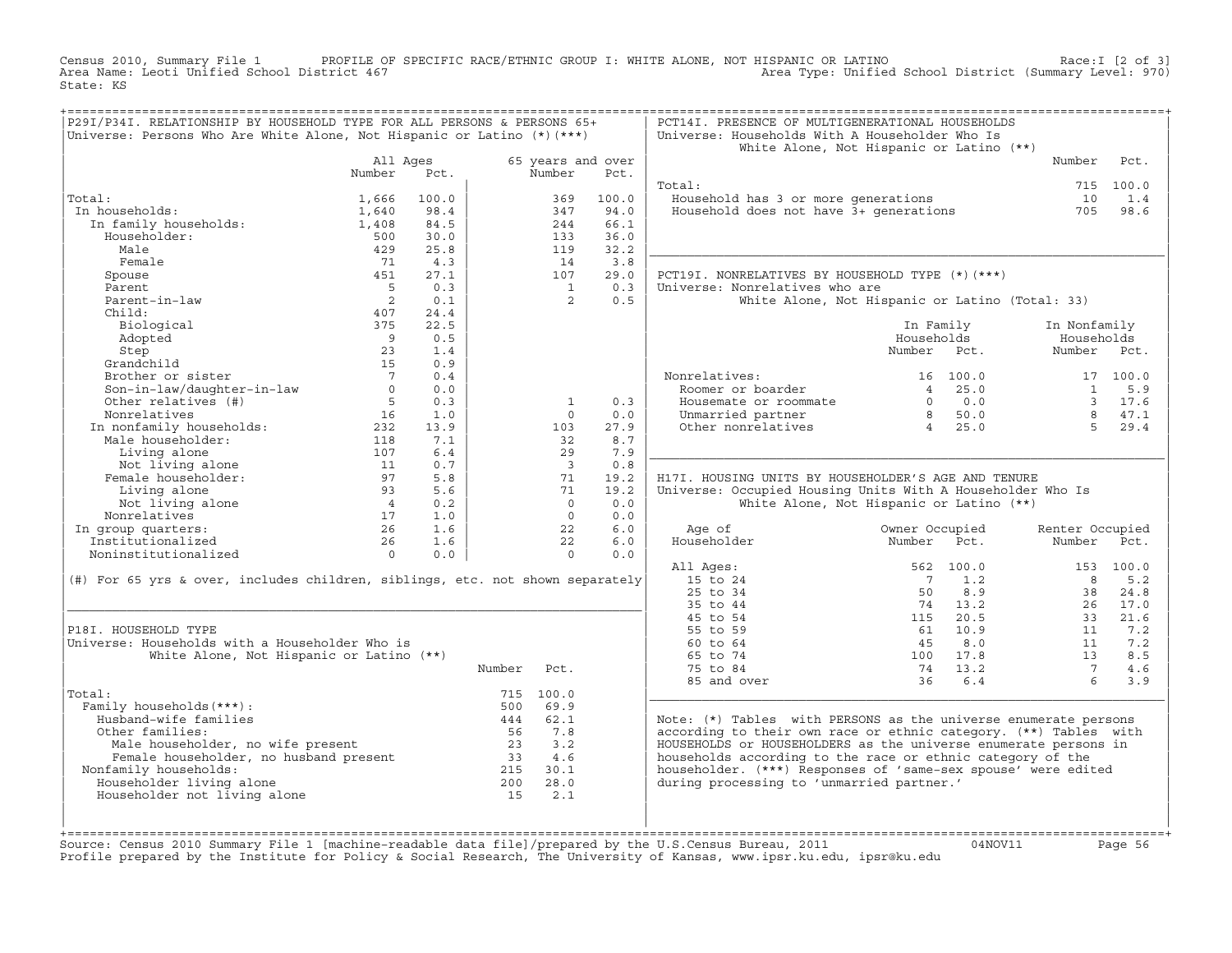Census 2010, Summary File 1 PROFILE OF SPECIFIC RACE/ETHNIC GROUP I: WHITE ALONE, NOT HISPANIC OR LATINO Race:I [2 of 3]
Area Name: Leoti Unified School District 467 Area Type: Unified School District (Summary Level: 970)
State: KS

## P29I/P34I. RELATIONSHIP BY HOUSEHOLD TYPE FOR ALL PERSONS & PERSONS 65+

Universe: Persons Who Are White Alone, Not Hispanic or Latino (*)(***)

| | All Ages Number | All Ages Pct. | 65 years and over Number | 65 years and over Pct. |
|---|---|---|---|---|
| Total: | 1,666 | 100.0 | 369 | 100.0 |
| In households: | 1,640 | 98.4 | 347 | 94.0 |
| In family households: | 1,408 | 84.5 | 244 | 66.1 |
| Householder: | 500 | 30.0 | 133 | 36.0 |
| Male | 429 | 25.8 | 119 | 32.2 |
| Female | 71 | 4.3 | 14 | 3.8 |
| Spouse | 451 | 27.1 | 107 | 29.0 |
| Parent | 5 | 0.3 | 1 | 0.3 |
| Parent-in-law | 2 | 0.1 | 2 | 0.5 |
| Child: | 407 | 24.4 | | |
| Biological | 375 | 22.5 | | |
| Adopted | 9 | 0.5 | | |
| Step | 23 | 1.4 | | |
| Grandchild | 15 | 0.9 | | |
| Brother or sister | 7 | 0.4 | | |
| Son-in-law/daughter-in-law | 0 | 0.0 | | |
| Other relatives (#) | 5 | 0.3 | 1 | 0.3 |
| Nonrelatives | 16 | 1.0 | 0 | 0.0 |
| In nonfamily households: | 232 | 13.9 | 103 | 27.9 |
| Male householder: | 118 | 7.1 | 32 | 8.7 |
| Living alone | 107 | 6.4 | 29 | 7.9 |
| Not living alone | 11 | 0.7 | 3 | 0.8 |
| Female householder: | 97 | 5.8 | 71 | 19.2 |
| Living alone | 93 | 5.6 | 71 | 19.2 |
| Not living alone | 4 | 0.2 | 0 | 0.0 |
| Nonrelatives | 17 | 1.0 | 0 | 0.0 |
| In group quarters: | 26 | 1.6 | 22 | 6.0 |
| Institutionalized | 26 | 1.6 | 22 | 6.0 |
| Noninstitutionalized | 0 | 0.0 | 0 | 0.0 |

(#) For 65 yrs & over, includes children, siblings, etc. not shown separately

## P18I. HOUSEHOLD TYPE

Universe: Households with a Householder Who is White Alone, Not Hispanic or Latino (**)

| | Number | Pct. |
|---|---|---|
| Total: | 715 | 100.0 |
| Family households(***): | 500 | 69.9 |
| Husband-wife families | 444 | 62.1 |
| Other families: | 56 | 7.8 |
| Male householder, no wife present | 23 | 3.2 |
| Female householder, no husband present | 33 | 4.6 |
| Nonfamily households: | 215 | 30.1 |
| Householder living alone | 200 | 28.0 |
| Householder not living alone | 15 | 2.1 |

## PCT14I. PRESENCE OF MULTIGENERATIONAL HOUSEHOLDS

Universe: Households With A Householder Who Is White Alone, Not Hispanic or Latino (**)

| | Number | Pct. |
|---|---|---|
| Total: | 715 | 100.0 |
| Household has 3 or more generations | 10 | 1.4 |
| Household does not have 3+ generations | 705 | 98.6 |

## PCT19I. NONRELATIVES BY HOUSEHOLD TYPE (*)(***)

Universe: Nonrelatives who are White Alone, Not Hispanic or Latino (Total: 33)

| | In Family Households Number | In Family Households Pct. | In Nonfamily Households Number | In Nonfamily Households Pct. |
|---|---|---|---|---|
| Nonrelatives: | 16 | 100.0 | 17 | 100.0 |
| Roomer or boarder | 4 | 25.0 | 1 | 5.9 |
| Housemate or roommate | 0 | 0.0 | 3 | 17.6 |
| Unmarried partner | 8 | 50.0 | 8 | 47.1 |
| Other nonrelatives | 4 | 25.0 | 5 | 29.4 |

## H17I. HOUSING UNITS BY HOUSEHOLDER'S AGE AND TENURE

Universe: Occupied Housing Units With A Householder Who Is White Alone, Not Hispanic or Latino (**)

| Age of Householder | Owner Occupied Number | Owner Occupied Pct. | Renter Occupied Number | Renter Occupied Pct. |
|---|---|---|---|---|
| All Ages: | 562 | 100.0 | 153 | 100.0 |
| 15 to 24 | 7 | 1.2 | 8 | 5.2 |
| 25 to 34 | 50 | 8.9 | 38 | 24.8 |
| 35 to 44 | 74 | 13.2 | 26 | 17.0 |
| 45 to 54 | 115 | 20.5 | 33 | 21.6 |
| 55 to 59 | 61 | 10.9 | 11 | 7.2 |
| 60 to 64 | 45 | 8.0 | 11 | 7.2 |
| 65 to 74 | 100 | 17.8 | 13 | 8.5 |
| 75 to 84 | 74 | 13.2 | 7 | 4.6 |
| 85 and over | 36 | 6.4 | 6 | 3.9 |

Note: (*) Tables with PERSONS as the universe enumerate persons according to their own race or ethnic category. (**) Tables with HOUSEHOLDS or HOUSEHOLDERS as the universe enumerate persons in households according to the race or ethnic category of the householder. (***) Responses of 'same-sex spouse' were edited during processing to 'unmarried partner.'

Source: Census 2010 Summary File 1 [machine-readable data file]/prepared by the U.S.Census Bureau, 2011 04NOV11
Profile prepared by the Institute for Policy & Social Research, The University of Kansas, www.ipsr.ku.edu, ipsr@ku.edu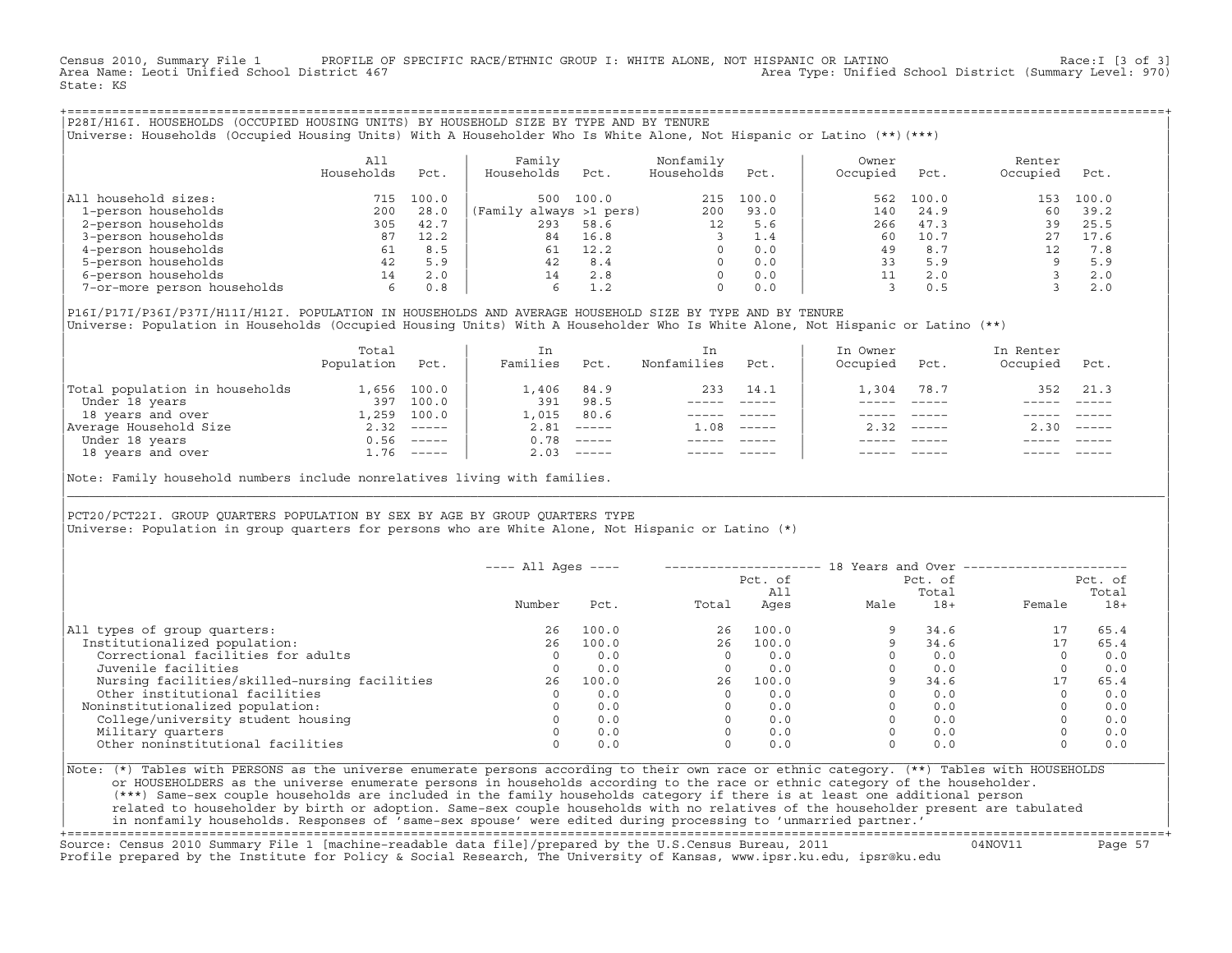Census 2010, Summary File 1 PROFILE OF SPECIFIC RACE/ETHNIC GROUP I: WHITE ALONE, NOT HISPANIC OR LATINO Race:I [3 of 3]
Area Name: Leoti Unified School District 467 Area Type: Unified School District (Summary Level: 970)
State: KS

## P28I/H16I. HOUSEHOLDS (OCCUPIED HOUSING UNITS) BY HOUSEHOLD SIZE BY TYPE AND BY TENURE

Universe: Households (Occupied Housing Units) With A Householder Who Is White Alone, Not Hispanic or Latino (**)(***)

| | All Households | Pct. | Family Households | Pct. | Nonfamily Households | Pct. | Owner Occupied | Pct. | Renter Occupied | Pct. |
|---|---|---|---|---|---|---|---|---|---|---|
| All household sizes: | 715 | 100.0 | 500 | 100.0 | 215 | 100.0 | 562 | 100.0 | 153 | 100.0 |
| 1-person households | 200 | 28.0 | (Family always >1 pers) | | 200 | 93.0 | 140 | 24.9 | 60 | 39.2 |
| 2-person households | 305 | 42.7 | 293 | 58.6 | 12 | 5.6 | 266 | 47.3 | 39 | 25.5 |
| 3-person households | 87 | 12.2 | 84 | 16.8 | 3 | 1.4 | 60 | 10.7 | 27 | 17.6 |
| 4-person households | 61 | 8.5 | 61 | 12.2 | 0 | 0.0 | 49 | 8.7 | 12 | 7.8 |
| 5-person households | 42 | 5.9 | 42 | 8.4 | 0 | 0.0 | 33 | 5.9 | 9 | 5.9 |
| 6-person households | 14 | 2.0 | 14 | 2.8 | 0 | 0.0 | 11 | 2.0 | 3 | 2.0 |
| 7-or-more person households | 6 | 0.8 | 6 | 1.2 | 0 | 0.0 | 3 | 0.5 | 3 | 2.0 |

## P16I/P17I/P36I/P37I/H11I/H12I. POPULATION IN HOUSEHOLDS AND AVERAGE HOUSEHOLD SIZE BY TYPE AND BY TENURE

Universe: Population in Households (Occupied Housing Units) With A Householder Who Is White Alone, Not Hispanic or Latino (**)

| | Total Population | Pct. | In Families | Pct. | In Nonfamilies | Pct. | In Owner Occupied | Pct. | In Renter Occupied | Pct. |
|---|---|---|---|---|---|---|---|---|---|---|
| Total population in households | 1,656 | 100.0 | 1,406 | 84.9 | 233 | 14.1 | 1,304 | 78.7 | 352 | 21.3 |
| Under 18 years | 397 | 100.0 | 391 | 98.5 | ----- | ----- | ----- | ----- | ----- | ----- |
| 18 years and over | 1,259 | 100.0 | 1,015 | 80.6 | ----- | ----- | ----- | ----- | ----- | ----- |
| Average Household Size | 2.32 | ----- | 2.81 | ----- | 1.08 | ----- | 2.32 | ----- | 2.30 | ----- |
| Under 18 years | 0.56 | ----- | 0.78 | ----- | ----- | ----- | ----- | ----- | ----- | ----- |
| 18 years and over | 1.76 | ----- | 2.03 | ----- | ----- | ----- | ----- | ----- | ----- | ----- |

Note: Family household numbers include nonrelatives living with families.

## PCT20/PCT22I. GROUP QUARTERS POPULATION BY SEX BY AGE BY GROUP QUARTERS TYPE

Universe: Population in group quarters for persons who are White Alone, Not Hispanic or Latino (*)

| | All Ages | | 18 Years and Over | | | | | |
|---|---|---|---|---|---|---|---|---|
| | Number | Pct. | Total | Pct. of All Ages | Male | Pct. of Total 18+ | Female | Pct. of Total 18+ |
| All types of group quarters: | 26 | 100.0 | 26 | 100.0 | 9 | 34.6 | 17 | 65.4 |
| Institutionalized population: | 26 | 100.0 | 26 | 100.0 | 9 | 34.6 | 17 | 65.4 |
| Correctional facilities for adults | 0 | 0.0 | 0 | 0.0 | 0 | 0.0 | 0 | 0.0 |
| Juvenile facilities | 0 | 0.0 | 0 | 0.0 | 0 | 0.0 | 0 | 0.0 |
| Nursing facilities/skilled-nursing facilities | 26 | 100.0 | 26 | 100.0 | 9 | 34.6 | 17 | 65.4 |
| Other institutional facilities | 0 | 0.0 | 0 | 0.0 | 0 | 0.0 | 0 | 0.0 |
| Noninstitutionalized population: | 0 | 0.0 | 0 | 0.0 | 0 | 0.0 | 0 | 0.0 |
| College/university student housing | 0 | 0.0 | 0 | 0.0 | 0 | 0.0 | 0 | 0.0 |
| Military quarters | 0 | 0.0 | 0 | 0.0 | 0 | 0.0 | 0 | 0.0 |
| Other noninstitutional facilities | 0 | 0.0 | 0 | 0.0 | 0 | 0.0 | 0 | 0.0 |

Note: (*) Tables with PERSONS as the universe enumerate persons according to their own race or ethnic category. (**) Tables with HOUSEHOLDS or HOUSEHOLDERS as the universe enumerate persons in households according to the race or ethnic category of the householder. (***) Same-sex couple households are included in the family households category if there is at least one additional person related to householder by birth or adoption. Same-sex couple households with no relatives of the householder present are tabulated in nonfamily households. Responses of 'same-sex spouse' were edited during processing to 'unmarried partner.'

Source: Census 2010 Summary File 1 [machine-readable data file]/prepared by the U.S.Census Bureau, 2011 04NOV11
Profile prepared by the Institute for Policy & Social Research, The University of Kansas, www.ipsr.ku.edu, ipsr@ku.edu